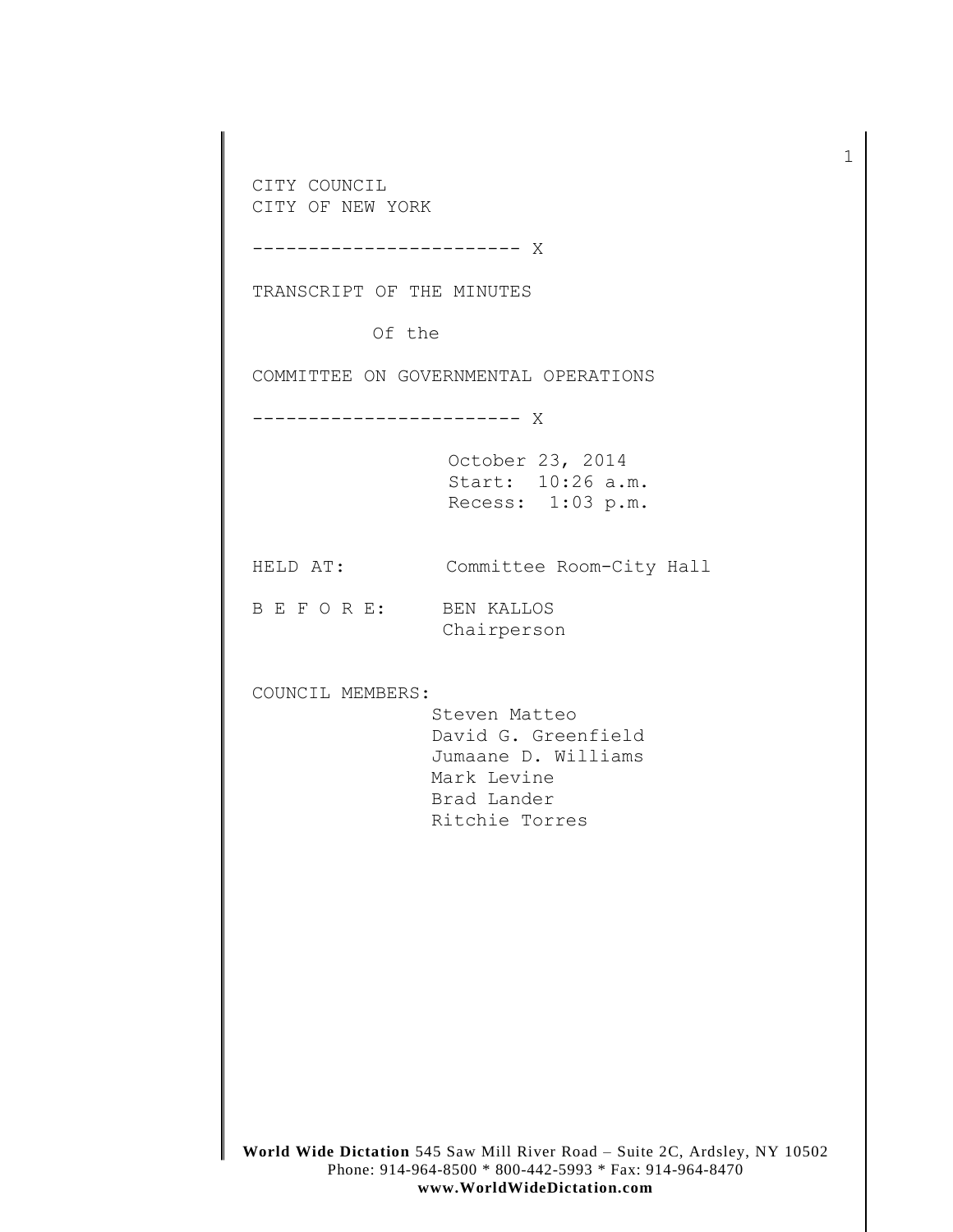CITY COUNCIL
CITY OF NEW YORK

------------------------ X

TRANSCRIPT OF THE MINUTES

Of the

COMMITTEE ON GOVERNMENTAL OPERATIONS

------------------------ X

October 23, 2014
Start: 10:26 a.m.
Recess: 1:03 p.m.

HELD AT: Committee Room-City Hall

B E F O R E: BEN KALLOS
Chairperson

COUNCIL MEMBERS:
Steven Matteo
David G. Greenfield
Jumaane D. Williams
Mark Levine
Brad Lander
Ritchie Torres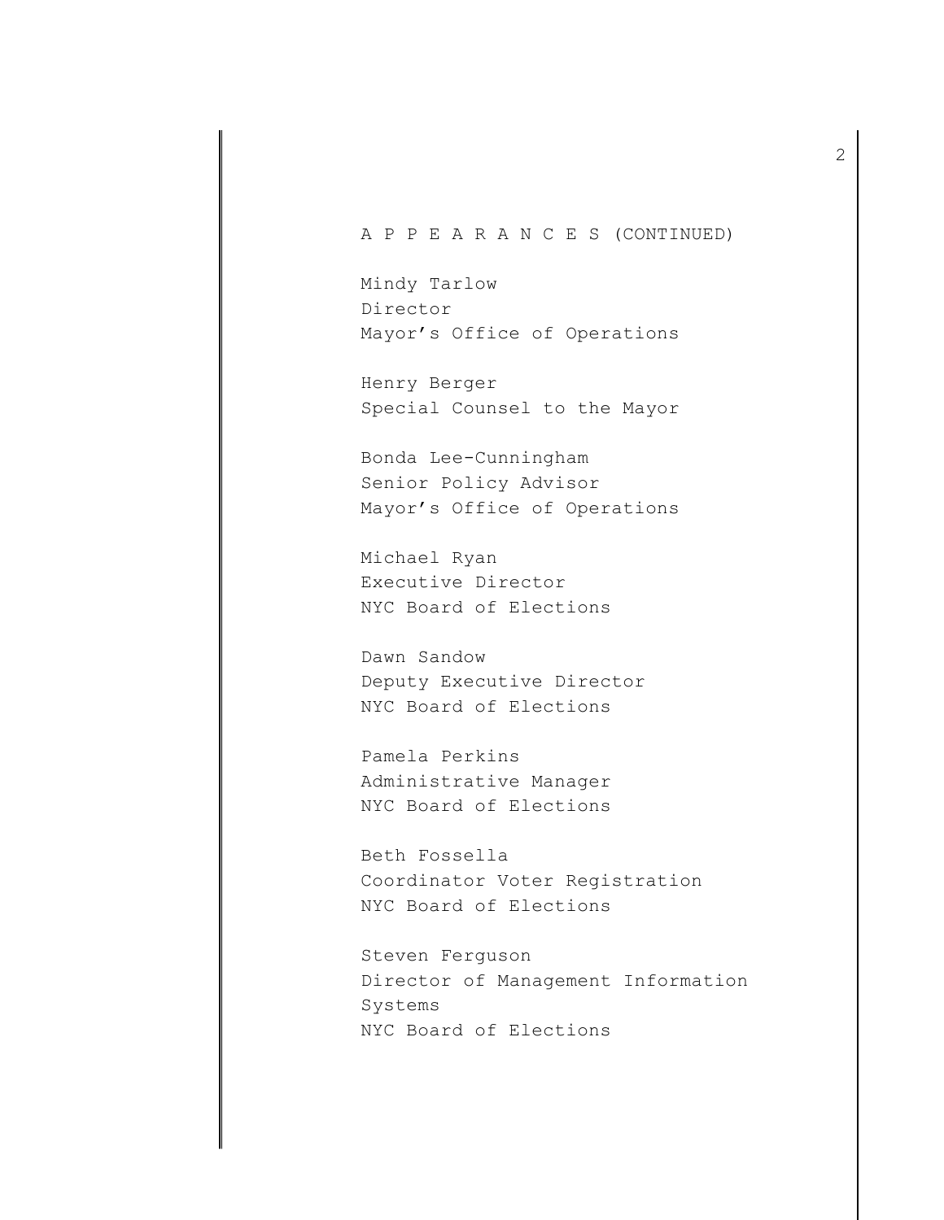A P P E A R A N C E S (CONTINUED)

Mindy Tarlow
Director
Mayor's Office of Operations

Henry Berger
Special Counsel to the Mayor

Bonda Lee-Cunningham
Senior Policy Advisor
Mayor's Office of Operations

Michael Ryan
Executive Director
NYC Board of Elections

Dawn Sandow
Deputy Executive Director
NYC Board of Elections

Pamela Perkins
Administrative Manager
NYC Board of Elections

Beth Fossella
Coordinator Voter Registration
NYC Board of Elections

Steven Ferguson
Director of Management Information Systems
NYC Board of Elections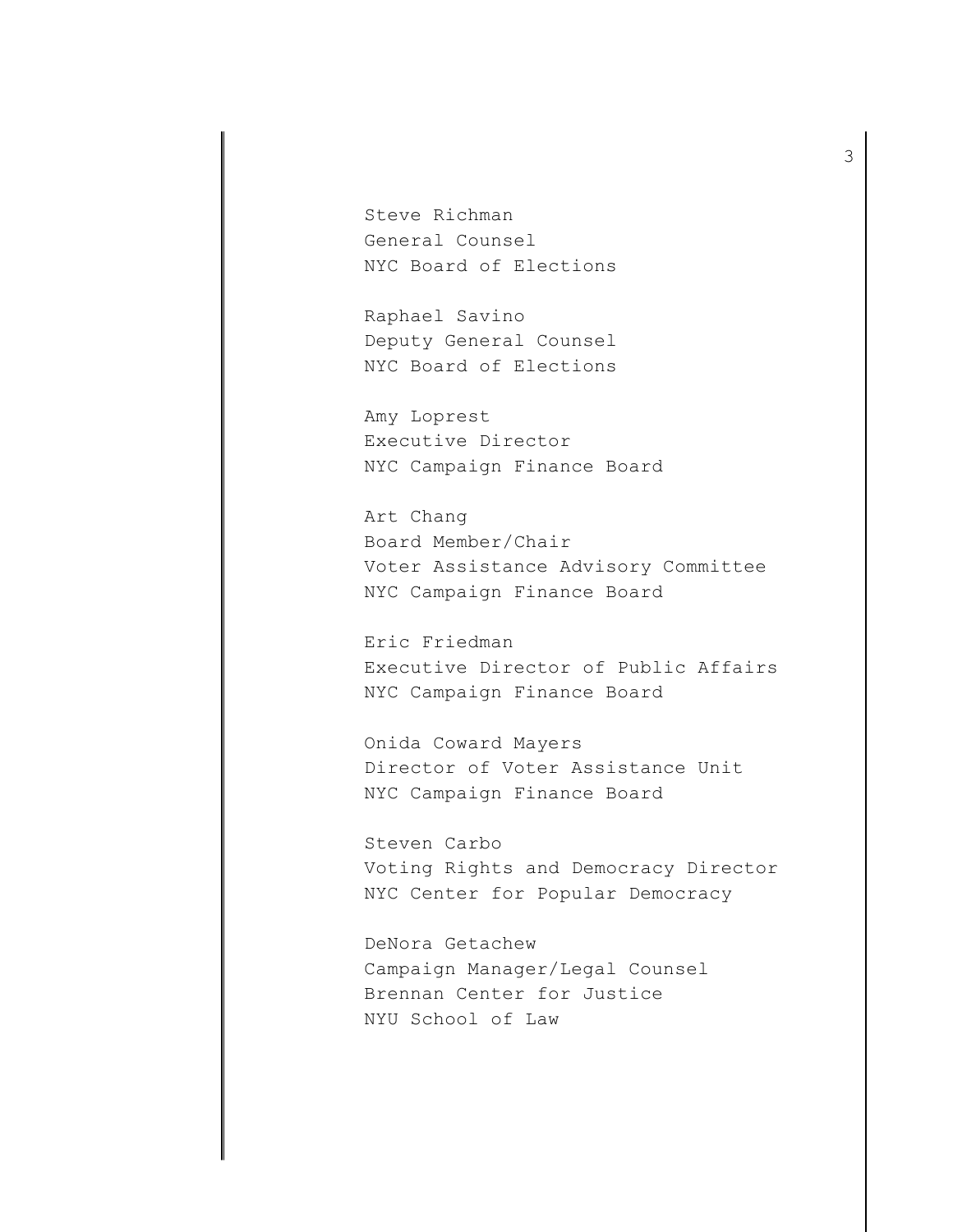Steve Richman
General Counsel
NYC Board of Elections

Raphael Savino
Deputy General Counsel
NYC Board of Elections

Amy Loprest
Executive Director
NYC Campaign Finance Board

Art Chang
Board Member/Chair
Voter Assistance Advisory Committee
NYC Campaign Finance Board

Eric Friedman
Executive Director of Public Affairs
NYC Campaign Finance Board

Onida Coward Mayers
Director of Voter Assistance Unit
NYC Campaign Finance Board

Steven Carbo
Voting Rights and Democracy Director
NYC Center for Popular Democracy

DeNora Getachew
Campaign Manager/Legal Counsel
Brennan Center for Justice
NYU School of Law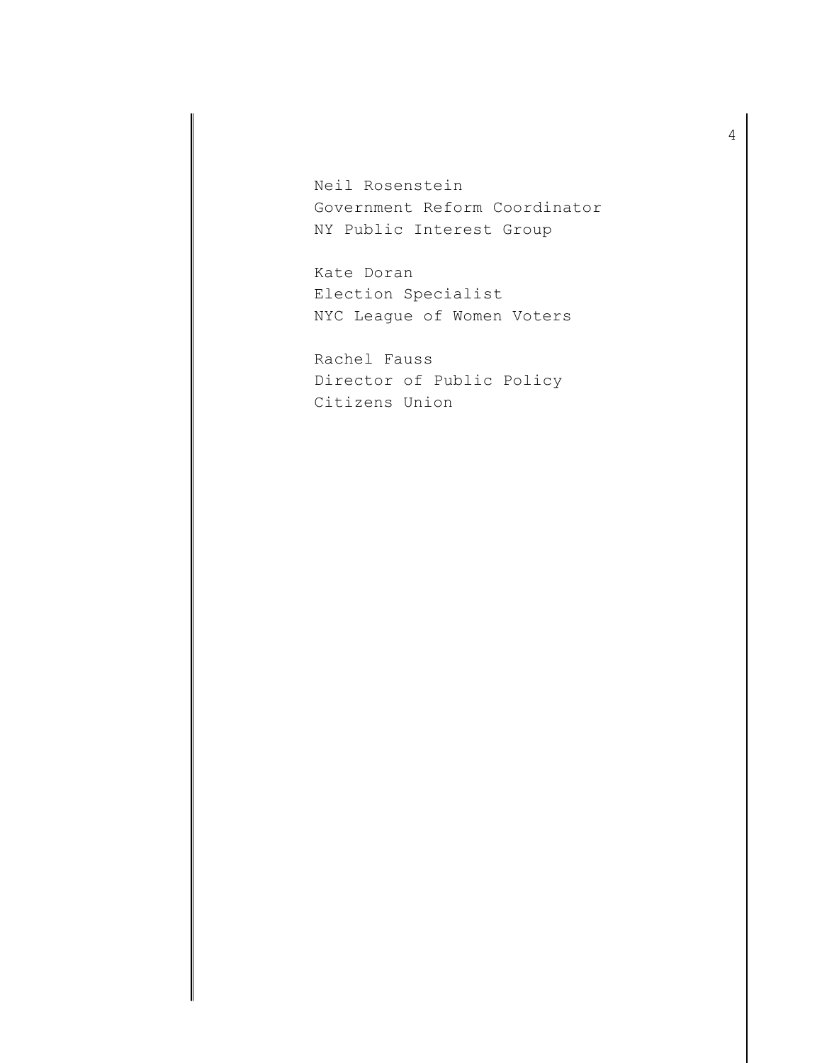Neil Rosenstein
Government Reform Coordinator
NY Public Interest Group

Kate Doran
Election Specialist
NYC League of Women Voters

Rachel Fauss
Director of Public Policy
Citizens Union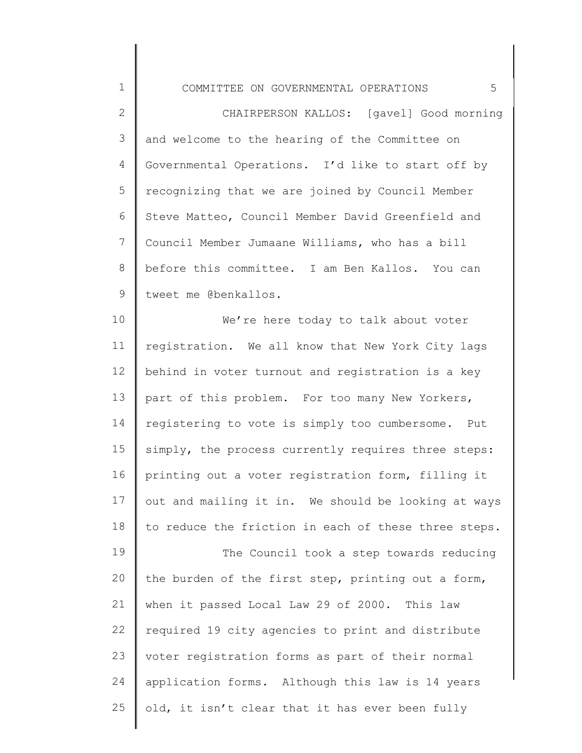CHAIRPERSON KALLOS: [gavel] Good morning and welcome to the hearing of the Committee on Governmental Operations. I'd like to start off by recognizing that we are joined by Council Member Steve Matteo, Council Member David Greenfield and Council Member Jumaane Williams, who has a bill before this committee. I am Ben Kallos. You can tweet me @benkallos.

We're here today to talk about voter registration. We all know that New York City lags behind in voter turnout and registration is a key part of this problem. For too many New Yorkers, registering to vote is simply too cumbersome. Put simply, the process currently requires three steps: printing out a voter registration form, filling it out and mailing it in. We should be looking at ways to reduce the friction in each of these three steps.

The Council took a step towards reducing the burden of the first step, printing out a form, when it passed Local Law 29 of 2000. This law required 19 city agencies to print and distribute voter registration forms as part of their normal application forms. Although this law is 14 years old, it isn't clear that it has ever been fully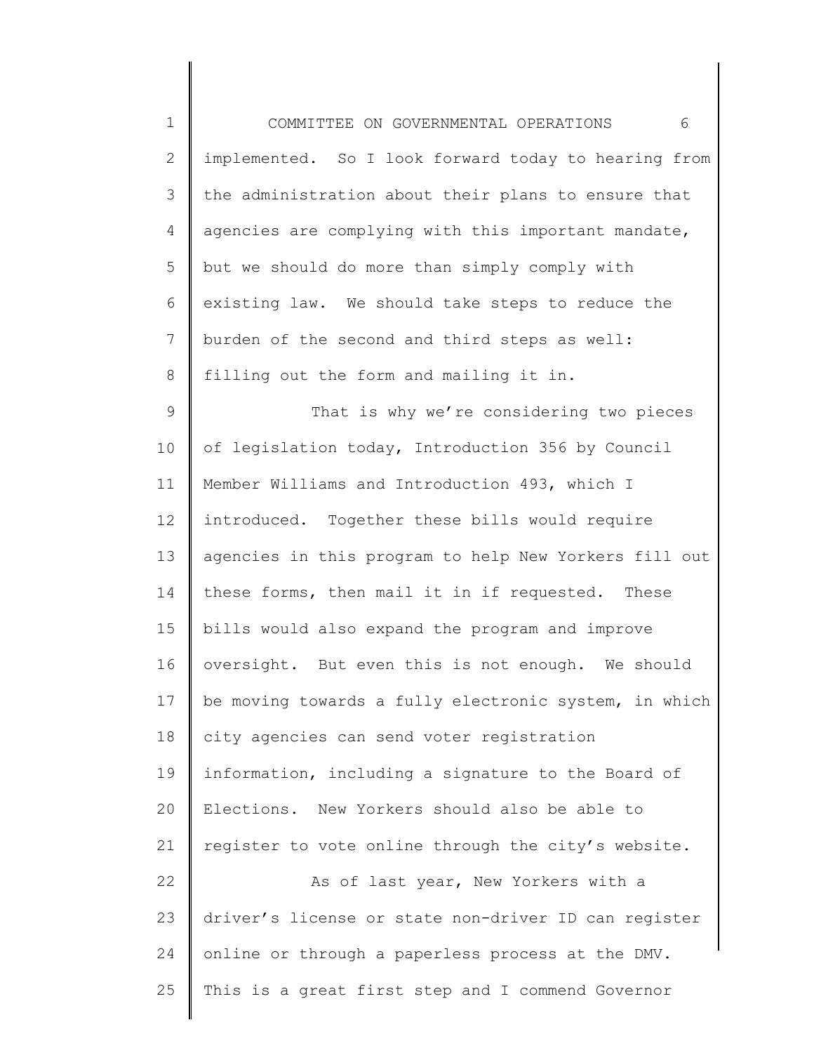implemented. So I look forward today to hearing from the administration about their plans to ensure that agencies are complying with this important mandate, but we should do more than simply comply with existing law. We should take steps to reduce the burden of the second and third steps as well: filling out the form and mailing it in.

That is why we're considering two pieces of legislation today, Introduction 356 by Council Member Williams and Introduction 493, which I introduced. Together these bills would require agencies in this program to help New Yorkers fill out these forms, then mail it in if requested. These bills would also expand the program and improve oversight. But even this is not enough. We should be moving towards a fully electronic system, in which city agencies can send voter registration information, including a signature to the Board of Elections. New Yorkers should also be able to register to vote online through the city's website.

As of last year, New Yorkers with a driver's license or state non-driver ID can register online or through a paperless process at the DMV. This is a great first step and I commend Governor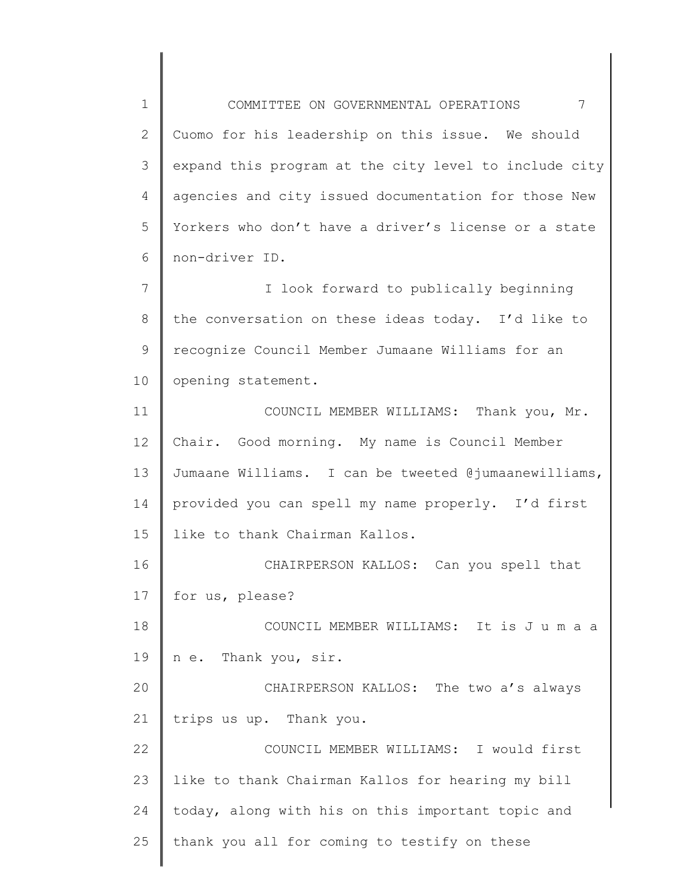Cuomo for his leadership on this issue. We should expand this program at the city level to include city agencies and city issued documentation for those New Yorkers who don't have a driver's license or a state non-driver ID.

I look forward to publically beginning the conversation on these ideas today. I'd like to recognize Council Member Jumaane Williams for an opening statement.

COUNCIL MEMBER WILLIAMS: Thank you, Mr. Chair. Good morning. My name is Council Member Jumaane Williams. I can be tweeted @jumaanewilliams, provided you can spell my name properly. I'd first like to thank Chairman Kallos.

CHAIRPERSON KALLOS: Can you spell that for us, please?

COUNCIL MEMBER WILLIAMS: It is J u m a a n e. Thank you, sir.

CHAIRPERSON KALLOS: The two a's always trips us up. Thank you.

COUNCIL MEMBER WILLIAMS: I would first like to thank Chairman Kallos for hearing my bill today, along with his on this important topic and thank you all for coming to testify on these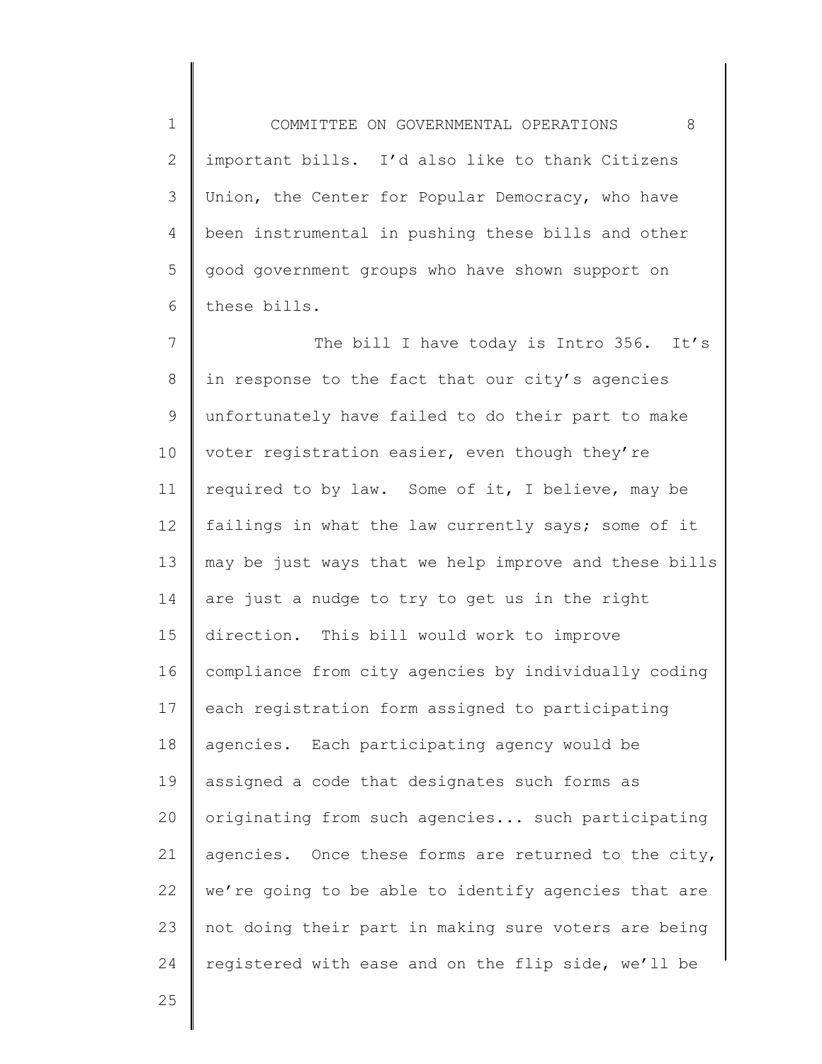important bills. I'd also like to thank Citizens Union, the Center for Popular Democracy, who have been instrumental in pushing these bills and other good government groups who have shown support on these bills.

The bill I have today is Intro 356. It's in response to the fact that our city's agencies unfortunately have failed to do their part to make voter registration easier, even though they're required to by law. Some of it, I believe, may be failings in what the law currently says; some of it may be just ways that we help improve and these bills are just a nudge to try to get us in the right direction. This bill would work to improve compliance from city agencies by individually coding each registration form assigned to participating agencies. Each participating agency would be assigned a code that designates such forms as originating from such agencies... such participating agencies. Once these forms are returned to the city, we're going to be able to identify agencies that are not doing their part in making sure voters are being registered with ease and on the flip side, we'll be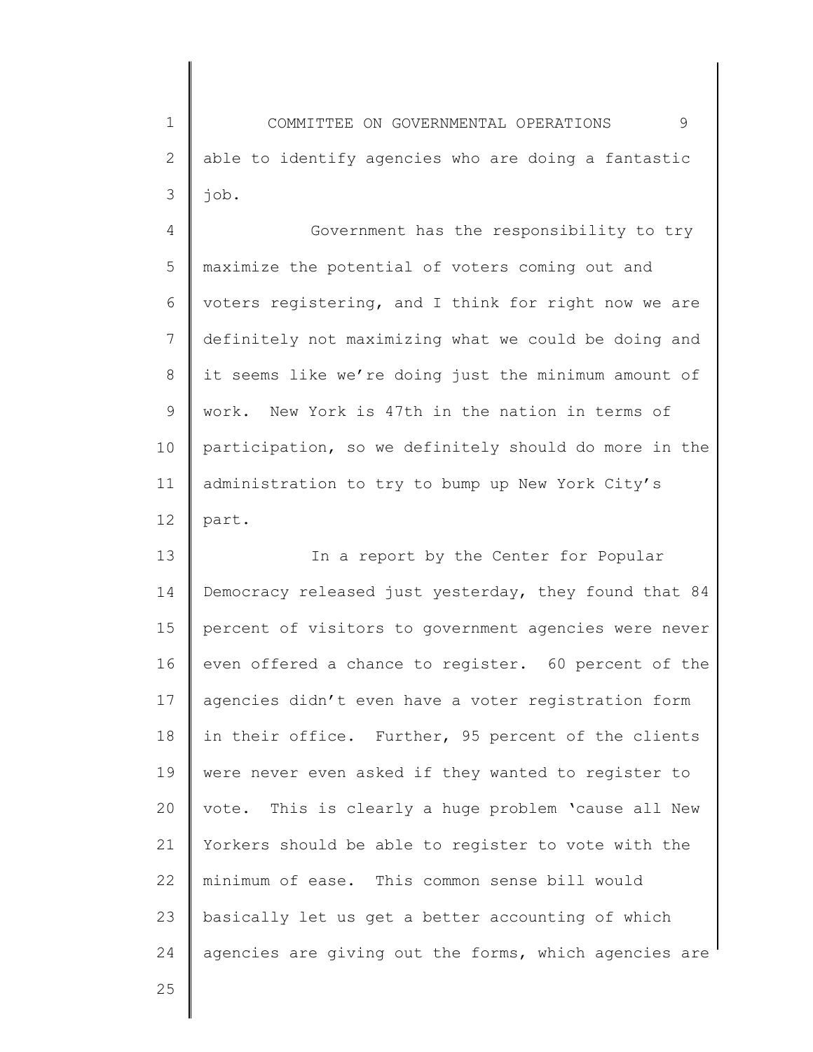able to identify agencies who are doing a fantastic job.

Government has the responsibility to try maximize the potential of voters coming out and voters registering, and I think for right now we are definitely not maximizing what we could be doing and it seems like we're doing just the minimum amount of work. New York is 47th in the nation in terms of participation, so we definitely should do more in the administration to try to bump up New York City's part.

In a report by the Center for Popular Democracy released just yesterday, they found that 84 percent of visitors to government agencies were never even offered a chance to register. 60 percent of the agencies didn't even have a voter registration form in their office. Further, 95 percent of the clients were never even asked if they wanted to register to vote. This is clearly a huge problem 'cause all New Yorkers should be able to register to vote with the minimum of ease. This common sense bill would basically let us get a better accounting of which agencies are giving out the forms, which agencies are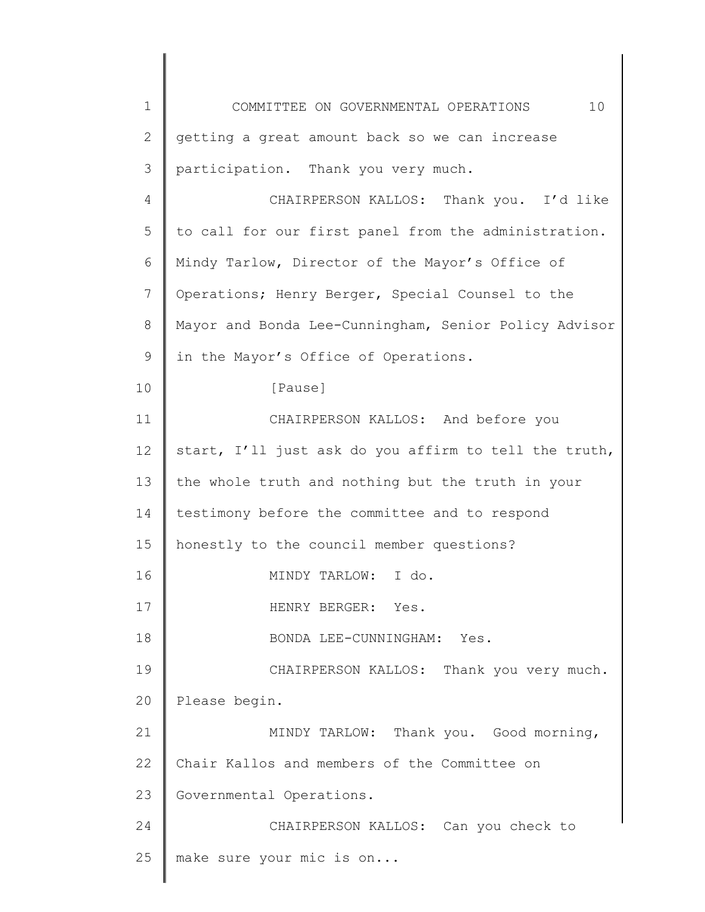getting a great amount back so we can increase participation. Thank you very much.

CHAIRPERSON KALLOS: Thank you. I'd like to call for our first panel from the administration. Mindy Tarlow, Director of the Mayor's Office of Operations; Henry Berger, Special Counsel to the Mayor and Bonda Lee-Cunningham, Senior Policy Advisor in the Mayor's Office of Operations.

[Pause]

CHAIRPERSON KALLOS: And before you start, I'll just ask do you affirm to tell the truth, the whole truth and nothing but the truth in your testimony before the committee and to respond honestly to the council member questions?

MINDY TARLOW: I do.

HENRY BERGER: Yes.

BONDA LEE-CUNNINGHAM: Yes.

CHAIRPERSON KALLOS: Thank you very much. Please begin.

MINDY TARLOW: Thank you. Good morning, Chair Kallos and members of the Committee on Governmental Operations.

CHAIRPERSON KALLOS: Can you check to make sure your mic is on...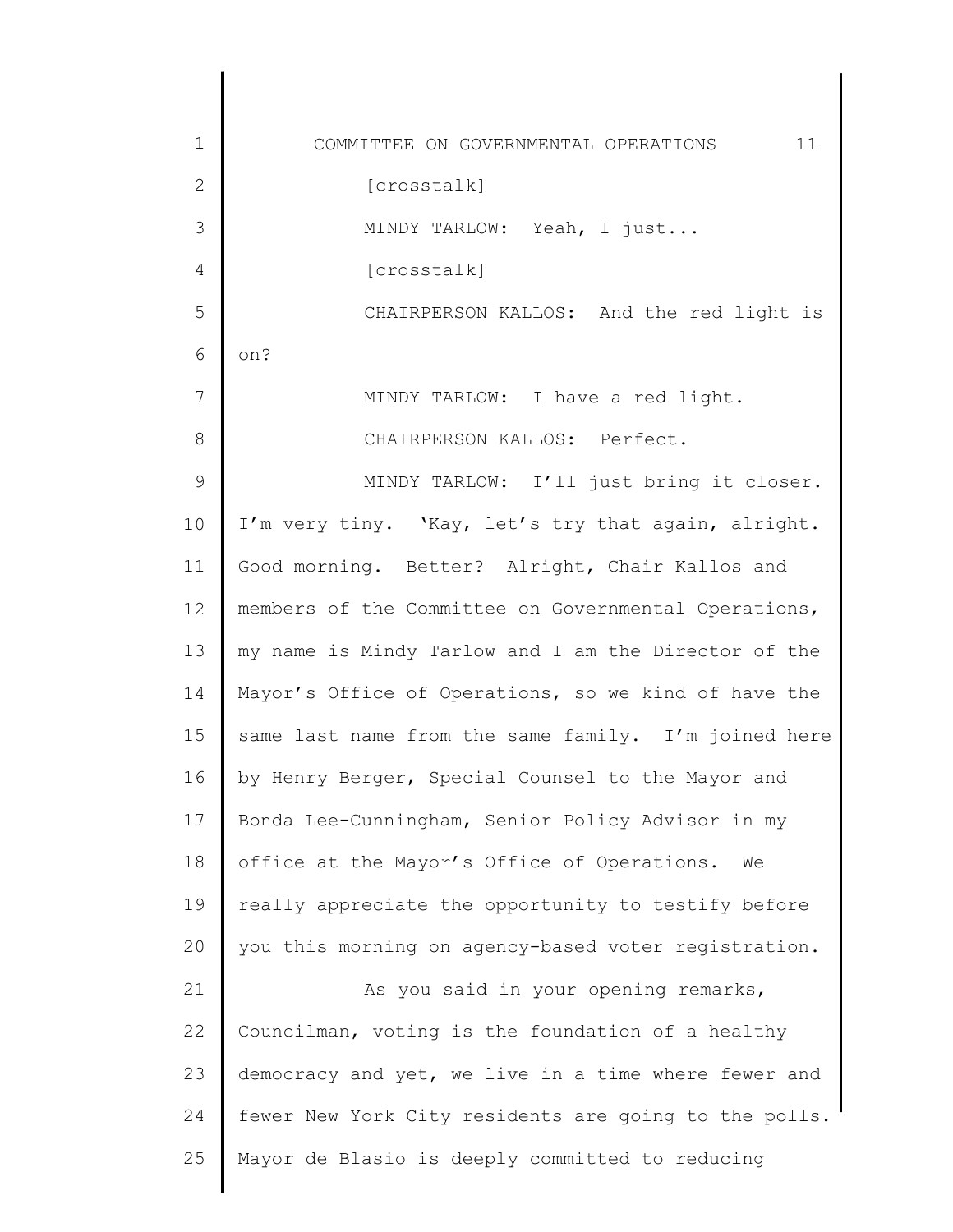[crosstalk]

MINDY TARLOW: Yeah, I just...

[crosstalk]

CHAIRPERSON KALLOS: And the red light is on?

MINDY TARLOW: I have a red light.

CHAIRPERSON KALLOS: Perfect.

MINDY TARLOW: I'll just bring it closer. I'm very tiny. 'Kay, let's try that again, alright. Good morning. Better? Alright, Chair Kallos and members of the Committee on Governmental Operations, my name is Mindy Tarlow and I am the Director of the Mayor's Office of Operations, so we kind of have the same last name from the same family. I'm joined here by Henry Berger, Special Counsel to the Mayor and Bonda Lee-Cunningham, Senior Policy Advisor in my office at the Mayor's Office of Operations. We really appreciate the opportunity to testify before you this morning on agency-based voter registration.

As you said in your opening remarks, Councilman, voting is the foundation of a healthy democracy and yet, we live in a time where fewer and fewer New York City residents are going to the polls. Mayor de Blasio is deeply committed to reducing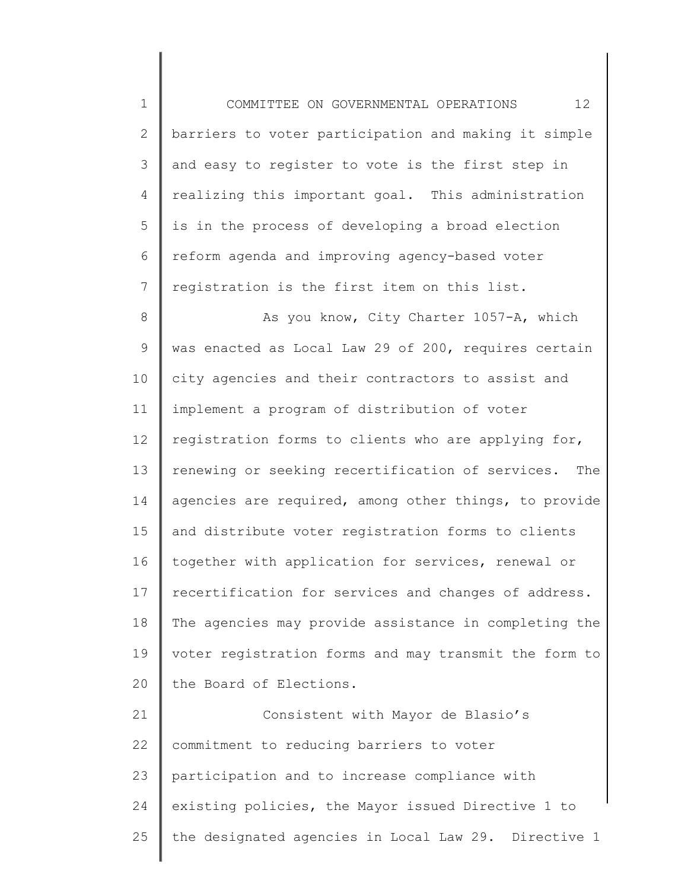barriers to voter participation and making it simple and easy to register to vote is the first step in realizing this important goal. This administration is in the process of developing a broad election reform agenda and improving agency-based voter registration is the first item on this list.

As you know, City Charter 1057-A, which was enacted as Local Law 29 of 200, requires certain city agencies and their contractors to assist and implement a program of distribution of voter registration forms to clients who are applying for, renewing or seeking recertification of services. The agencies are required, among other things, to provide and distribute voter registration forms to clients together with application for services, renewal or recertification for services and changes of address. The agencies may provide assistance in completing the voter registration forms and may transmit the form to the Board of Elections.

Consistent with Mayor de Blasio's commitment to reducing barriers to voter participation and to increase compliance with existing policies, the Mayor issued Directive 1 to the designated agencies in Local Law 29. Directive 1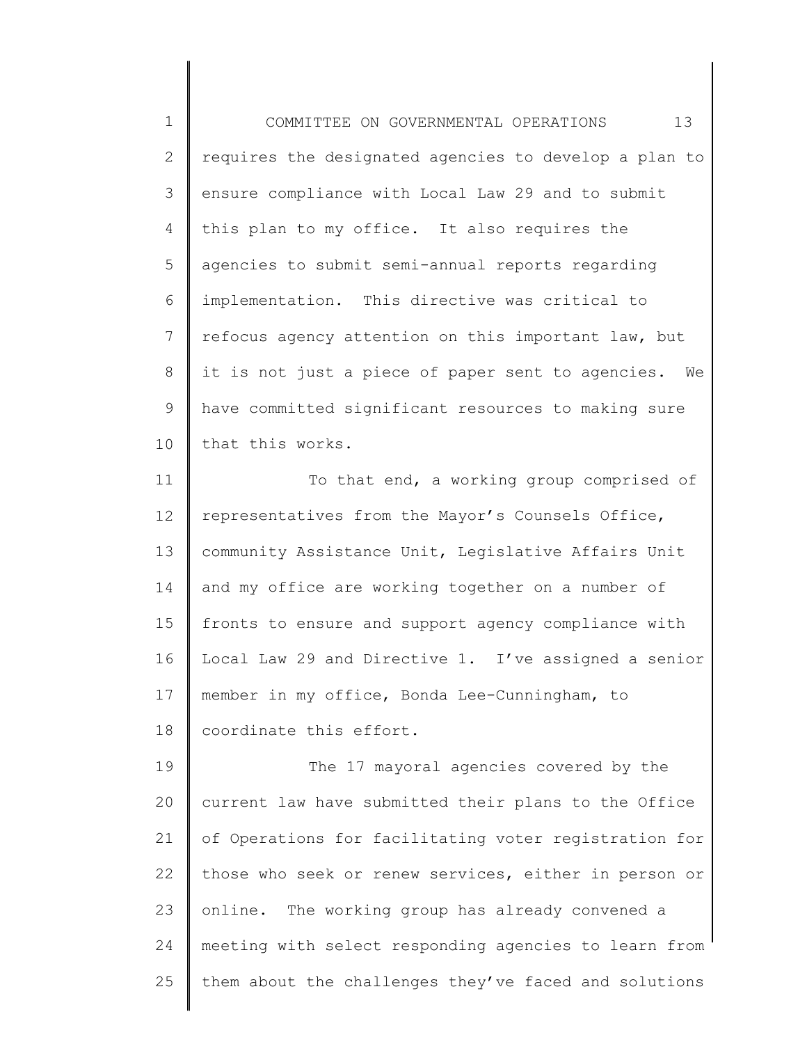requires the designated agencies to develop a plan to ensure compliance with Local Law 29 and to submit this plan to my office. It also requires the agencies to submit semi-annual reports regarding implementation. This directive was critical to refocus agency attention on this important law, but it is not just a piece of paper sent to agencies. We have committed significant resources to making sure that this works.

To that end, a working group comprised of representatives from the Mayor's Counsels Office, community Assistance Unit, Legislative Affairs Unit and my office are working together on a number of fronts to ensure and support agency compliance with Local Law 29 and Directive 1. I've assigned a senior member in my office, Bonda Lee-Cunningham, to coordinate this effort.

The 17 mayoral agencies covered by the current law have submitted their plans to the Office of Operations for facilitating voter registration for those who seek or renew services, either in person or online. The working group has already convened a meeting with select responding agencies to learn from them about the challenges they've faced and solutions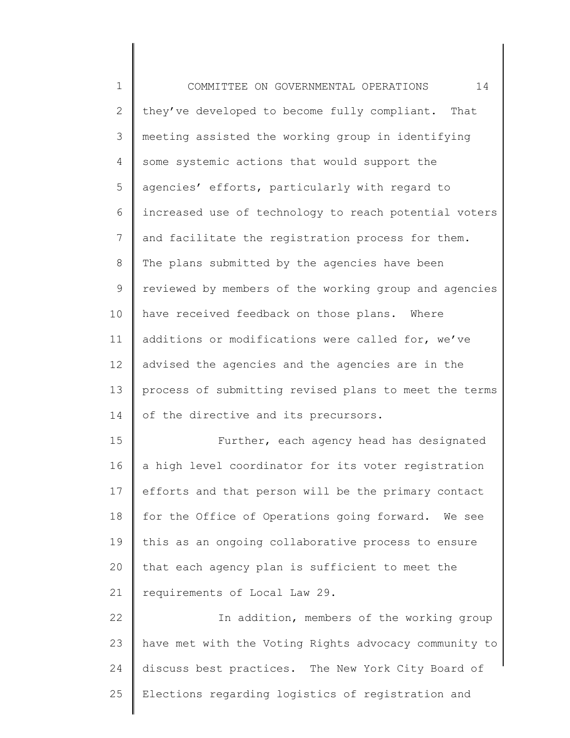they've developed to become fully compliant. That meeting assisted the working group in identifying some systemic actions that would support the agencies' efforts, particularly with regard to increased use of technology to reach potential voters and facilitate the registration process for them. The plans submitted by the agencies have been reviewed by members of the working group and agencies have received feedback on those plans. Where additions or modifications were called for, we've advised the agencies and the agencies are in the process of submitting revised plans to meet the terms of the directive and its precursors.

Further, each agency head has designated a high level coordinator for its voter registration efforts and that person will be the primary contact for the Office of Operations going forward. We see this as an ongoing collaborative process to ensure that each agency plan is sufficient to meet the requirements of Local Law 29.

In addition, members of the working group have met with the Voting Rights advocacy community to discuss best practices. The New York City Board of Elections regarding logistics of registration and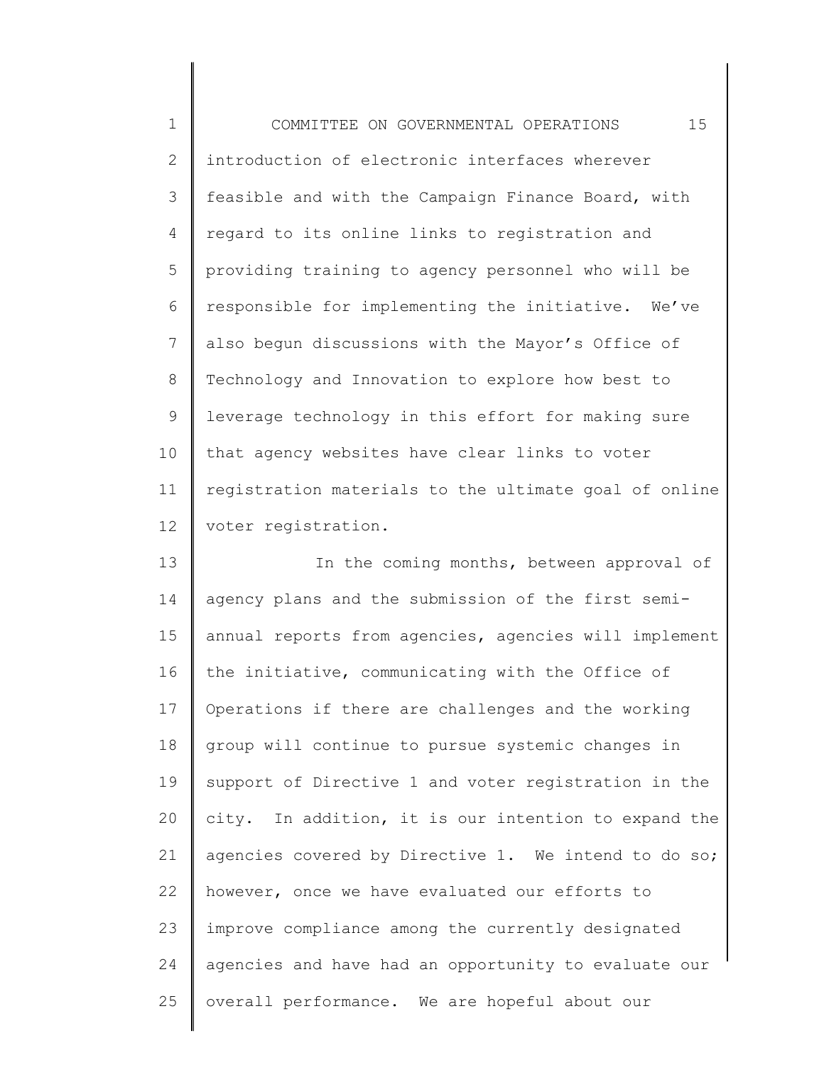introduction of electronic interfaces wherever feasible and with the Campaign Finance Board, with regard to its online links to registration and providing training to agency personnel who will be responsible for implementing the initiative. We've also begun discussions with the Mayor's Office of Technology and Innovation to explore how best to leverage technology in this effort for making sure that agency websites have clear links to voter registration materials to the ultimate goal of online voter registration.

In the coming months, between approval of agency plans and the submission of the first semi-annual reports from agencies, agencies will implement the initiative, communicating with the Office of Operations if there are challenges and the working group will continue to pursue systemic changes in support of Directive 1 and voter registration in the city. In addition, it is our intention to expand the agencies covered by Directive 1. We intend to do so; however, once we have evaluated our efforts to improve compliance among the currently designated agencies and have had an opportunity to evaluate our overall performance. We are hopeful about our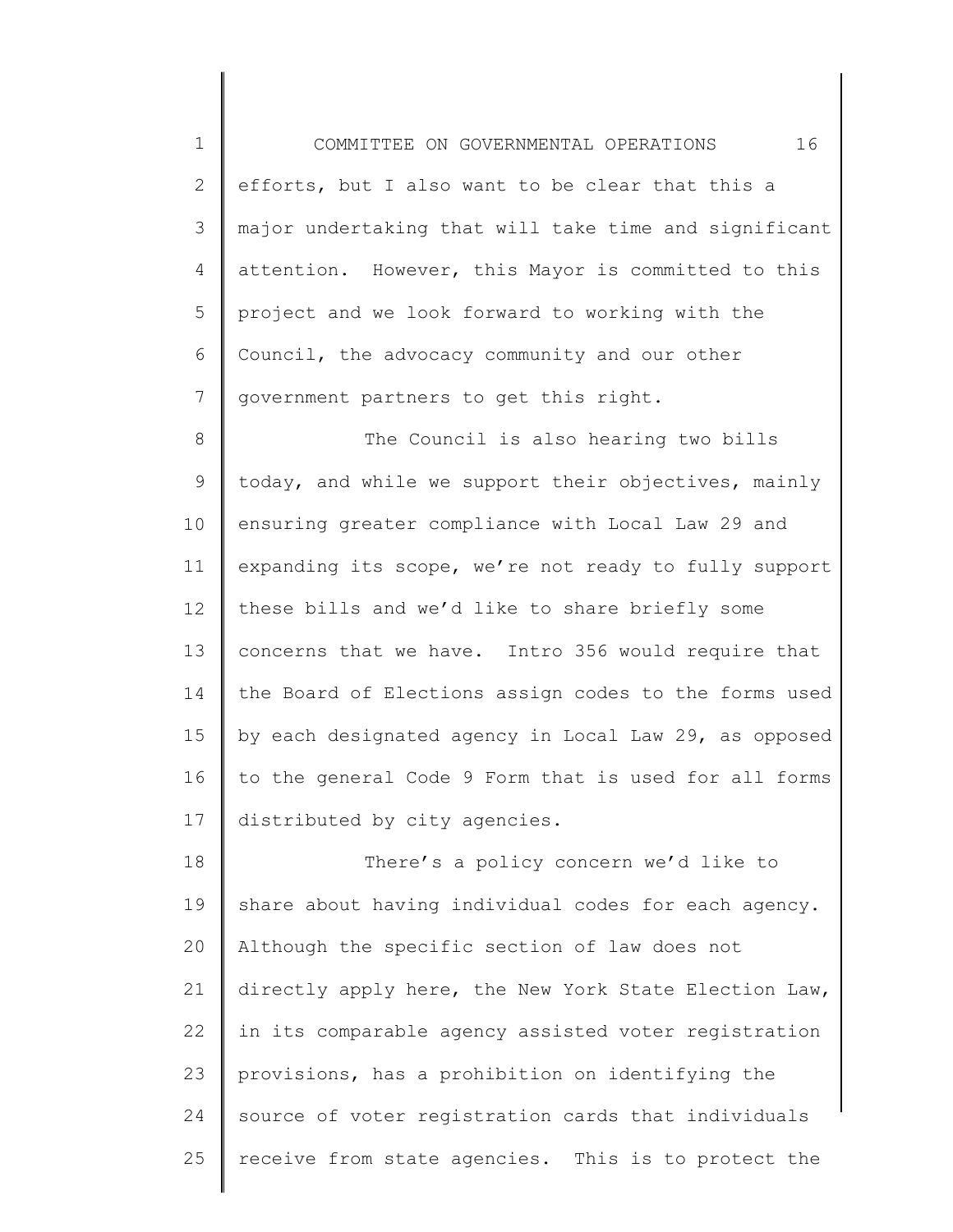efforts, but I also want to be clear that this a major undertaking that will take time and significant attention. However, this Mayor is committed to this project and we look forward to working with the Council, the advocacy community and our other government partners to get this right.

The Council is also hearing two bills today, and while we support their objectives, mainly ensuring greater compliance with Local Law 29 and expanding its scope, we're not ready to fully support these bills and we'd like to share briefly some concerns that we have. Intro 356 would require that the Board of Elections assign codes to the forms used by each designated agency in Local Law 29, as opposed to the general Code 9 Form that is used for all forms distributed by city agencies.

There's a policy concern we'd like to share about having individual codes for each agency. Although the specific section of law does not directly apply here, the New York State Election Law, in its comparable agency assisted voter registration provisions, has a prohibition on identifying the source of voter registration cards that individuals receive from state agencies. This is to protect the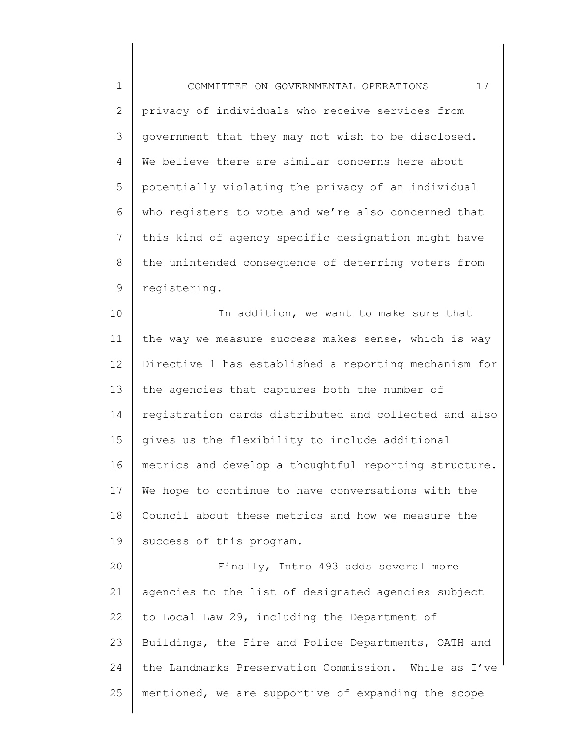privacy of individuals who receive services from government that they may not wish to be disclosed. We believe there are similar concerns here about potentially violating the privacy of an individual who registers to vote and we're also concerned that this kind of agency specific designation might have the unintended consequence of deterring voters from registering.

In addition, we want to make sure that the way we measure success makes sense, which is way Directive 1 has established a reporting mechanism for the agencies that captures both the number of registration cards distributed and collected and also gives us the flexibility to include additional metrics and develop a thoughtful reporting structure. We hope to continue to have conversations with the Council about these metrics and how we measure the success of this program.

Finally, Intro 493 adds several more agencies to the list of designated agencies subject to Local Law 29, including the Department of Buildings, the Fire and Police Departments, OATH and the Landmarks Preservation Commission. While as I've mentioned, we are supportive of expanding the scope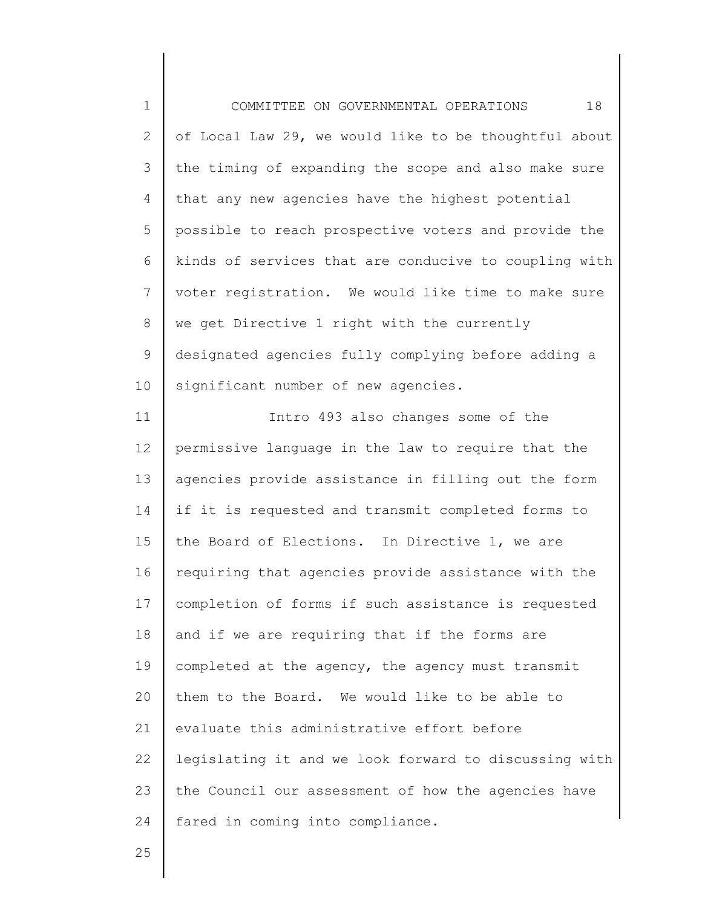of Local Law 29, we would like to be thoughtful about the timing of expanding the scope and also make sure that any new agencies have the highest potential possible to reach prospective voters and provide the kinds of services that are conducive to coupling with voter registration. We would like time to make sure we get Directive 1 right with the currently designated agencies fully complying before adding a significant number of new agencies.

Intro 493 also changes some of the permissive language in the law to require that the agencies provide assistance in filling out the form if it is requested and transmit completed forms to the Board of Elections. In Directive 1, we are requiring that agencies provide assistance with the completion of forms if such assistance is requested and if we are requiring that if the forms are completed at the agency, the agency must transmit them to the Board. We would like to be able to evaluate this administrative effort before legislating it and we look forward to discussing with the Council our assessment of how the agencies have fared in coming into compliance.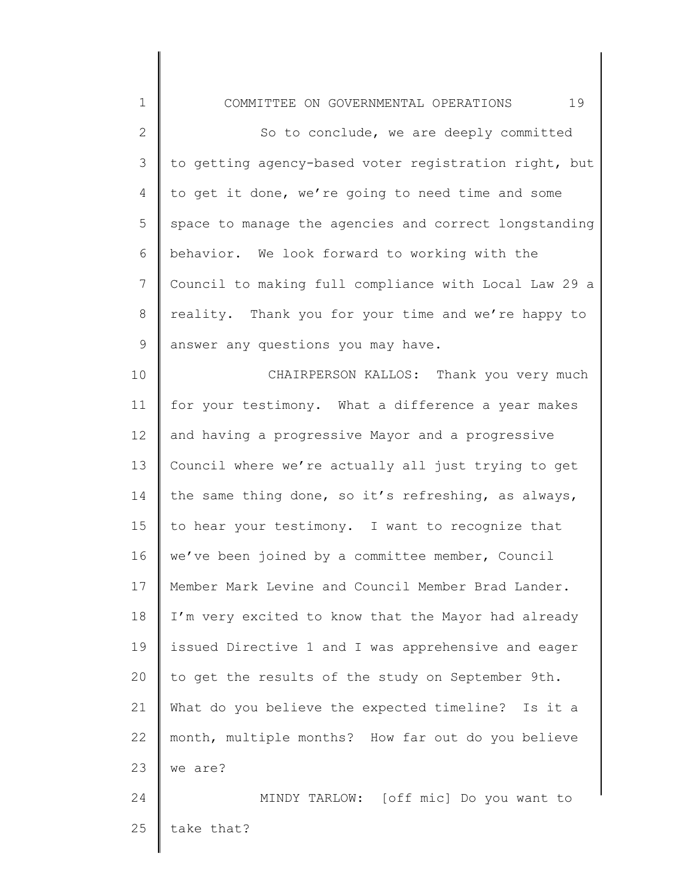So to conclude, we are deeply committed to getting agency-based voter registration right, but to get it done, we're going to need time and some space to manage the agencies and correct longstanding behavior. We look forward to working with the Council to making full compliance with Local Law 29 a reality. Thank you for your time and we're happy to answer any questions you may have.

CHAIRPERSON KALLOS: Thank you very much for your testimony. What a difference a year makes and having a progressive Mayor and a progressive Council where we're actually all just trying to get the same thing done, so it's refreshing, as always, to hear your testimony. I want to recognize that we've been joined by a committee member, Council Member Mark Levine and Council Member Brad Lander. I'm very excited to know that the Mayor had already issued Directive 1 and I was apprehensive and eager to get the results of the study on September 9th. What do you believe the expected timeline? Is it a month, multiple months? How far out do you believe we are?

MINDY TARLOW: [off mic] Do you want to take that?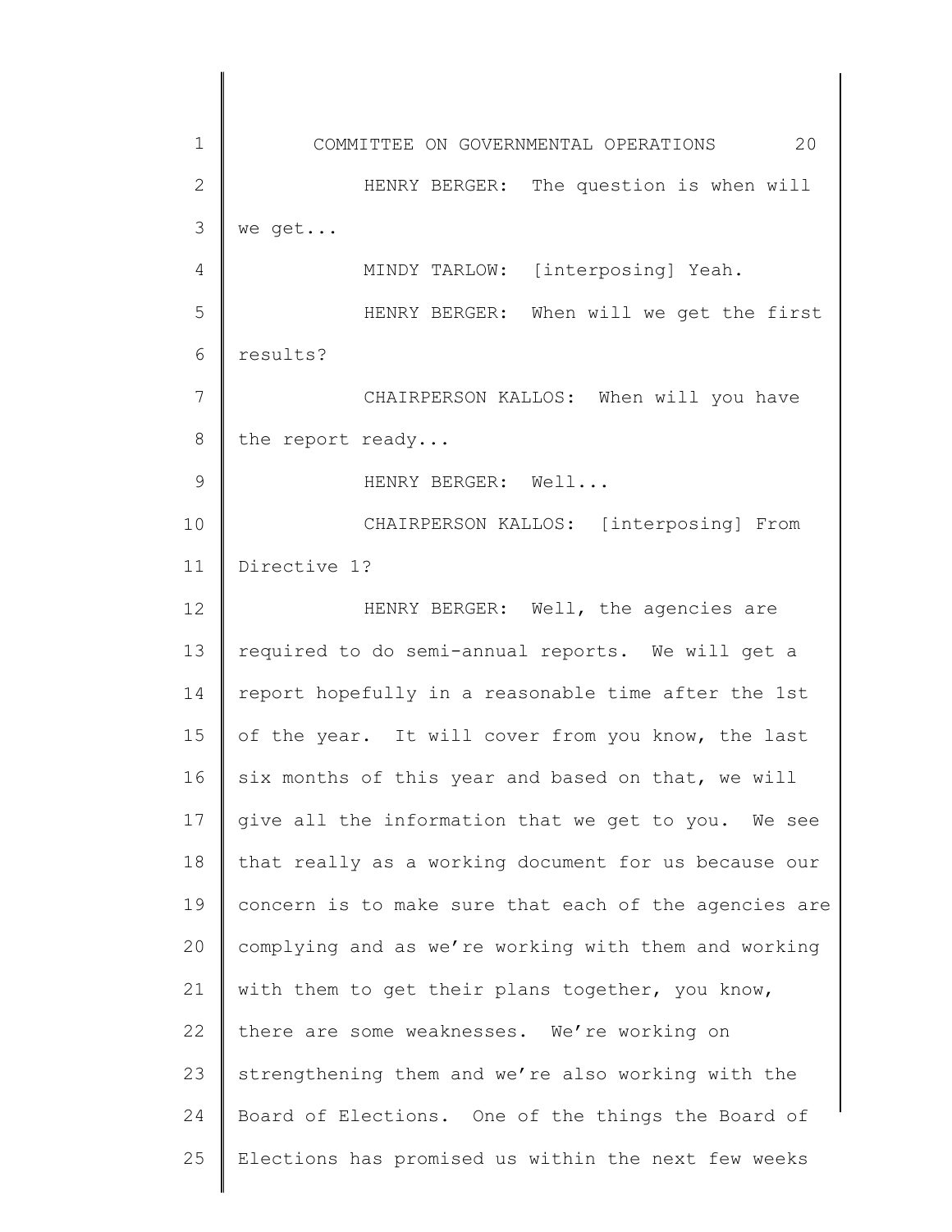HENRY BERGER: The question is when will we get...

MINDY TARLOW: [interposing] Yeah.

HENRY BERGER: When will we get the first results?

CHAIRPERSON KALLOS: When will you have the report ready...

HENRY BERGER: Well...

CHAIRPERSON KALLOS: [interposing] From Directive 1?

HENRY BERGER: Well, the agencies are required to do semi-annual reports. We will get a report hopefully in a reasonable time after the 1st of the year. It will cover from you know, the last six months of this year and based on that, we will give all the information that we get to you. We see that really as a working document for us because our concern is to make sure that each of the agencies are complying and as we're working with them and working with them to get their plans together, you know, there are some weaknesses. We're working on strengthening them and we're also working with the Board of Elections. One of the things the Board of Elections has promised us within the next few weeks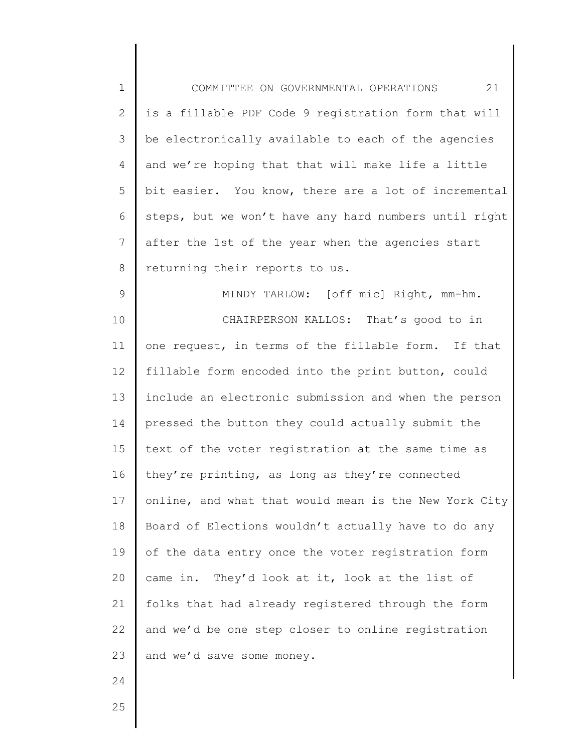is a fillable PDF Code 9 registration form that will be electronically available to each of the agencies and we're hoping that that will make life a little bit easier. You know, there are a lot of incremental steps, but we won't have any hard numbers until right after the 1st of the year when the agencies start returning their reports to us.

MINDY TARLOW: [off mic] Right, mm-hm.

CHAIRPERSON KALLOS: That's good to in one request, in terms of the fillable form. If that fillable form encoded into the print button, could include an electronic submission and when the person pressed the button they could actually submit the text of the voter registration at the same time as they're printing, as long as they're connected online, and what that would mean is the New York City Board of Elections wouldn't actually have to do any of the data entry once the voter registration form came in. They'd look at it, look at the list of folks that had already registered through the form and we'd be one step closer to online registration and we'd save some money.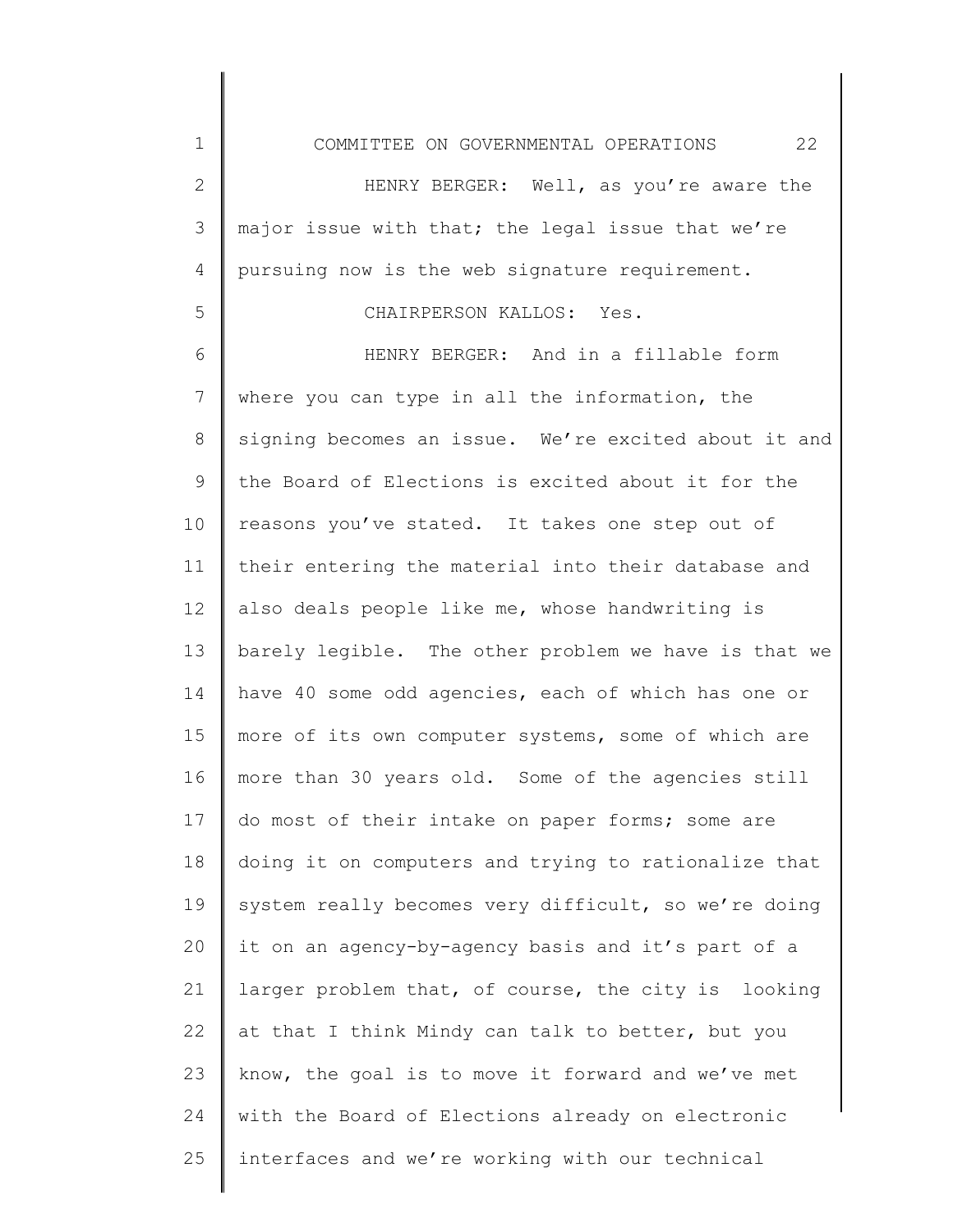HENRY BERGER: Well, as you're aware the major issue with that; the legal issue that we're pursuing now is the web signature requirement.

CHAIRPERSON KALLOS: Yes.

HENRY BERGER: And in a fillable form where you can type in all the information, the signing becomes an issue. We're excited about it and the Board of Elections is excited about it for the reasons you've stated. It takes one step out of their entering the material into their database and also deals people like me, whose handwriting is barely legible. The other problem we have is that we have 40 some odd agencies, each of which has one or more of its own computer systems, some of which are more than 30 years old. Some of the agencies still do most of their intake on paper forms; some are doing it on computers and trying to rationalize that system really becomes very difficult, so we're doing it on an agency-by-agency basis and it's part of a larger problem that, of course, the city is looking at that I think Mindy can talk to better, but you know, the goal is to move it forward and we've met with the Board of Elections already on electronic interfaces and we're working with our technical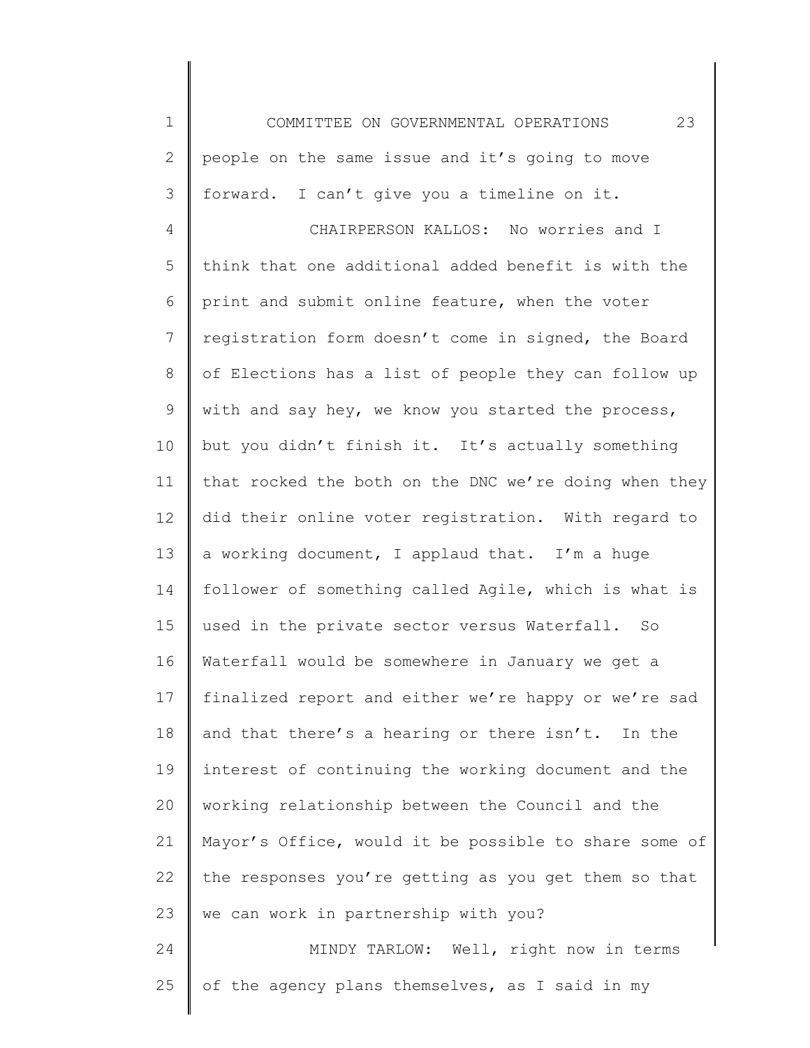people on the same issue and it's going to move forward. I can't give you a timeline on it.

CHAIRPERSON KALLOS: No worries and I think that one additional added benefit is with the print and submit online feature, when the voter registration form doesn't come in signed, the Board of Elections has a list of people they can follow up with and say hey, we know you started the process, but you didn't finish it. It's actually something that rocked the both on the DNC we're doing when they did their online voter registration. With regard to a working document, I applaud that. I'm a huge follower of something called Agile, which is what is used in the private sector versus Waterfall. So Waterfall would be somewhere in January we get a finalized report and either we're happy or we're sad and that there's a hearing or there isn't. In the interest of continuing the working document and the working relationship between the Council and the Mayor's Office, would it be possible to share some of the responses you're getting as you get them so that we can work in partnership with you?

MINDY TARLOW: Well, right now in terms of the agency plans themselves, as I said in my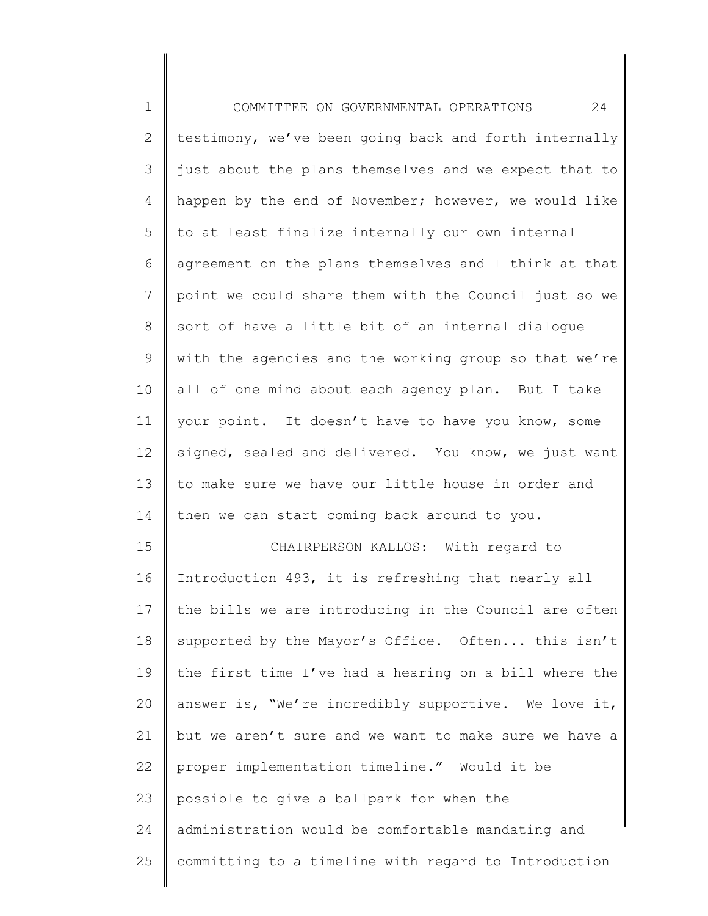testimony, we've been going back and forth internally just about the plans themselves and we expect that to happen by the end of November; however, we would like to at least finalize internally our own internal agreement on the plans themselves and I think at that point we could share them with the Council just so we sort of have a little bit of an internal dialogue with the agencies and the working group so that we're all of one mind about each agency plan. But I take your point. It doesn't have to have you know, some signed, sealed and delivered. You know, we just want to make sure we have our little house in order and then we can start coming back around to you.

CHAIRPERSON KALLOS: With regard to Introduction 493, it is refreshing that nearly all the bills we are introducing in the Council are often supported by the Mayor's Office. Often... this isn't the first time I've had a hearing on a bill where the answer is, "We're incredibly supportive. We love it, but we aren't sure and we want to make sure we have a proper implementation timeline." Would it be possible to give a ballpark for when the administration would be comfortable mandating and committing to a timeline with regard to Introduction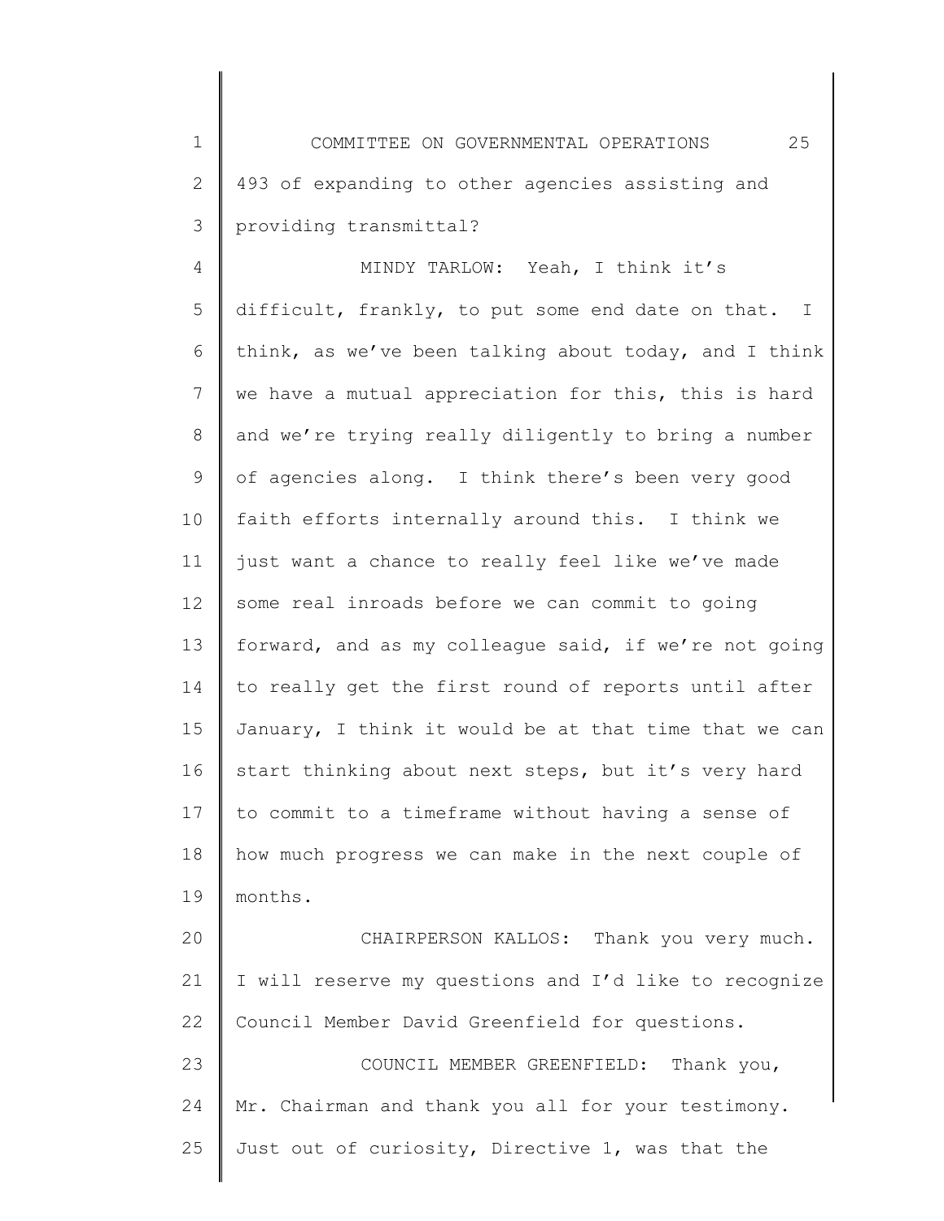493 of expanding to other agencies assisting and providing transmittal?

MINDY TARLOW: Yeah, I think it's difficult, frankly, to put some end date on that. I think, as we've been talking about today, and I think we have a mutual appreciation for this, this is hard and we're trying really diligently to bring a number of agencies along. I think there's been very good faith efforts internally around this. I think we just want a chance to really feel like we've made some real inroads before we can commit to going forward, and as my colleague said, if we're not going to really get the first round of reports until after January, I think it would be at that time that we can start thinking about next steps, but it's very hard to commit to a timeframe without having a sense of how much progress we can make in the next couple of months.

CHAIRPERSON KALLOS: Thank you very much. I will reserve my questions and I'd like to recognize Council Member David Greenfield for questions.

COUNCIL MEMBER GREENFIELD: Thank you, Mr. Chairman and thank you all for your testimony. Just out of curiosity, Directive 1, was that the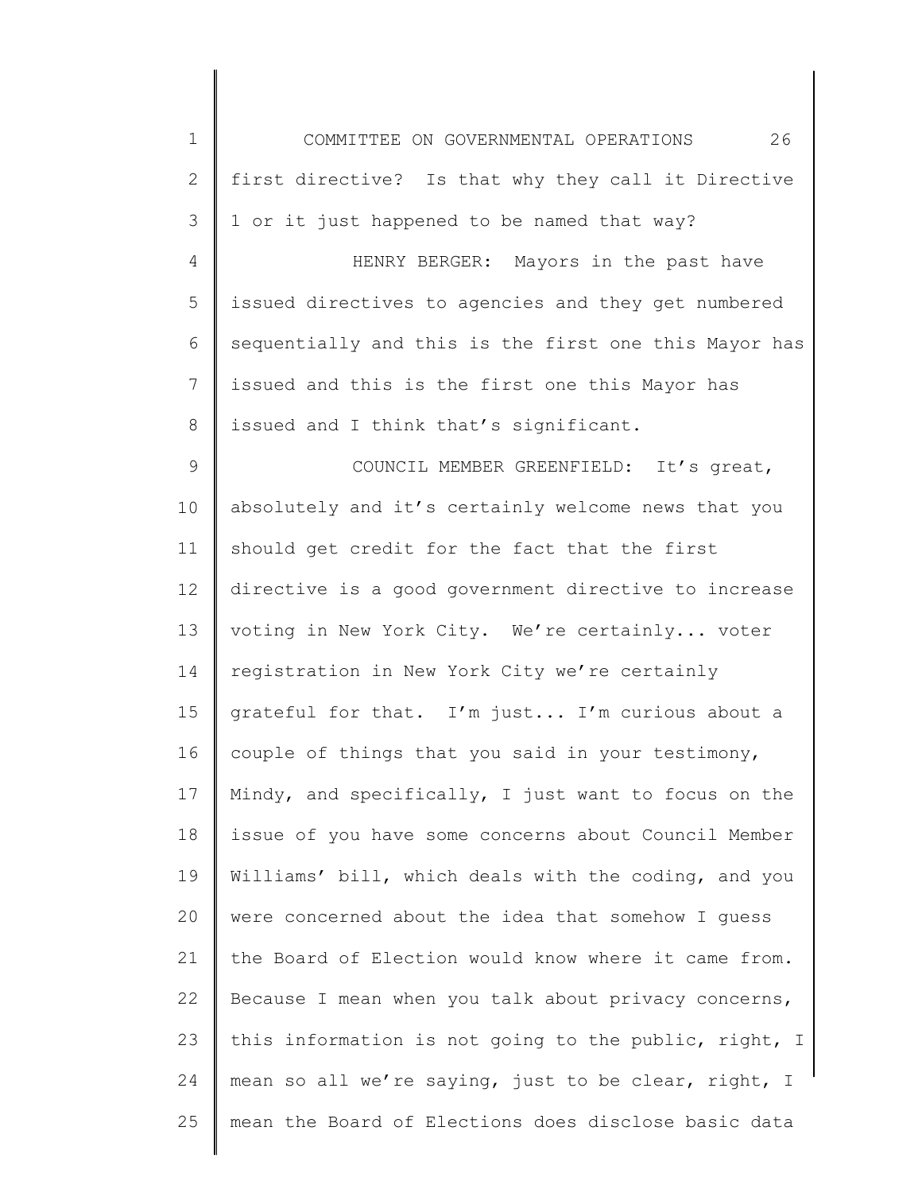first directive? Is that why they call it Directive 1 or it just happened to be named that way?

HENRY BERGER: Mayors in the past have issued directives to agencies and they get numbered sequentially and this is the first one this Mayor has issued and this is the first one this Mayor has issued and I think that's significant.

COUNCIL MEMBER GREENFIELD: It's great, absolutely and it's certainly welcome news that you should get credit for the fact that the first directive is a good government directive to increase voting in New York City. We're certainly... voter registration in New York City we're certainly grateful for that. I'm just... I'm curious about a couple of things that you said in your testimony, Mindy, and specifically, I just want to focus on the issue of you have some concerns about Council Member Williams' bill, which deals with the coding, and you were concerned about the idea that somehow I guess the Board of Election would know where it came from. Because I mean when you talk about privacy concerns, this information is not going to the public, right, I mean so all we're saying, just to be clear, right, I mean the Board of Elections does disclose basic data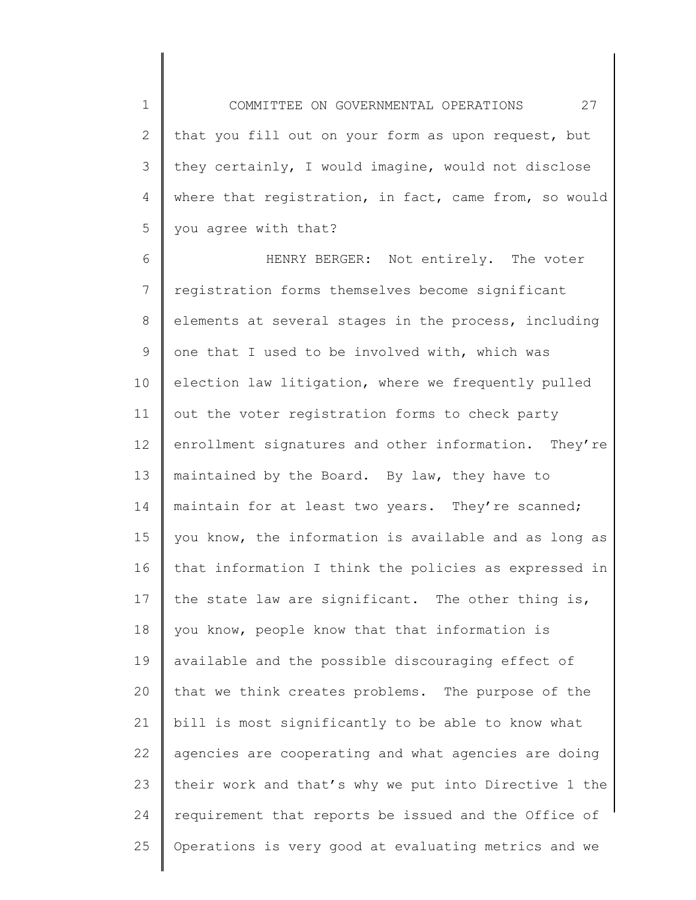that you fill out on your form as upon request, but they certainly, I would imagine, would not disclose where that registration, in fact, came from, so would you agree with that?

HENRY BERGER: Not entirely. The voter registration forms themselves become significant elements at several stages in the process, including one that I used to be involved with, which was election law litigation, where we frequently pulled out the voter registration forms to check party enrollment signatures and other information. They're maintained by the Board. By law, they have to maintain for at least two years. They're scanned; you know, the information is available and as long as that information I think the policies as expressed in the state law are significant. The other thing is, you know, people know that that information is available and the possible discouraging effect of that we think creates problems. The purpose of the bill is most significantly to be able to know what agencies are cooperating and what agencies are doing their work and that's why we put into Directive 1 the requirement that reports be issued and the Office of Operations is very good at evaluating metrics and we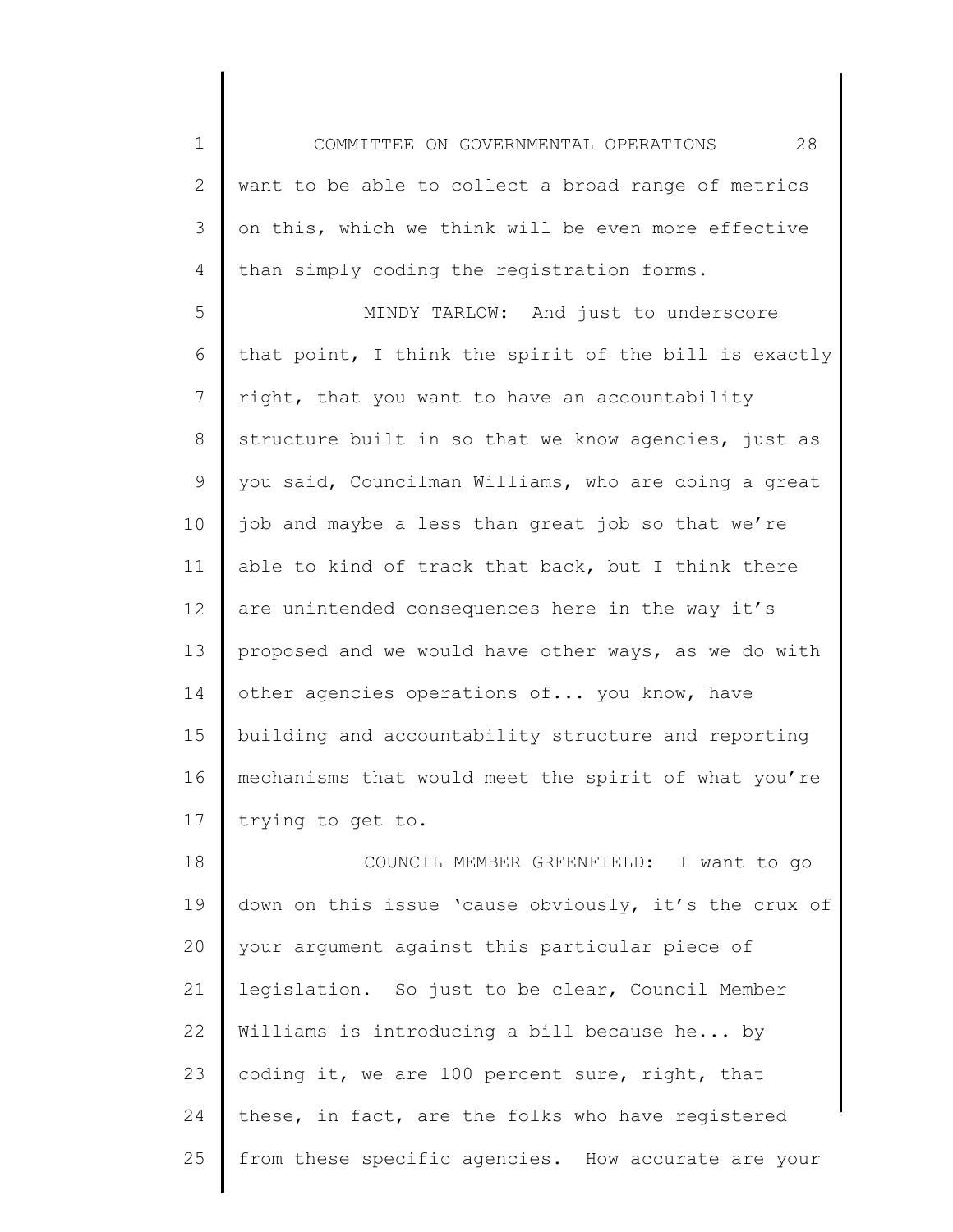want to be able to collect a broad range of metrics on this, which we think will be even more effective than simply coding the registration forms.

MINDY TARLOW: And just to underscore that point, I think the spirit of the bill is exactly right, that you want to have an accountability structure built in so that we know agencies, just as you said, Councilman Williams, who are doing a great job and maybe a less than great job so that we're able to kind of track that back, but I think there are unintended consequences here in the way it's proposed and we would have other ways, as we do with other agencies operations of... you know, have building and accountability structure and reporting mechanisms that would meet the spirit of what you're trying to get to.

COUNCIL MEMBER GREENFIELD: I want to go down on this issue 'cause obviously, it's the crux of your argument against this particular piece of legislation. So just to be clear, Council Member Williams is introducing a bill because he... by coding it, we are 100 percent sure, right, that these, in fact, are the folks who have registered from these specific agencies. How accurate are your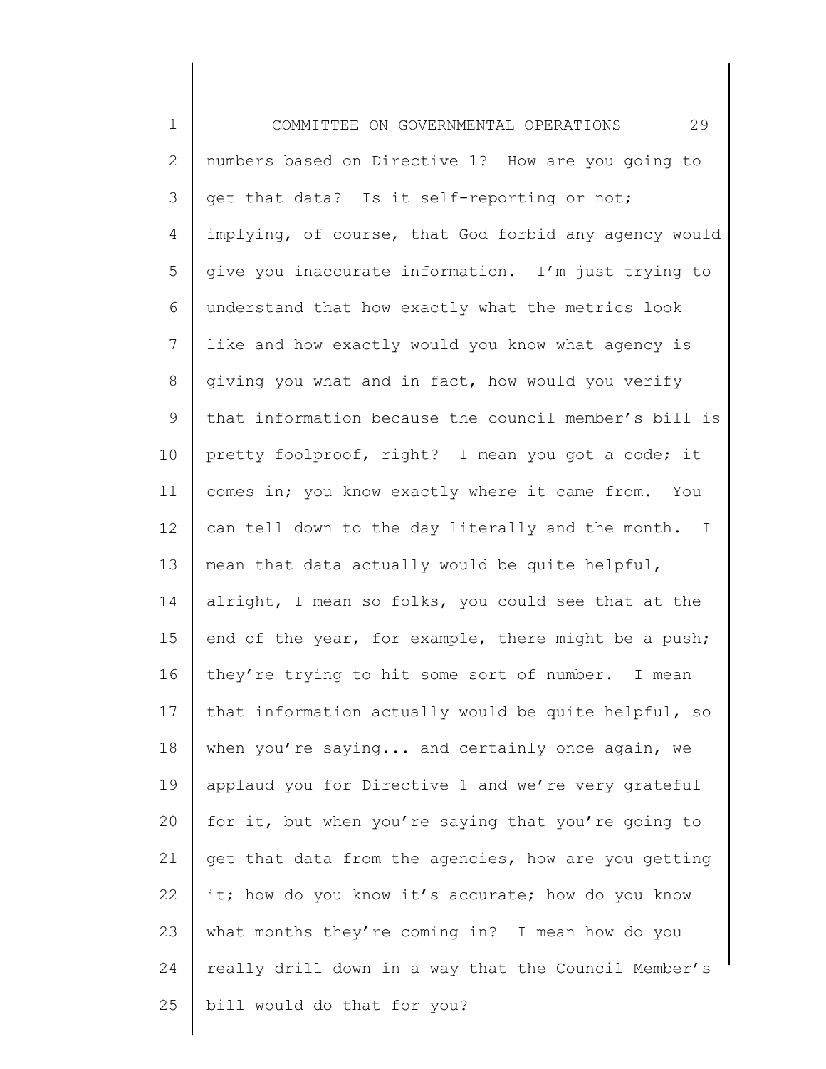numbers based on Directive 1? How are you going to get that data? Is it self-reporting or not; implying, of course, that God forbid any agency would give you inaccurate information. I'm just trying to understand that how exactly what the metrics look like and how exactly would you know what agency is giving you what and in fact, how would you verify that information because the council member's bill is pretty foolproof, right? I mean you got a code; it comes in; you know exactly where it came from. You can tell down to the day literally and the month. I mean that data actually would be quite helpful, alright, I mean so folks, you could see that at the end of the year, for example, there might be a push; they're trying to hit some sort of number. I mean that information actually would be quite helpful, so when you're saying... and certainly once again, we applaud you for Directive 1 and we're very grateful for it, but when you're saying that you're going to get that data from the agencies, how are you getting it; how do you know it's accurate; how do you know what months they're coming in? I mean how do you really drill down in a way that the Council Member's bill would do that for you?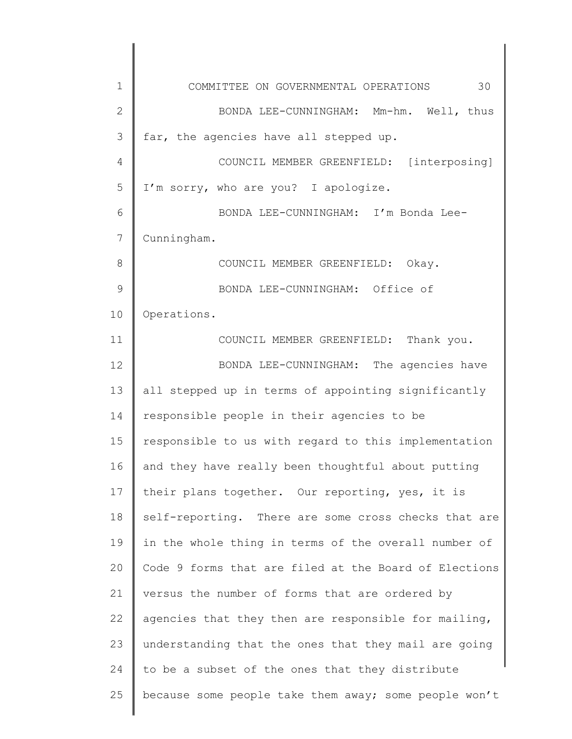BONDA LEE-CUNNINGHAM: Mm-hm. Well, thus far, the agencies have all stepped up.

COUNCIL MEMBER GREENFIELD: [interposing] I'm sorry, who are you? I apologize.

BONDA LEE-CUNNINGHAM: I'm Bonda Lee-Cunningham.

COUNCIL MEMBER GREENFIELD: Okay.

BONDA LEE-CUNNINGHAM: Office of Operations.

COUNCIL MEMBER GREENFIELD: Thank you.

BONDA LEE-CUNNINGHAM: The agencies have all stepped up in terms of appointing significantly responsible people in their agencies to be responsible to us with regard to this implementation and they have really been thoughtful about putting their plans together. Our reporting, yes, it is self-reporting. There are some cross checks that are in the whole thing in terms of the overall number of Code 9 forms that are filed at the Board of Elections versus the number of forms that are ordered by agencies that they then are responsible for mailing, understanding that the ones that they mail are going to be a subset of the ones that they distribute because some people take them away; some people won't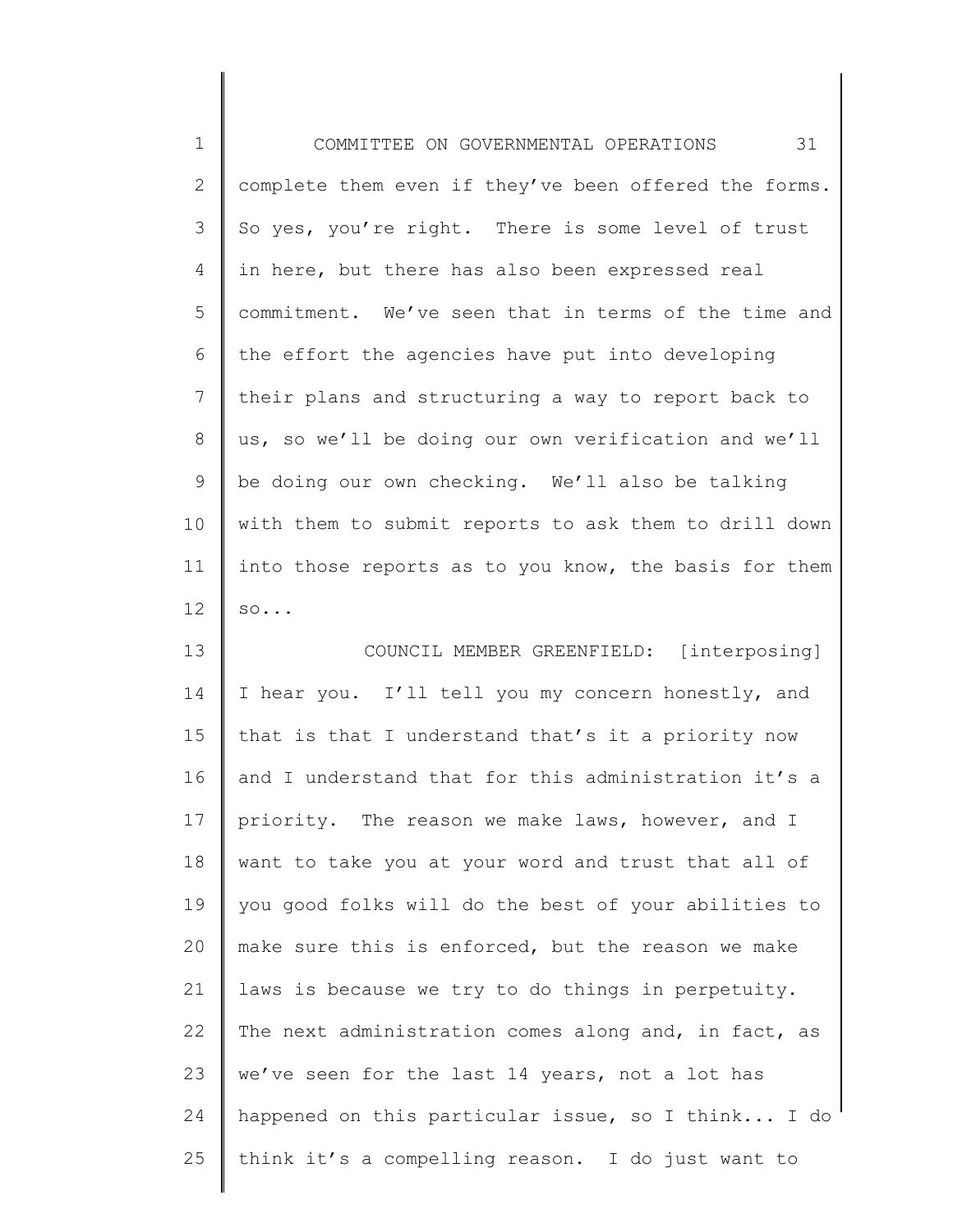complete them even if they've been offered the forms. So yes, you're right. There is some level of trust in here, but there has also been expressed real commitment. We've seen that in terms of the time and the effort the agencies have put into developing their plans and structuring a way to report back to us, so we'll be doing our own verification and we'll be doing our own checking. We'll also be talking with them to submit reports to ask them to drill down into those reports as to you know, the basis for them so...

COUNCIL MEMBER GREENFIELD: [interposing] I hear you. I'll tell you my concern honestly, and that is that I understand that's it a priority now and I understand that for this administration it's a priority. The reason we make laws, however, and I want to take you at your word and trust that all of you good folks will do the best of your abilities to make sure this is enforced, but the reason we make laws is because we try to do things in perpetuity. The next administration comes along and, in fact, as we've seen for the last 14 years, not a lot has happened on this particular issue, so I think... I do think it's a compelling reason. I do just want to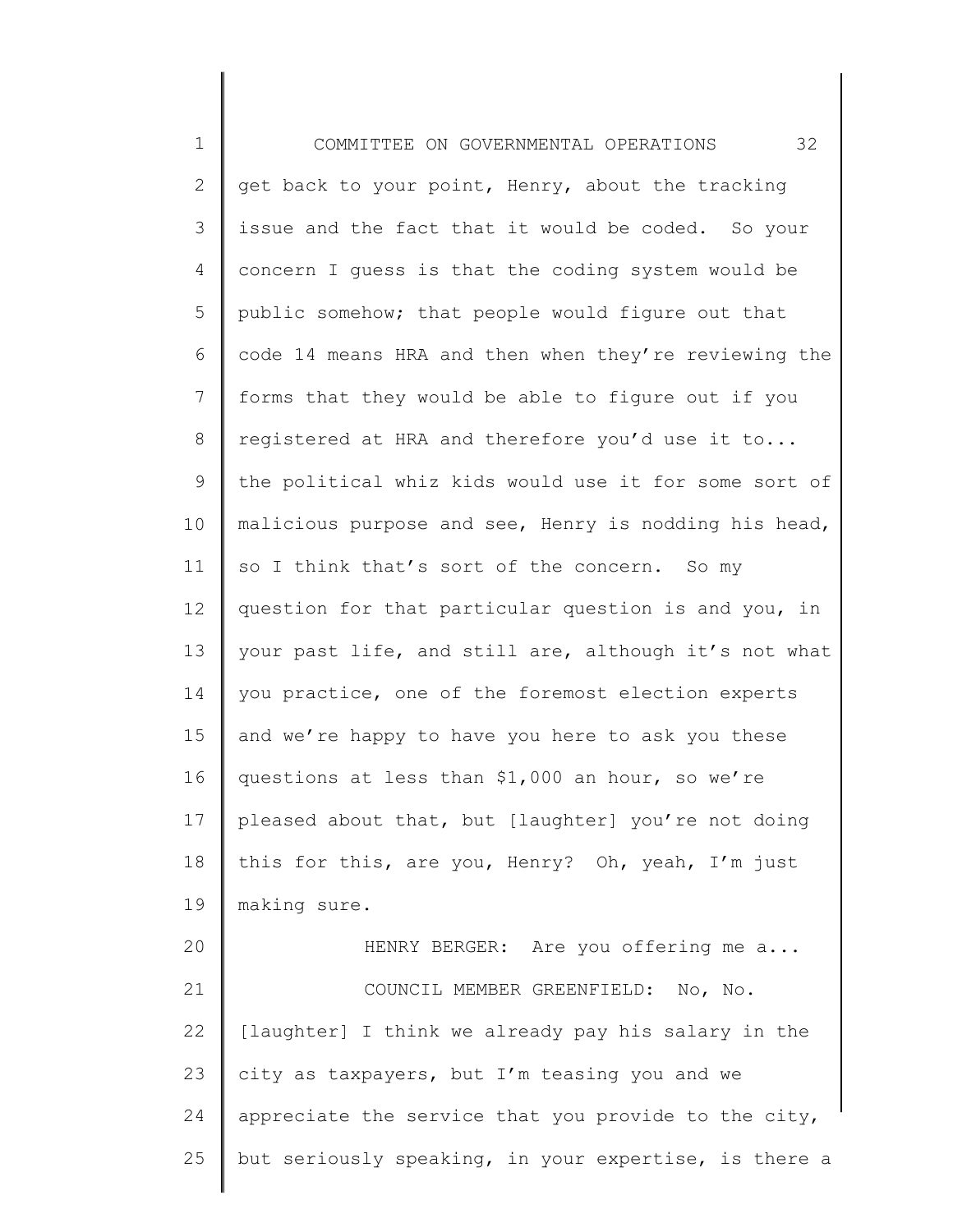get back to your point, Henry, about the tracking issue and the fact that it would be coded. So your concern I guess is that the coding system would be public somehow; that people would figure out that code 14 means HRA and then when they're reviewing the forms that they would be able to figure out if you registered at HRA and therefore you'd use it to... the political whiz kids would use it for some sort of malicious purpose and see, Henry is nodding his head, so I think that's sort of the concern. So my question for that particular question is and you, in your past life, and still are, although it's not what you practice, one of the foremost election experts and we're happy to have you here to ask you these questions at less than $1,000 an hour, so we're pleased about that, but [laughter] you're not doing this for this, are you, Henry? Oh, yeah, I'm just making sure.

HENRY BERGER: Are you offering me a...

COUNCIL MEMBER GREENFIELD: No, No. [laughter] I think we already pay his salary in the city as taxpayers, but I'm teasing you and we appreciate the service that you provide to the city, but seriously speaking, in your expertise, is there a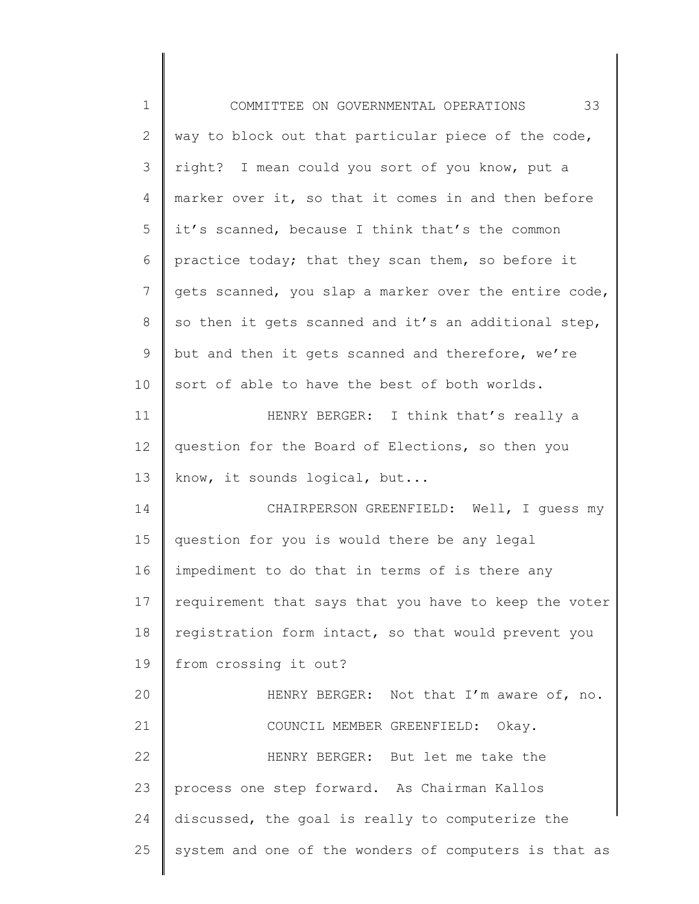way to block out that particular piece of the code, right? I mean could you sort of you know, put a marker over it, so that it comes in and then before it's scanned, because I think that's the common practice today; that they scan them, so before it gets scanned, you slap a marker over the entire code, so then it gets scanned and it's an additional step, but and then it gets scanned and therefore, we're sort of able to have the best of both worlds.

HENRY BERGER: I think that's really a question for the Board of Elections, so then you know, it sounds logical, but...

CHAIRPERSON GREENFIELD: Well, I guess my question for you is would there be any legal impediment to do that in terms of is there any requirement that says that you have to keep the voter registration form intact, so that would prevent you from crossing it out?

HENRY BERGER: Not that I'm aware of, no.

COUNCIL MEMBER GREENFIELD: Okay.

HENRY BERGER: But let me take the process one step forward. As Chairman Kallos discussed, the goal is really to computerize the system and one of the wonders of computers is that as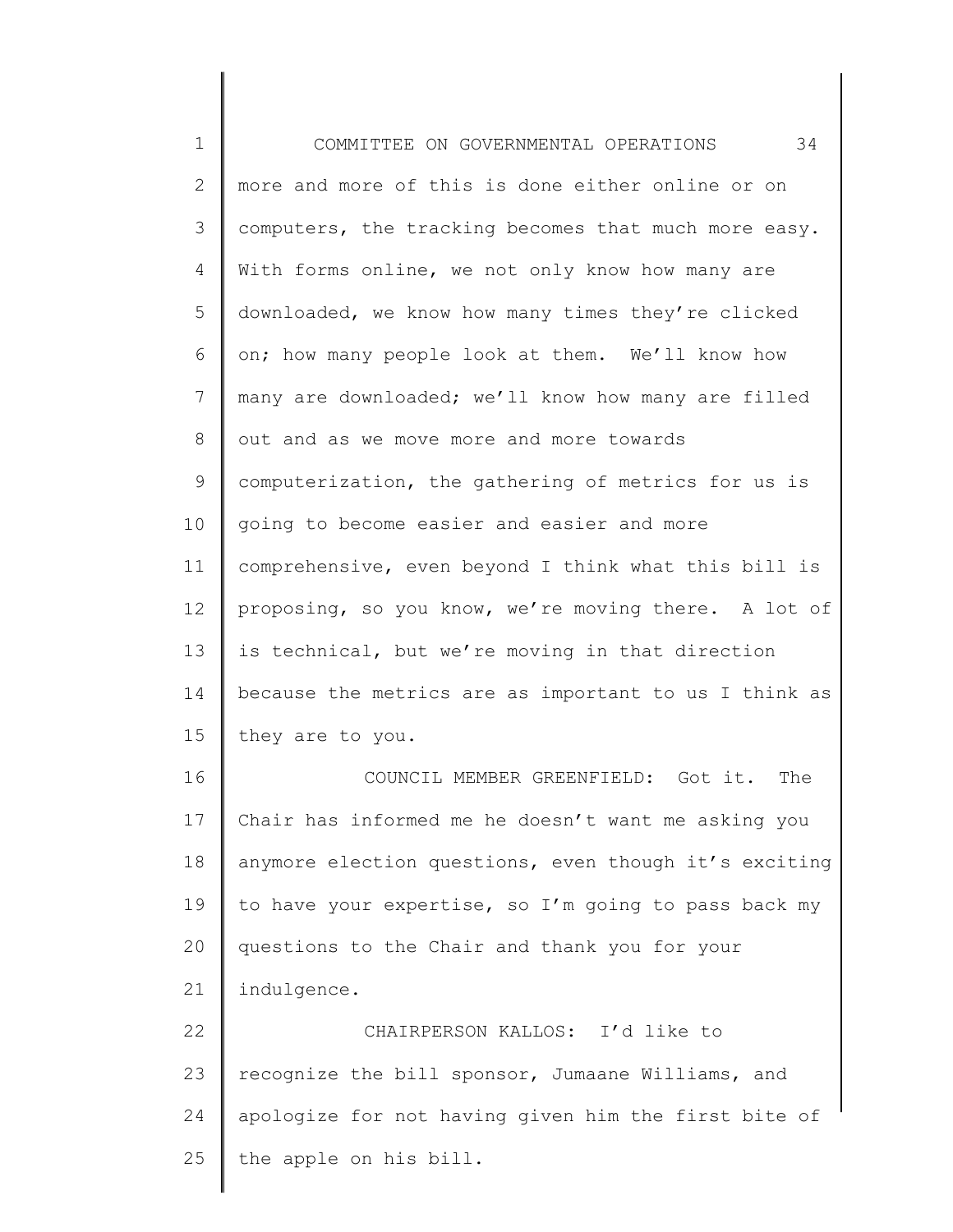more and more of this is done either online or on computers, the tracking becomes that much more easy. With forms online, we not only know how many are downloaded, we know how many times they're clicked on; how many people look at them. We'll know how many are downloaded; we'll know how many are filled out and as we move more and more towards computerization, the gathering of metrics for us is going to become easier and easier and more comprehensive, even beyond I think what this bill is proposing, so you know, we're moving there. A lot of is technical, but we're moving in that direction because the metrics are as important to us I think as they are to you.

COUNCIL MEMBER GREENFIELD: Got it. The Chair has informed me he doesn't want me asking you anymore election questions, even though it's exciting to have your expertise, so I'm going to pass back my questions to the Chair and thank you for your indulgence.

CHAIRPERSON KALLOS: I'd like to recognize the bill sponsor, Jumaane Williams, and apologize for not having given him the first bite of the apple on his bill.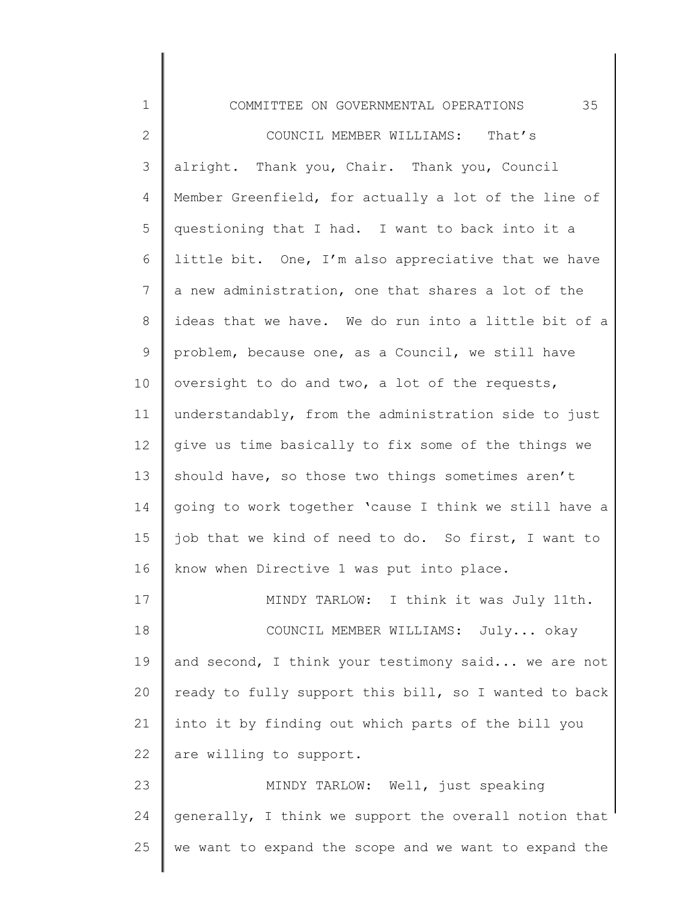COUNCIL MEMBER WILLIAMS: That's alright. Thank you, Chair. Thank you, Council Member Greenfield, for actually a lot of the line of questioning that I had. I want to back into it a little bit. One, I'm also appreciative that we have a new administration, one that shares a lot of the ideas that we have. We do run into a little bit of a problem, because one, as a Council, we still have oversight to do and two, a lot of the requests, understandably, from the administration side to just give us time basically to fix some of the things we should have, so those two things sometimes aren't going to work together 'cause I think we still have a job that we kind of need to do. So first, I want to know when Directive 1 was put into place.

MINDY TARLOW: I think it was July 11th.

COUNCIL MEMBER WILLIAMS: July... okay and second, I think your testimony said... we are not ready to fully support this bill, so I wanted to back into it by finding out which parts of the bill you are willing to support.

MINDY TARLOW: Well, just speaking generally, I think we support the overall notion that we want to expand the scope and we want to expand the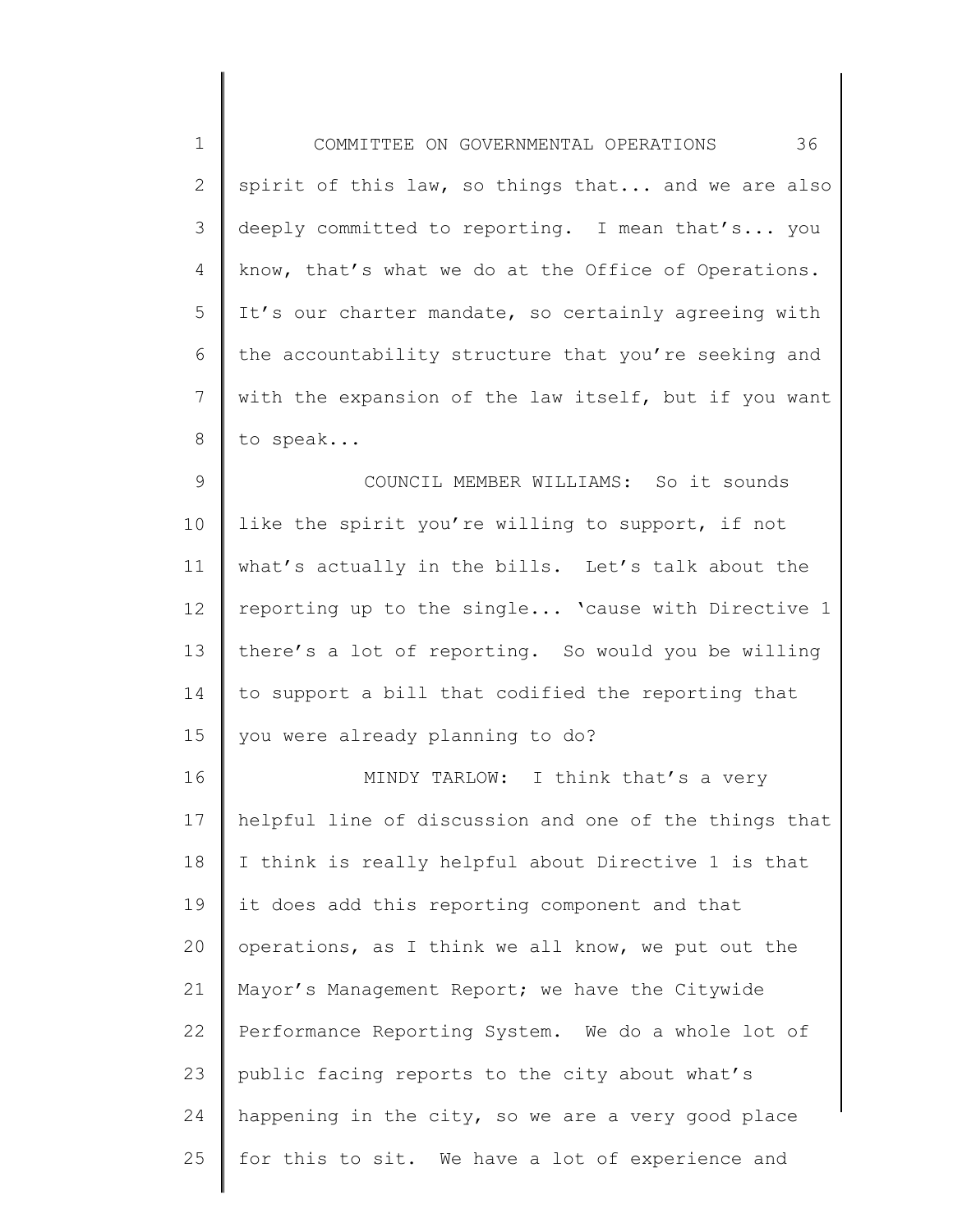spirit of this law, so things that... and we are also deeply committed to reporting. I mean that's... you know, that's what we do at the Office of Operations. It's our charter mandate, so certainly agreeing with the accountability structure that you're seeking and with the expansion of the law itself, but if you want to speak...

COUNCIL MEMBER WILLIAMS: So it sounds like the spirit you're willing to support, if not what's actually in the bills. Let's talk about the reporting up to the single... 'cause with Directive 1 there's a lot of reporting. So would you be willing to support a bill that codified the reporting that you were already planning to do?

MINDY TARLOW: I think that's a very helpful line of discussion and one of the things that I think is really helpful about Directive 1 is that it does add this reporting component and that operations, as I think we all know, we put out the Mayor's Management Report; we have the Citywide Performance Reporting System. We do a whole lot of public facing reports to the city about what's happening in the city, so we are a very good place for this to sit. We have a lot of experience and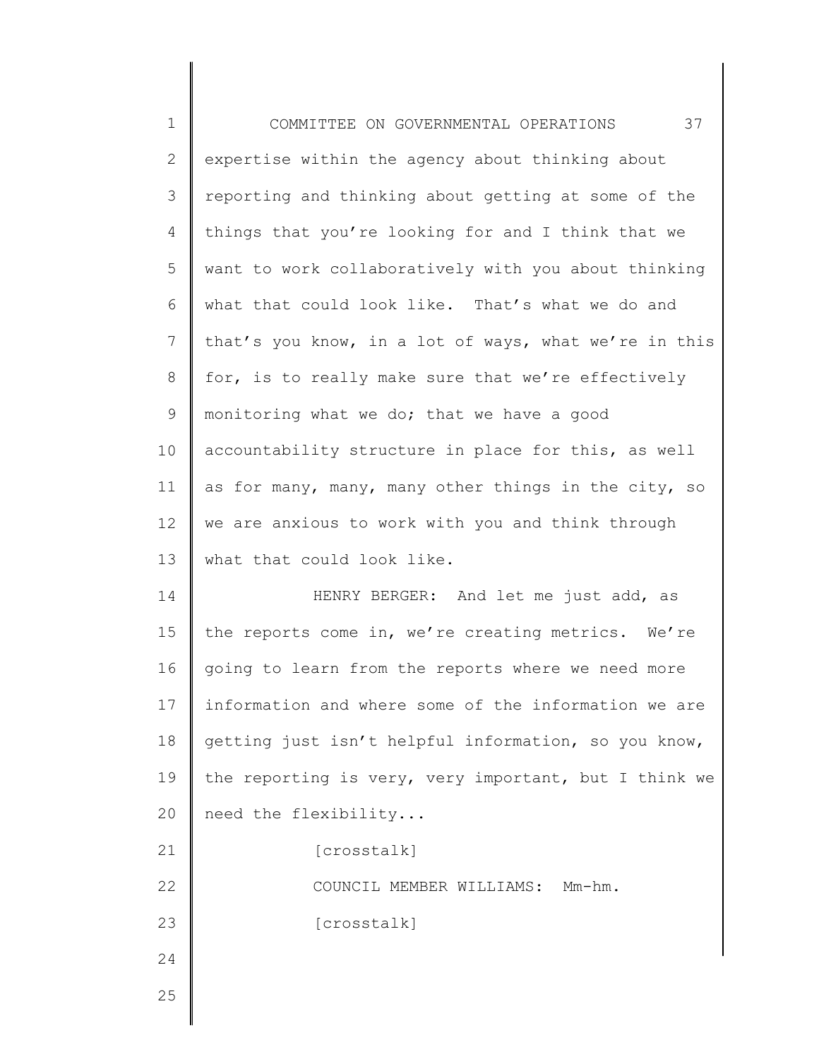expertise within the agency about thinking about reporting and thinking about getting at some of the things that you're looking for and I think that we want to work collaboratively with you about thinking what that could look like. That's what we do and that's you know, in a lot of ways, what we're in this for, is to really make sure that we're effectively monitoring what we do; that we have a good accountability structure in place for this, as well as for many, many, many other things in the city, so we are anxious to work with you and think through what that could look like.

HENRY BERGER: And let me just add, as the reports come in, we're creating metrics. We're going to learn from the reports where we need more information and where some of the information we are getting just isn't helpful information, so you know, the reporting is very, very important, but I think we need the flexibility...

[crosstalk]

COUNCIL MEMBER WILLIAMS: Mm-hm.

[crosstalk]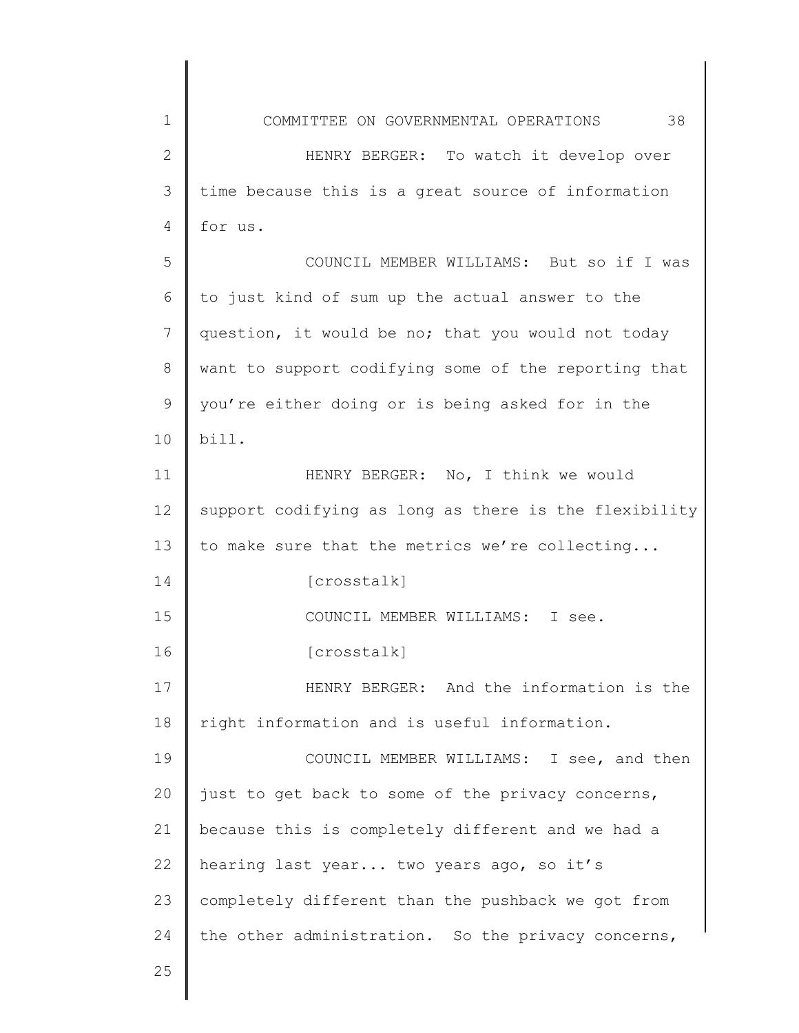HENRY BERGER: To watch it develop over time because this is a great source of information for us.

COUNCIL MEMBER WILLIAMS: But so if I was to just kind of sum up the actual answer to the question, it would be no; that you would not today want to support codifying some of the reporting that you're either doing or is being asked for in the bill.

HENRY BERGER: No, I think we would support codifying as long as there is the flexibility to make sure that the metrics we're collecting...

[crosstalk]

COUNCIL MEMBER WILLIAMS: I see.

[crosstalk]

HENRY BERGER: And the information is the right information and is useful information.

COUNCIL MEMBER WILLIAMS: I see, and then just to get back to some of the privacy concerns, because this is completely different and we had a hearing last year... two years ago, so it's completely different than the pushback we got from the other administration. So the privacy concerns,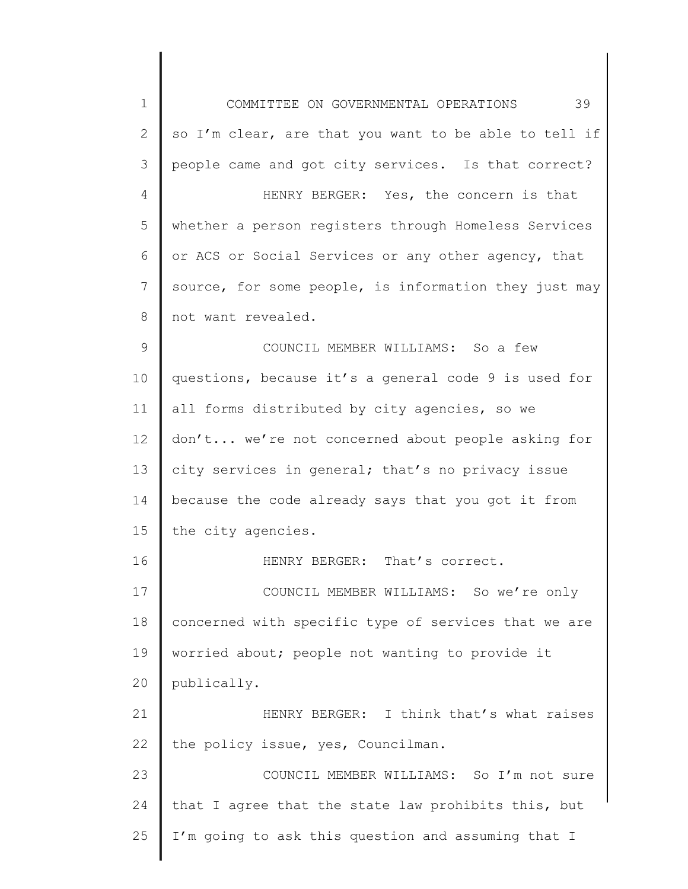so I'm clear, are that you want to be able to tell if people came and got city services. Is that correct?

HENRY BERGER: Yes, the concern is that whether a person registers through Homeless Services or ACS or Social Services or any other agency, that source, for some people, is information they just may not want revealed.

COUNCIL MEMBER WILLIAMS: So a few questions, because it's a general code 9 is used for all forms distributed by city agencies, so we don't... we're not concerned about people asking for city services in general; that's no privacy issue because the code already says that you got it from the city agencies.

HENRY BERGER: That's correct.

COUNCIL MEMBER WILLIAMS: So we're only concerned with specific type of services that we are worried about; people not wanting to provide it publically.

HENRY BERGER: I think that's what raises the policy issue, yes, Councilman.

COUNCIL MEMBER WILLIAMS: So I'm not sure that I agree that the state law prohibits this, but I'm going to ask this question and assuming that I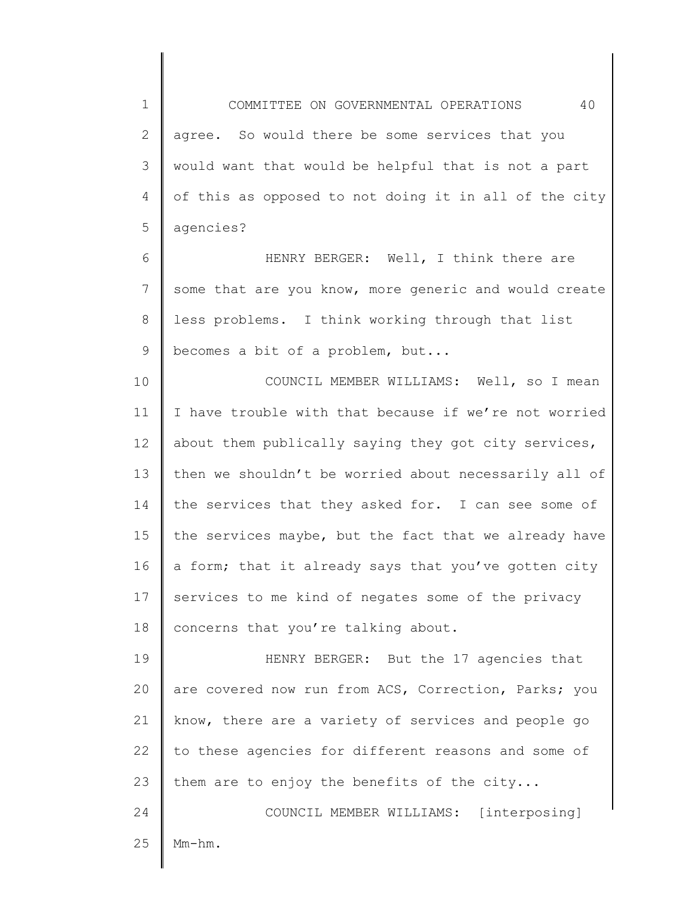agree. So would there be some services that you would want that would be helpful that is not a part of this as opposed to not doing it in all of the city agencies?

HENRY BERGER: Well, I think there are some that are you know, more generic and would create less problems. I think working through that list becomes a bit of a problem, but...

COUNCIL MEMBER WILLIAMS: Well, so I mean I have trouble with that because if we're not worried about them publically saying they got city services, then we shouldn't be worried about necessarily all of the services that they asked for. I can see some of the services maybe, but the fact that we already have a form; that it already says that you've gotten city services to me kind of negates some of the privacy concerns that you're talking about.

HENRY BERGER: But the 17 agencies that are covered now run from ACS, Correction, Parks; you know, there are a variety of services and people go to these agencies for different reasons and some of them are to enjoy the benefits of the city...

COUNCIL MEMBER WILLIAMS: [interposing] Mm-hm.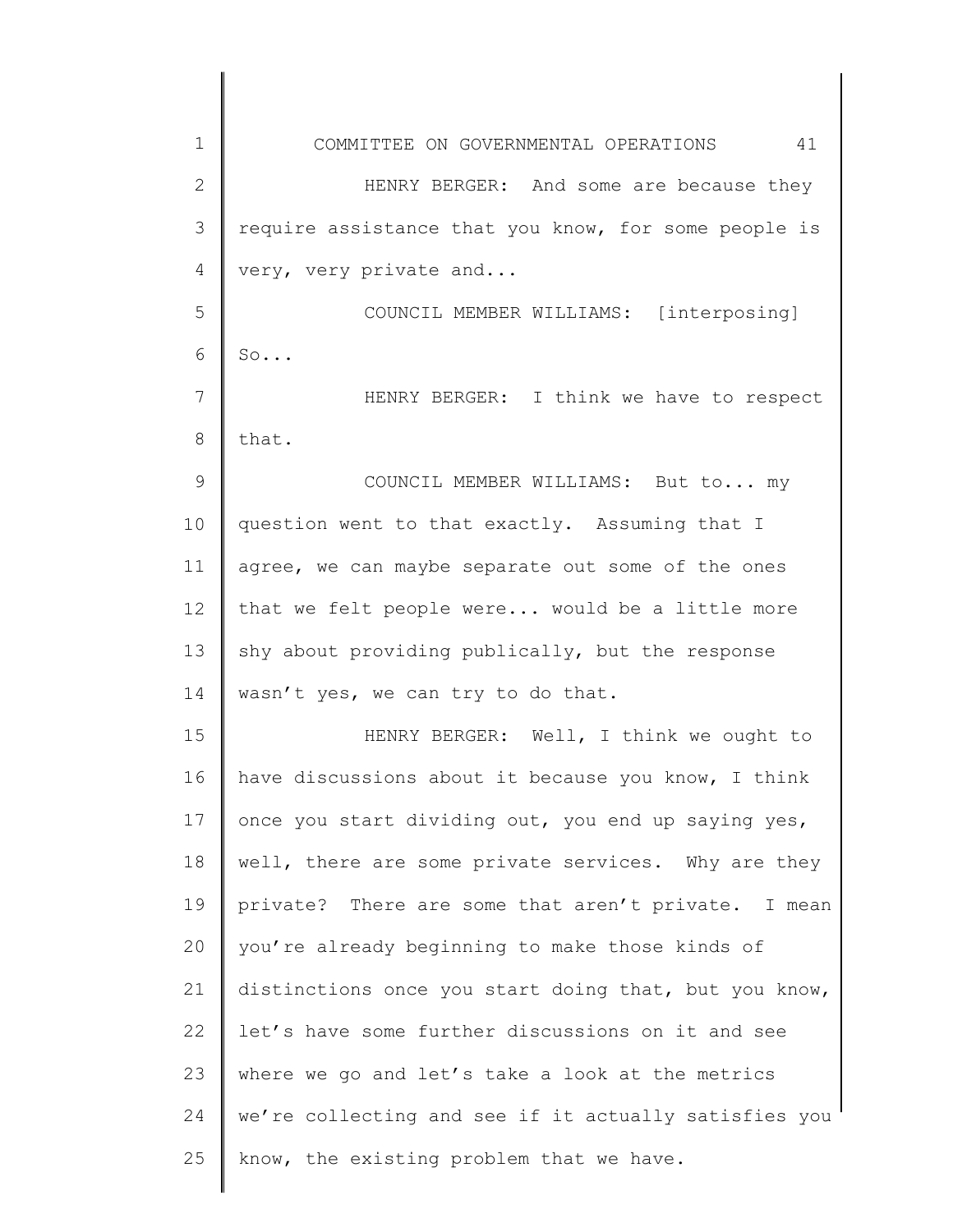HENRY BERGER: And some are because they require assistance that you know, for some people is very, very private and...

COUNCIL MEMBER WILLIAMS: [interposing] So...

HENRY BERGER: I think we have to respect that.

COUNCIL MEMBER WILLIAMS: But to... my question went to that exactly. Assuming that I agree, we can maybe separate out some of the ones that we felt people were... would be a little more shy about providing publically, but the response wasn’t yes, we can try to do that.

HENRY BERGER: Well, I think we ought to have discussions about it because you know, I think once you start dividing out, you end up saying yes, well, there are some private services. Why are they private? There are some that aren’t private. I mean you’re already beginning to make those kinds of distinctions once you start doing that, but you know, let’s have some further discussions on it and see where we go and let’s take a look at the metrics we’re collecting and see if it actually satisfies you know, the existing problem that we have.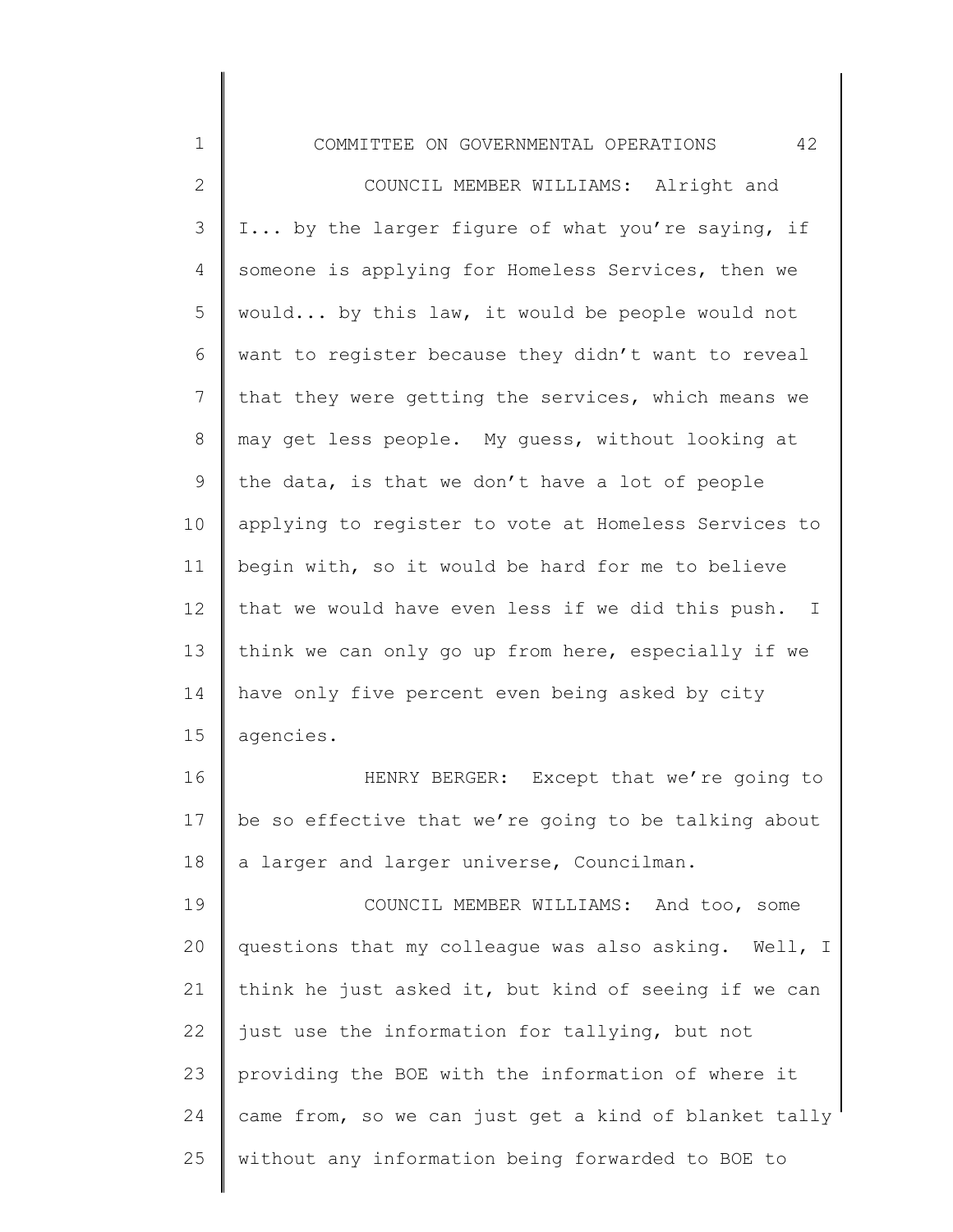COUNCIL MEMBER WILLIAMS: Alright and I... by the larger figure of what you're saying, if someone is applying for Homeless Services, then we would... by this law, it would be people would not want to register because they didn't want to reveal that they were getting the services, which means we may get less people. My guess, without looking at the data, is that we don't have a lot of people applying to register to vote at Homeless Services to begin with, so it would be hard for me to believe that we would have even less if we did this push. I think we can only go up from here, especially if we have only five percent even being asked by city agencies.

HENRY BERGER: Except that we're going to be so effective that we're going to be talking about a larger and larger universe, Councilman.

COUNCIL MEMBER WILLIAMS: And too, some questions that my colleague was also asking. Well, I think he just asked it, but kind of seeing if we can just use the information for tallying, but not providing the BOE with the information of where it came from, so we can just get a kind of blanket tally without any information being forwarded to BOE to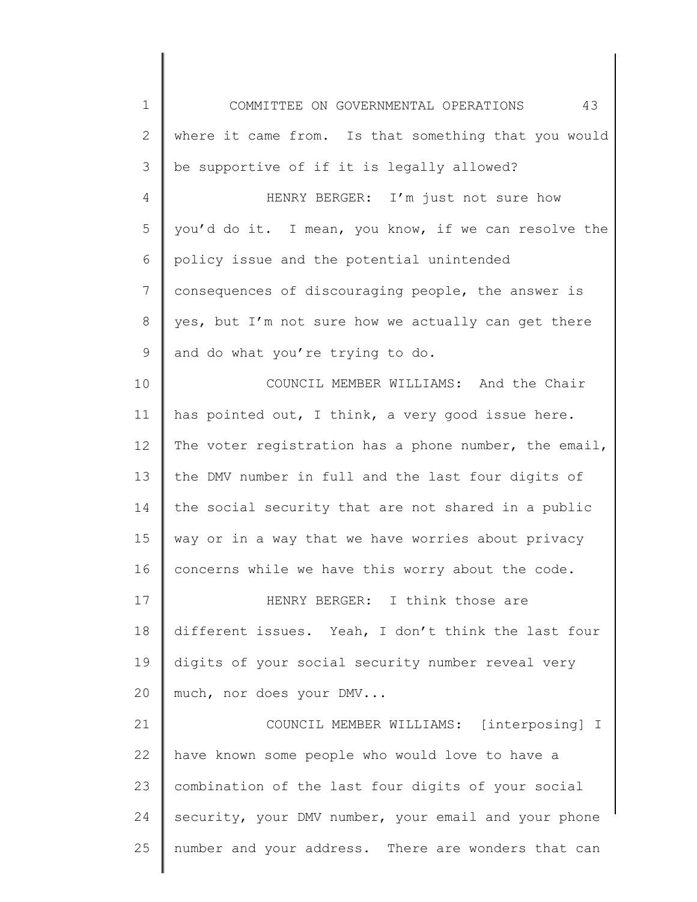where it came from. Is that something that you would be supportive of if it is legally allowed?

HENRY BERGER: I'm just not sure how you'd do it. I mean, you know, if we can resolve the policy issue and the potential unintended consequences of discouraging people, the answer is yes, but I'm not sure how we actually can get there and do what you're trying to do.

COUNCIL MEMBER WILLIAMS: And the Chair has pointed out, I think, a very good issue here. The voter registration has a phone number, the email, the DMV number in full and the last four digits of the social security that are not shared in a public way or in a way that we have worries about privacy concerns while we have this worry about the code.

HENRY BERGER: I think those are different issues. Yeah, I don't think the last four digits of your social security number reveal very much, nor does your DMV...

COUNCIL MEMBER WILLIAMS: [interposing] I have known some people who would love to have a combination of the last four digits of your social security, your DMV number, your email and your phone number and your address. There are wonders that can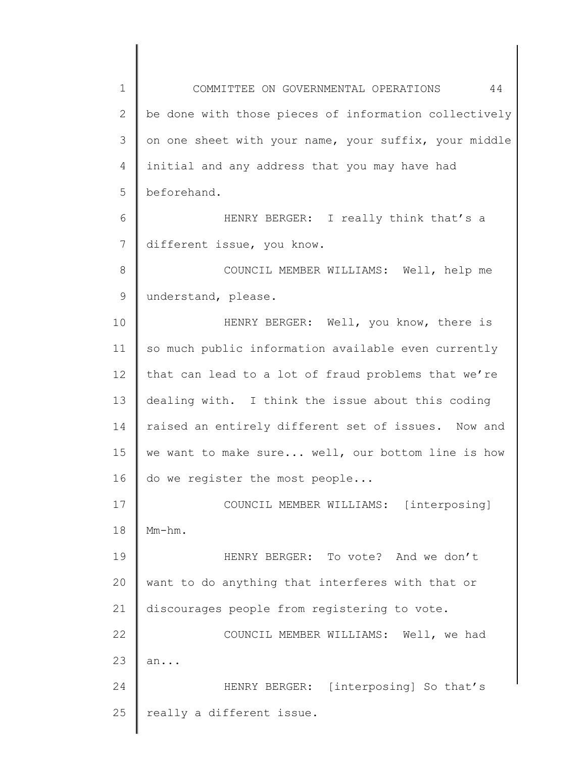be done with those pieces of information collectively on one sheet with your name, your suffix, your middle initial and any address that you may have had beforehand.

HENRY BERGER: I really think that's a different issue, you know.

COUNCIL MEMBER WILLIAMS: Well, help me understand, please.

HENRY BERGER: Well, you know, there is so much public information available even currently that can lead to a lot of fraud problems that we're dealing with. I think the issue about this coding raised an entirely different set of issues. Now and we want to make sure... well, our bottom line is how do we register the most people...

COUNCIL MEMBER WILLIAMS: [interposing] Mm-hm.

HENRY BERGER: To vote? And we don't want to do anything that interferes with that or discourages people from registering to vote.

COUNCIL MEMBER WILLIAMS: Well, we had an...

HENRY BERGER: [interposing] So that's really a different issue.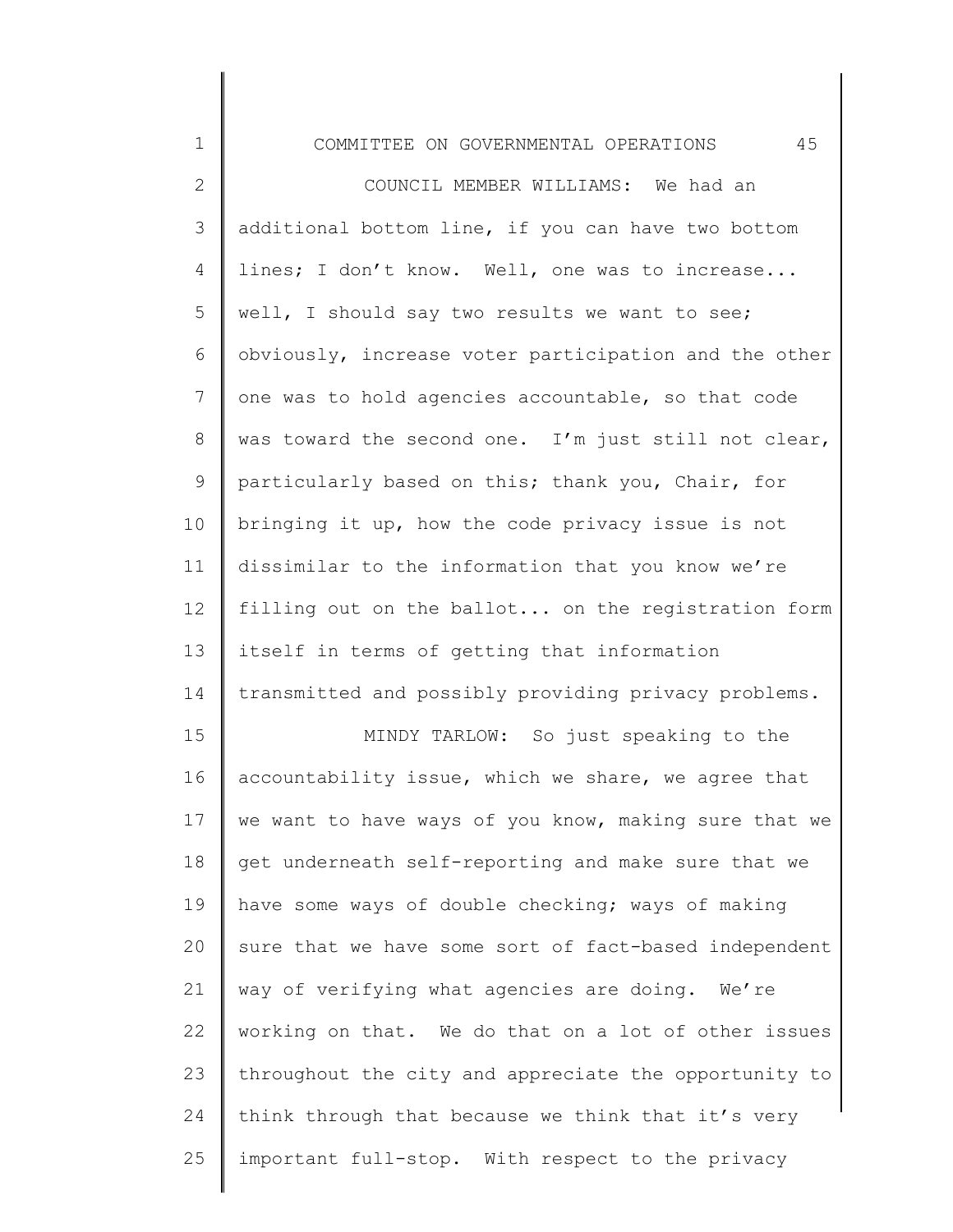COUNCIL MEMBER WILLIAMS: We had an additional bottom line, if you can have two bottom lines; I don't know. Well, one was to increase... well, I should say two results we want to see; obviously, increase voter participation and the other one was to hold agencies accountable, so that code was toward the second one. I'm just still not clear, particularly based on this; thank you, Chair, for bringing it up, how the code privacy issue is not dissimilar to the information that you know we're filling out on the ballot... on the registration form itself in terms of getting that information transmitted and possibly providing privacy problems.

MINDY TARLOW: So just speaking to the accountability issue, which we share, we agree that we want to have ways of you know, making sure that we get underneath self-reporting and make sure that we have some ways of double checking; ways of making sure that we have some sort of fact-based independent way of verifying what agencies are doing. We're working on that. We do that on a lot of other issues throughout the city and appreciate the opportunity to think through that because we think that it's very important full-stop. With respect to the privacy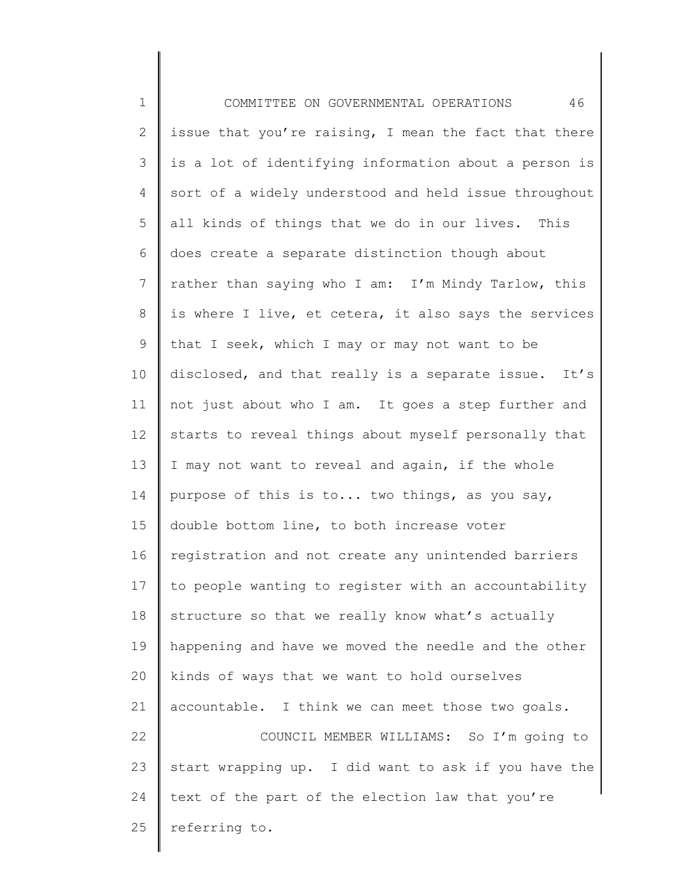issue that you're raising, I mean the fact that there is a lot of identifying information about a person is sort of a widely understood and held issue throughout all kinds of things that we do in our lives. This does create a separate distinction though about rather than saying who I am: I'm Mindy Tarlow, this is where I live, et cetera, it also says the services that I seek, which I may or may not want to be disclosed, and that really is a separate issue. It's not just about who I am. It goes a step further and starts to reveal things about myself personally that I may not want to reveal and again, if the whole purpose of this is to... two things, as you say, double bottom line, to both increase voter registration and not create any unintended barriers to people wanting to register with an accountability structure so that we really know what's actually happening and have we moved the needle and the other kinds of ways that we want to hold ourselves accountable. I think we can meet those two goals.

COUNCIL MEMBER WILLIAMS: So I'm going to start wrapping up. I did want to ask if you have the text of the part of the election law that you're referring to.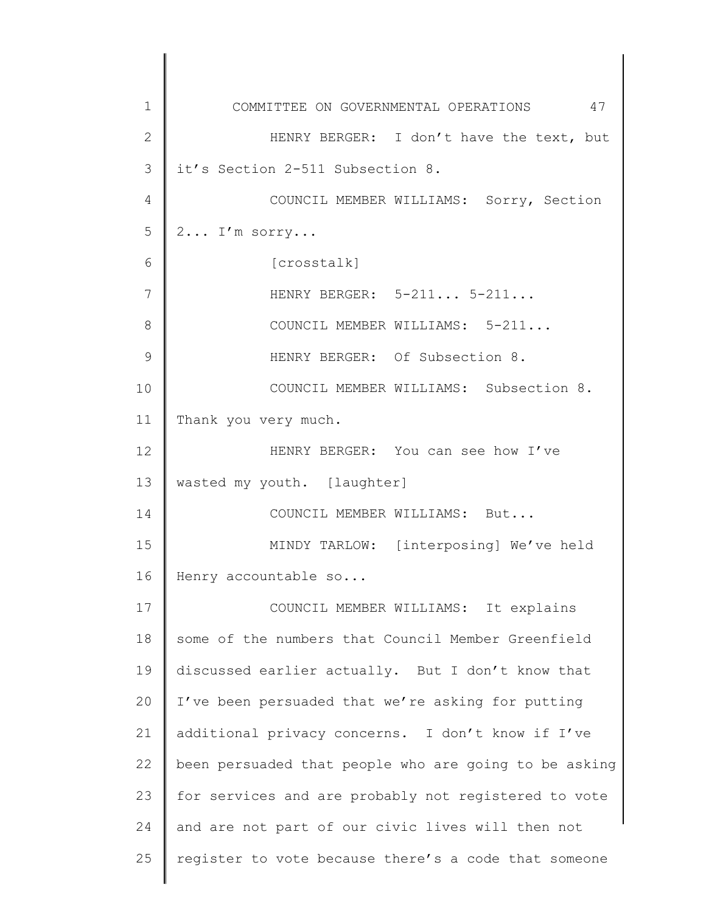HENRY BERGER: I don't have the text, but it's Section 2-511 Subsection 8.

COUNCIL MEMBER WILLIAMS: Sorry, Section 2... I'm sorry...

[crosstalk]

HENRY BERGER: 5-211... 5-211...

COUNCIL MEMBER WILLIAMS: 5-211...

HENRY BERGER: Of Subsection 8.

COUNCIL MEMBER WILLIAMS: Subsection 8. Thank you very much.

HENRY BERGER: You can see how I've wasted my youth. [laughter]

COUNCIL MEMBER WILLIAMS: But...

MINDY TARLOW: [interposing] We've held Henry accountable so...

COUNCIL MEMBER WILLIAMS: It explains some of the numbers that Council Member Greenfield discussed earlier actually. But I don't know that I've been persuaded that we're asking for putting additional privacy concerns. I don't know if I've been persuaded that people who are going to be asking for services and are probably not registered to vote and are not part of our civic lives will then not register to vote because there's a code that someone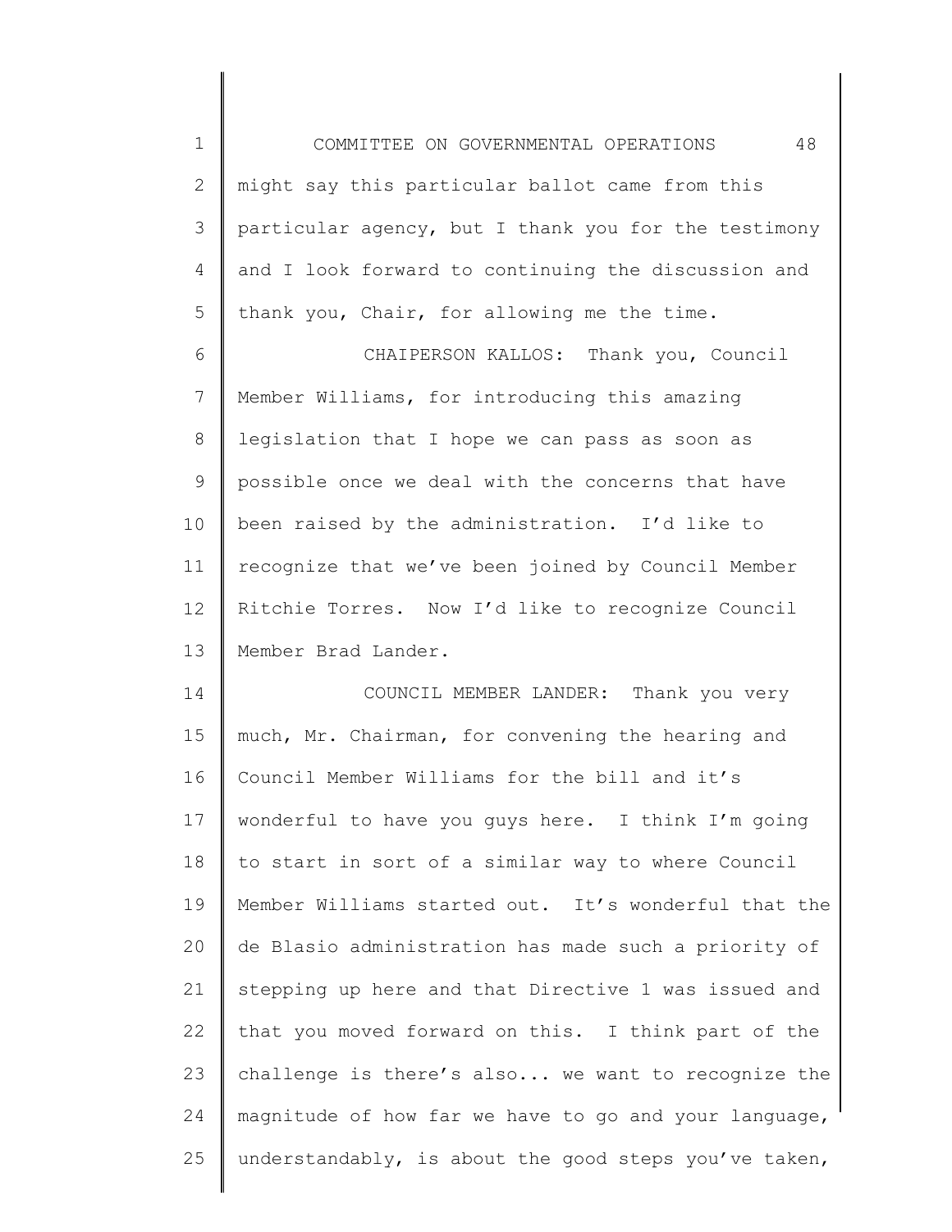might say this particular ballot came from this particular agency, but I thank you for the testimony and I look forward to continuing the discussion and thank you, Chair, for allowing me the time.

CHAIPERSON KALLOS: Thank you, Council Member Williams, for introducing this amazing legislation that I hope we can pass as soon as possible once we deal with the concerns that have been raised by the administration. I'd like to recognize that we've been joined by Council Member Ritchie Torres. Now I'd like to recognize Council Member Brad Lander.

COUNCIL MEMBER LANDER: Thank you very much, Mr. Chairman, for convening the hearing and Council Member Williams for the bill and it's wonderful to have you guys here. I think I'm going to start in sort of a similar way to where Council Member Williams started out. It's wonderful that the de Blasio administration has made such a priority of stepping up here and that Directive 1 was issued and that you moved forward on this. I think part of the challenge is there's also... we want to recognize the magnitude of how far we have to go and your language, understandably, is about the good steps you've taken,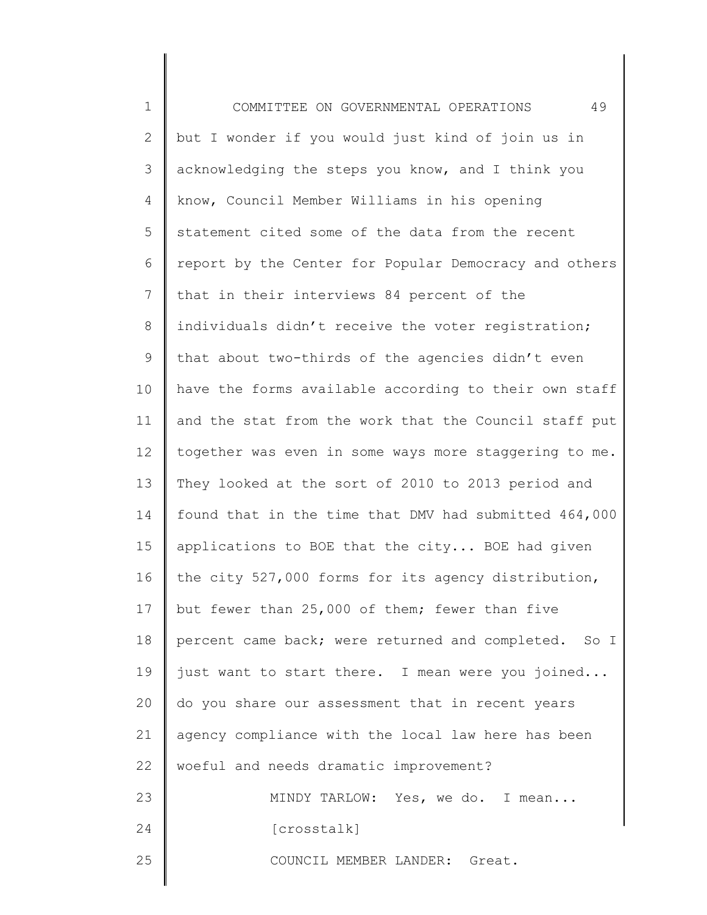but I wonder if you would just kind of join us in acknowledging the steps you know, and I think you know, Council Member Williams in his opening statement cited some of the data from the recent report by the Center for Popular Democracy and others that in their interviews 84 percent of the individuals didn't receive the voter registration; that about two-thirds of the agencies didn't even have the forms available according to their own staff and the stat from the work that the Council staff put together was even in some ways more staggering to me. They looked at the sort of 2010 to 2013 period and found that in the time that DMV had submitted 464,000 applications to BOE that the city... BOE had given the city 527,000 forms for its agency distribution, but fewer than 25,000 of them; fewer than five percent came back; were returned and completed. So I just want to start there. I mean were you joined... do you share our assessment that in recent years agency compliance with the local law here has been woeful and needs dramatic improvement?

MINDY TARLOW: Yes, we do. I mean...

[crosstalk]

COUNCIL MEMBER LANDER: Great.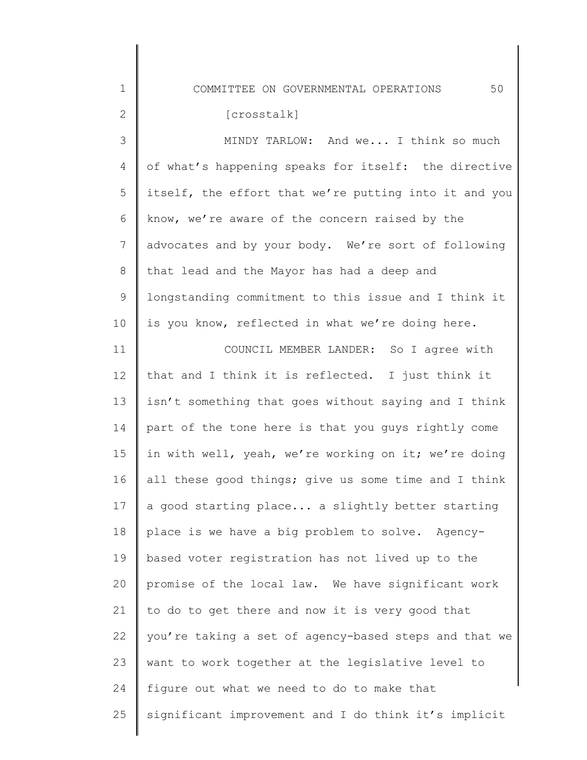[crosstalk]

MINDY TARLOW: And we... I think so much of what's happening speaks for itself: the directive itself, the effort that we're putting into it and you know, we're aware of the concern raised by the advocates and by your body. We're sort of following that lead and the Mayor has had a deep and longstanding commitment to this issue and I think it is you know, reflected in what we're doing here.

COUNCIL MEMBER LANDER: So I agree with that and I think it is reflected. I just think it isn't something that goes without saying and I think part of the tone here is that you guys rightly come in with well, yeah, we're working on it; we're doing all these good things; give us some time and I think a good starting place... a slightly better starting place is we have a big problem to solve. Agency-based voter registration has not lived up to the promise of the local law. We have significant work to do to get there and now it is very good that you're taking a set of agency-based steps and that we want to work together at the legislative level to figure out what we need to do to make that significant improvement and I do think it's implicit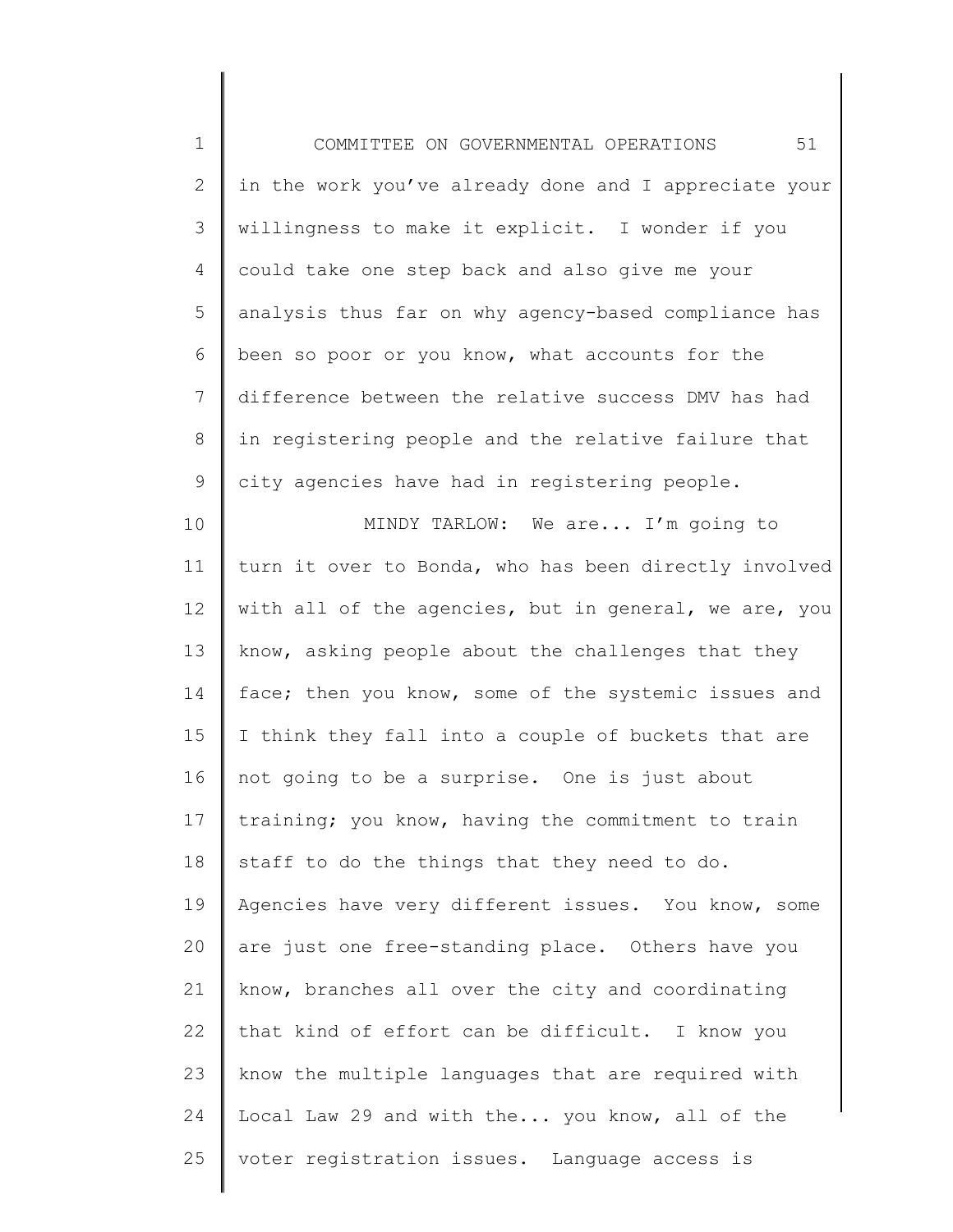in the work you've already done and I appreciate your willingness to make it explicit. I wonder if you could take one step back and also give me your analysis thus far on why agency-based compliance has been so poor or you know, what accounts for the difference between the relative success DMV has had in registering people and the relative failure that city agencies have had in registering people.

MINDY TARLOW: We are... I'm going to turn it over to Bonda, who has been directly involved with all of the agencies, but in general, we are, you know, asking people about the challenges that they face; then you know, some of the systemic issues and I think they fall into a couple of buckets that are not going to be a surprise. One is just about training; you know, having the commitment to train staff to do the things that they need to do. Agencies have very different issues. You know, some are just one free-standing place. Others have you know, branches all over the city and coordinating that kind of effort can be difficult. I know you know the multiple languages that are required with Local Law 29 and with the... you know, all of the voter registration issues. Language access is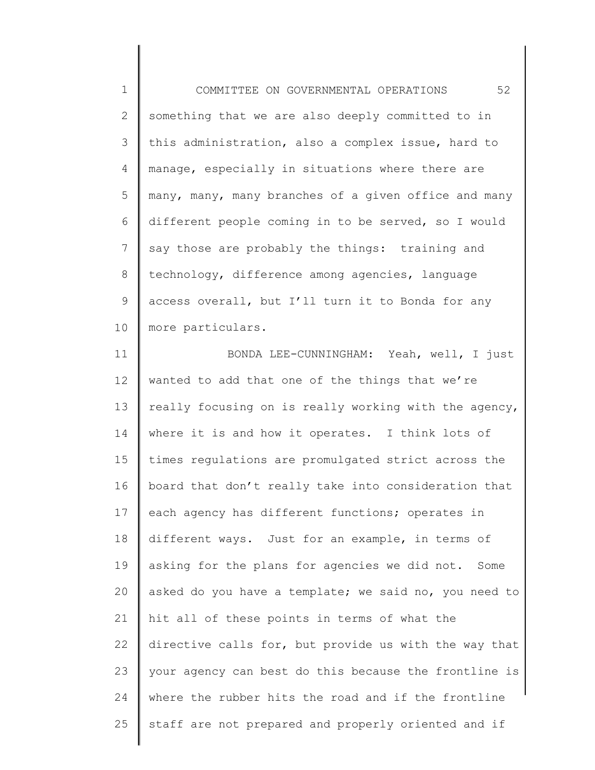something that we are also deeply committed to in this administration, also a complex issue, hard to manage, especially in situations where there are many, many, many branches of a given office and many different people coming in to be served, so I would say those are probably the things: training and technology, difference among agencies, language access overall, but I'll turn it to Bonda for any more particulars.

BONDA LEE-CUNNINGHAM: Yeah, well, I just wanted to add that one of the things that we're really focusing on is really working with the agency, where it is and how it operates. I think lots of times regulations are promulgated strict across the board that don't really take into consideration that each agency has different functions; operates in different ways. Just for an example, in terms of asking for the plans for agencies we did not. Some asked do you have a template; we said no, you need to hit all of these points in terms of what the directive calls for, but provide us with the way that your agency can best do this because the frontline is where the rubber hits the road and if the frontline staff are not prepared and properly oriented and if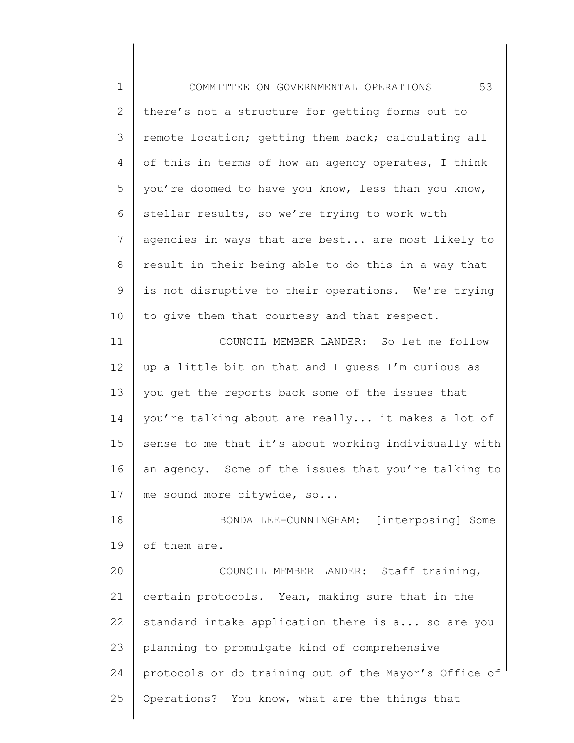there's not a structure for getting forms out to remote location; getting them back; calculating all of this in terms of how an agency operates, I think you're doomed to have you know, less than you know, stellar results, so we're trying to work with agencies in ways that are best... are most likely to result in their being able to do this in a way that is not disruptive to their operations. We're trying to give them that courtesy and that respect.

COUNCIL MEMBER LANDER: So let me follow up a little bit on that and I guess I'm curious as you get the reports back some of the issues that you're talking about are really... it makes a lot of sense to me that it's about working individually with an agency. Some of the issues that you're talking to me sound more citywide, so...

BONDA LEE-CUNNINGHAM: [interposing] Some of them are.

COUNCIL MEMBER LANDER: Staff training, certain protocols. Yeah, making sure that in the standard intake application there is a... so are you planning to promulgate kind of comprehensive protocols or do training out of the Mayor's Office of Operations? You know, what are the things that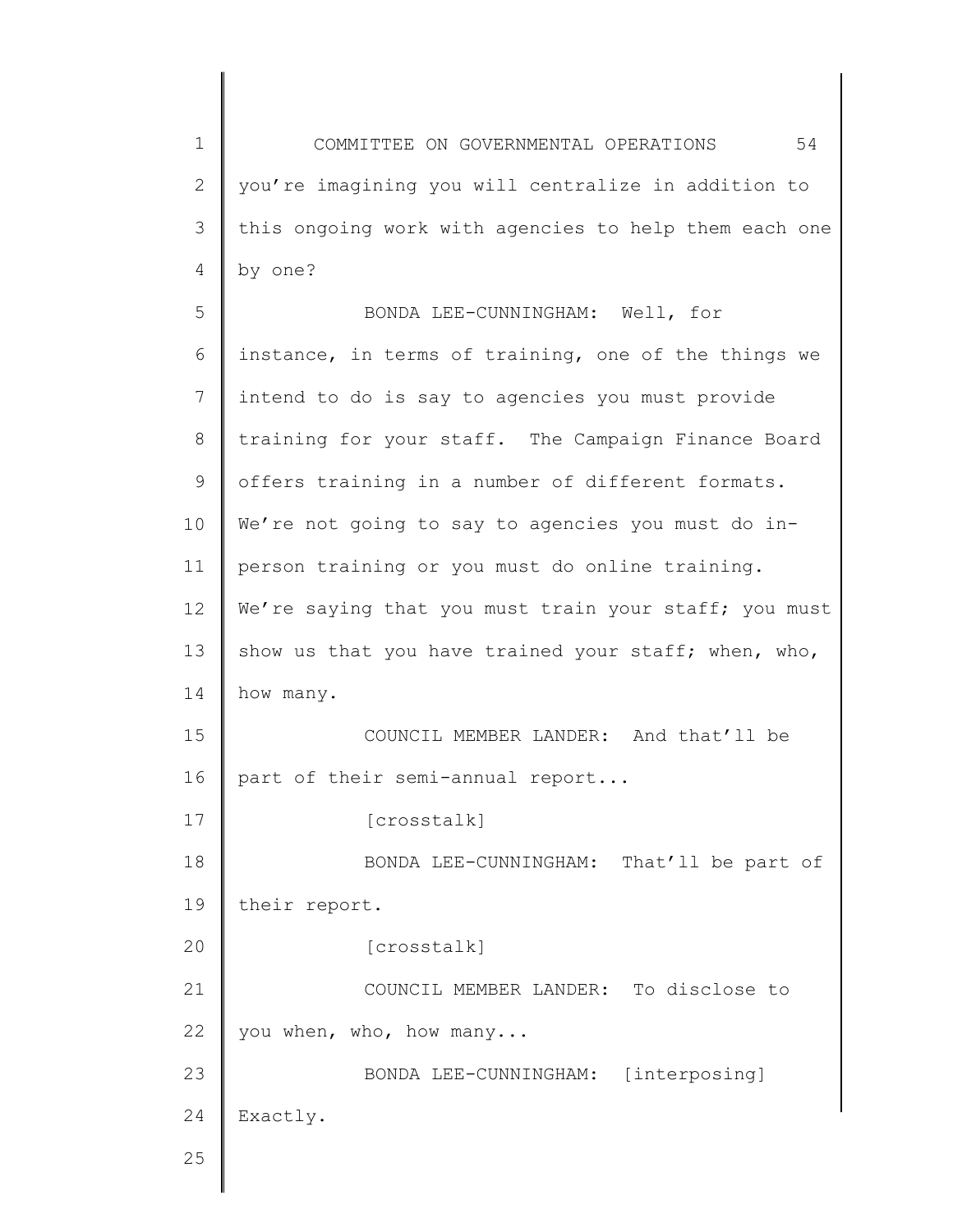you're imagining you will centralize in addition to this ongoing work with agencies to help them each one by one?

BONDA LEE-CUNNINGHAM: Well, for instance, in terms of training, one of the things we intend to do is say to agencies you must provide training for your staff. The Campaign Finance Board offers training in a number of different formats. We're not going to say to agencies you must do in-person training or you must do online training. We're saying that you must train your staff; you must show us that you have trained your staff; when, who, how many.

COUNCIL MEMBER LANDER: And that'll be part of their semi-annual report...

[crosstalk]

BONDA LEE-CUNNINGHAM: That'll be part of their report.

[crosstalk]

COUNCIL MEMBER LANDER: To disclose to you when, who, how many...

BONDA LEE-CUNNINGHAM: [interposing] Exactly.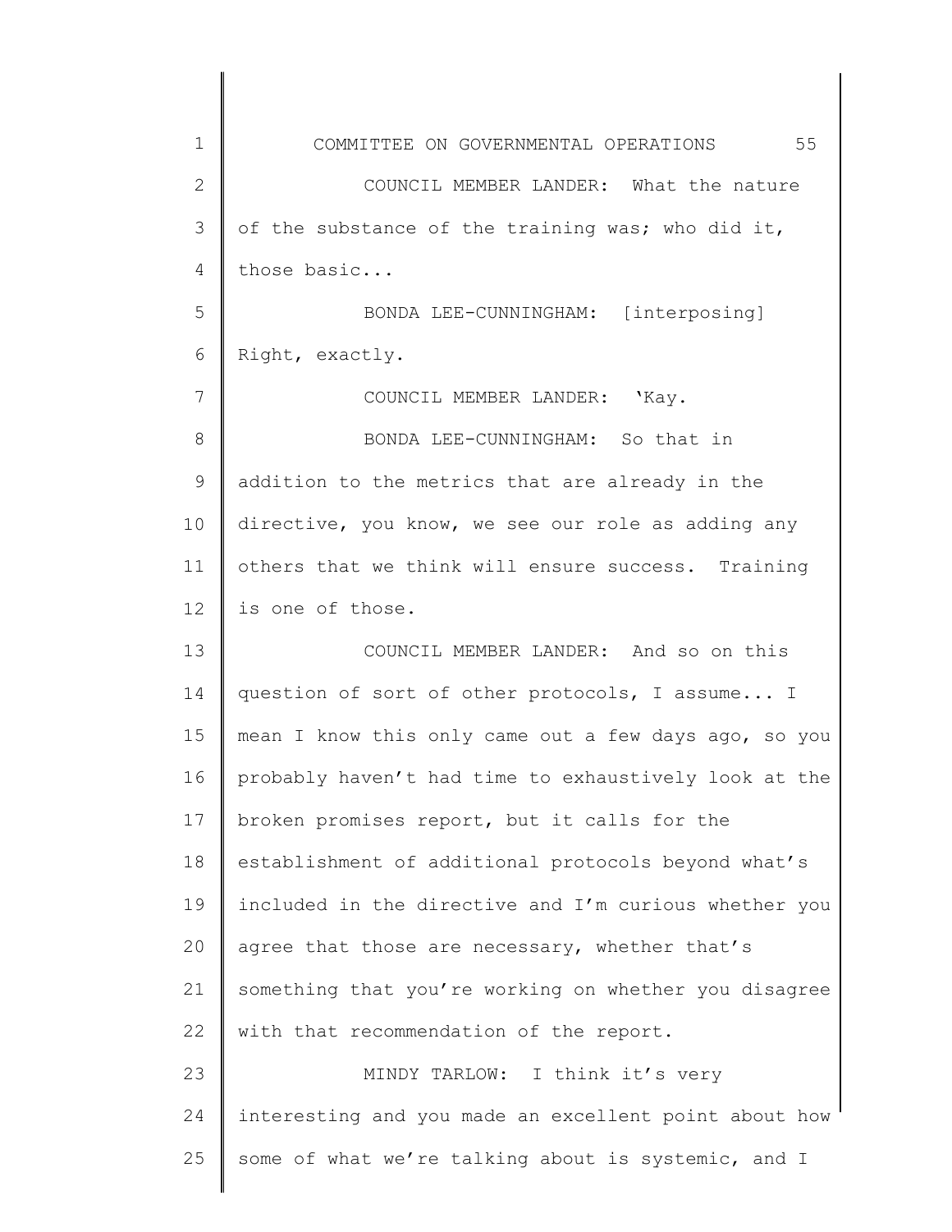COUNCIL MEMBER LANDER: What the nature of the substance of the training was; who did it, those basic...

BONDA LEE-CUNNINGHAM: [interposing] Right, exactly.

COUNCIL MEMBER LANDER: 'Kay.

BONDA LEE-CUNNINGHAM: So that in addition to the metrics that are already in the directive, you know, we see our role as adding any others that we think will ensure success. Training is one of those.

COUNCIL MEMBER LANDER: And so on this question of sort of other protocols, I assume... I mean I know this only came out a few days ago, so you probably haven't had time to exhaustively look at the broken promises report, but it calls for the establishment of additional protocols beyond what's included in the directive and I'm curious whether you agree that those are necessary, whether that's something that you're working on whether you disagree with that recommendation of the report.

MINDY TARLOW: I think it's very interesting and you made an excellent point about how some of what we're talking about is systemic, and I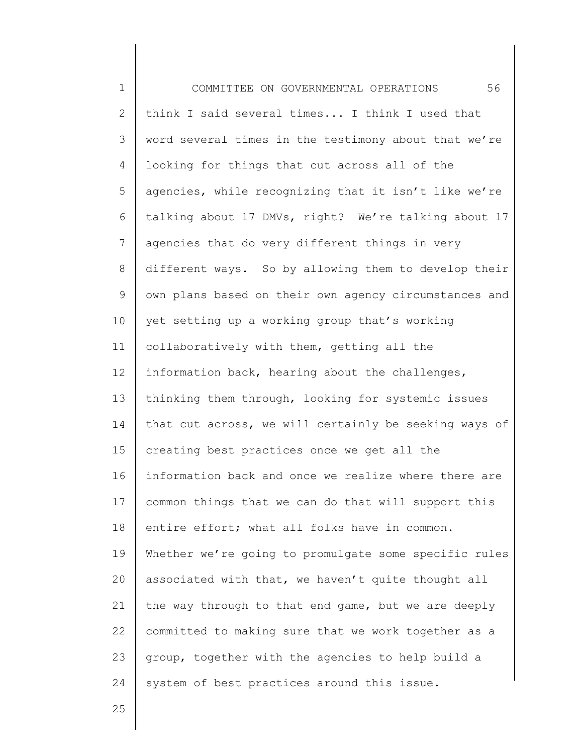think I said several times... I think I used that word several times in the testimony about that we're looking for things that cut across all of the agencies, while recognizing that it isn't like we're talking about 17 DMVs, right? We're talking about 17 agencies that do very different things in very different ways. So by allowing them to develop their own plans based on their own agency circumstances and yet setting up a working group that's working collaboratively with them, getting all the information back, hearing about the challenges, thinking them through, looking for systemic issues that cut across, we will certainly be seeking ways of creating best practices once we get all the information back and once we realize where there are common things that we can do that will support this entire effort; what all folks have in common. Whether we're going to promulgate some specific rules associated with that, we haven't quite thought all the way through to that end game, but we are deeply committed to making sure that we work together as a group, together with the agencies to help build a system of best practices around this issue.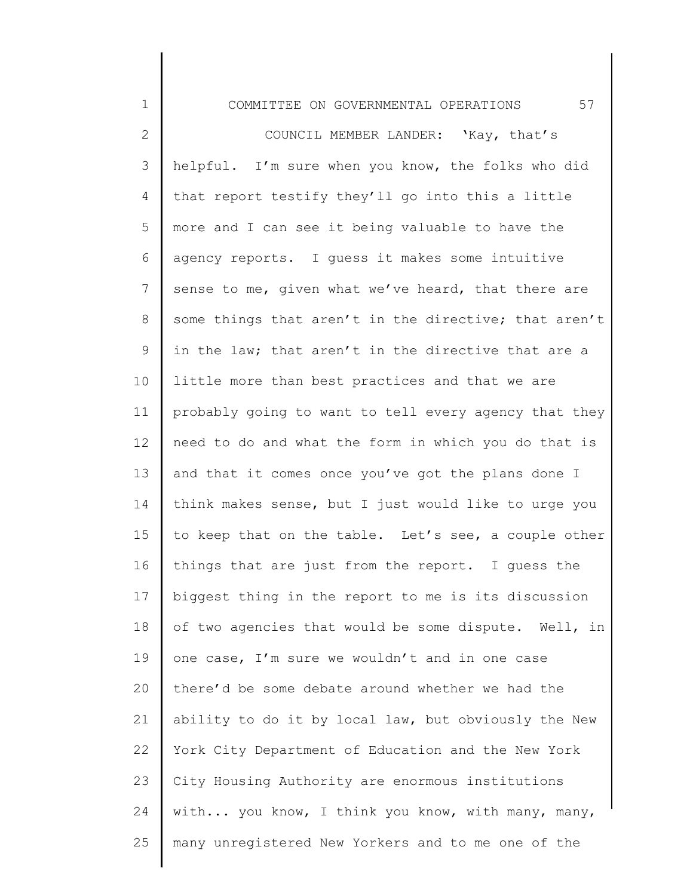COUNCIL MEMBER LANDER: 'Kay, that's helpful. I'm sure when you know, the folks who did that report testify they'll go into this a little more and I can see it being valuable to have the agency reports. I guess it makes some intuitive sense to me, given what we've heard, that there are some things that aren't in the directive; that aren't in the law; that aren't in the directive that are a little more than best practices and that we are probably going to want to tell every agency that they need to do and what the form in which you do that is and that it comes once you've got the plans done I think makes sense, but I just would like to urge you to keep that on the table. Let's see, a couple other things that are just from the report. I guess the biggest thing in the report to me is its discussion of two agencies that would be some dispute. Well, in one case, I'm sure we wouldn't and in one case there'd be some debate around whether we had the ability to do it by local law, but obviously the New York City Department of Education and the New York City Housing Authority are enormous institutions with... you know, I think you know, with many, many, many unregistered New Yorkers and to me one of the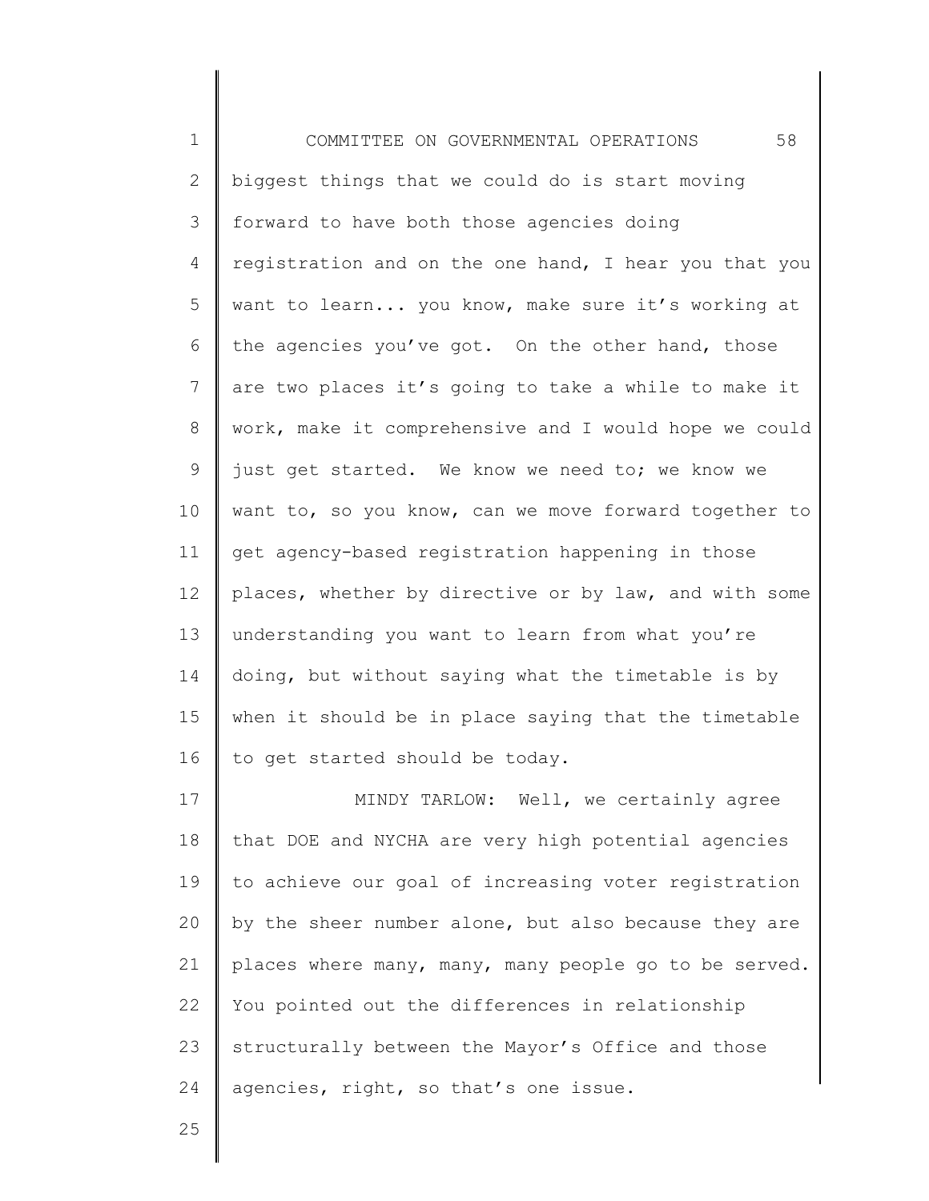biggest things that we could do is start moving forward to have both those agencies doing registration and on the one hand, I hear you that you want to learn... you know, make sure it's working at the agencies you've got. On the other hand, those are two places it's going to take a while to make it work, make it comprehensive and I would hope we could just get started. We know we need to; we know we want to, so you know, can we move forward together to get agency-based registration happening in those places, whether by directive or by law, and with some understanding you want to learn from what you're doing, but without saying what the timetable is by when it should be in place saying that the timetable to get started should be today.

MINDY TARLOW: Well, we certainly agree that DOE and NYCHA are very high potential agencies to achieve our goal of increasing voter registration by the sheer number alone, but also because they are places where many, many, many people go to be served. You pointed out the differences in relationship structurally between the Mayor's Office and those agencies, right, so that's one issue.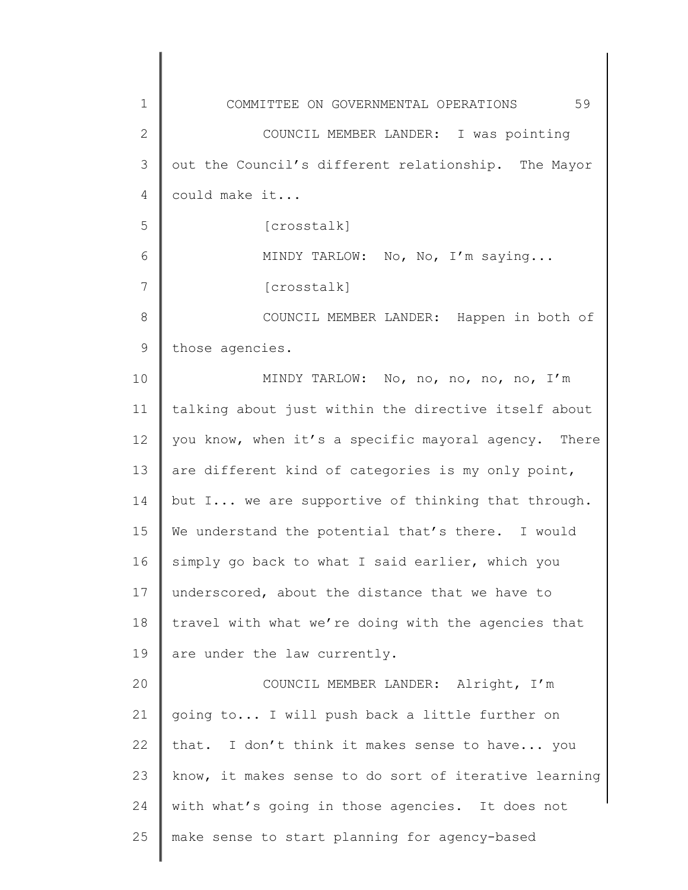COUNCIL MEMBER LANDER: I was pointing out the Council's different relationship. The Mayor could make it...

[crosstalk]

MINDY TARLOW: No, No, I'm saying...

[crosstalk]

COUNCIL MEMBER LANDER: Happen in both of those agencies.

MINDY TARLOW: No, no, no, no, no, I'm talking about just within the directive itself about you know, when it's a specific mayoral agency. There are different kind of categories is my only point, but I... we are supportive of thinking that through. We understand the potential that's there. I would simply go back to what I said earlier, which you underscored, about the distance that we have to travel with what we're doing with the agencies that are under the law currently.

COUNCIL MEMBER LANDER: Alright, I'm going to... I will push back a little further on that. I don't think it makes sense to have... you know, it makes sense to do sort of iterative learning with what's going in those agencies. It does not make sense to start planning for agency-based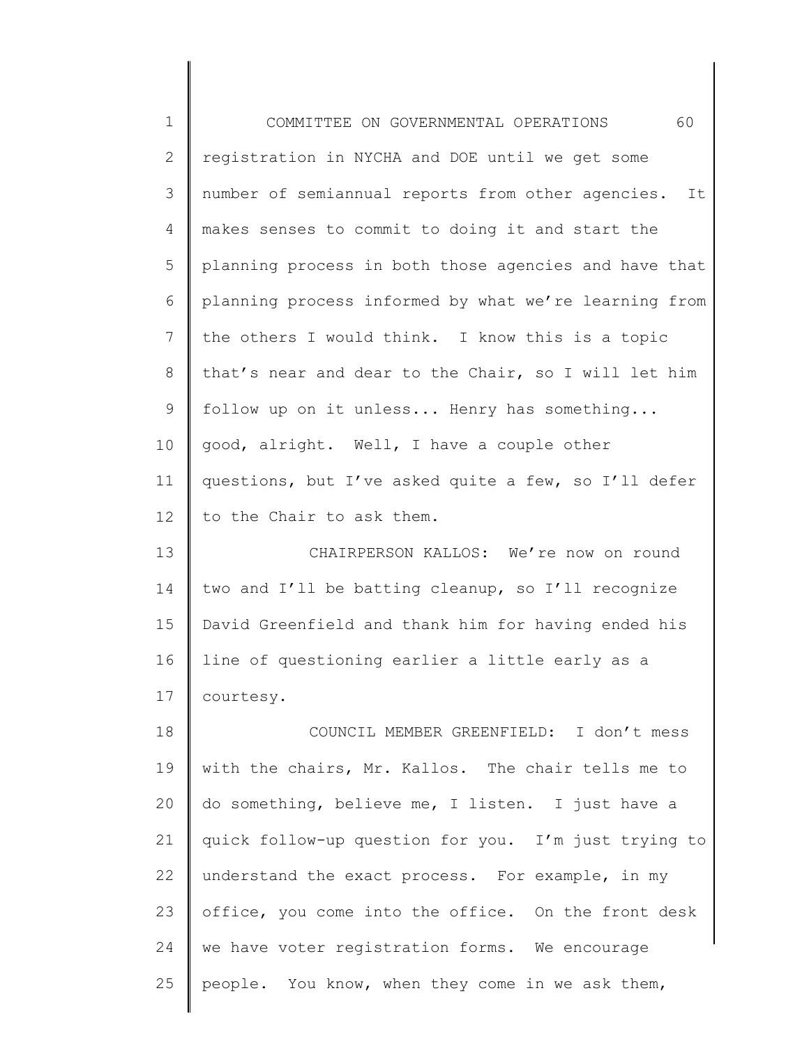registration in NYCHA and DOE until we get some number of semiannual reports from other agencies. It makes senses to commit to doing it and start the planning process in both those agencies and have that planning process informed by what we're learning from the others I would think. I know this is a topic that's near and dear to the Chair, so I will let him follow up on it unless... Henry has something... good, alright. Well, I have a couple other questions, but I've asked quite a few, so I'll defer to the Chair to ask them.

CHAIRPERSON KALLOS: We're now on round two and I'll be batting cleanup, so I'll recognize David Greenfield and thank him for having ended his line of questioning earlier a little early as a courtesy.

COUNCIL MEMBER GREENFIELD: I don't mess with the chairs, Mr. Kallos. The chair tells me to do something, believe me, I listen. I just have a quick follow-up question for you. I'm just trying to understand the exact process. For example, in my office, you come into the office. On the front desk we have voter registration forms. We encourage people. You know, when they come in we ask them,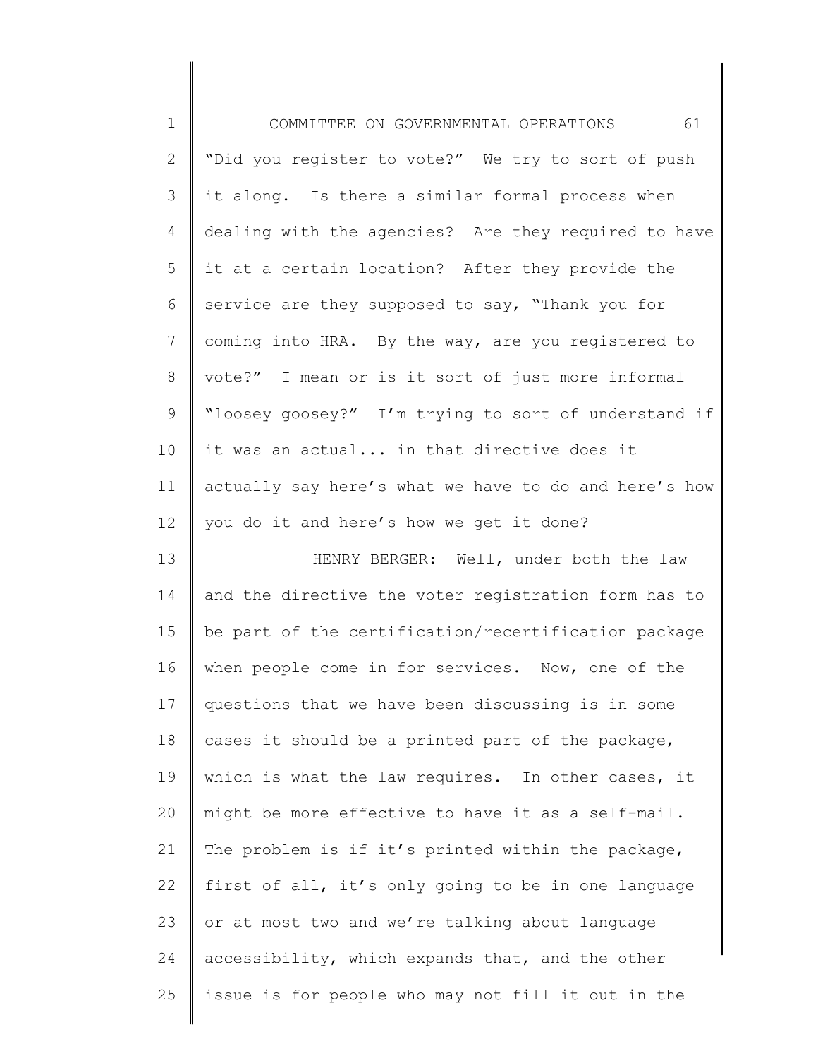"Did you register to vote?" We try to sort of push it along. Is there a similar formal process when dealing with the agencies? Are they required to have it at a certain location? After they provide the service are they supposed to say, "Thank you for coming into HRA. By the way, are you registered to vote?" I mean or is it sort of just more informal "loosey goosey?" I'm trying to sort of understand if it was an actual... in that directive does it actually say here's what we have to do and here's how you do it and here's how we get it done?

HENRY BERGER: Well, under both the law and the directive the voter registration form has to be part of the certification/recertification package when people come in for services. Now, one of the questions that we have been discussing is in some cases it should be a printed part of the package, which is what the law requires. In other cases, it might be more effective to have it as a self-mail. The problem is if it's printed within the package, first of all, it's only going to be in one language or at most two and we're talking about language accessibility, which expands that, and the other issue is for people who may not fill it out in the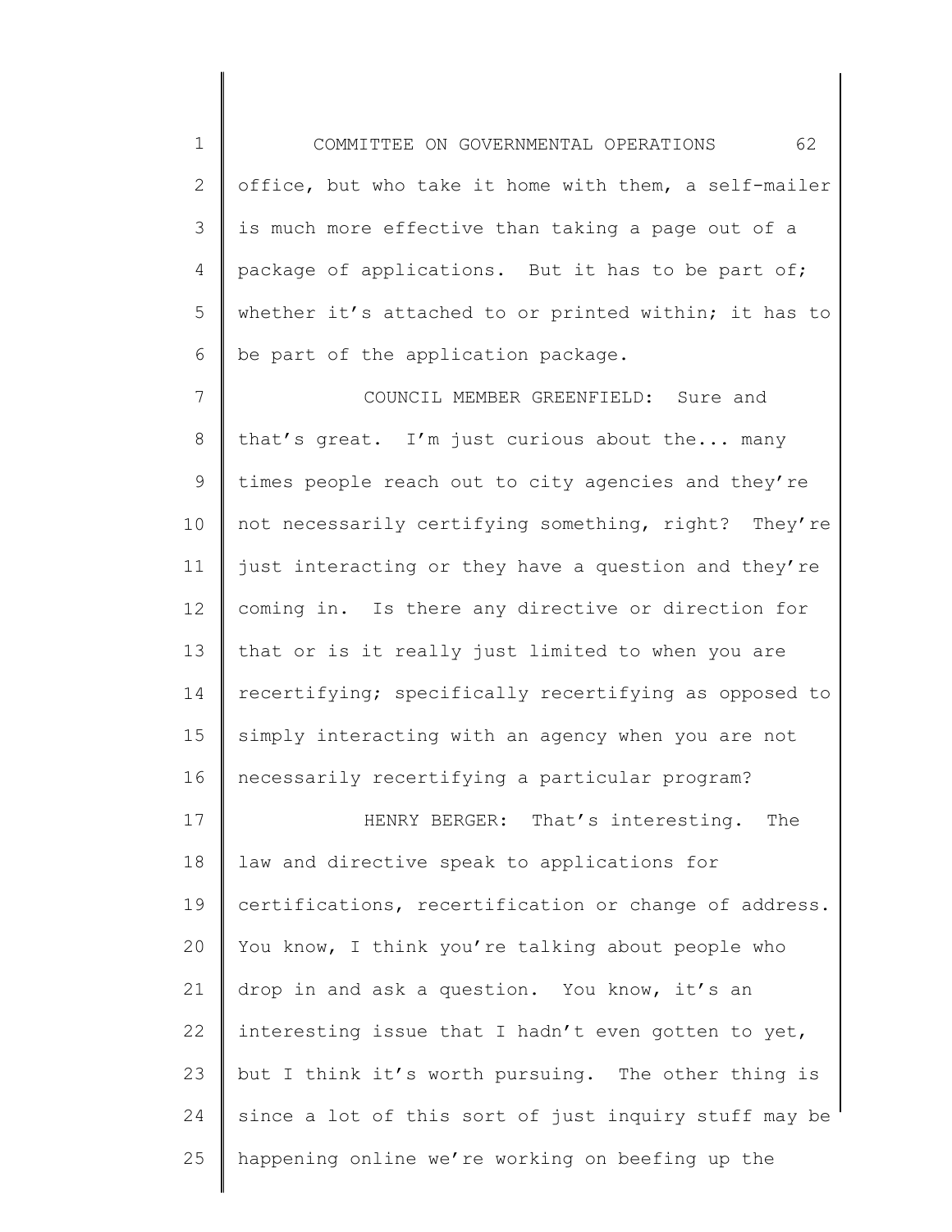office, but who take it home with them, a self-mailer is much more effective than taking a page out of a package of applications. But it has to be part of; whether it's attached to or printed within; it has to be part of the application package.

COUNCIL MEMBER GREENFIELD: Sure and that's great. I'm just curious about the... many times people reach out to city agencies and they're not necessarily certifying something, right? They're just interacting or they have a question and they're coming in. Is there any directive or direction for that or is it really just limited to when you are recertifying; specifically recertifying as opposed to simply interacting with an agency when you are not necessarily recertifying a particular program?

HENRY BERGER: That's interesting. The law and directive speak to applications for certifications, recertification or change of address. You know, I think you're talking about people who drop in and ask a question. You know, it's an interesting issue that I hadn't even gotten to yet, but I think it's worth pursuing. The other thing is since a lot of this sort of just inquiry stuff may be happening online we're working on beefing up the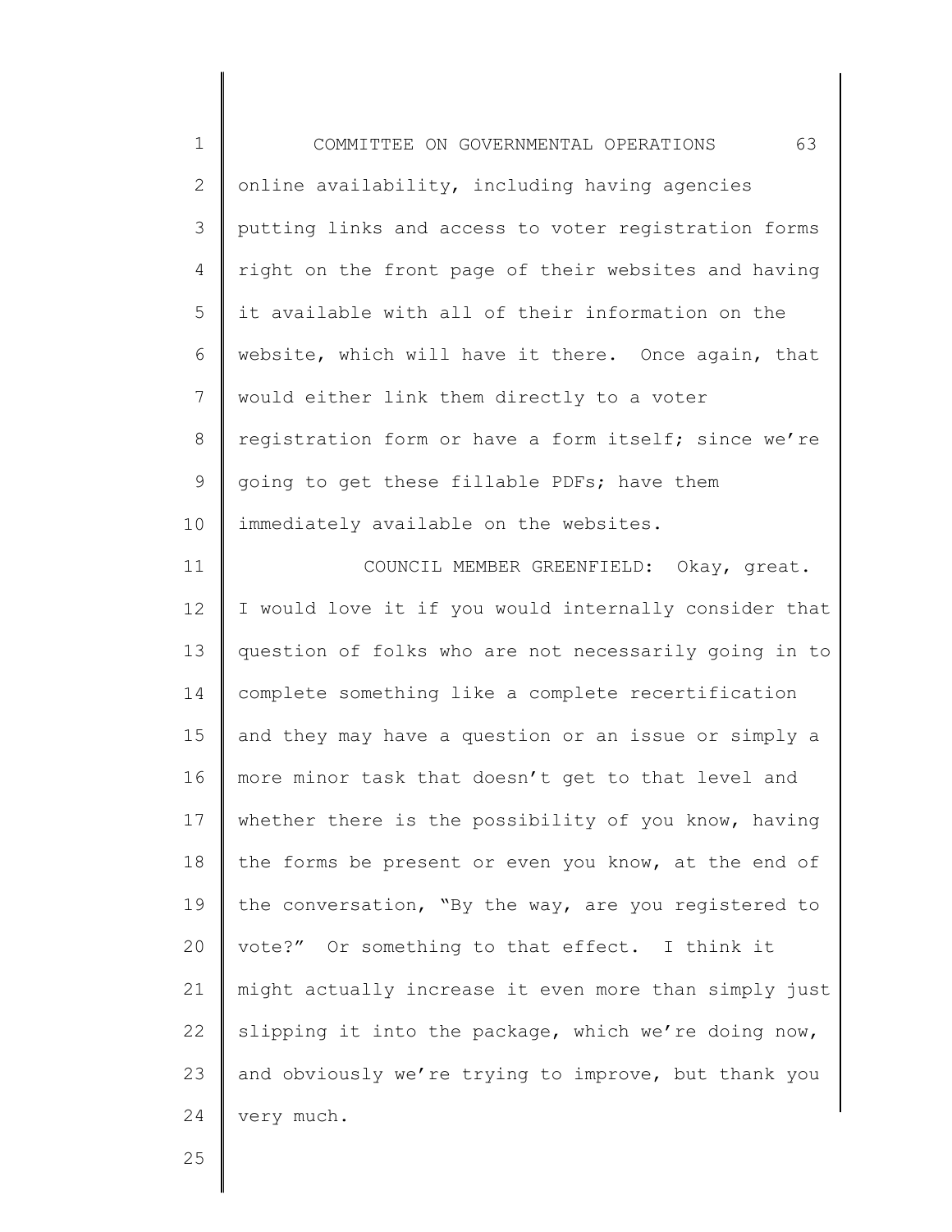online availability, including having agencies putting links and access to voter registration forms right on the front page of their websites and having it available with all of their information on the website, which will have it there. Once again, that would either link them directly to a voter registration form or have a form itself; since we're going to get these fillable PDFs; have them immediately available on the websites.

COUNCIL MEMBER GREENFIELD: Okay, great. I would love it if you would internally consider that question of folks who are not necessarily going in to complete something like a complete recertification and they may have a question or an issue or simply a more minor task that doesn't get to that level and whether there is the possibility of you know, having the forms be present or even you know, at the end of the conversation, "By the way, are you registered to vote?" Or something to that effect. I think it might actually increase it even more than simply just slipping it into the package, which we're doing now, and obviously we're trying to improve, but thank you very much.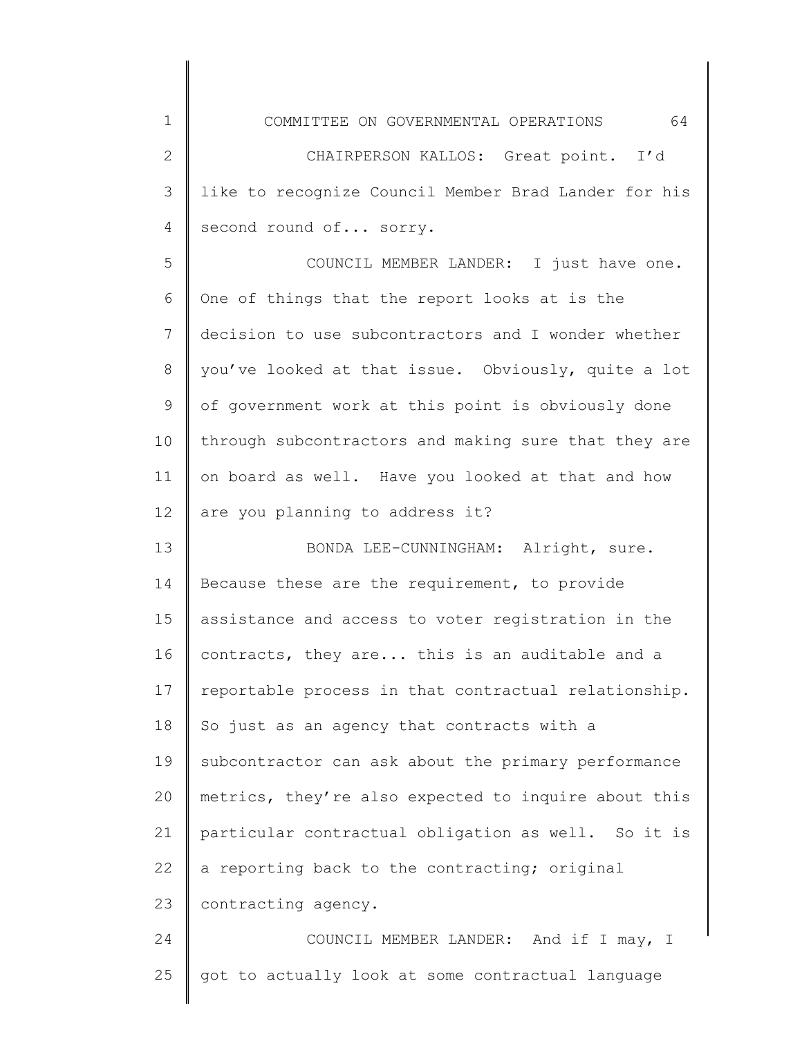CHAIRPERSON KALLOS: Great point. I'd like to recognize Council Member Brad Lander for his second round of... sorry.

COUNCIL MEMBER LANDER: I just have one. One of things that the report looks at is the decision to use subcontractors and I wonder whether you've looked at that issue. Obviously, quite a lot of government work at this point is obviously done through subcontractors and making sure that they are on board as well. Have you looked at that and how are you planning to address it?

BONDA LEE-CUNNINGHAM: Alright, sure. Because these are the requirement, to provide assistance and access to voter registration in the contracts, they are... this is an auditable and a reportable process in that contractual relationship. So just as an agency that contracts with a subcontractor can ask about the primary performance metrics, they're also expected to inquire about this particular contractual obligation as well. So it is a reporting back to the contracting; original contracting agency.

COUNCIL MEMBER LANDER: And if I may, I got to actually look at some contractual language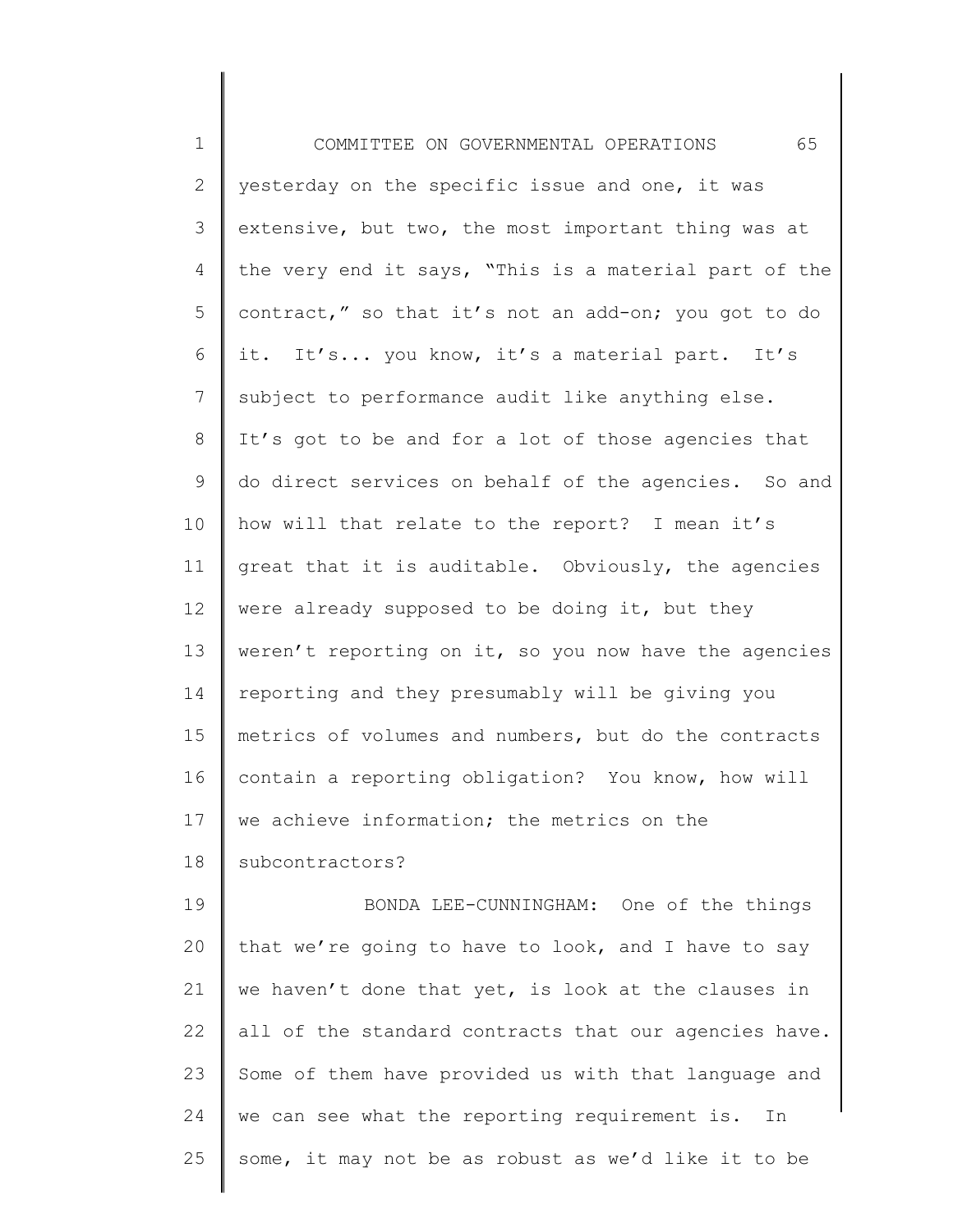yesterday on the specific issue and one, it was extensive, but two, the most important thing was at the very end it says, "This is a material part of the contract," so that it's not an add-on; you got to do it. It's... you know, it's a material part. It's subject to performance audit like anything else. It's got to be and for a lot of those agencies that do direct services on behalf of the agencies. So and how will that relate to the report? I mean it's great that it is auditable. Obviously, the agencies were already supposed to be doing it, but they weren't reporting on it, so you now have the agencies reporting and they presumably will be giving you metrics of volumes and numbers, but do the contracts contain a reporting obligation? You know, how will we achieve information; the metrics on the subcontractors?

BONDA LEE-CUNNINGHAM: One of the things that we're going to have to look, and I have to say we haven't done that yet, is look at the clauses in all of the standard contracts that our agencies have. Some of them have provided us with that language and we can see what the reporting requirement is. In some, it may not be as robust as we'd like it to be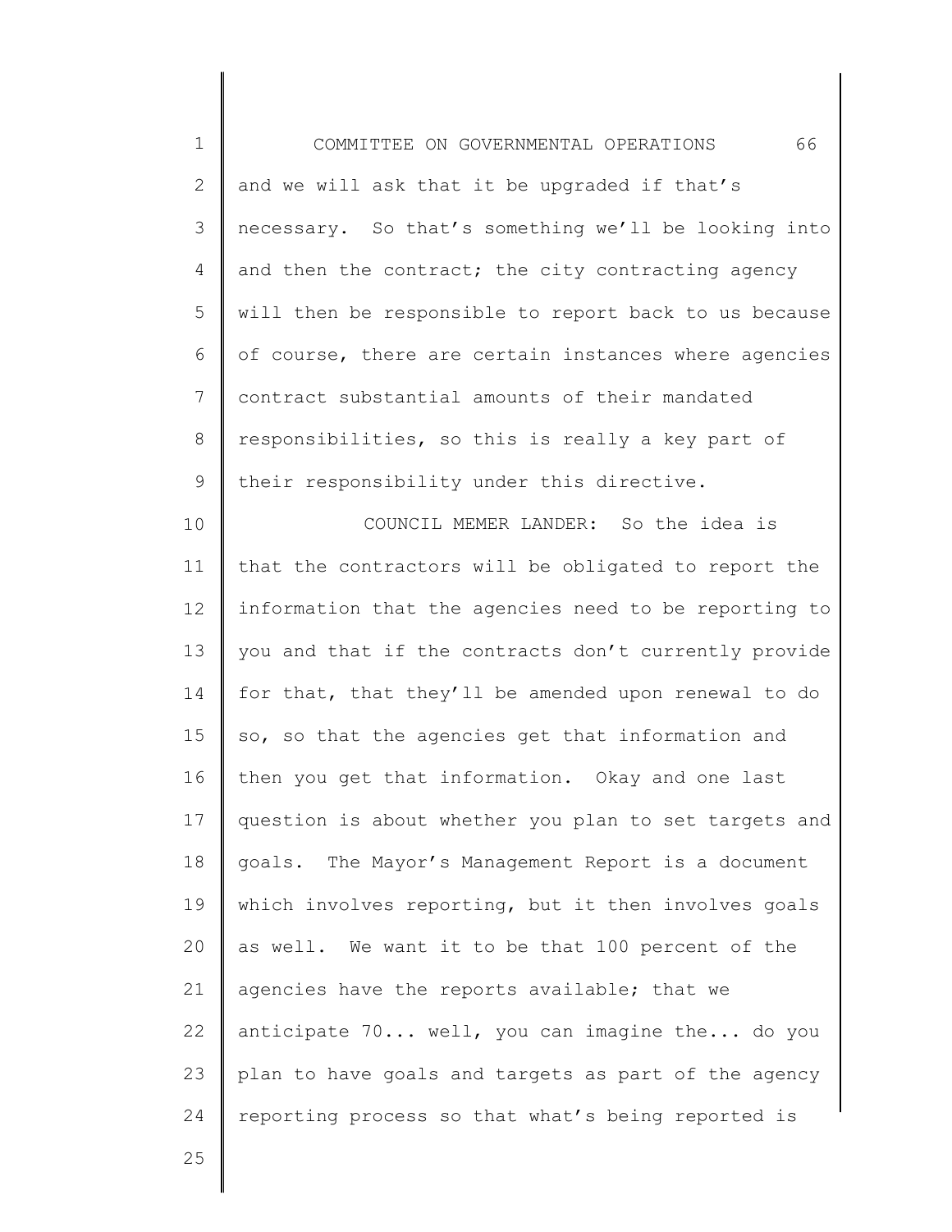and we will ask that it be upgraded if that's necessary. So that's something we'll be looking into and then the contract; the city contracting agency will then be responsible to report back to us because of course, there are certain instances where agencies contract substantial amounts of their mandated responsibilities, so this is really a key part of their responsibility under this directive.

COUNCIL MEMER LANDER: So the idea is that the contractors will be obligated to report the information that the agencies need to be reporting to you and that if the contracts don't currently provide for that, that they'll be amended upon renewal to do so, so that the agencies get that information and then you get that information. Okay and one last question is about whether you plan to set targets and goals. The Mayor's Management Report is a document which involves reporting, but it then involves goals as well. We want it to be that 100 percent of the agencies have the reports available; that we anticipate 70... well, you can imagine the... do you plan to have goals and targets as part of the agency reporting process so that what's being reported is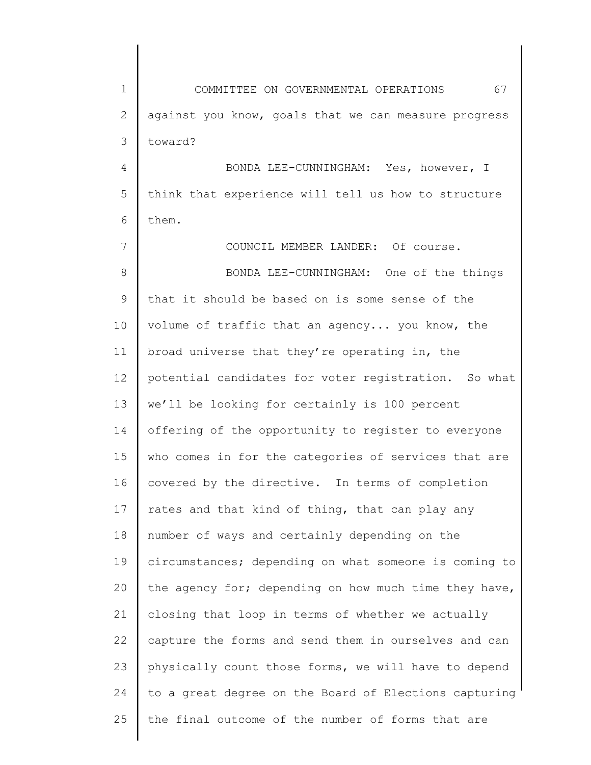against you know, goals that we can measure progress toward?

BONDA LEE-CUNNINGHAM: Yes, however, I think that experience will tell us how to structure them.

COUNCIL MEMBER LANDER: Of course.

BONDA LEE-CUNNINGHAM: One of the things that it should be based on is some sense of the volume of traffic that an agency... you know, the broad universe that they're operating in, the potential candidates for voter registration. So what we'll be looking for certainly is 100 percent offering of the opportunity to register to everyone who comes in for the categories of services that are covered by the directive. In terms of completion rates and that kind of thing, that can play any number of ways and certainly depending on the circumstances; depending on what someone is coming to the agency for; depending on how much time they have, closing that loop in terms of whether we actually capture the forms and send them in ourselves and can physically count those forms, we will have to depend to a great degree on the Board of Elections capturing the final outcome of the number of forms that are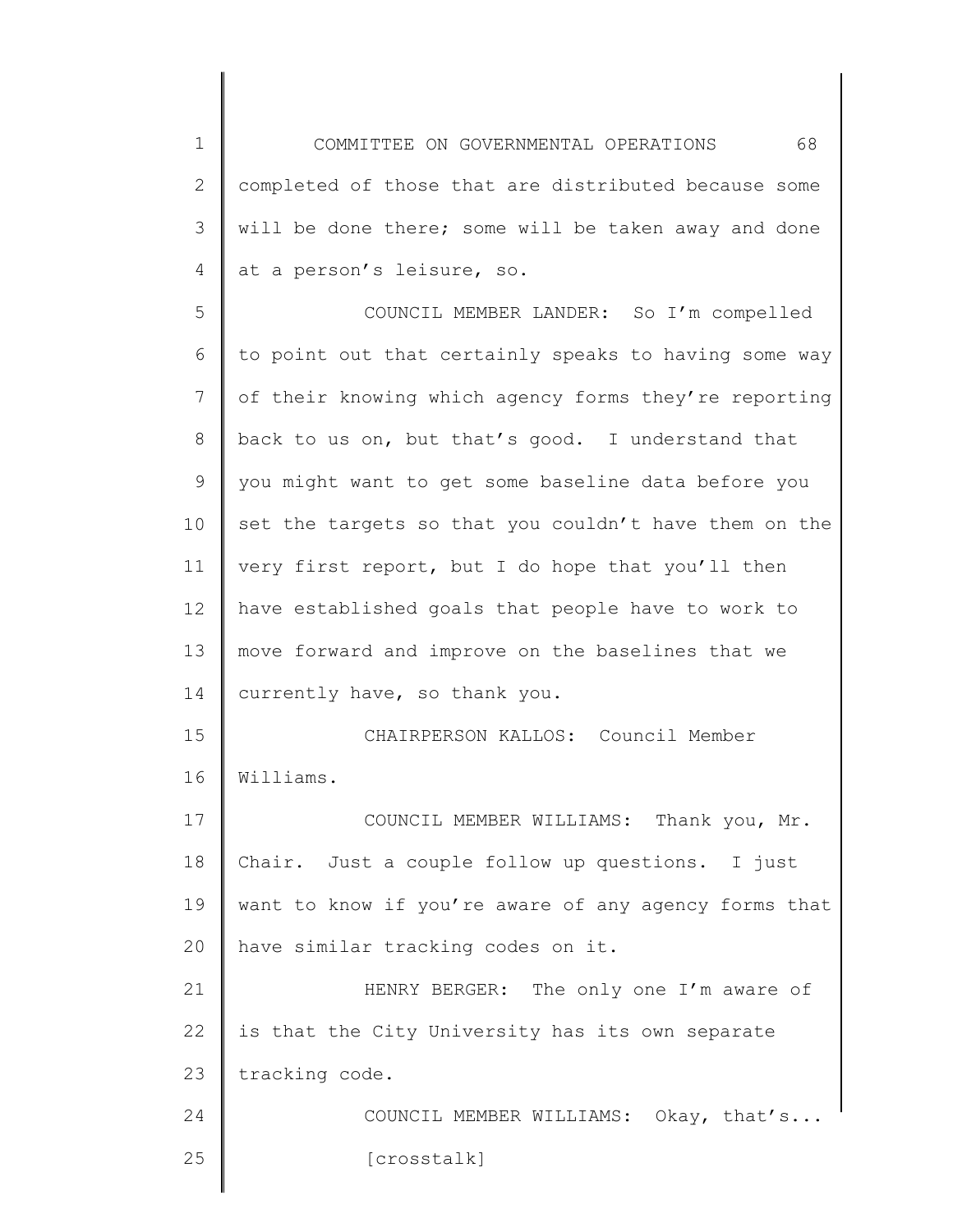completed of those that are distributed because some will be done there; some will be taken away and done at a person's leisure, so.

COUNCIL MEMBER LANDER: So I'm compelled to point out that certainly speaks to having some way of their knowing which agency forms they're reporting back to us on, but that's good. I understand that you might want to get some baseline data before you set the targets so that you couldn't have them on the very first report, but I do hope that you'll then have established goals that people have to work to move forward and improve on the baselines that we currently have, so thank you.

CHAIRPERSON KALLOS: Council Member Williams.

COUNCIL MEMBER WILLIAMS: Thank you, Mr. Chair. Just a couple follow up questions. I just want to know if you're aware of any agency forms that have similar tracking codes on it.

HENRY BERGER: The only one I'm aware of is that the City University has its own separate tracking code.

COUNCIL MEMBER WILLIAMS: Okay, that's... [crosstalk]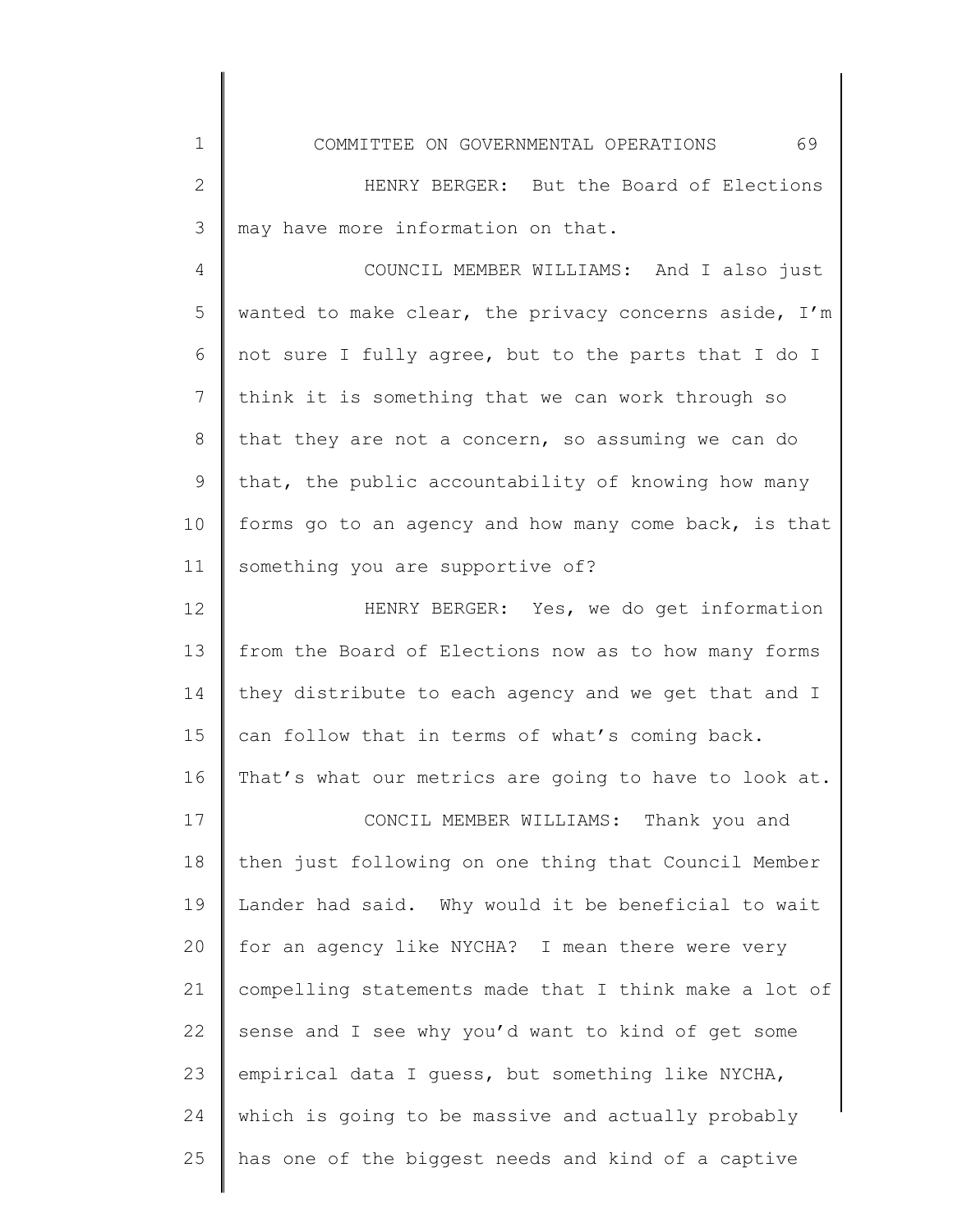HENRY BERGER: But the Board of Elections may have more information on that.

COUNCIL MEMBER WILLIAMS: And I also just wanted to make clear, the privacy concerns aside, I'm not sure I fully agree, but to the parts that I do I think it is something that we can work through so that they are not a concern, so assuming we can do that, the public accountability of knowing how many forms go to an agency and how many come back, is that something you are supportive of?

HENRY BERGER: Yes, we do get information from the Board of Elections now as to how many forms they distribute to each agency and we get that and I can follow that in terms of what's coming back. That's what our metrics are going to have to look at.

CONCIL MEMBER WILLIAMS: Thank you and then just following on one thing that Council Member Lander had said. Why would it be beneficial to wait for an agency like NYCHA? I mean there were very compelling statements made that I think make a lot of sense and I see why you'd want to kind of get some empirical data I guess, but something like NYCHA, which is going to be massive and actually probably has one of the biggest needs and kind of a captive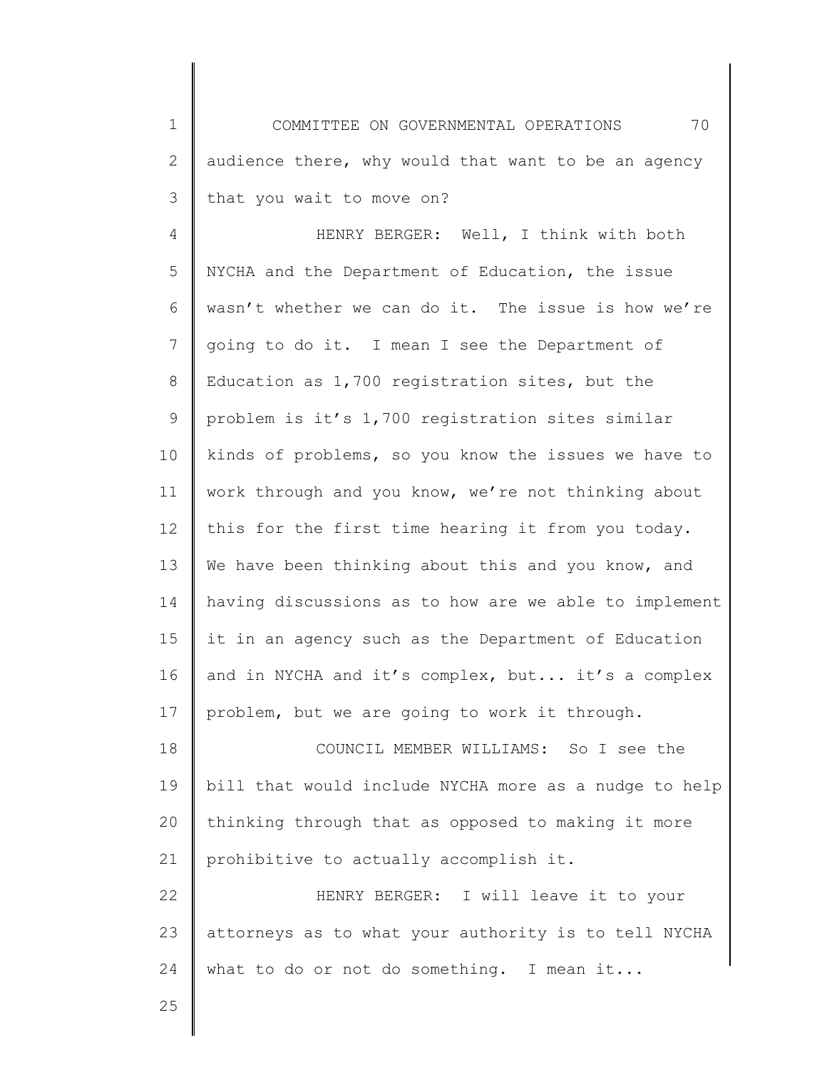audience there, why would that want to be an agency that you wait to move on?

HENRY BERGER: Well, I think with both NYCHA and the Department of Education, the issue wasn't whether we can do it. The issue is how we're going to do it. I mean I see the Department of Education as 1,700 registration sites, but the problem is it's 1,700 registration sites similar kinds of problems, so you know the issues we have to work through and you know, we're not thinking about this for the first time hearing it from you today. We have been thinking about this and you know, and having discussions as to how are we able to implement it in an agency such as the Department of Education and in NYCHA and it's complex, but... it's a complex problem, but we are going to work it through.

COUNCIL MEMBER WILLIAMS: So I see the bill that would include NYCHA more as a nudge to help thinking through that as opposed to making it more prohibitive to actually accomplish it.

HENRY BERGER: I will leave it to your attorneys as to what your authority is to tell NYCHA what to do or not do something. I mean it...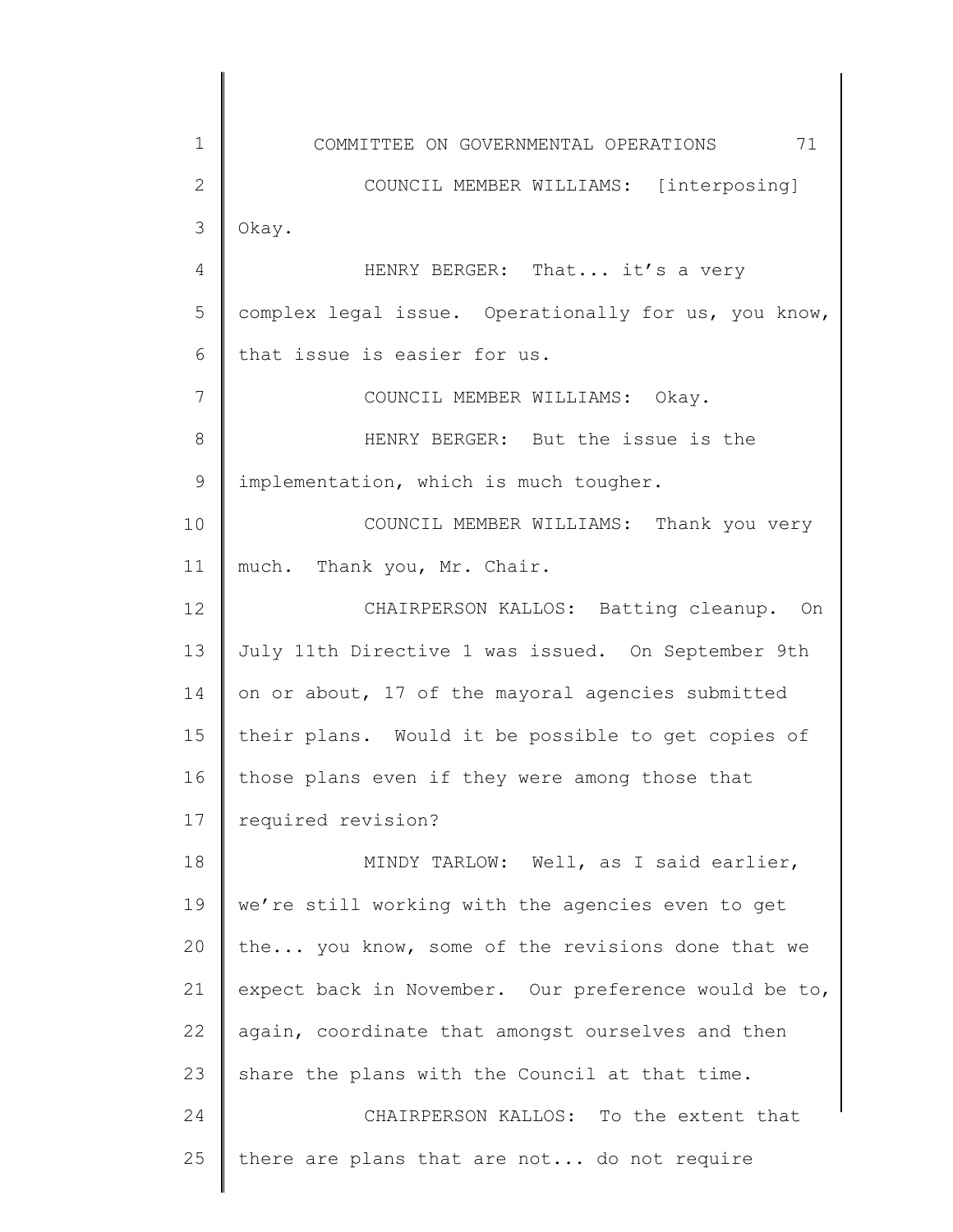COUNCIL MEMBER WILLIAMS: [interposing] Okay.

HENRY BERGER: That... it's a very complex legal issue. Operationally for us, you know, that issue is easier for us.

COUNCIL MEMBER WILLIAMS: Okay.

HENRY BERGER: But the issue is the implementation, which is much tougher.

COUNCIL MEMBER WILLIAMS: Thank you very much. Thank you, Mr. Chair.

CHAIRPERSON KALLOS: Batting cleanup. On July 11th Directive 1 was issued. On September 9th on or about, 17 of the mayoral agencies submitted their plans. Would it be possible to get copies of those plans even if they were among those that required revision?

MINDY TARLOW: Well, as I said earlier, we're still working with the agencies even to get the... you know, some of the revisions done that we expect back in November. Our preference would be to, again, coordinate that amongst ourselves and then share the plans with the Council at that time.

CHAIRPERSON KALLOS: To the extent that there are plans that are not... do not require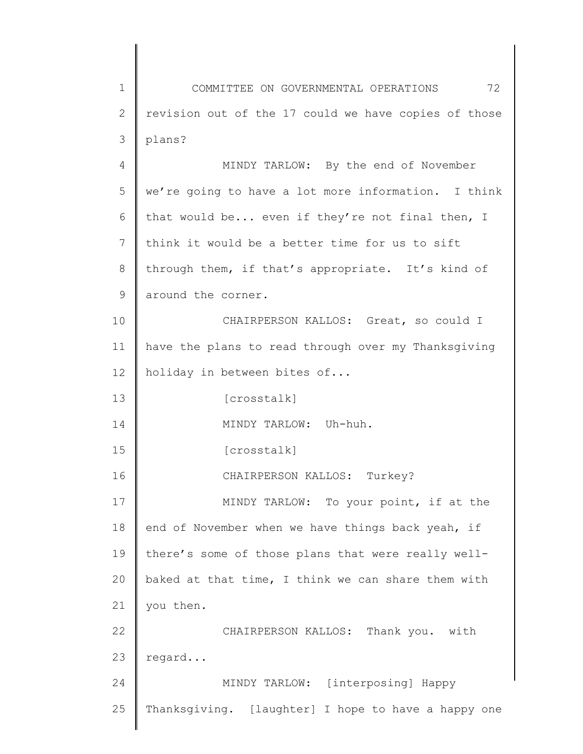revision out of the 17 could we have copies of those plans?

MINDY TARLOW: By the end of November we're going to have a lot more information. I think that would be... even if they're not final then, I think it would be a better time for us to sift through them, if that's appropriate. It's kind of around the corner.

CHAIRPERSON KALLOS: Great, so could I have the plans to read through over my Thanksgiving holiday in between bites of...

[crosstalk]

MINDY TARLOW: Uh-huh.

[crosstalk]

CHAIRPERSON KALLOS: Turkey?

MINDY TARLOW: To your point, if at the end of November when we have things back yeah, if there's some of those plans that were really well-baked at that time, I think we can share them with you then.

CHAIRPERSON KALLOS: Thank you. with regard...

MINDY TARLOW: [interposing] Happy Thanksgiving. [laughter] I hope to have a happy one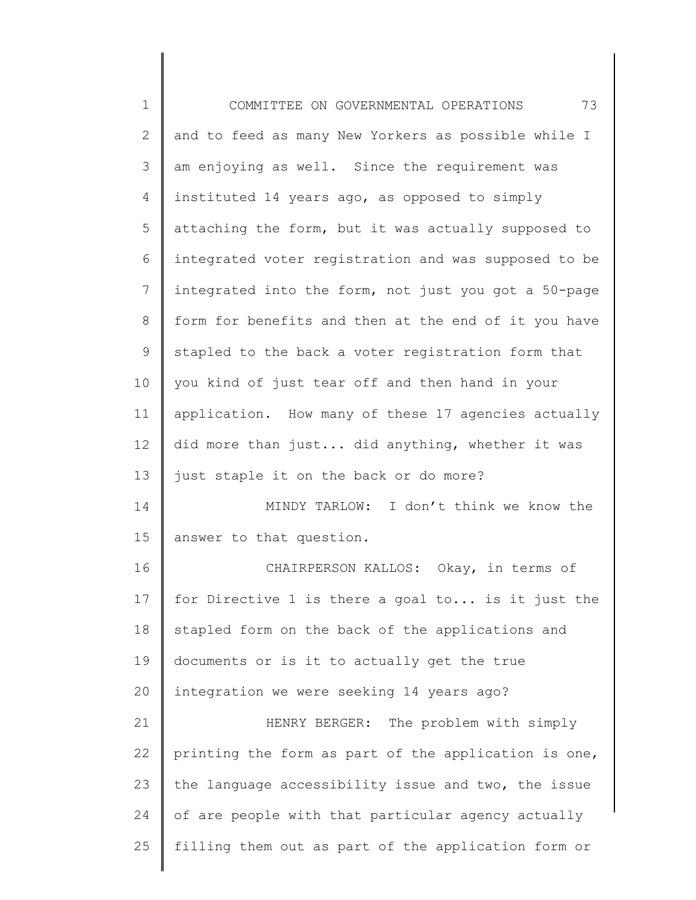and to feed as many New Yorkers as possible while I am enjoying as well. Since the requirement was instituted 14 years ago, as opposed to simply attaching the form, but it was actually supposed to integrated voter registration and was supposed to be integrated into the form, not just you got a 50-page form for benefits and then at the end of it you have stapled to the back a voter registration form that you kind of just tear off and then hand in your application. How many of these 17 agencies actually did more than just... did anything, whether it was just staple it on the back or do more?

MINDY TARLOW: I don't think we know the answer to that question.

CHAIRPERSON KALLOS: Okay, in terms of for Directive 1 is there a goal to... is it just the stapled form on the back of the applications and documents or is it to actually get the true integration we were seeking 14 years ago?

HENRY BERGER: The problem with simply printing the form as part of the application is one, the language accessibility issue and two, the issue of are people with that particular agency actually filling them out as part of the application form or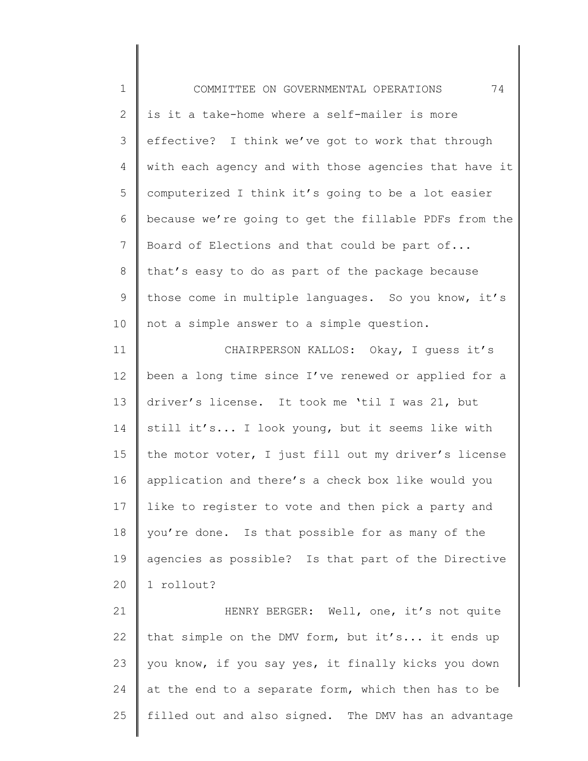is it a take-home where a self-mailer is more effective? I think we've got to work that through with each agency and with those agencies that have it computerized I think it's going to be a lot easier because we're going to get the fillable PDFs from the Board of Elections and that could be part of... that's easy to do as part of the package because those come in multiple languages. So you know, it's not a simple answer to a simple question.

CHAIRPERSON KALLOS: Okay, I guess it's been a long time since I've renewed or applied for a driver's license. It took me 'til I was 21, but still it's... I look young, but it seems like with the motor voter, I just fill out my driver's license application and there's a check box like would you like to register to vote and then pick a party and you're done. Is that possible for as many of the agencies as possible? Is that part of the Directive 1 rollout?

HENRY BERGER: Well, one, it's not quite that simple on the DMV form, but it's... it ends up you know, if you say yes, it finally kicks you down at the end to a separate form, which then has to be filled out and also signed. The DMV has an advantage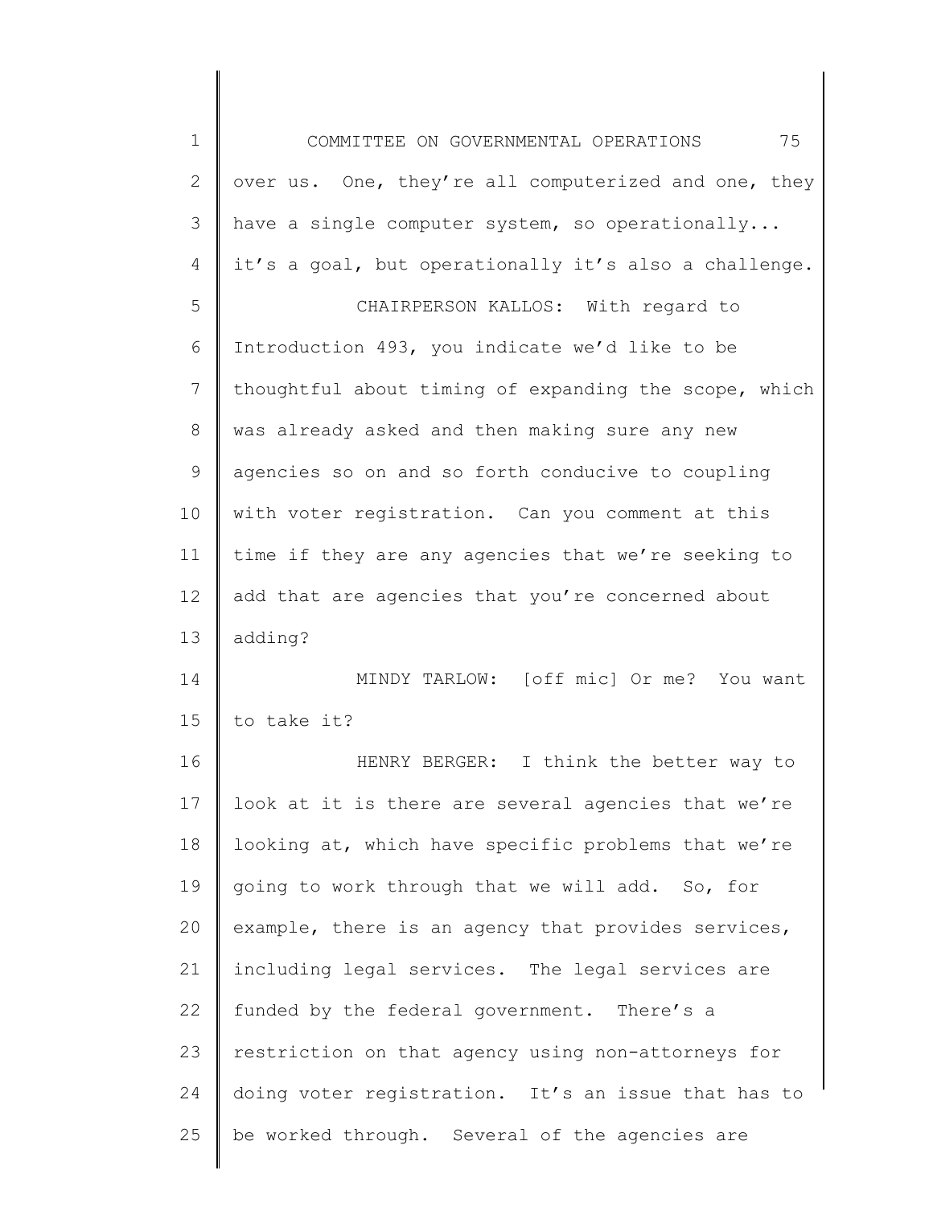over us. One, they're all computerized and one, they have a single computer system, so operationally... it's a goal, but operationally it's also a challenge.

CHAIRPERSON KALLOS: With regard to Introduction 493, you indicate we'd like to be thoughtful about timing of expanding the scope, which was already asked and then making sure any new agencies so on and so forth conducive to coupling with voter registration. Can you comment at this time if they are any agencies that we're seeking to add that are agencies that you're concerned about adding?

MINDY TARLOW: [off mic] Or me? You want to take it?

HENRY BERGER: I think the better way to look at it is there are several agencies that we're looking at, which have specific problems that we're going to work through that we will add. So, for example, there is an agency that provides services, including legal services. The legal services are funded by the federal government. There's a restriction on that agency using non-attorneys for doing voter registration. It's an issue that has to be worked through. Several of the agencies are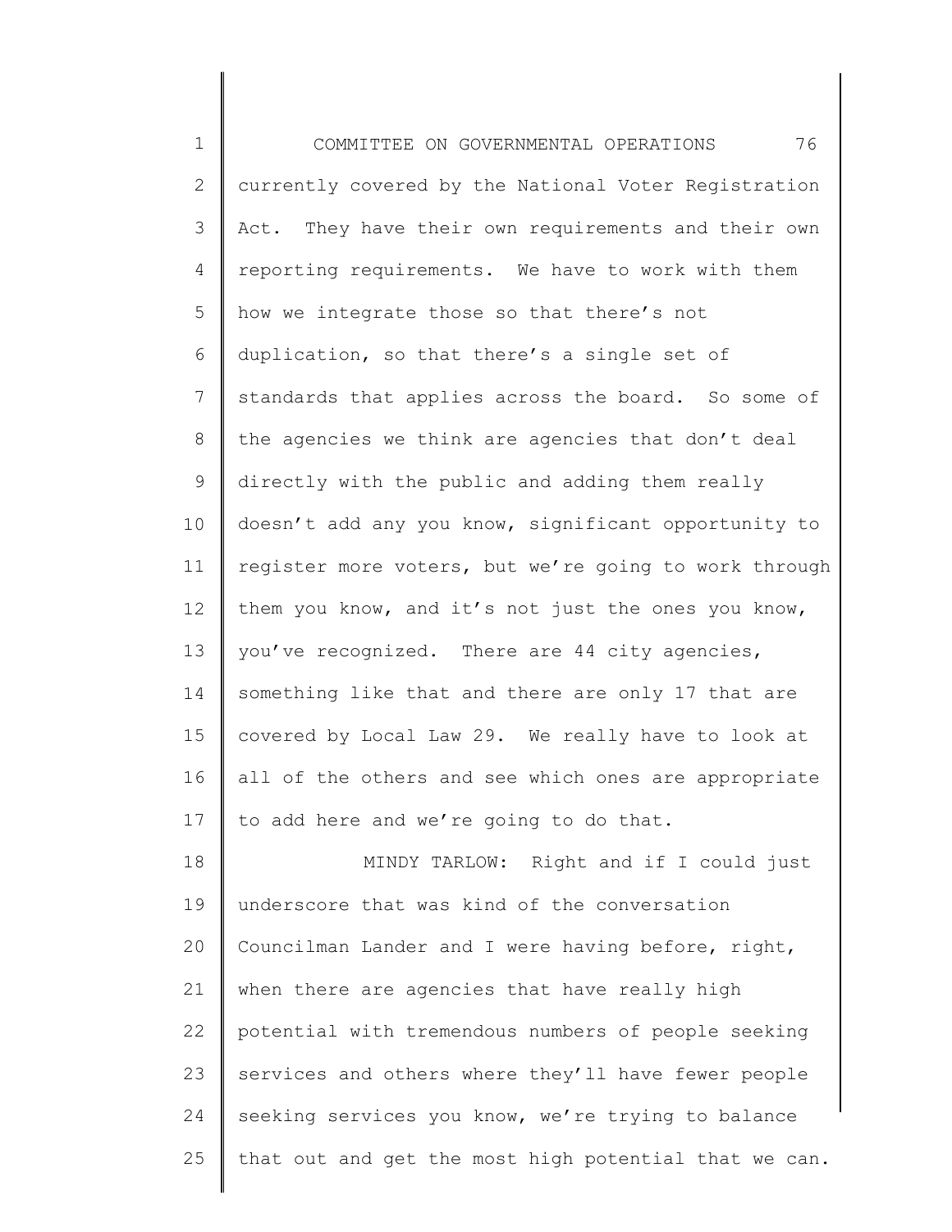currently covered by the National Voter Registration Act. They have their own requirements and their own reporting requirements. We have to work with them how we integrate those so that there's not duplication, so that there's a single set of standards that applies across the board. So some of the agencies we think are agencies that don't deal directly with the public and adding them really doesn't add any you know, significant opportunity to register more voters, but we're going to work through them you know, and it's not just the ones you know, you've recognized. There are 44 city agencies, something like that and there are only 17 that are covered by Local Law 29. We really have to look at all of the others and see which ones are appropriate to add here and we're going to do that.

MINDY TARLOW: Right and if I could just underscore that was kind of the conversation Councilman Lander and I were having before, right, when there are agencies that have really high potential with tremendous numbers of people seeking services and others where they'll have fewer people seeking services you know, we're trying to balance that out and get the most high potential that we can.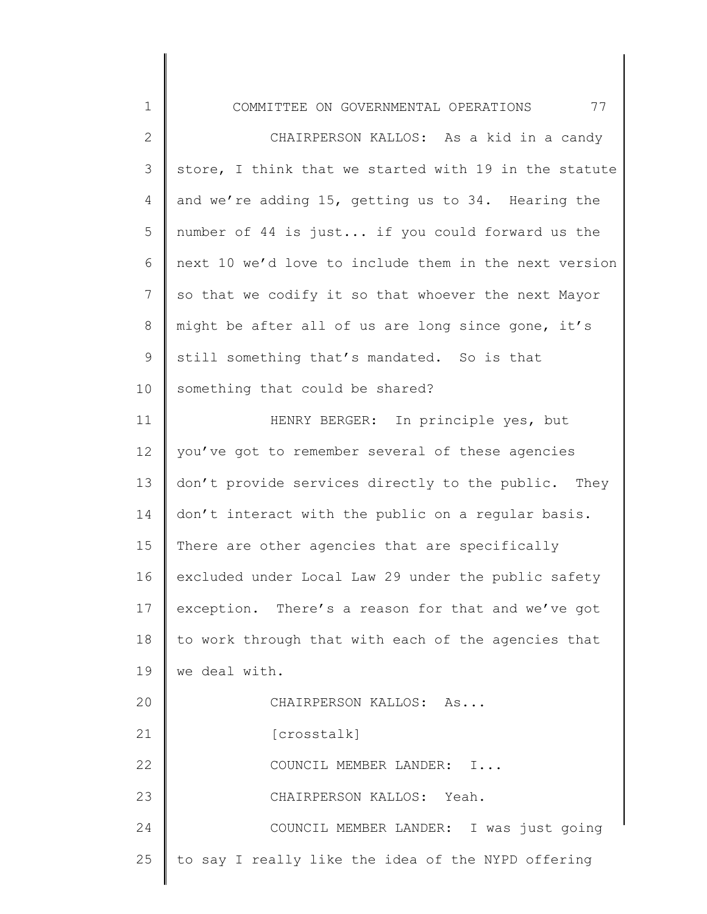CHAIRPERSON KALLOS: As a kid in a candy store, I think that we started with 19 in the statute and we're adding 15, getting us to 34. Hearing the number of 44 is just... if you could forward us the next 10 we'd love to include them in the next version so that we codify it so that whoever the next Mayor might be after all of us are long since gone, it's still something that's mandated. So is that something that could be shared?

HENRY BERGER: In principle yes, but you've got to remember several of these agencies don't provide services directly to the public. They don't interact with the public on a regular basis. There are other agencies that are specifically excluded under Local Law 29 under the public safety exception. There's a reason for that and we've got to work through that with each of the agencies that we deal with.

CHAIRPERSON KALLOS: As...

[crosstalk]

COUNCIL MEMBER LANDER: I...

CHAIRPERSON KALLOS: Yeah.

COUNCIL MEMBER LANDER: I was just going to say I really like the idea of the NYPD offering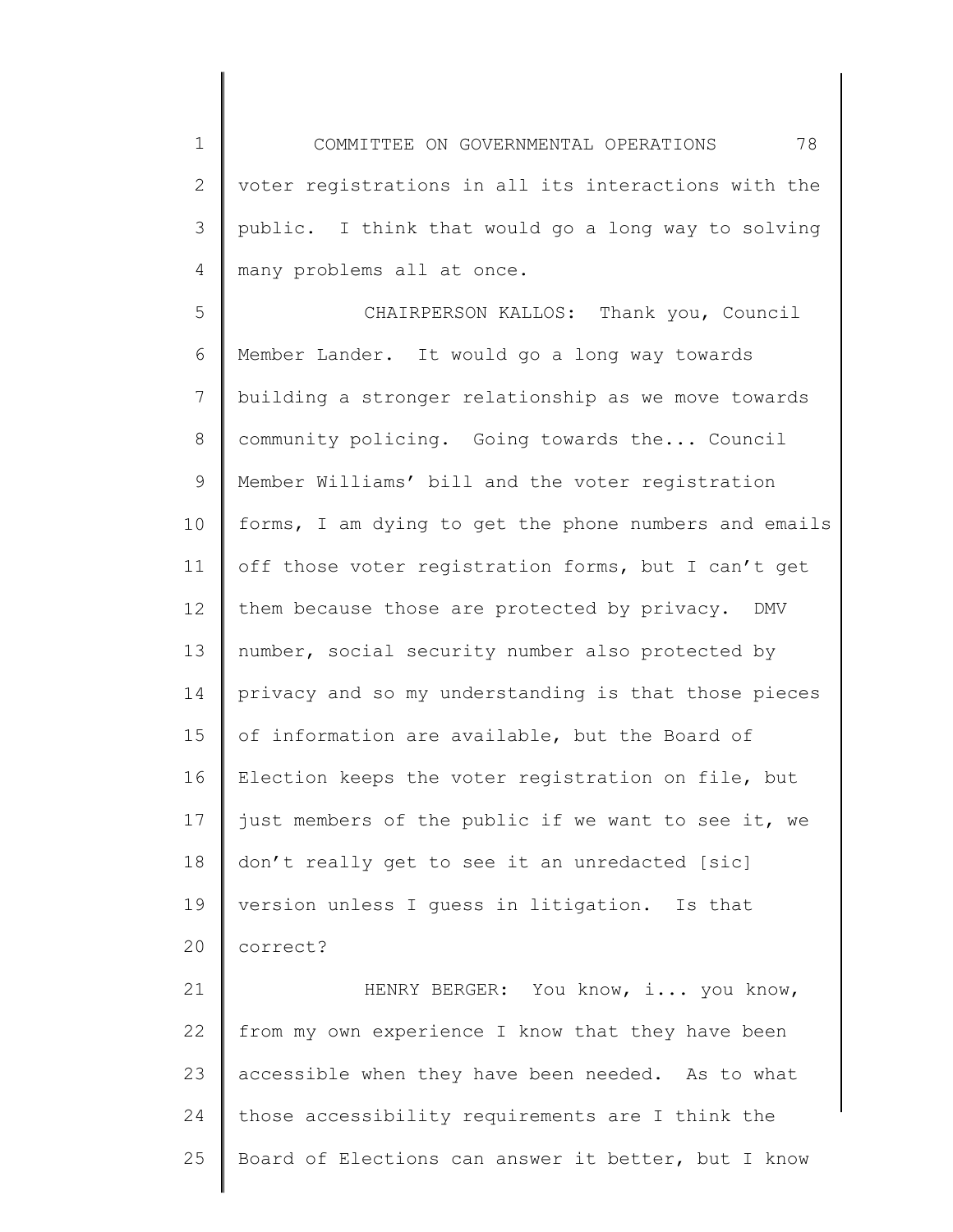voter registrations in all its interactions with the public. I think that would go a long way to solving many problems all at once.

CHAIRPERSON KALLOS: Thank you, Council Member Lander. It would go a long way towards building a stronger relationship as we move towards community policing. Going towards the... Council Member Williams' bill and the voter registration forms, I am dying to get the phone numbers and emails off those voter registration forms, but I can't get them because those are protected by privacy. DMV number, social security number also protected by privacy and so my understanding is that those pieces of information are available, but the Board of Election keeps the voter registration on file, but just members of the public if we want to see it, we don't really get to see it an unredacted [sic] version unless I guess in litigation. Is that correct?

HENRY BERGER: You know, i... you know, from my own experience I know that they have been accessible when they have been needed. As to what those accessibility requirements are I think the Board of Elections can answer it better, but I know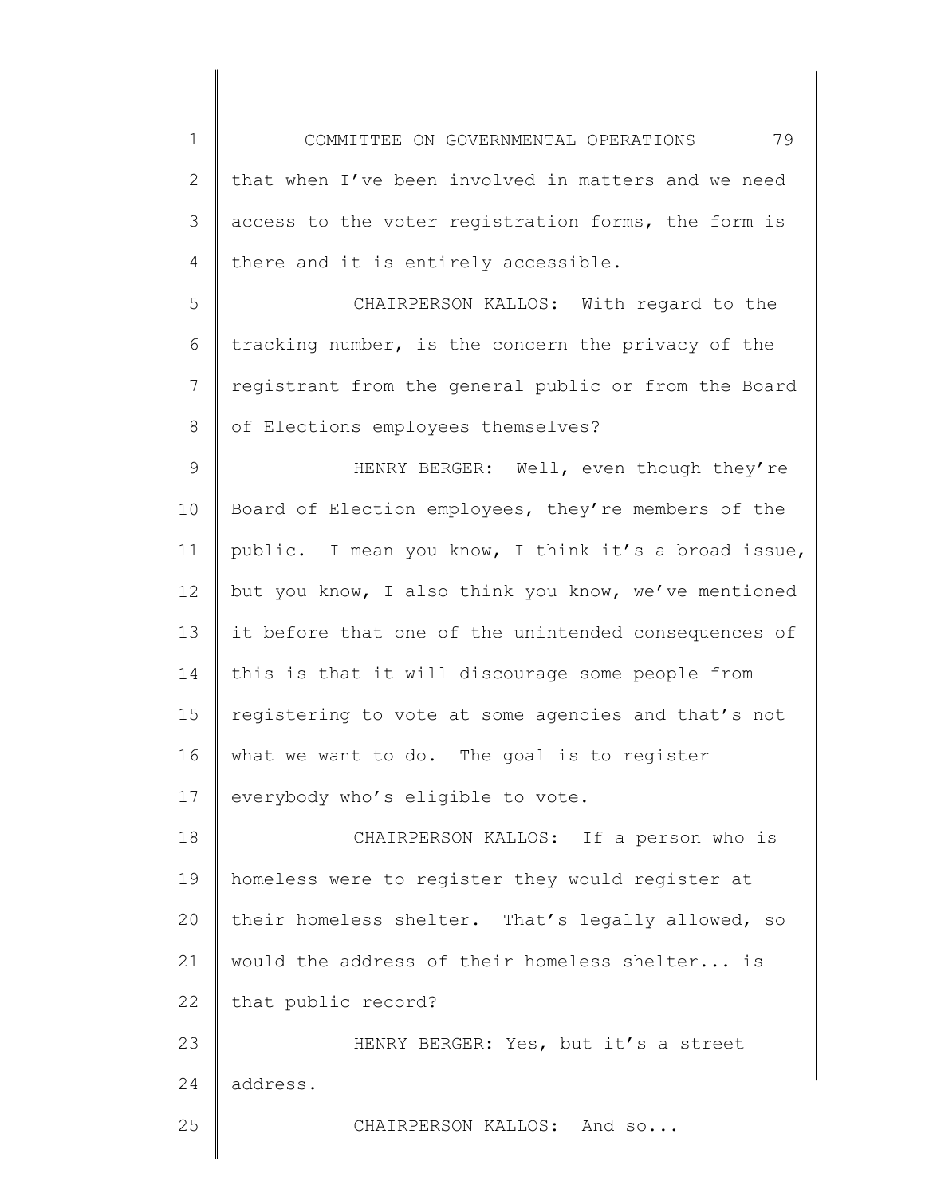that when I've been involved in matters and we need access to the voter registration forms, the form is there and it is entirely accessible.

CHAIRPERSON KALLOS: With regard to the tracking number, is the concern the privacy of the registrant from the general public or from the Board of Elections employees themselves?

HENRY BERGER: Well, even though they're Board of Election employees, they're members of the public. I mean you know, I think it's a broad issue, but you know, I also think you know, we've mentioned it before that one of the unintended consequences of this is that it will discourage some people from registering to vote at some agencies and that's not what we want to do. The goal is to register everybody who's eligible to vote.

CHAIRPERSON KALLOS: If a person who is homeless were to register they would register at their homeless shelter. That's legally allowed, so would the address of their homeless shelter... is that public record?

HENRY BERGER: Yes, but it's a street address.

CHAIRPERSON KALLOS: And so...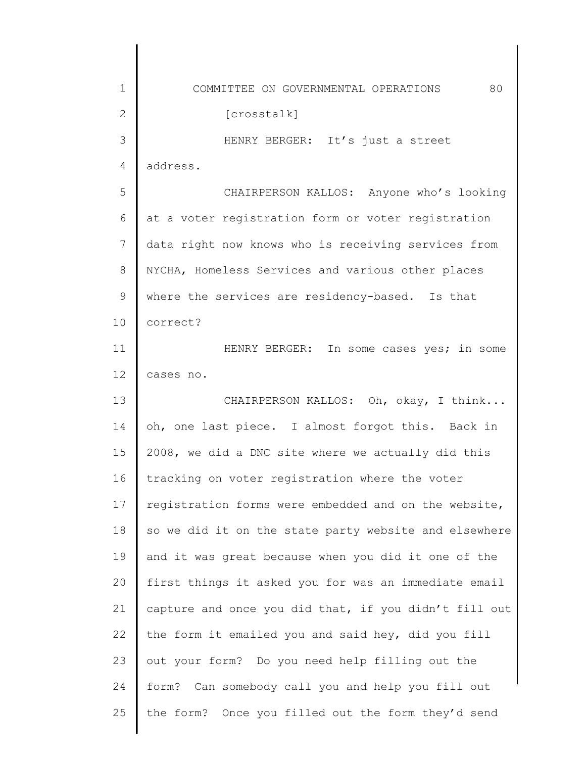[crosstalk]

HENRY BERGER: It's just a street address.

CHAIRPERSON KALLOS: Anyone who's looking at a voter registration form or voter registration data right now knows who is receiving services from NYCHA, Homeless Services and various other places where the services are residency-based. Is that correct?

HENRY BERGER: In some cases yes; in some cases no.

CHAIRPERSON KALLOS: Oh, okay, I think... oh, one last piece. I almost forgot this. Back in 2008, we did a DNC site where we actually did this tracking on voter registration where the voter registration forms were embedded and on the website, so we did it on the state party website and elsewhere and it was great because when you did it one of the first things it asked you for was an immediate email capture and once you did that, if you didn't fill out the form it emailed you and said hey, did you fill out your form? Do you need help filling out the form? Can somebody call you and help you fill out the form? Once you filled out the form they'd send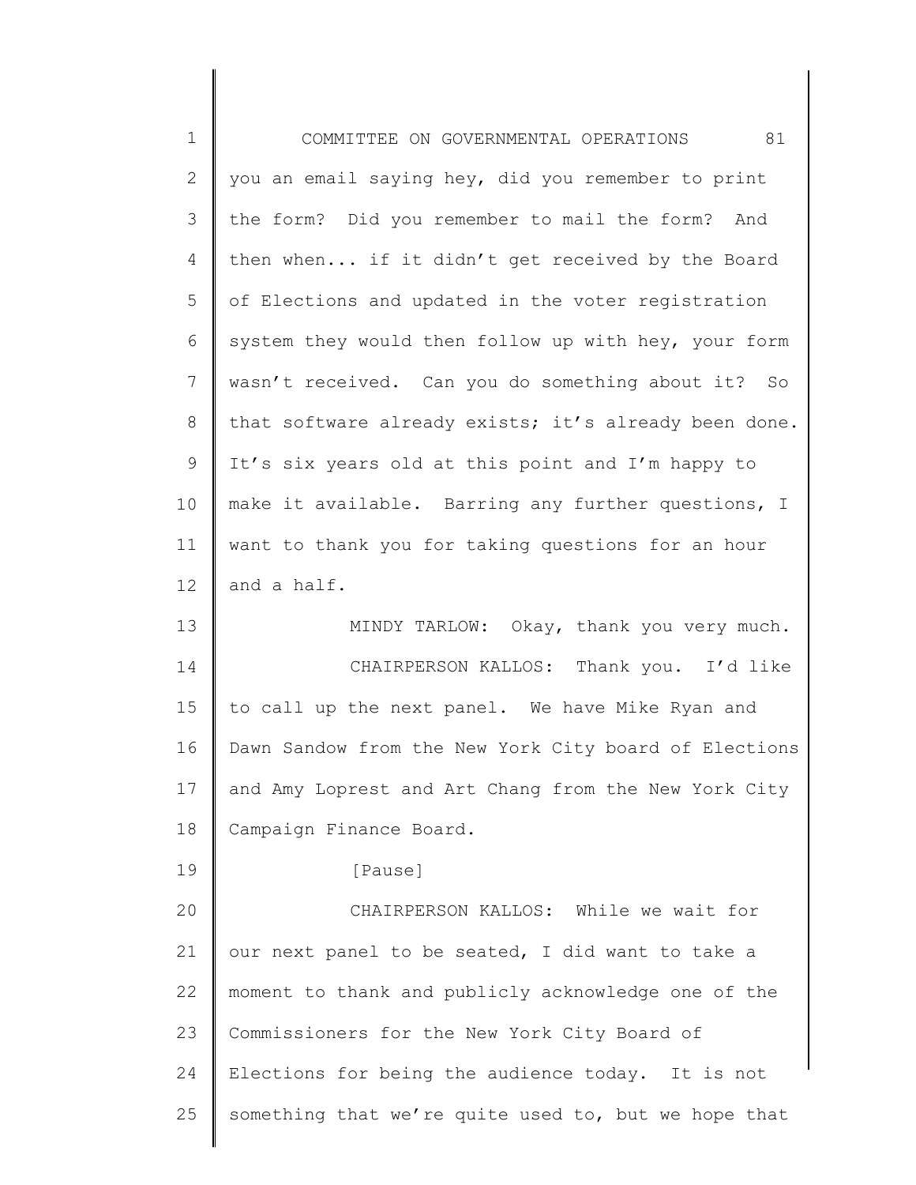you an email saying hey, did you remember to print the form? Did you remember to mail the form? And then when... if it didn't get received by the Board of Elections and updated in the voter registration system they would then follow up with hey, your form wasn't received. Can you do something about it? So that software already exists; it's already been done. It's six years old at this point and I'm happy to make it available. Barring any further questions, I want to thank you for taking questions for an hour and a half.

MINDY TARLOW: Okay, thank you very much.

CHAIRPERSON KALLOS: Thank you. I'd like to call up the next panel. We have Mike Ryan and Dawn Sandow from the New York City board of Elections and Amy Loprest and Art Chang from the New York City Campaign Finance Board.

[Pause]

CHAIRPERSON KALLOS: While we wait for our next panel to be seated, I did want to take a moment to thank and publicly acknowledge one of the Commissioners for the New York City Board of Elections for being the audience today. It is not something that we're quite used to, but we hope that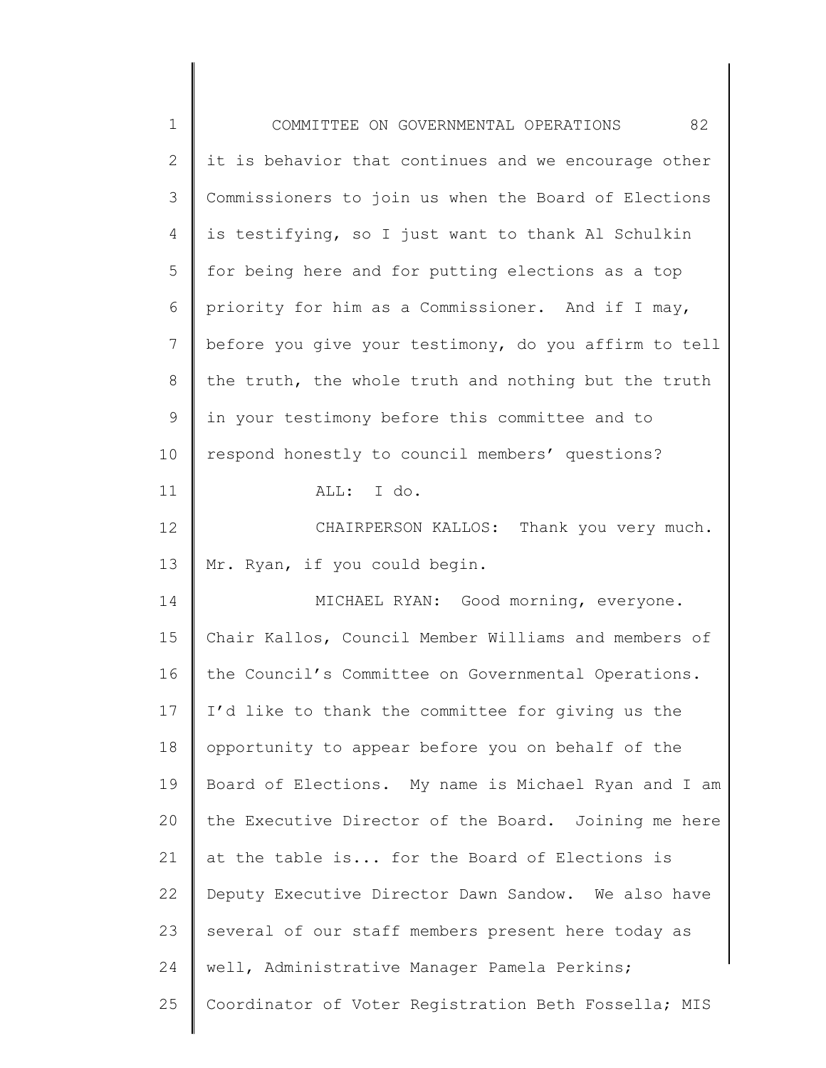it is behavior that continues and we encourage other Commissioners to join us when the Board of Elections is testifying, so I just want to thank Al Schulkin for being here and for putting elections as a top priority for him as a Commissioner. And if I may, before you give your testimony, do you affirm to tell the truth, the whole truth and nothing but the truth in your testimony before this committee and to respond honestly to council members' questions?

ALL: I do.

CHAIRPERSON KALLOS: Thank you very much. Mr. Ryan, if you could begin.

MICHAEL RYAN: Good morning, everyone. Chair Kallos, Council Member Williams and members of the Council's Committee on Governmental Operations. I'd like to thank the committee for giving us the opportunity to appear before you on behalf of the Board of Elections. My name is Michael Ryan and I am the Executive Director of the Board. Joining me here at the table is... for the Board of Elections is Deputy Executive Director Dawn Sandow. We also have several of our staff members present here today as well, Administrative Manager Pamela Perkins; Coordinator of Voter Registration Beth Fossella; MIS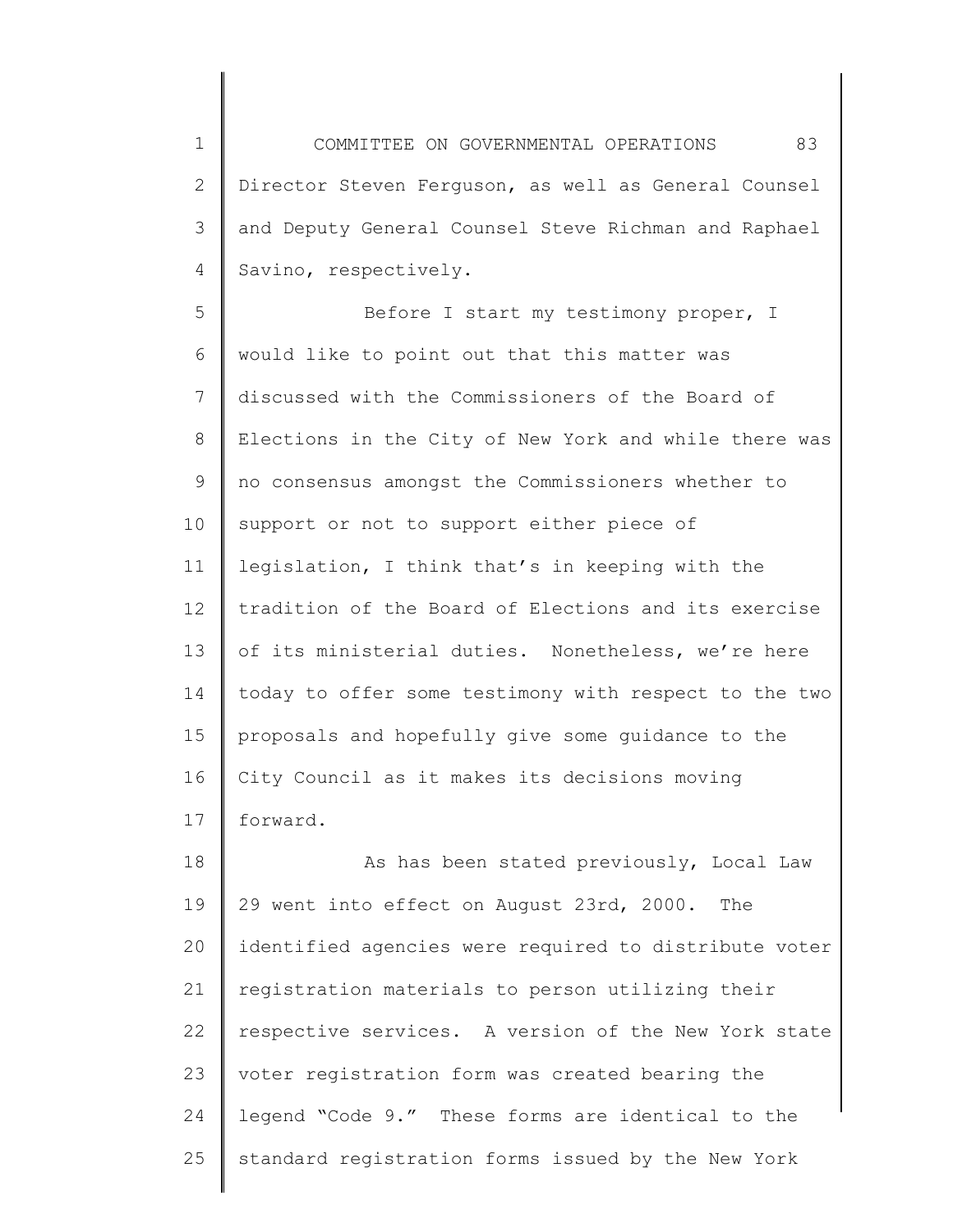Director Steven Ferguson, as well as General Counsel and Deputy General Counsel Steve Richman and Raphael Savino, respectively.

Before I start my testimony proper, I would like to point out that this matter was discussed with the Commissioners of the Board of Elections in the City of New York and while there was no consensus amongst the Commissioners whether to support or not to support either piece of legislation, I think that's in keeping with the tradition of the Board of Elections and its exercise of its ministerial duties. Nonetheless, we're here today to offer some testimony with respect to the two proposals and hopefully give some guidance to the City Council as it makes its decisions moving forward.

As has been stated previously, Local Law 29 went into effect on August 23rd, 2000. The identified agencies were required to distribute voter registration materials to person utilizing their respective services. A version of the New York state voter registration form was created bearing the legend "Code 9." These forms are identical to the standard registration forms issued by the New York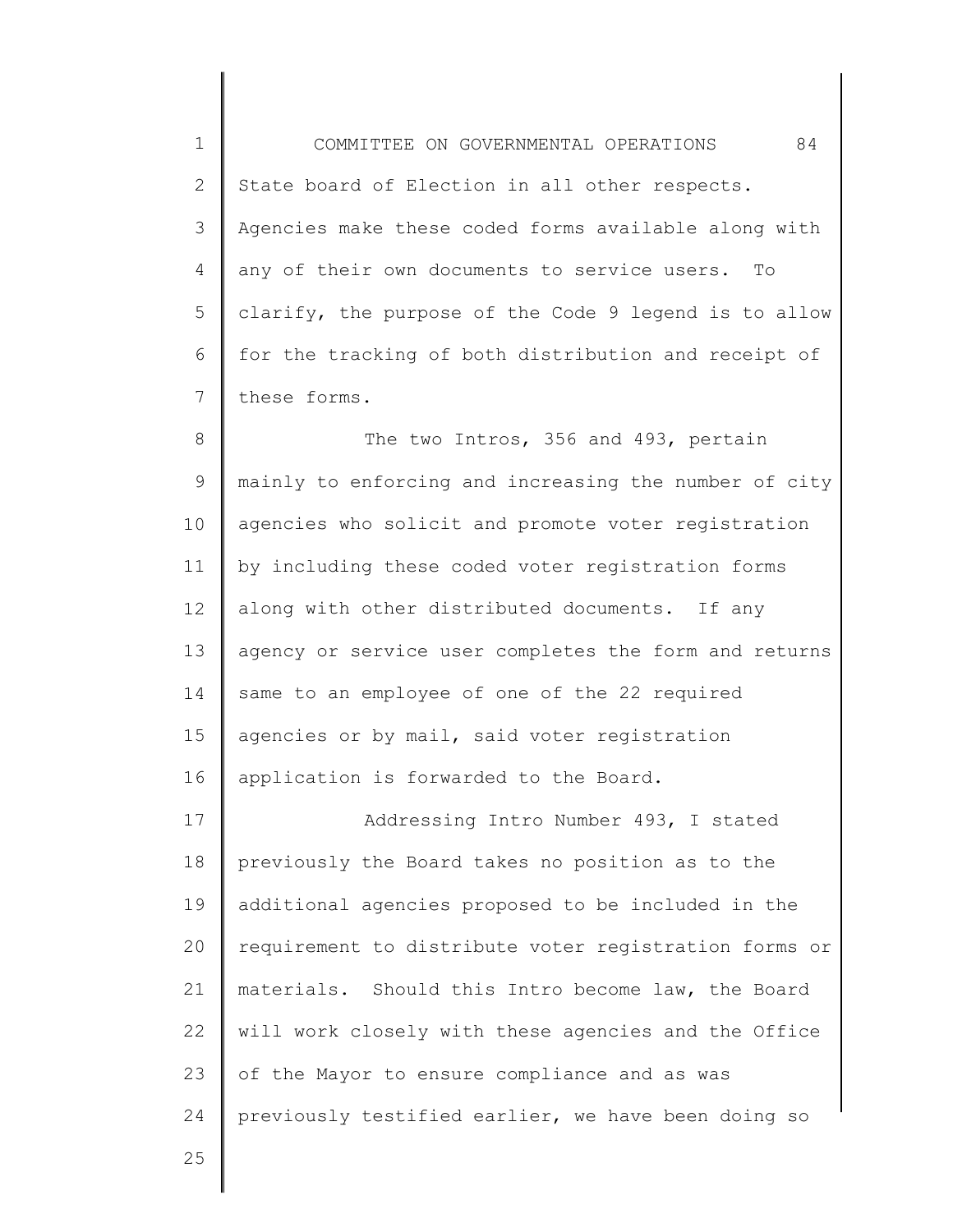State board of Election in all other respects. Agencies make these coded forms available along with any of their own documents to service users. To clarify, the purpose of the Code 9 legend is to allow for the tracking of both distribution and receipt of these forms.

The two Intros, 356 and 493, pertain mainly to enforcing and increasing the number of city agencies who solicit and promote voter registration by including these coded voter registration forms along with other distributed documents. If any agency or service user completes the form and returns same to an employee of one of the 22 required agencies or by mail, said voter registration application is forwarded to the Board.

Addressing Intro Number 493, I stated previously the Board takes no position as to the additional agencies proposed to be included in the requirement to distribute voter registration forms or materials. Should this Intro become law, the Board will work closely with these agencies and the Office of the Mayor to ensure compliance and as was previously testified earlier, we have been doing so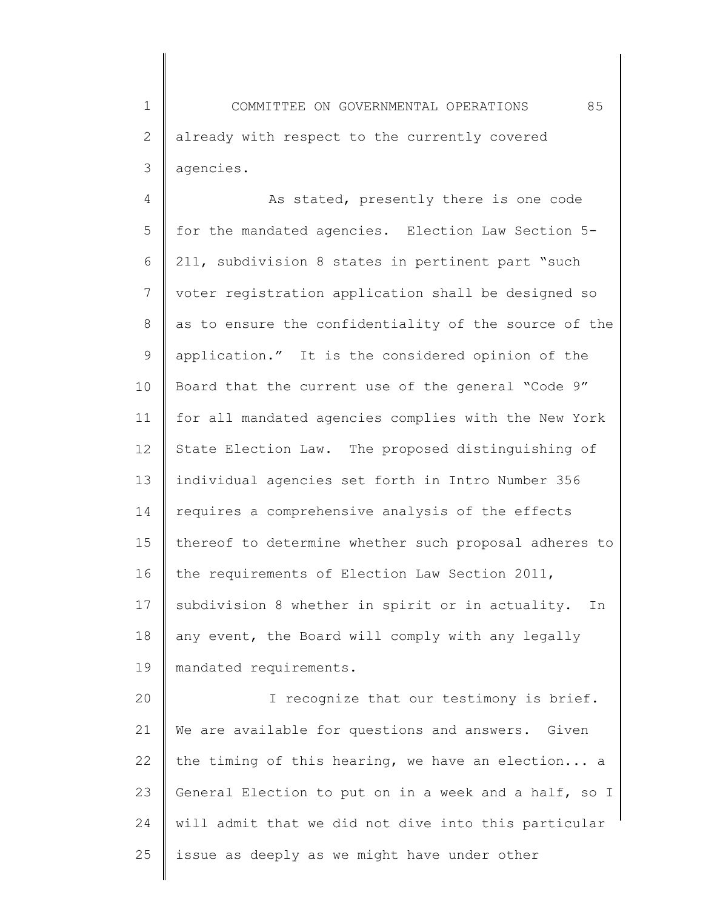already with respect to the currently covered agencies.

As stated, presently there is one code for the mandated agencies. Election Law Section 5-211, subdivision 8 states in pertinent part "such voter registration application shall be designed so as to ensure the confidentiality of the source of the application." It is the considered opinion of the Board that the current use of the general "Code 9" for all mandated agencies complies with the New York State Election Law. The proposed distinguishing of individual agencies set forth in Intro Number 356 requires a comprehensive analysis of the effects thereof to determine whether such proposal adheres to the requirements of Election Law Section 2011, subdivision 8 whether in spirit or in actuality. In any event, the Board will comply with any legally mandated requirements.

I recognize that our testimony is brief. We are available for questions and answers. Given the timing of this hearing, we have an election... a General Election to put on in a week and a half, so I will admit that we did not dive into this particular issue as deeply as we might have under other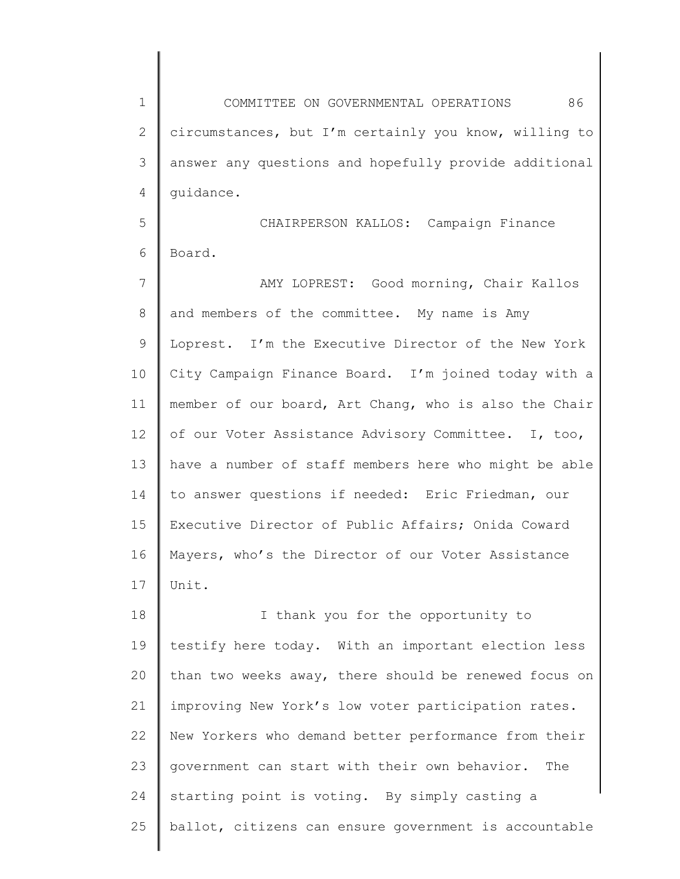circumstances, but I'm certainly you know, willing to answer any questions and hopefully provide additional guidance.

CHAIRPERSON KALLOS: Campaign Finance Board.

AMY LOPREST: Good morning, Chair Kallos and members of the committee. My name is Amy Loprest. I'm the Executive Director of the New York City Campaign Finance Board. I'm joined today with a member of our board, Art Chang, who is also the Chair of our Voter Assistance Advisory Committee. I, too, have a number of staff members here who might be able to answer questions if needed: Eric Friedman, our Executive Director of Public Affairs; Onida Coward Mayers, who's the Director of our Voter Assistance Unit.

I thank you for the opportunity to testify here today. With an important election less than two weeks away, there should be renewed focus on improving New York's low voter participation rates. New Yorkers who demand better performance from their government can start with their own behavior. The starting point is voting. By simply casting a ballot, citizens can ensure government is accountable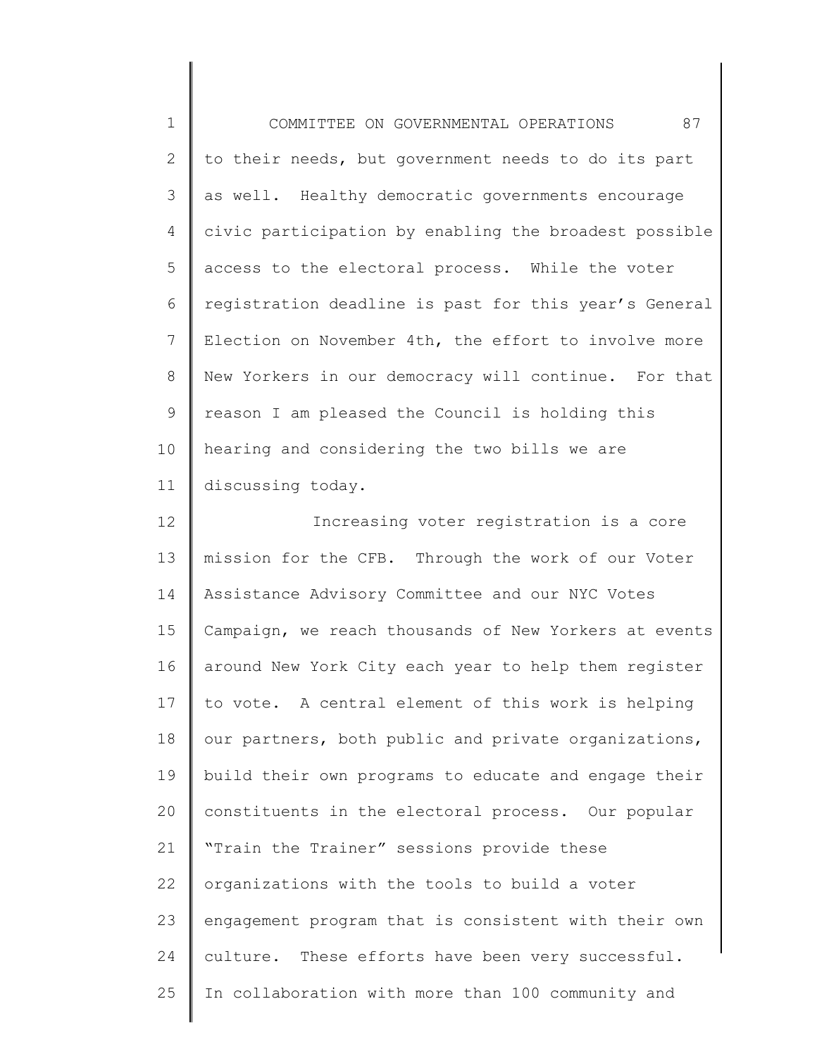to their needs, but government needs to do its part as well. Healthy democratic governments encourage civic participation by enabling the broadest possible access to the electoral process. While the voter registration deadline is past for this year's General Election on November 4th, the effort to involve more New Yorkers in our democracy will continue. For that reason I am pleased the Council is holding this hearing and considering the two bills we are discussing today.

Increasing voter registration is a core mission for the CFB. Through the work of our Voter Assistance Advisory Committee and our NYC Votes Campaign, we reach thousands of New Yorkers at events around New York City each year to help them register to vote. A central element of this work is helping our partners, both public and private organizations, build their own programs to educate and engage their constituents in the electoral process. Our popular "Train the Trainer" sessions provide these organizations with the tools to build a voter engagement program that is consistent with their own culture. These efforts have been very successful. In collaboration with more than 100 community and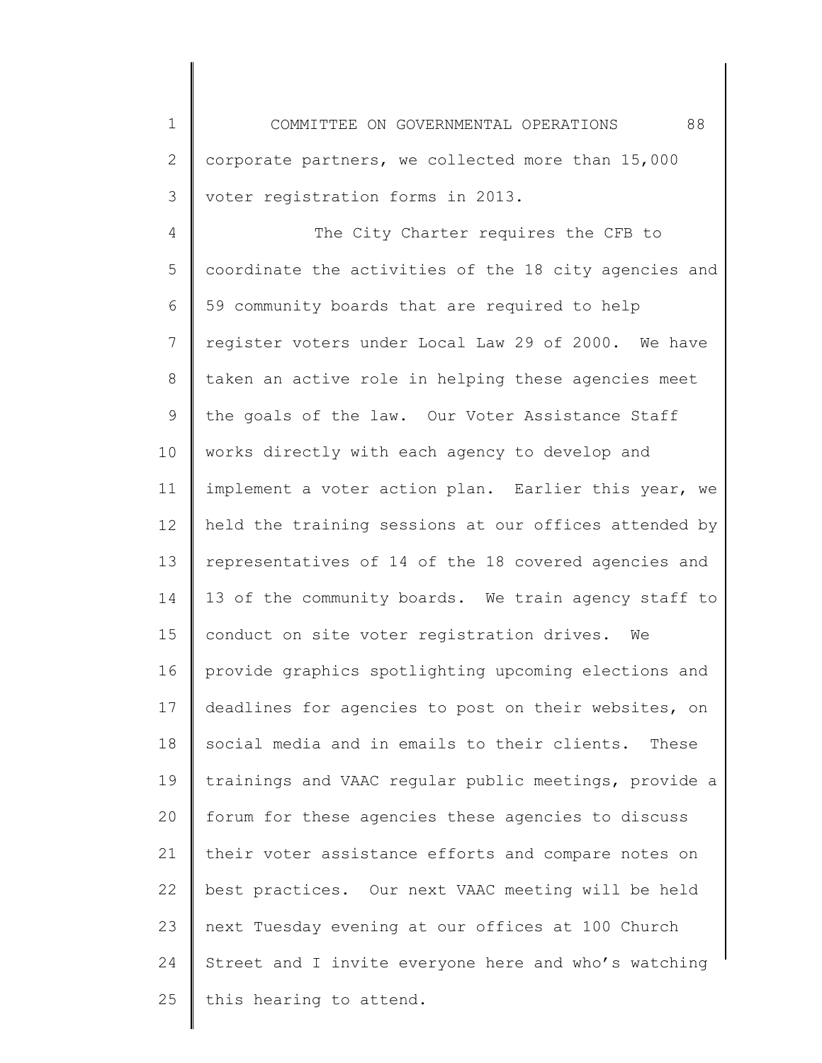corporate partners, we collected more than 15,000 voter registration forms in 2013.

The City Charter requires the CFB to coordinate the activities of the 18 city agencies and 59 community boards that are required to help register voters under Local Law 29 of 2000. We have taken an active role in helping these agencies meet the goals of the law. Our Voter Assistance Staff works directly with each agency to develop and implement a voter action plan. Earlier this year, we held the training sessions at our offices attended by representatives of 14 of the 18 covered agencies and 13 of the community boards. We train agency staff to conduct on site voter registration drives. We provide graphics spotlighting upcoming elections and deadlines for agencies to post on their websites, on social media and in emails to their clients. These trainings and VAAC regular public meetings, provide a forum for these agencies these agencies to discuss their voter assistance efforts and compare notes on best practices. Our next VAAC meeting will be held next Tuesday evening at our offices at 100 Church Street and I invite everyone here and who's watching this hearing to attend.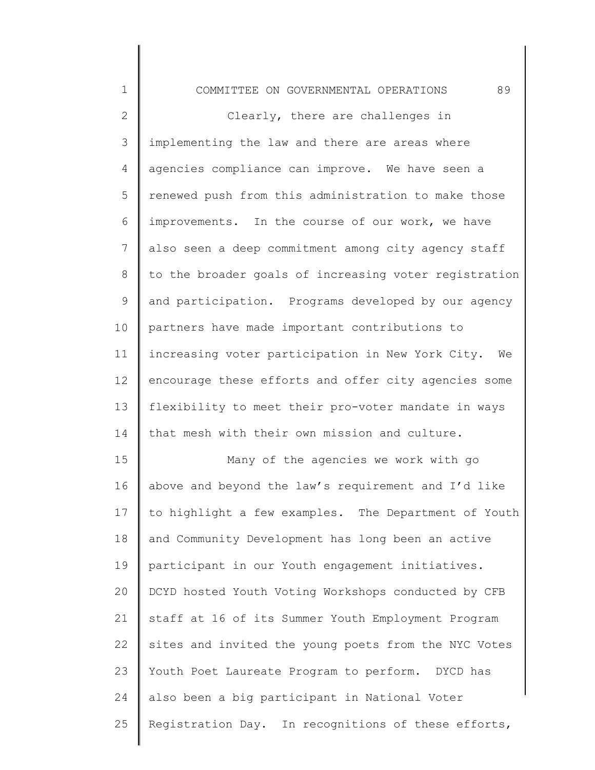Clearly, there are challenges in implementing the law and there are areas where agencies compliance can improve. We have seen a renewed push from this administration to make those improvements. In the course of our work, we have also seen a deep commitment among city agency staff to the broader goals of increasing voter registration and participation. Programs developed by our agency partners have made important contributions to increasing voter participation in New York City. We encourage these efforts and offer city agencies some flexibility to meet their pro-voter mandate in ways that mesh with their own mission and culture.

Many of the agencies we work with go above and beyond the law's requirement and I'd like to highlight a few examples. The Department of Youth and Community Development has long been an active participant in our Youth engagement initiatives. DCYD hosted Youth Voting Workshops conducted by CFB staff at 16 of its Summer Youth Employment Program sites and invited the young poets from the NYC Votes Youth Poet Laureate Program to perform. DYCD has also been a big participant in National Voter Registration Day. In recognitions of these efforts,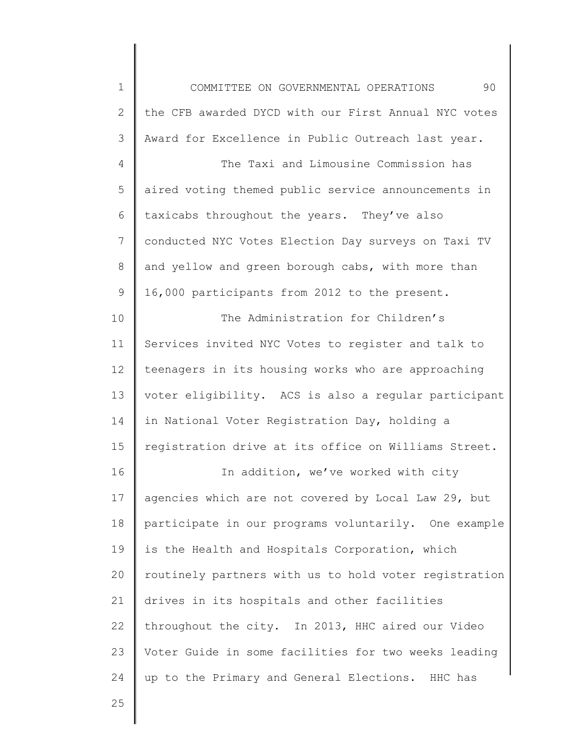the CFB awarded DYCD with our First Annual NYC votes Award for Excellence in Public Outreach last year.

The Taxi and Limousine Commission has aired voting themed public service announcements in taxicabs throughout the years. They've also conducted NYC Votes Election Day surveys on Taxi TV and yellow and green borough cabs, with more than 16,000 participants from 2012 to the present.

The Administration for Children's Services invited NYC Votes to register and talk to teenagers in its housing works who are approaching voter eligibility. ACS is also a regular participant in National Voter Registration Day, holding a registration drive at its office on Williams Street.

In addition, we've worked with city agencies which are not covered by Local Law 29, but participate in our programs voluntarily. One example is the Health and Hospitals Corporation, which routinely partners with us to hold voter registration drives in its hospitals and other facilities throughout the city. In 2013, HHC aired our Video Voter Guide in some facilities for two weeks leading up to the Primary and General Elections. HHC has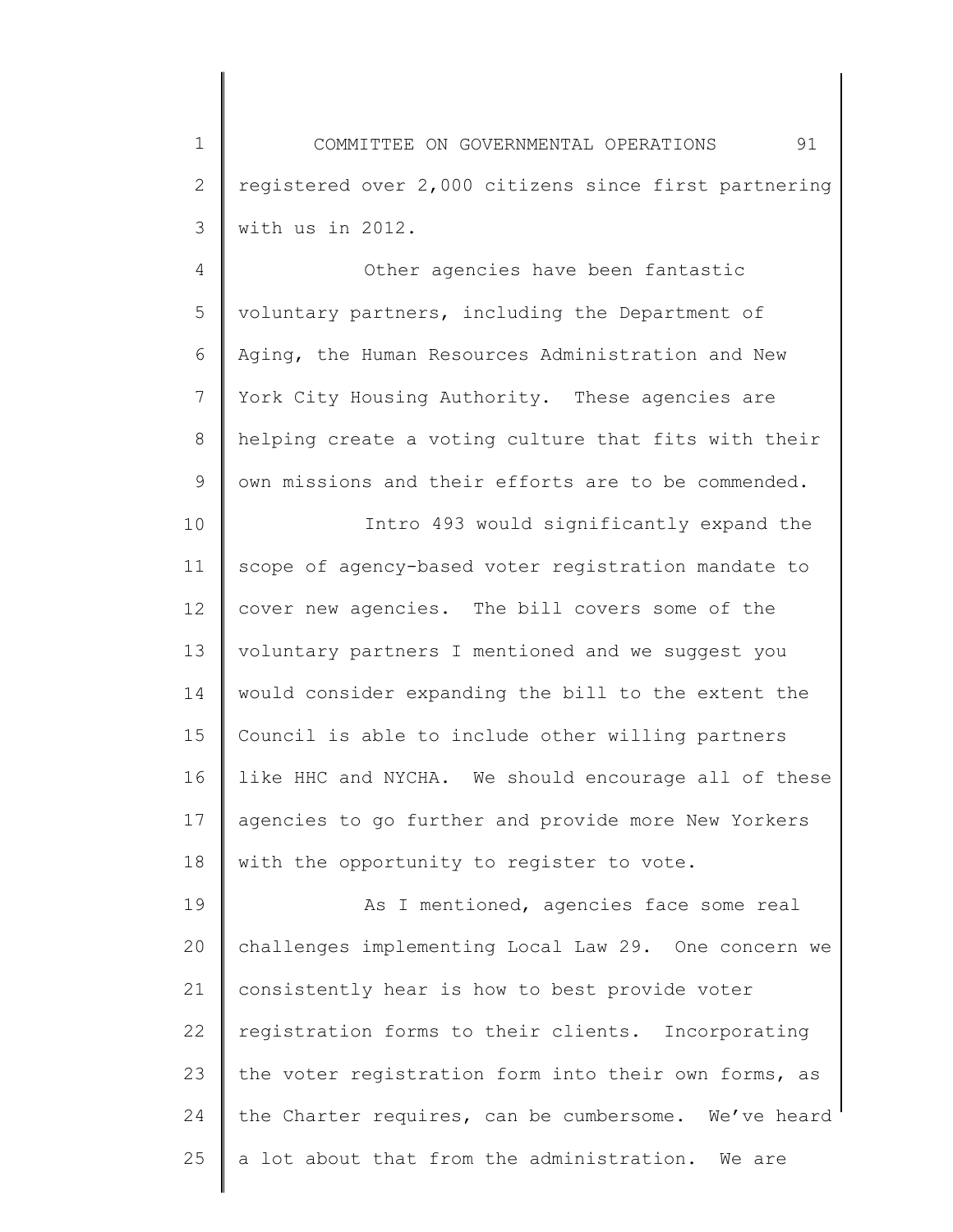registered over 2,000 citizens since first partnering with us in 2012.

Other agencies have been fantastic voluntary partners, including the Department of Aging, the Human Resources Administration and New York City Housing Authority. These agencies are helping create a voting culture that fits with their own missions and their efforts are to be commended.

Intro 493 would significantly expand the scope of agency-based voter registration mandate to cover new agencies. The bill covers some of the voluntary partners I mentioned and we suggest you would consider expanding the bill to the extent the Council is able to include other willing partners like HHC and NYCHA. We should encourage all of these agencies to go further and provide more New Yorkers with the opportunity to register to vote.

As I mentioned, agencies face some real challenges implementing Local Law 29. One concern we consistently hear is how to best provide voter registration forms to their clients. Incorporating the voter registration form into their own forms, as the Charter requires, can be cumbersome. We've heard a lot about that from the administration. We are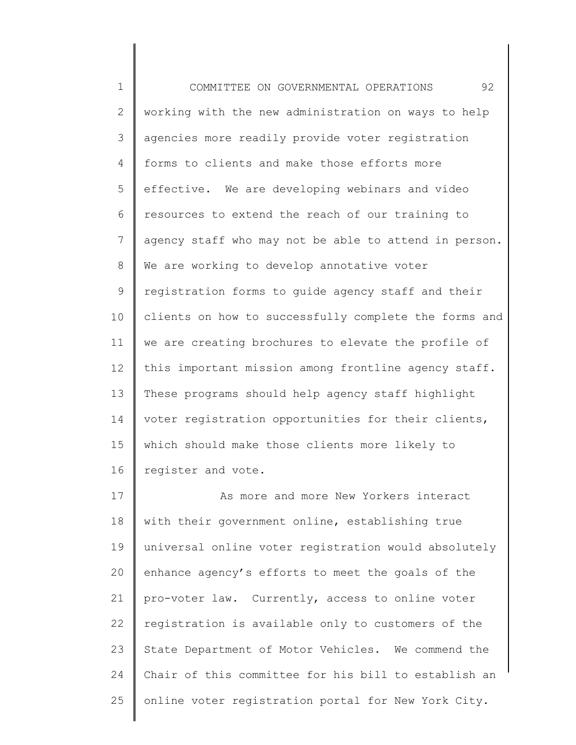working with the new administration on ways to help agencies more readily provide voter registration forms to clients and make those efforts more effective. We are developing webinars and video resources to extend the reach of our training to agency staff who may not be able to attend in person. We are working to develop annotative voter registration forms to guide agency staff and their clients on how to successfully complete the forms and we are creating brochures to elevate the profile of this important mission among frontline agency staff. These programs should help agency staff highlight voter registration opportunities for their clients, which should make those clients more likely to register and vote.

As more and more New Yorkers interact with their government online, establishing true universal online voter registration would absolutely enhance agency's efforts to meet the goals of the pro-voter law. Currently, access to online voter registration is available only to customers of the State Department of Motor Vehicles. We commend the Chair of this committee for his bill to establish an online voter registration portal for New York City.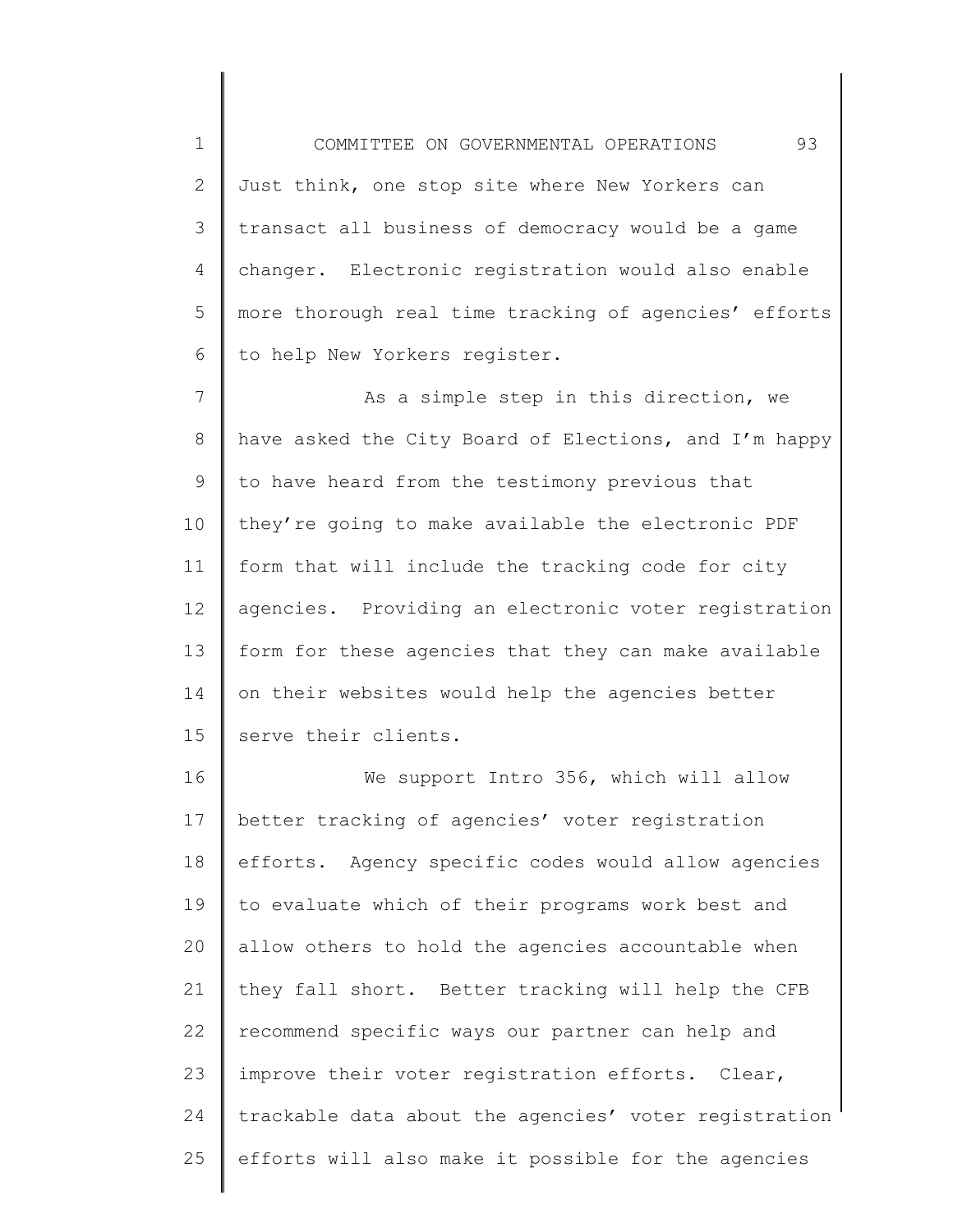Just think, one stop site where New Yorkers can transact all business of democracy would be a game changer. Electronic registration would also enable more thorough real time tracking of agencies' efforts to help New Yorkers register.

As a simple step in this direction, we have asked the City Board of Elections, and I'm happy to have heard from the testimony previous that they're going to make available the electronic PDF form that will include the tracking code for city agencies. Providing an electronic voter registration form for these agencies that they can make available on their websites would help the agencies better serve their clients.

We support Intro 356, which will allow better tracking of agencies' voter registration efforts. Agency specific codes would allow agencies to evaluate which of their programs work best and allow others to hold the agencies accountable when they fall short. Better tracking will help the CFB recommend specific ways our partner can help and improve their voter registration efforts. Clear, trackable data about the agencies' voter registration efforts will also make it possible for the agencies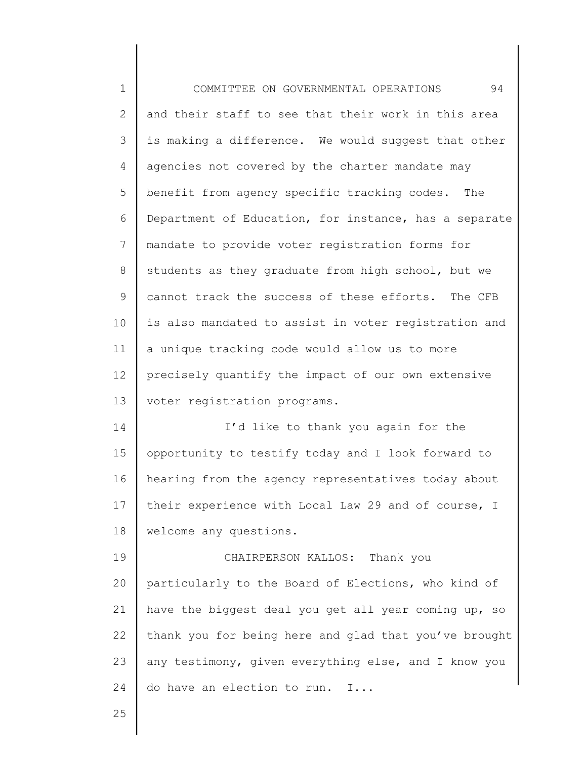and their staff to see that their work in this area is making a difference. We would suggest that other agencies not covered by the charter mandate may benefit from agency specific tracking codes. The Department of Education, for instance, has a separate mandate to provide voter registration forms for students as they graduate from high school, but we cannot track the success of these efforts. The CFB is also mandated to assist in voter registration and a unique tracking code would allow us to more precisely quantify the impact of our own extensive voter registration programs.

I'd like to thank you again for the opportunity to testify today and I look forward to hearing from the agency representatives today about their experience with Local Law 29 and of course, I welcome any questions.

CHAIRPERSON KALLOS: Thank you particularly to the Board of Elections, who kind of have the biggest deal you get all year coming up, so thank you for being here and glad that you've brought any testimony, given everything else, and I know you do have an election to run. I...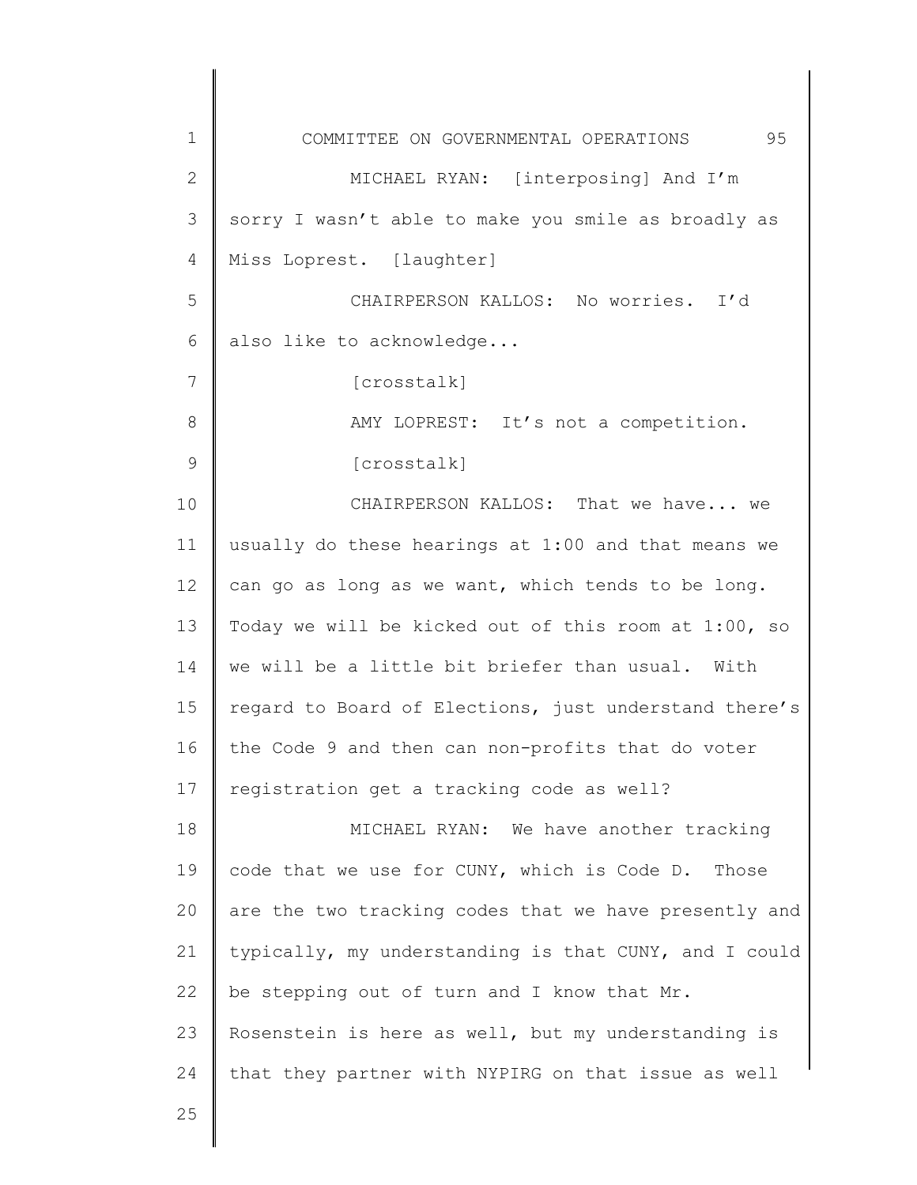MICHAEL RYAN: [interposing] And I'm sorry I wasn't able to make you smile as broadly as Miss Loprest. [laughter]

CHAIRPERSON KALLOS: No worries. I'd also like to acknowledge...

[crosstalk]

AMY LOPREST: It's not a competition.

[crosstalk]

CHAIRPERSON KALLOS: That we have... we usually do these hearings at 1:00 and that means we can go as long as we want, which tends to be long. Today we will be kicked out of this room at 1:00, so we will be a little bit briefer than usual. With regard to Board of Elections, just understand there's the Code 9 and then can non-profits that do voter registration get a tracking code as well?

MICHAEL RYAN: We have another tracking code that we use for CUNY, which is Code D. Those are the two tracking codes that we have presently and typically, my understanding is that CUNY, and I could be stepping out of turn and I know that Mr. Rosenstein is here as well, but my understanding is that they partner with NYPIRG on that issue as well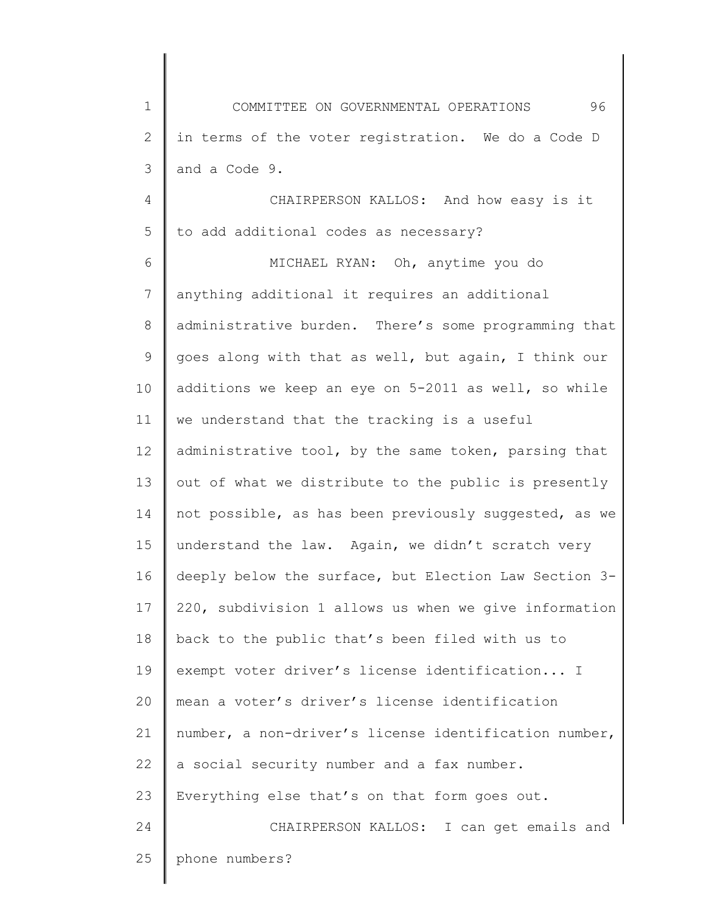in terms of the voter registration. We do a Code D and a Code 9.

CHAIRPERSON KALLOS: And how easy is it to add additional codes as necessary?

MICHAEL RYAN: Oh, anytime you do anything additional it requires an additional administrative burden. There's some programming that goes along with that as well, but again, I think our additions we keep an eye on 5-2011 as well, so while we understand that the tracking is a useful administrative tool, by the same token, parsing that out of what we distribute to the public is presently not possible, as has been previously suggested, as we understand the law. Again, we didn't scratch very deeply below the surface, but Election Law Section 3-220, subdivision 1 allows us when we give information back to the public that's been filed with us to exempt voter driver's license identification... I mean a voter's driver's license identification number, a non-driver's license identification number, a social security number and a fax number. Everything else that's on that form goes out.

CHAIRPERSON KALLOS: I can get emails and phone numbers?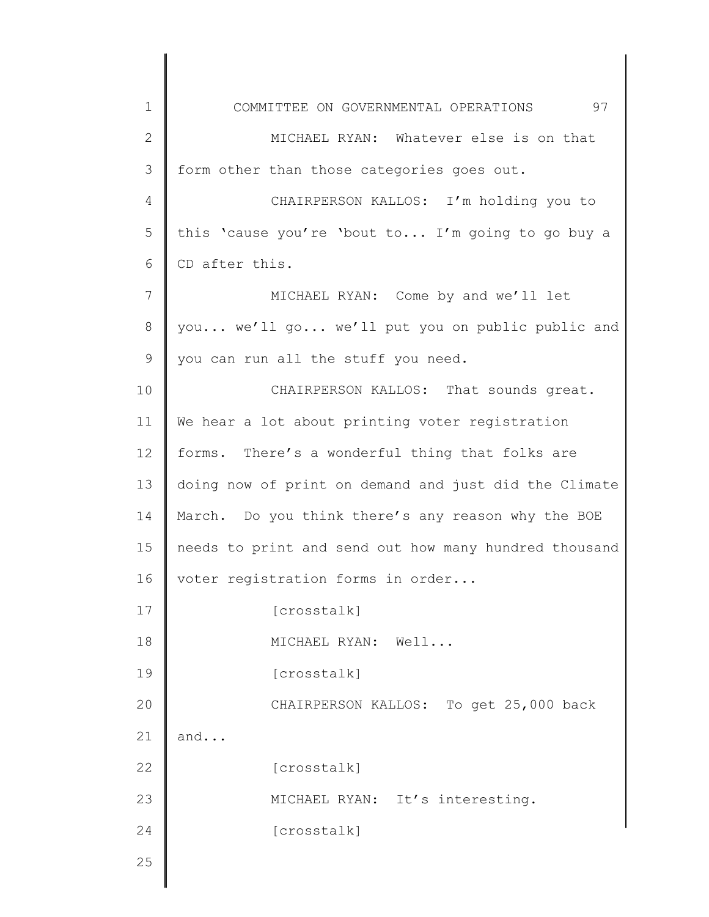MICHAEL RYAN: Whatever else is on that form other than those categories goes out.

CHAIRPERSON KALLOS: I'm holding you to this 'cause you're 'bout to... I'm going to go buy a CD after this.

MICHAEL RYAN: Come by and we'll let you... we'll go... we'll put you on public public and you can run all the stuff you need.

CHAIRPERSON KALLOS: That sounds great. We hear a lot about printing voter registration forms. There's a wonderful thing that folks are doing now of print on demand and just did the Climate March. Do you think there's any reason why the BOE needs to print and send out how many hundred thousand voter registration forms in order...

[crosstalk]

MICHAEL RYAN: Well...

[crosstalk]

CHAIRPERSON KALLOS: To get 25,000 back and...

[crosstalk]

MICHAEL RYAN: It's interesting.

[crosstalk]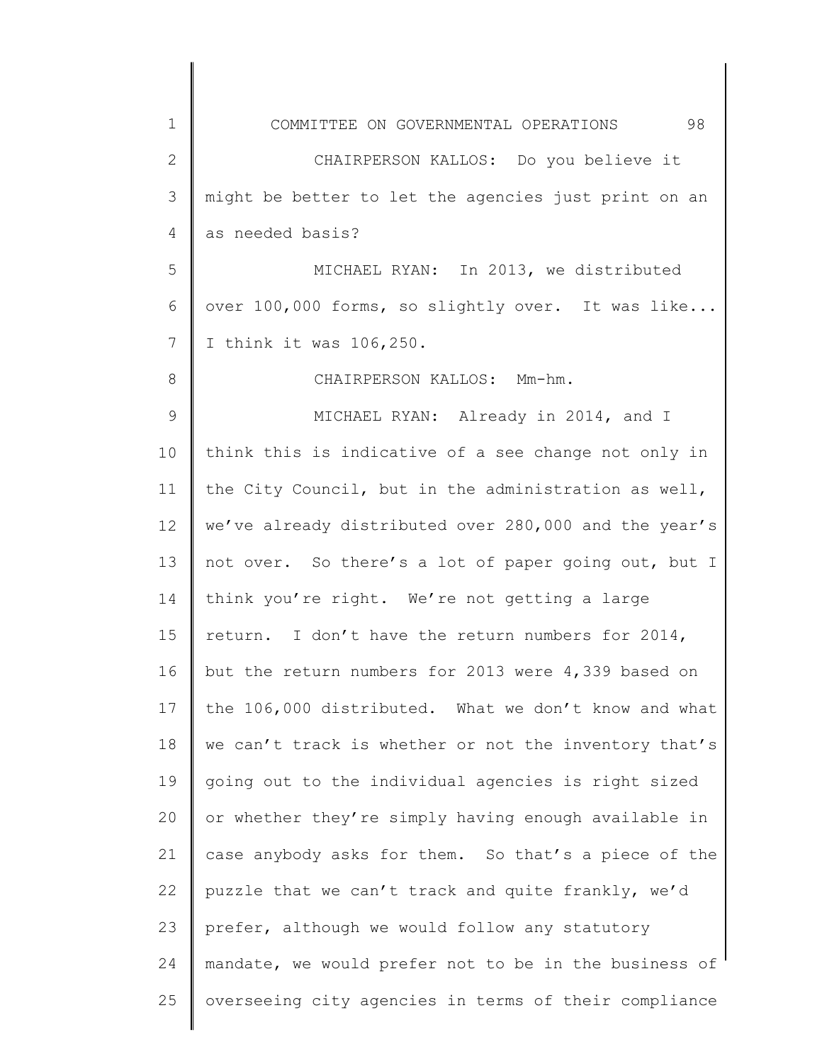CHAIRPERSON KALLOS: Do you believe it might be better to let the agencies just print on an as needed basis?

MICHAEL RYAN: In 2013, we distributed over 100,000 forms, so slightly over. It was like... I think it was 106,250.

CHAIRPERSON KALLOS: Mm-hm.

MICHAEL RYAN: Already in 2014, and I think this is indicative of a see change not only in the City Council, but in the administration as well, we've already distributed over 280,000 and the year's not over. So there's a lot of paper going out, but I think you're right. We're not getting a large return. I don't have the return numbers for 2014, but the return numbers for 2013 were 4,339 based on the 106,000 distributed. What we don't know and what we can't track is whether or not the inventory that's going out to the individual agencies is right sized or whether they're simply having enough available in case anybody asks for them. So that's a piece of the puzzle that we can't track and quite frankly, we'd prefer, although we would follow any statutory mandate, we would prefer not to be in the business of overseeing city agencies in terms of their compliance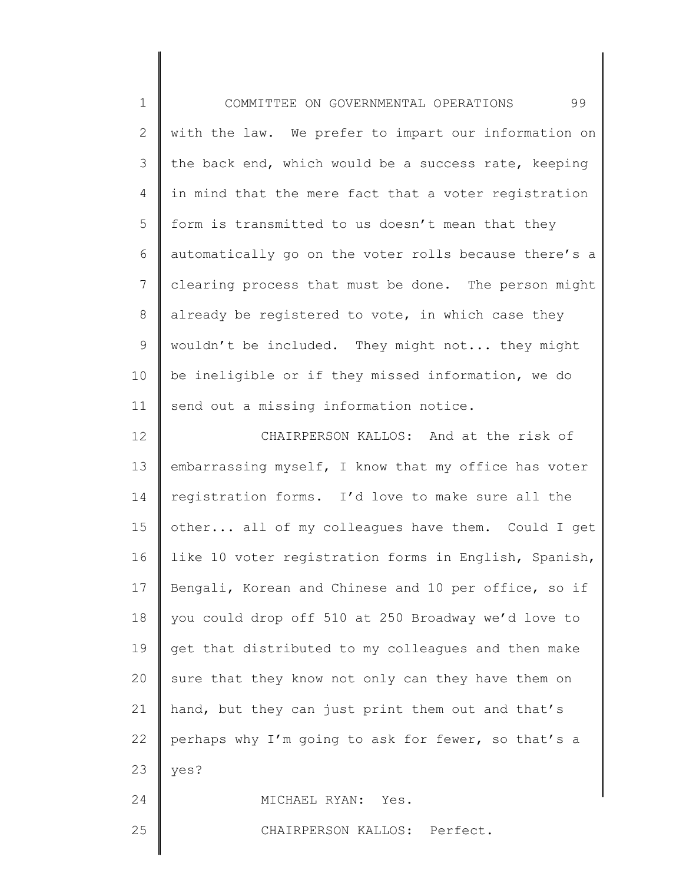with the law. We prefer to impart our information on the back end, which would be a success rate, keeping in mind that the mere fact that a voter registration form is transmitted to us doesn't mean that they automatically go on the voter rolls because there's a clearing process that must be done. The person might already be registered to vote, in which case they wouldn't be included. They might not... they might be ineligible or if they missed information, we do send out a missing information notice.

CHAIRPERSON KALLOS: And at the risk of embarrassing myself, I know that my office has voter registration forms. I'd love to make sure all the other... all of my colleagues have them. Could I get like 10 voter registration forms in English, Spanish, Bengali, Korean and Chinese and 10 per office, so if you could drop off 510 at 250 Broadway we'd love to get that distributed to my colleagues and then make sure that they know not only can they have them on hand, but they can just print them out and that's perhaps why I'm going to ask for fewer, so that's a yes?

MICHAEL RYAN: Yes.

CHAIRPERSON KALLOS: Perfect.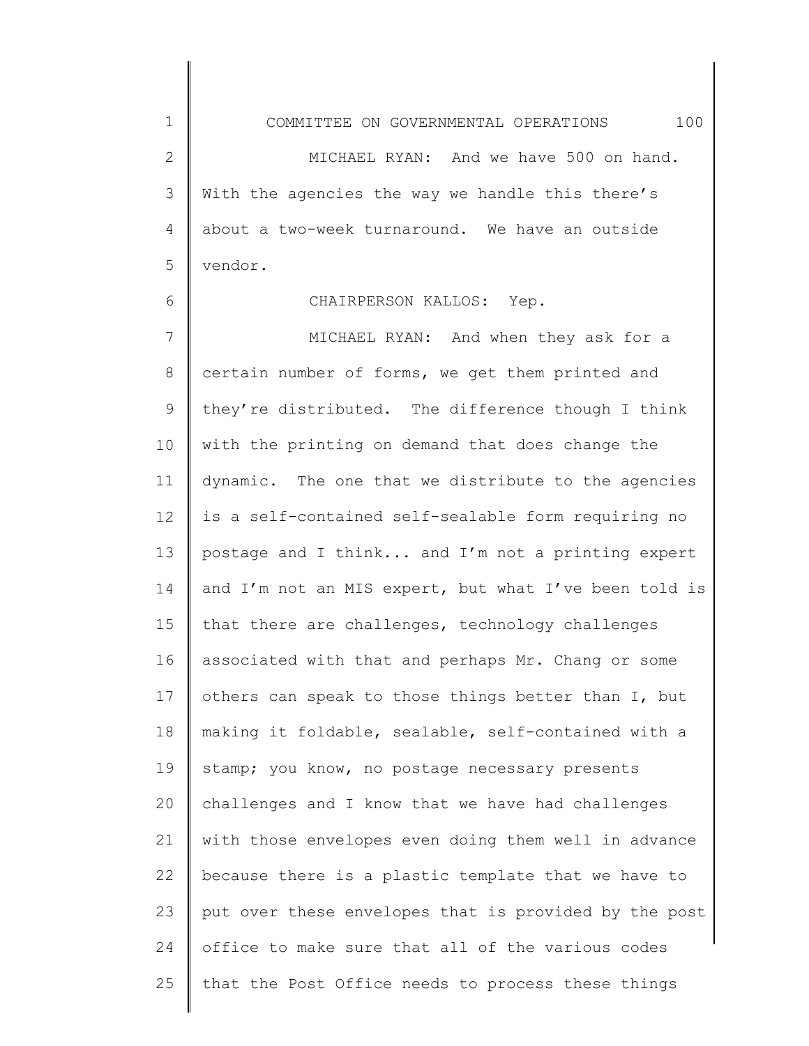MICHAEL RYAN: And we have 500 on hand. With the agencies the way we handle this there's about a two-week turnaround. We have an outside vendor.

CHAIRPERSON KALLOS: Yep.

MICHAEL RYAN: And when they ask for a certain number of forms, we get them printed and they're distributed. The difference though I think with the printing on demand that does change the dynamic. The one that we distribute to the agencies is a self-contained self-sealable form requiring no postage and I think... and I'm not a printing expert and I'm not an MIS expert, but what I've been told is that there are challenges, technology challenges associated with that and perhaps Mr. Chang or some others can speak to those things better than I, but making it foldable, sealable, self-contained with a stamp; you know, no postage necessary presents challenges and I know that we have had challenges with those envelopes even doing them well in advance because there is a plastic template that we have to put over these envelopes that is provided by the post office to make sure that all of the various codes that the Post Office needs to process these things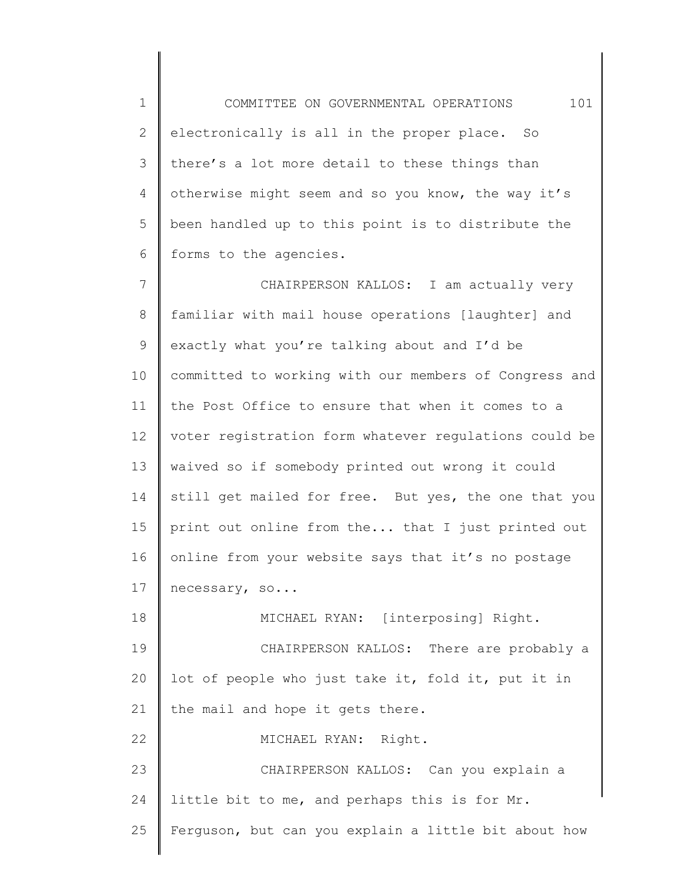electronically is all in the proper place. So there's a lot more detail to these things than otherwise might seem and so you know, the way it's been handled up to this point is to distribute the forms to the agencies.

CHAIRPERSON KALLOS: I am actually very familiar with mail house operations [laughter] and exactly what you're talking about and I'd be committed to working with our members of Congress and the Post Office to ensure that when it comes to a voter registration form whatever regulations could be waived so if somebody printed out wrong it could still get mailed for free. But yes, the one that you print out online from the... that I just printed out online from your website says that it's no postage necessary, so...

MICHAEL RYAN: [interposing] Right.

CHAIRPERSON KALLOS: There are probably a lot of people who just take it, fold it, put it in the mail and hope it gets there.

MICHAEL RYAN: Right.

CHAIRPERSON KALLOS: Can you explain a little bit to me, and perhaps this is for Mr. Ferguson, but can you explain a little bit about how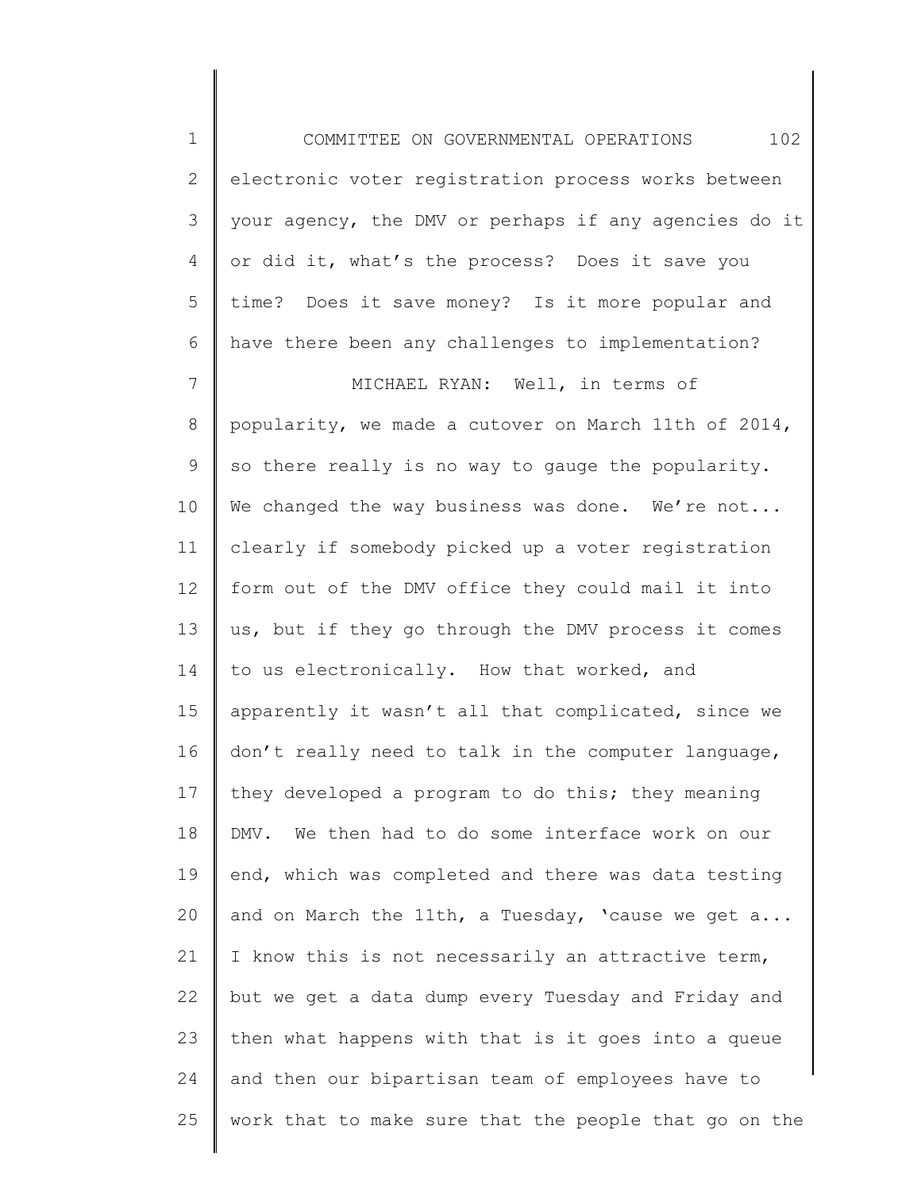electronic voter registration process works between your agency, the DMV or perhaps if any agencies do it or did it, what's the process? Does it save you time? Does it save money? Is it more popular and have there been any challenges to implementation?

MICHAEL RYAN: Well, in terms of popularity, we made a cutover on March 11th of 2014, so there really is no way to gauge the popularity. We changed the way business was done. We're not... clearly if somebody picked up a voter registration form out of the DMV office they could mail it into us, but if they go through the DMV process it comes to us electronically. How that worked, and apparently it wasn't all that complicated, since we don't really need to talk in the computer language, they developed a program to do this; they meaning DMV. We then had to do some interface work on our end, which was completed and there was data testing and on March the 11th, a Tuesday, 'cause we get a... I know this is not necessarily an attractive term, but we get a data dump every Tuesday and Friday and then what happens with that is it goes into a queue and then our bipartisan team of employees have to work that to make sure that the people that go on the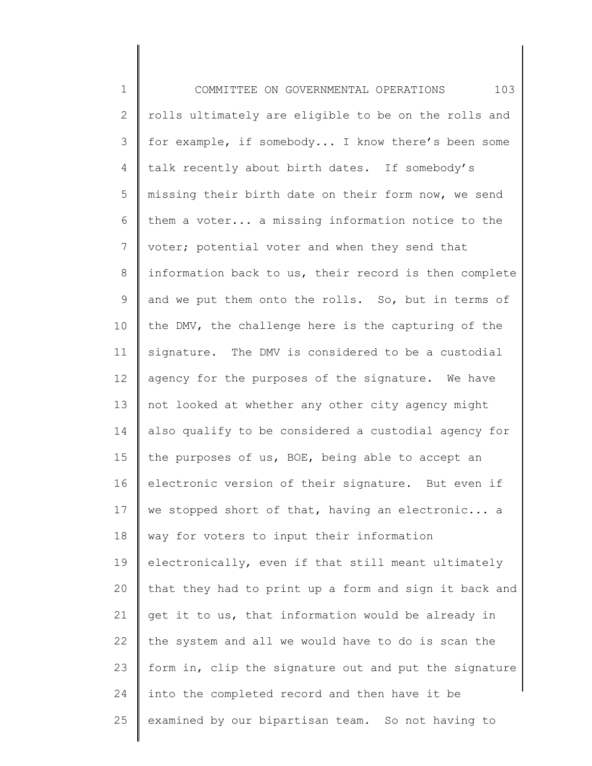rolls ultimately are eligible to be on the rolls and for example, if somebody... I know there's been some talk recently about birth dates. If somebody's missing their birth date on their form now, we send them a voter... a missing information notice to the voter; potential voter and when they send that information back to us, their record is then complete and we put them onto the rolls. So, but in terms of the DMV, the challenge here is the capturing of the signature. The DMV is considered to be a custodial agency for the purposes of the signature. We have not looked at whether any other city agency might also qualify to be considered a custodial agency for the purposes of us, BOE, being able to accept an electronic version of their signature. But even if we stopped short of that, having an electronic... a way for voters to input their information electronically, even if that still meant ultimately that they had to print up a form and sign it back and get it to us, that information would be already in the system and all we would have to do is scan the form in, clip the signature out and put the signature into the completed record and then have it be examined by our bipartisan team. So not having to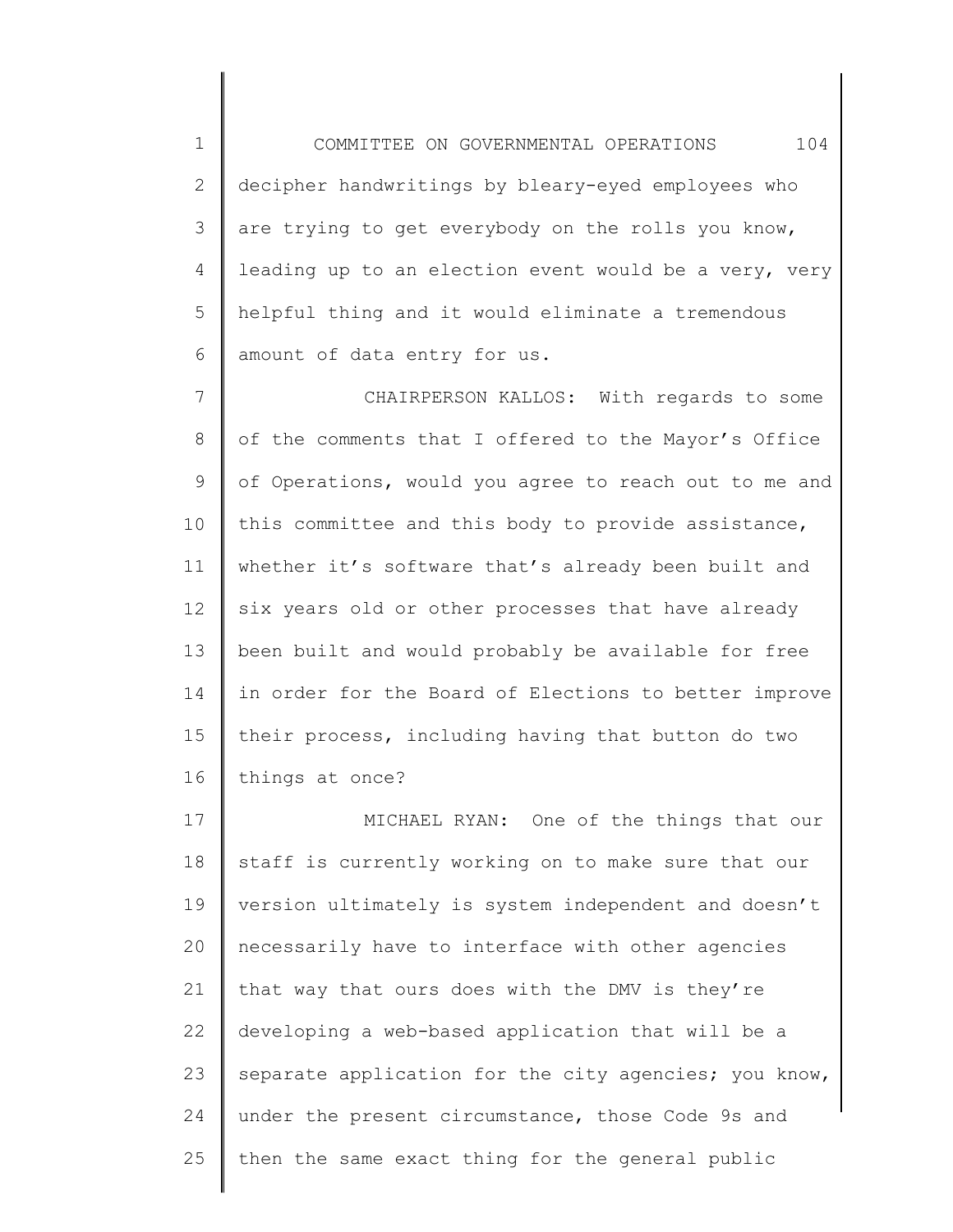decipher handwritings by bleary-eyed employees who are trying to get everybody on the rolls you know, leading up to an election event would be a very, very helpful thing and it would eliminate a tremendous amount of data entry for us.

CHAIRPERSON KALLOS: With regards to some of the comments that I offered to the Mayor's Office of Operations, would you agree to reach out to me and this committee and this body to provide assistance, whether it's software that's already been built and six years old or other processes that have already been built and would probably be available for free in order for the Board of Elections to better improve their process, including having that button do two things at once?

MICHAEL RYAN: One of the things that our staff is currently working on to make sure that our version ultimately is system independent and doesn't necessarily have to interface with other agencies that way that ours does with the DMV is they're developing a web-based application that will be a separate application for the city agencies; you know, under the present circumstance, those Code 9s and then the same exact thing for the general public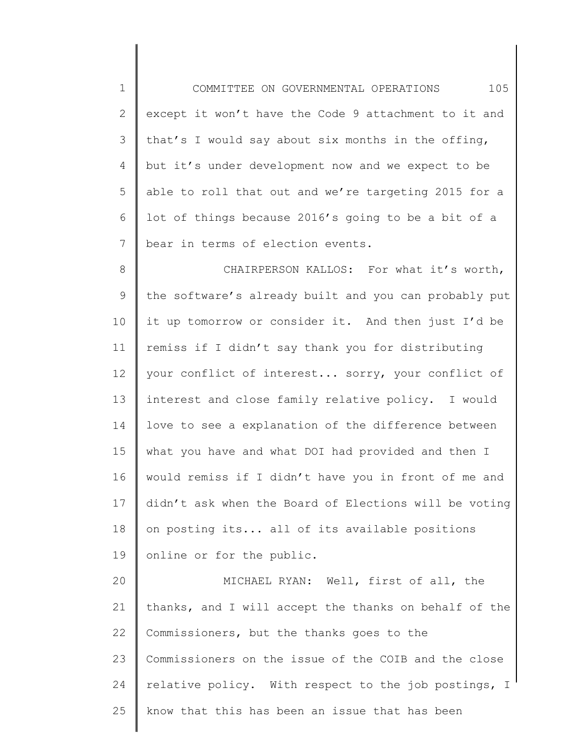except it won't have the Code 9 attachment to it and that's I would say about six months in the offing, but it's under development now and we expect to be able to roll that out and we're targeting 2015 for a lot of things because 2016's going to be a bit of a bear in terms of election events.

CHAIRPERSON KALLOS: For what it's worth, the software's already built and you can probably put it up tomorrow or consider it. And then just I'd be remiss if I didn't say thank you for distributing your conflict of interest... sorry, your conflict of interest and close family relative policy. I would love to see a explanation of the difference between what you have and what DOI had provided and then I would remiss if I didn't have you in front of me and didn't ask when the Board of Elections will be voting on posting its... all of its available positions online or for the public.

MICHAEL RYAN: Well, first of all, the thanks, and I will accept the thanks on behalf of the Commissioners, but the thanks goes to the Commissioners on the issue of the COIB and the close relative policy. With respect to the job postings, I know that this has been an issue that has been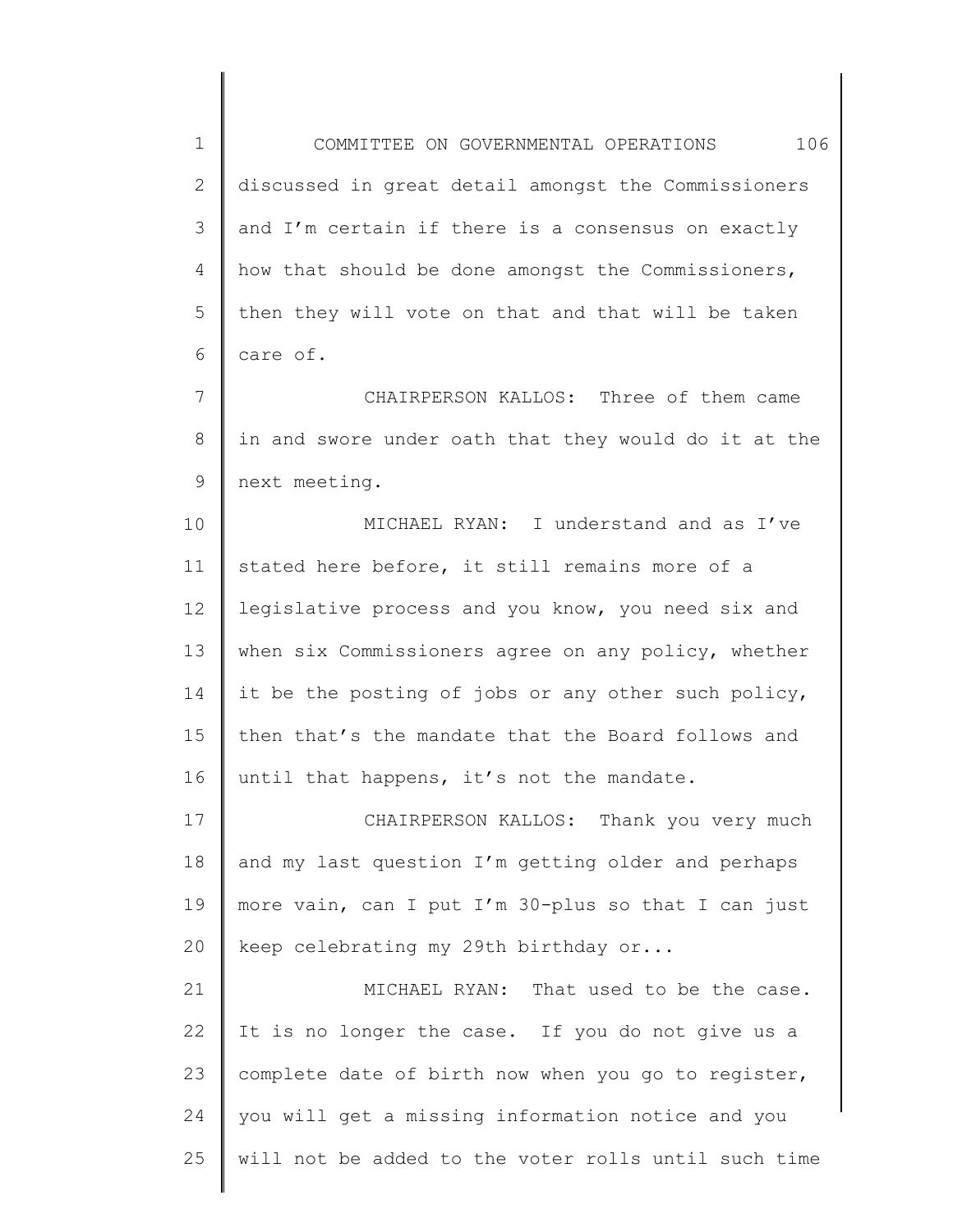discussed in great detail amongst the Commissioners and I'm certain if there is a consensus on exactly how that should be done amongst the Commissioners, then they will vote on that and that will be taken care of.

CHAIRPERSON KALLOS: Three of them came in and swore under oath that they would do it at the next meeting.

MICHAEL RYAN: I understand and as I've stated here before, it still remains more of a legislative process and you know, you need six and when six Commissioners agree on any policy, whether it be the posting of jobs or any other such policy, then that's the mandate that the Board follows and until that happens, it's not the mandate.

CHAIRPERSON KALLOS: Thank you very much and my last question I'm getting older and perhaps more vain, can I put I'm 30-plus so that I can just keep celebrating my 29th birthday or...

MICHAEL RYAN: That used to be the case. It is no longer the case. If you do not give us a complete date of birth now when you go to register, you will get a missing information notice and you will not be added to the voter rolls until such time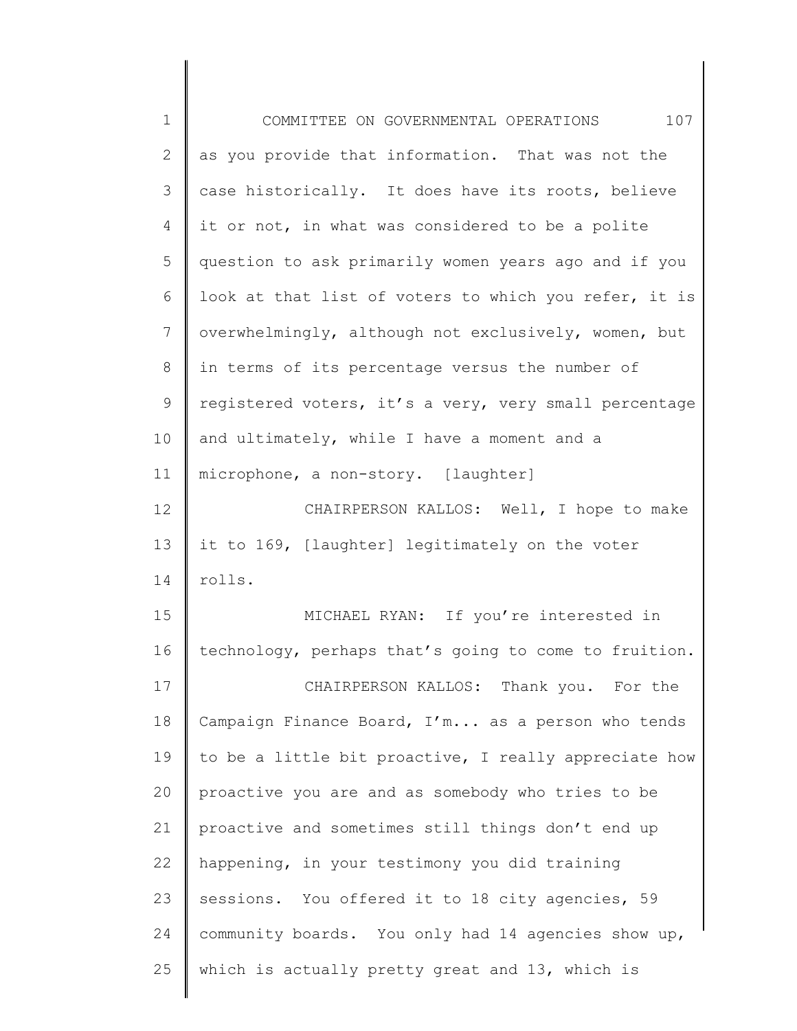as you provide that information. That was not the case historically. It does have its roots, believe it or not, in what was considered to be a polite question to ask primarily women years ago and if you look at that list of voters to which you refer, it is overwhelmingly, although not exclusively, women, but in terms of its percentage versus the number of registered voters, it's a very, very small percentage and ultimately, while I have a moment and a microphone, a non-story. [laughter]

CHAIRPERSON KALLOS: Well, I hope to make it to 169, [laughter] legitimately on the voter rolls.

MICHAEL RYAN: If you're interested in technology, perhaps that's going to come to fruition.

CHAIRPERSON KALLOS: Thank you. For the Campaign Finance Board, I'm... as a person who tends to be a little bit proactive, I really appreciate how proactive you are and as somebody who tries to be proactive and sometimes still things don't end up happening, in your testimony you did training sessions. You offered it to 18 city agencies, 59 community boards. You only had 14 agencies show up, which is actually pretty great and 13, which is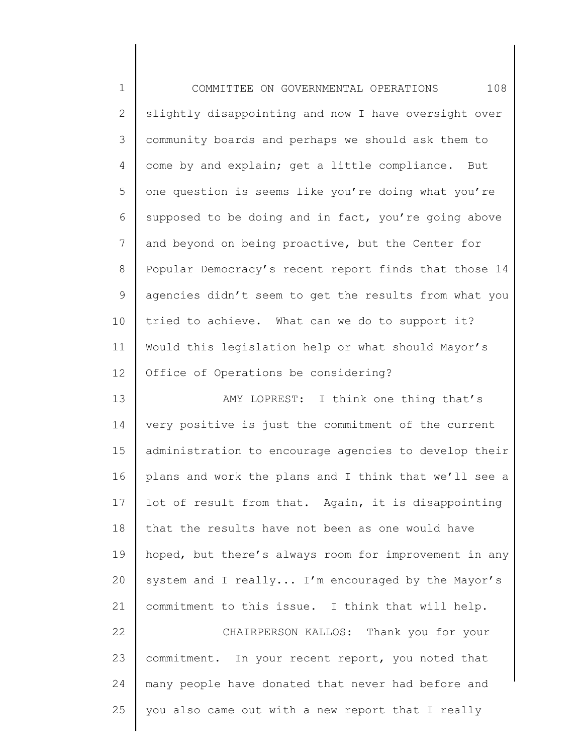slightly disappointing and now I have oversight over community boards and perhaps we should ask them to come by and explain; get a little compliance. But one question is seems like you're doing what you're supposed to be doing and in fact, you're going above and beyond on being proactive, but the Center for Popular Democracy's recent report finds that those 14 agencies didn't seem to get the results from what you tried to achieve. What can we do to support it? Would this legislation help or what should Mayor's Office of Operations be considering?

AMY LOPREST: I think one thing that's very positive is just the commitment of the current administration to encourage agencies to develop their plans and work the plans and I think that we'll see a lot of result from that. Again, it is disappointing that the results have not been as one would have hoped, but there's always room for improvement in any system and I really... I'm encouraged by the Mayor's commitment to this issue. I think that will help.

CHAIRPERSON KALLOS: Thank you for your commitment. In your recent report, you noted that many people have donated that never had before and you also came out with a new report that I really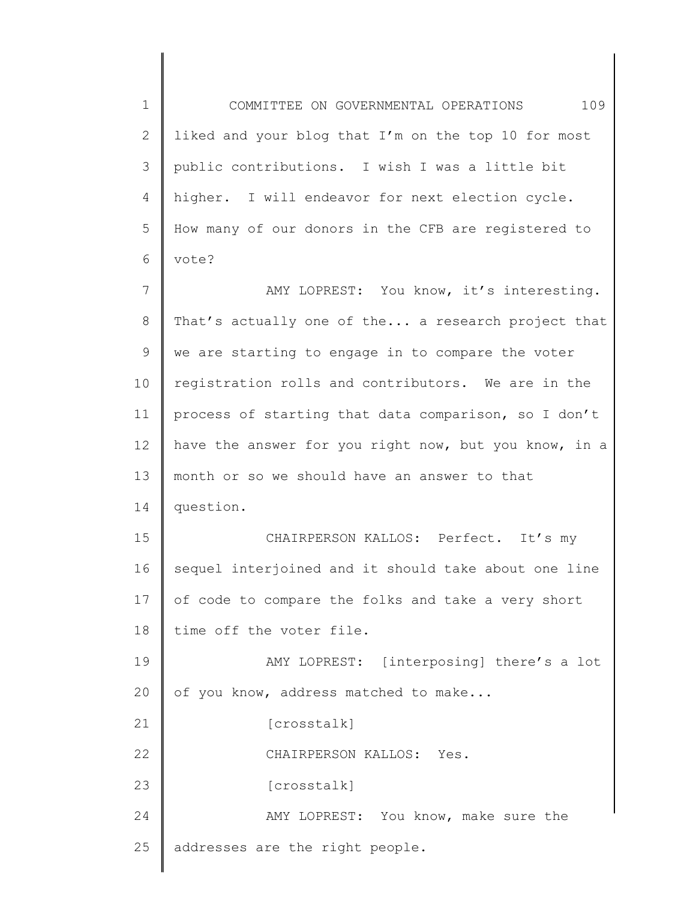liked and your blog that I'm on the top 10 for most public contributions. I wish I was a little bit higher. I will endeavor for next election cycle. How many of our donors in the CFB are registered to vote?

AMY LOPREST: You know, it's interesting. That's actually one of the... a research project that we are starting to engage in to compare the voter registration rolls and contributors. We are in the process of starting that data comparison, so I don't have the answer for you right now, but you know, in a month or so we should have an answer to that question.

CHAIRPERSON KALLOS: Perfect. It's my sequel interjoined and it should take about one line of code to compare the folks and take a very short time off the voter file.

AMY LOPREST: [interposing] there's a lot of you know, address matched to make...

[crosstalk]

CHAIRPERSON KALLOS: Yes.

[crosstalk]

AMY LOPREST: You know, make sure the addresses are the right people.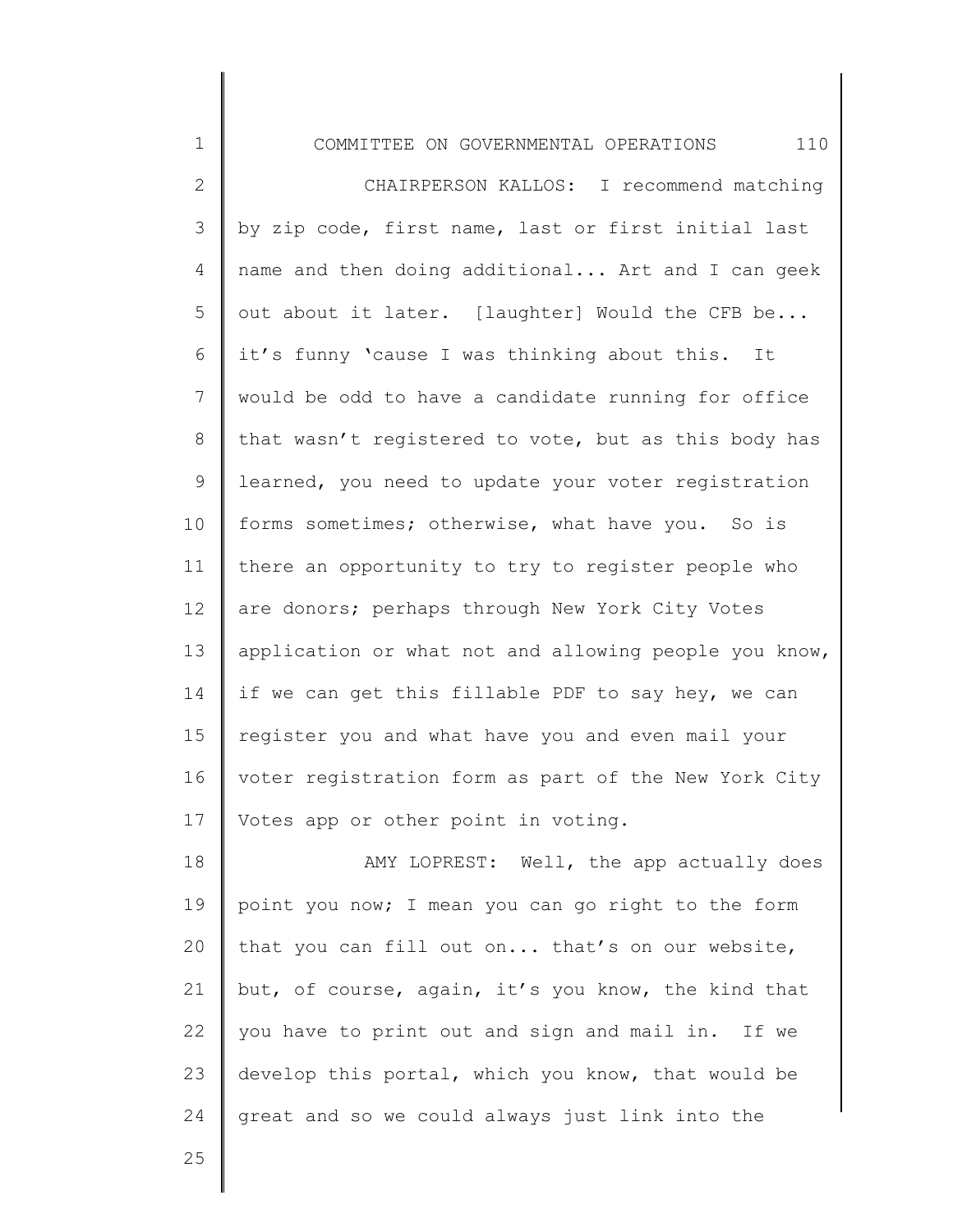CHAIRPERSON KALLOS: I recommend matching by zip code, first name, last or first initial last name and then doing additional... Art and I can geek out about it later. [laughter] Would the CFB be... it's funny 'cause I was thinking about this. It would be odd to have a candidate running for office that wasn't registered to vote, but as this body has learned, you need to update your voter registration forms sometimes; otherwise, what have you. So is there an opportunity to try to register people who are donors; perhaps through New York City Votes application or what not and allowing people you know, if we can get this fillable PDF to say hey, we can register you and what have you and even mail your voter registration form as part of the New York City Votes app or other point in voting.

AMY LOPREST: Well, the app actually does point you now; I mean you can go right to the form that you can fill out on... that's on our website, but, of course, again, it's you know, the kind that you have to print out and sign and mail in. If we develop this portal, which you know, that would be great and so we could always just link into the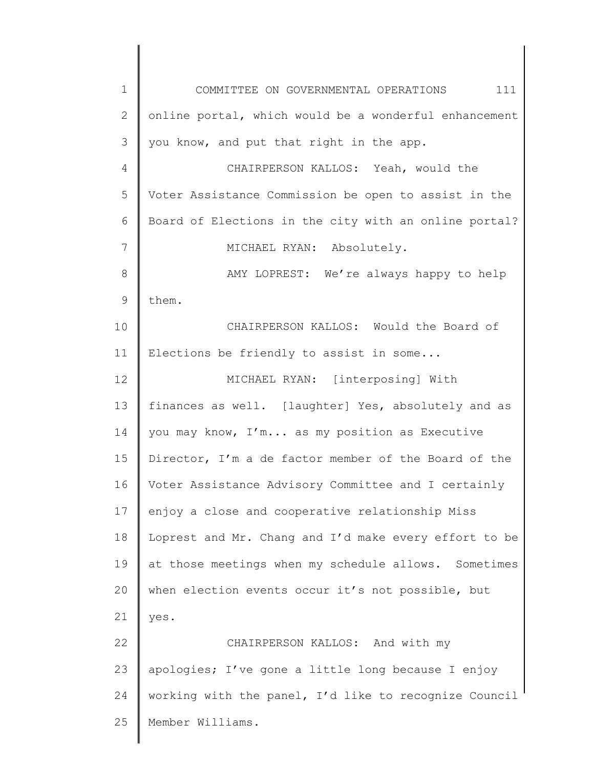online portal, which would be a wonderful enhancement you know, and put that right in the app.

CHAIRPERSON KALLOS: Yeah, would the Voter Assistance Commission be open to assist in the Board of Elections in the city with an online portal?

MICHAEL RYAN: Absolutely.

AMY LOPREST: We're always happy to help them.

CHAIRPERSON KALLOS: Would the Board of Elections be friendly to assist in some...

MICHAEL RYAN: [interposing] With finances as well. [laughter] Yes, absolutely and as you may know, I'm... as my position as Executive Director, I'm a de factor member of the Board of the Voter Assistance Advisory Committee and I certainly enjoy a close and cooperative relationship Miss Loprest and Mr. Chang and I'd make every effort to be at those meetings when my schedule allows. Sometimes when election events occur it's not possible, but yes.

CHAIRPERSON KALLOS: And with my apologies; I've gone a little long because I enjoy working with the panel, I'd like to recognize Council Member Williams.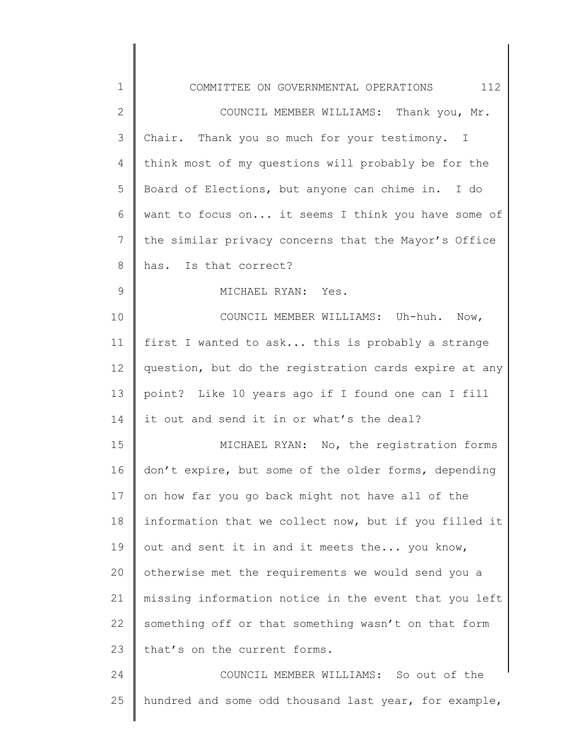COUNCIL MEMBER WILLIAMS: Thank you, Mr. Chair. Thank you so much for your testimony. I think most of my questions will probably be for the Board of Elections, but anyone can chime in. I do want to focus on... it seems I think you have some of the similar privacy concerns that the Mayor's Office has. Is that correct?

MICHAEL RYAN: Yes.

COUNCIL MEMBER WILLIAMS: Uh-huh. Now, first I wanted to ask... this is probably a strange question, but do the registration cards expire at any point? Like 10 years ago if I found one can I fill it out and send it in or what's the deal?

MICHAEL RYAN: No, the registration forms don't expire, but some of the older forms, depending on how far you go back might not have all of the information that we collect now, but if you filled it out and sent it in and it meets the... you know, otherwise met the requirements we would send you a missing information notice in the event that you left something off or that something wasn't on that form that's on the current forms.

COUNCIL MEMBER WILLIAMS: So out of the hundred and some odd thousand last year, for example,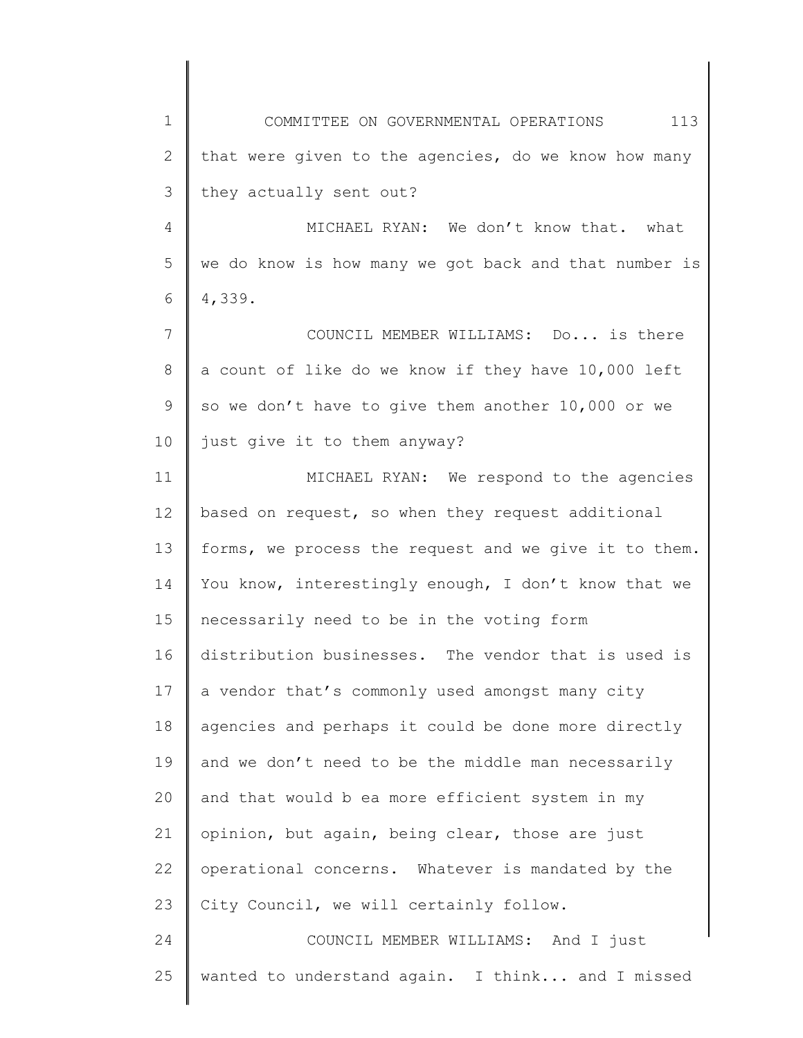that were given to the agencies, do we know how many they actually sent out?

MICHAEL RYAN: We don't know that. what we do know is how many we got back and that number is 4,339.

COUNCIL MEMBER WILLIAMS: Do... is there a count of like do we know if they have 10,000 left so we don't have to give them another 10,000 or we just give it to them anyway?

MICHAEL RYAN: We respond to the agencies based on request, so when they request additional forms, we process the request and we give it to them. You know, interestingly enough, I don't know that we necessarily need to be in the voting form distribution businesses. The vendor that is used is a vendor that's commonly used amongst many city agencies and perhaps it could be done more directly and we don't need to be the middle man necessarily and that would b ea more efficient system in my opinion, but again, being clear, those are just operational concerns. Whatever is mandated by the City Council, we will certainly follow.

COUNCIL MEMBER WILLIAMS: And I just wanted to understand again. I think... and I missed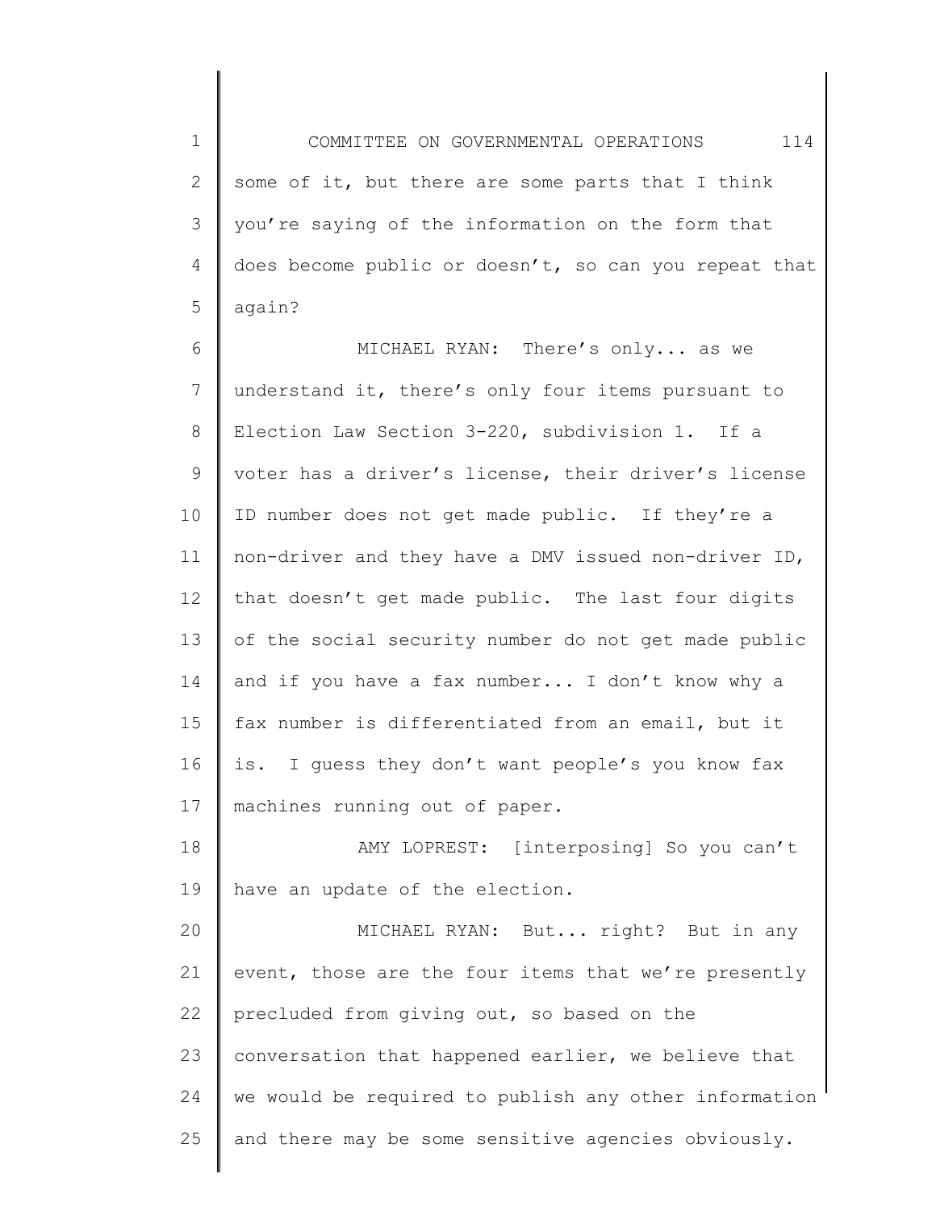some of it, but there are some parts that I think you're saying of the information on the form that does become public or doesn't, so can you repeat that again?

MICHAEL RYAN: There's only... as we understand it, there's only four items pursuant to Election Law Section 3-220, subdivision 1. If a voter has a driver's license, their driver's license ID number does not get made public. If they're a non-driver and they have a DMV issued non-driver ID, that doesn't get made public. The last four digits of the social security number do not get made public and if you have a fax number... I don't know why a fax number is differentiated from an email, but it is. I guess they don't want people's you know fax machines running out of paper.

AMY LOPREST: [interposing] So you can't have an update of the election.

MICHAEL RYAN: But... right? But in any event, those are the four items that we're presently precluded from giving out, so based on the conversation that happened earlier, we believe that we would be required to publish any other information and there may be some sensitive agencies obviously.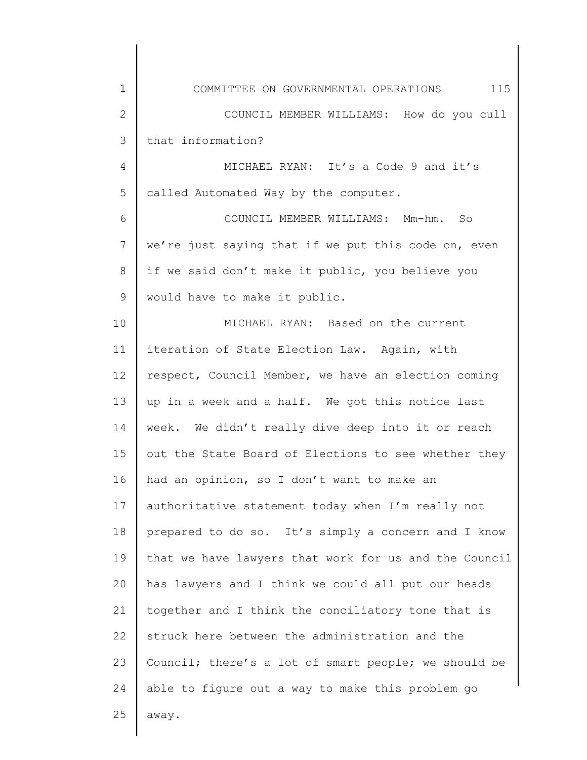COUNCIL MEMBER WILLIAMS: How do you cull that information?

MICHAEL RYAN: It's a Code 9 and it's called Automated Way by the computer.

COUNCIL MEMBER WILLIAMS: Mm-hm. So we're just saying that if we put this code on, even if we said don't make it public, you believe you would have to make it public.

MICHAEL RYAN: Based on the current iteration of State Election Law. Again, with respect, Council Member, we have an election coming up in a week and a half. We got this notice last week. We didn't really dive deep into it or reach out the State Board of Elections to see whether they had an opinion, so I don't want to make an authoritative statement today when I'm really not prepared to do so. It's simply a concern and I know that we have lawyers that work for us and the Council has lawyers and I think we could all put our heads together and I think the conciliatory tone that is struck here between the administration and the Council; there's a lot of smart people; we should be able to figure out a way to make this problem go away.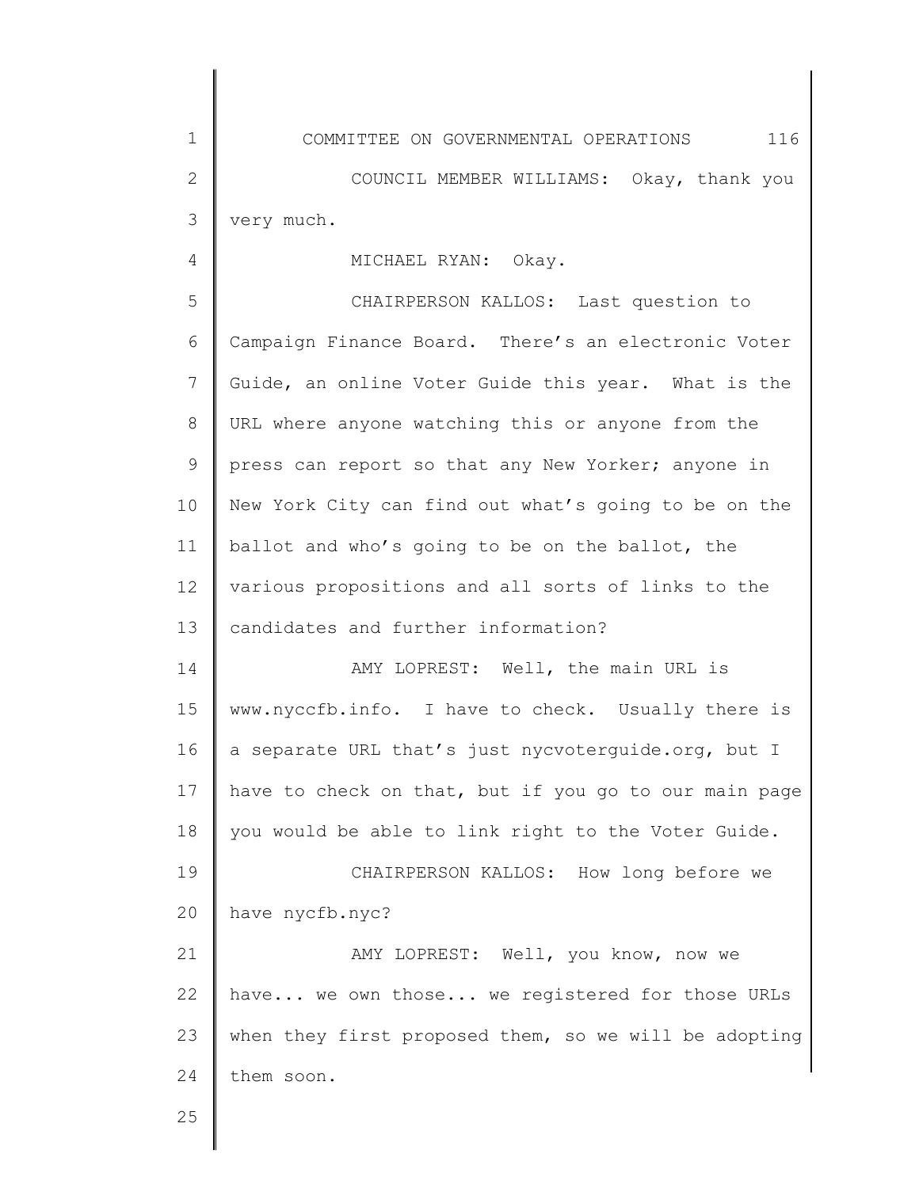COUNCIL MEMBER WILLIAMS: Okay, thank you very much.

MICHAEL RYAN: Okay.

CHAIRPERSON KALLOS: Last question to Campaign Finance Board. There's an electronic Voter Guide, an online Voter Guide this year. What is the URL where anyone watching this or anyone from the press can report so that any New Yorker; anyone in New York City can find out what's going to be on the ballot and who's going to be on the ballot, the various propositions and all sorts of links to the candidates and further information?

AMY LOPREST: Well, the main URL is www.nyccfb.info. I have to check. Usually there is a separate URL that's just nycvoterguide.org, but I have to check on that, but if you go to our main page you would be able to link right to the Voter Guide.

CHAIRPERSON KALLOS: How long before we have nycfb.nyc?

AMY LOPREST: Well, you know, now we have... we own those... we registered for those URLs when they first proposed them, so we will be adopting them soon.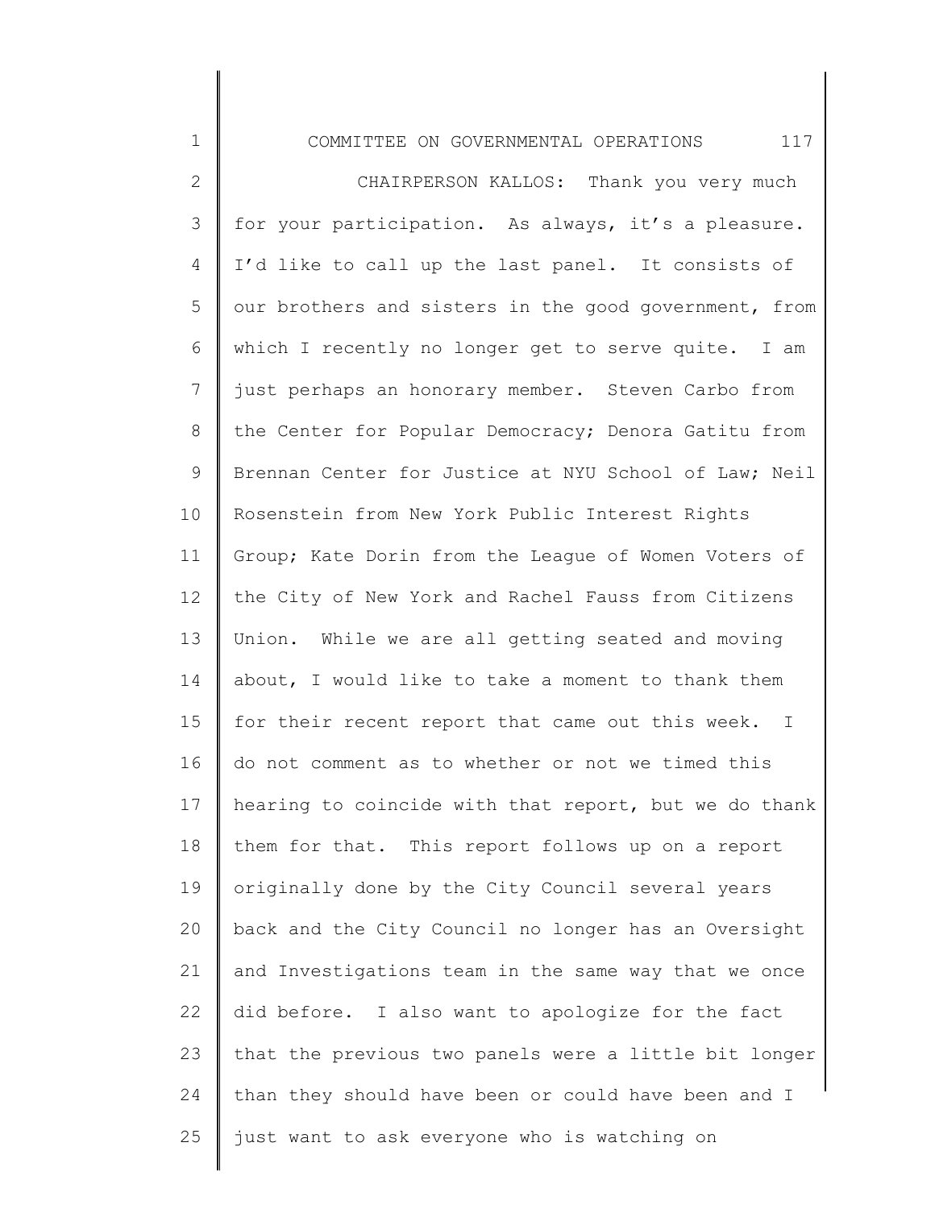CHAIRPERSON KALLOS: Thank you very much for your participation. As always, it's a pleasure. I'd like to call up the last panel. It consists of our brothers and sisters in the good government, from which I recently no longer get to serve quite. I am just perhaps an honorary member. Steven Carbo from the Center for Popular Democracy; Denora Gatitu from Brennan Center for Justice at NYU School of Law; Neil Rosenstein from New York Public Interest Rights Group; Kate Dorin from the League of Women Voters of the City of New York and Rachel Fauss from Citizens Union. While we are all getting seated and moving about, I would like to take a moment to thank them for their recent report that came out this week. I do not comment as to whether or not we timed this hearing to coincide with that report, but we do thank them for that. This report follows up on a report originally done by the City Council several years back and the City Council no longer has an Oversight and Investigations team in the same way that we once did before. I also want to apologize for the fact that the previous two panels were a little bit longer than they should have been or could have been and I just want to ask everyone who is watching on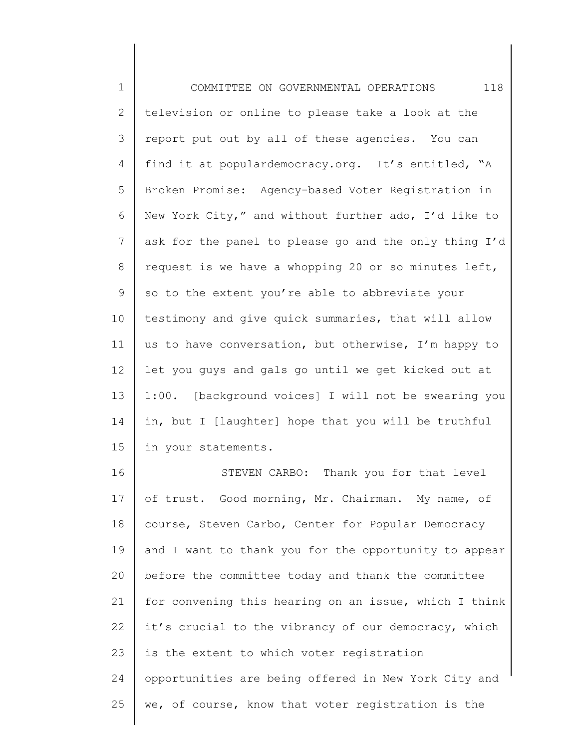television or online to please take a look at the report put out by all of these agencies. You can find it at populardemocracy.org. It's entitled, "A Broken Promise: Agency-based Voter Registration in New York City," and without further ado, I'd like to ask for the panel to please go and the only thing I'd request is we have a whopping 20 or so minutes left, so to the extent you're able to abbreviate your testimony and give quick summaries, that will allow us to have conversation, but otherwise, I'm happy to let you guys and gals go until we get kicked out at 1:00. [background voices] I will not be swearing you in, but I [laughter] hope that you will be truthful in your statements.

STEVEN CARBO: Thank you for that level of trust. Good morning, Mr. Chairman. My name, of course, Steven Carbo, Center for Popular Democracy and I want to thank you for the opportunity to appear before the committee today and thank the committee for convening this hearing on an issue, which I think it's crucial to the vibrancy of our democracy, which is the extent to which voter registration opportunities are being offered in New York City and we, of course, know that voter registration is the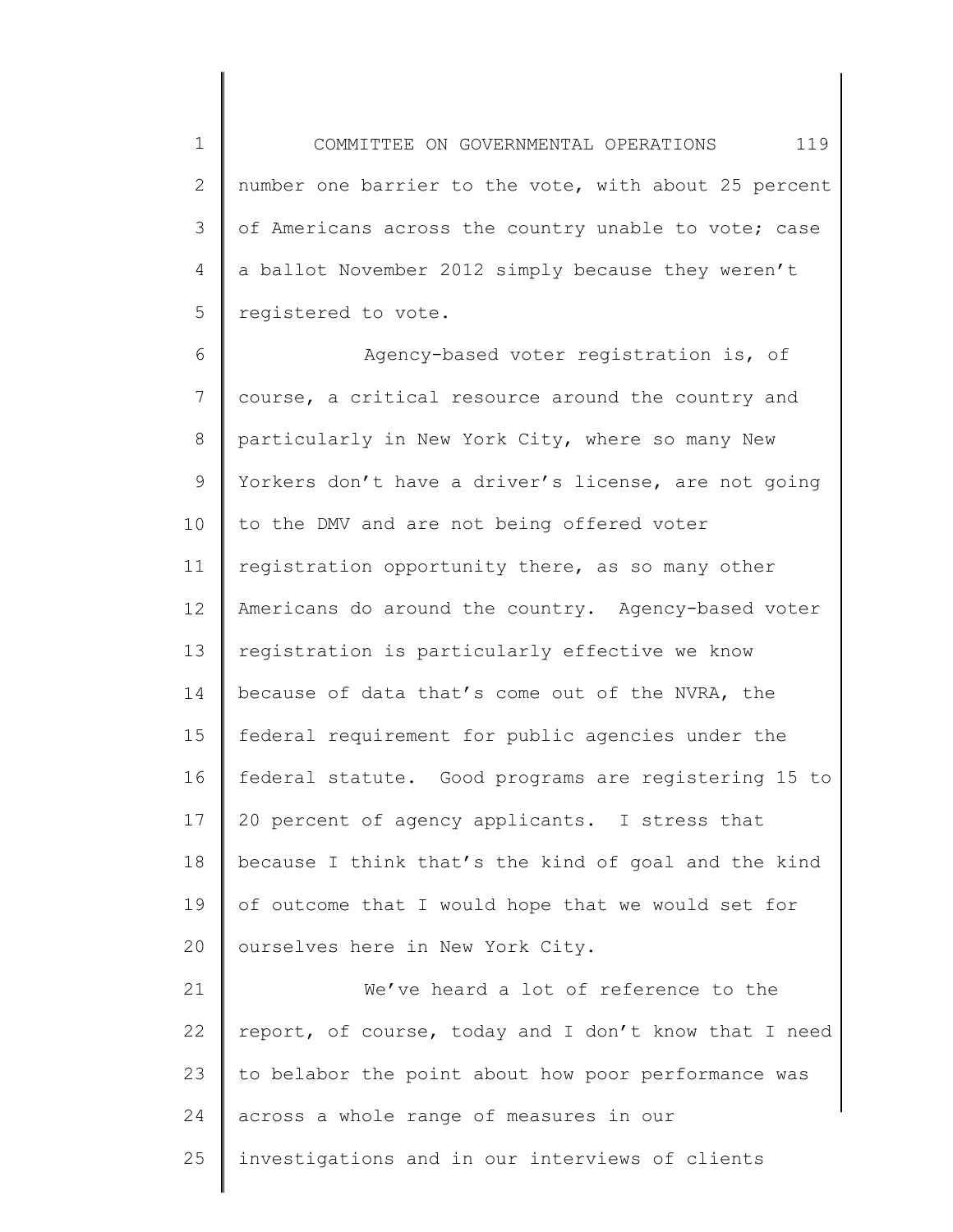number one barrier to the vote, with about 25 percent of Americans across the country unable to vote; case a ballot November 2012 simply because they weren't registered to vote.

Agency-based voter registration is, of course, a critical resource around the country and particularly in New York City, where so many New Yorkers don't have a driver's license, are not going to the DMV and are not being offered voter registration opportunity there, as so many other Americans do around the country. Agency-based voter registration is particularly effective we know because of data that's come out of the NVRA, the federal requirement for public agencies under the federal statute. Good programs are registering 15 to 20 percent of agency applicants. I stress that because I think that's the kind of goal and the kind of outcome that I would hope that we would set for ourselves here in New York City.

We've heard a lot of reference to the report, of course, today and I don't know that I need to belabor the point about how poor performance was across a whole range of measures in our investigations and in our interviews of clients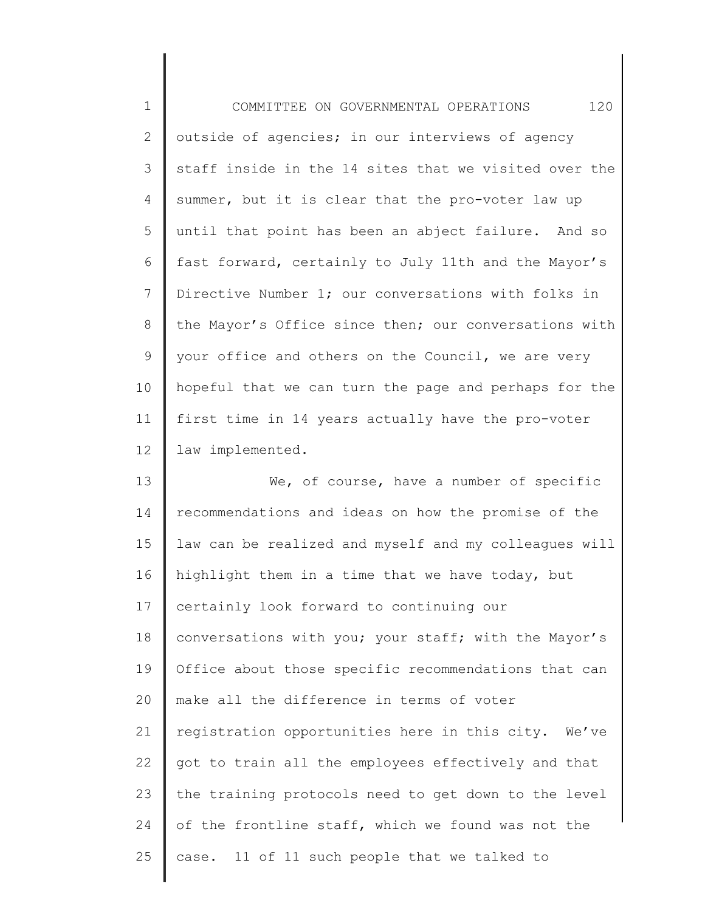outside of agencies; in our interviews of agency staff inside in the 14 sites that we visited over the summer, but it is clear that the pro-voter law up until that point has been an abject failure. And so fast forward, certainly to July 11th and the Mayor's Directive Number 1; our conversations with folks in the Mayor's Office since then; our conversations with your office and others on the Council, we are very hopeful that we can turn the page and perhaps for the first time in 14 years actually have the pro-voter law implemented.

We, of course, have a number of specific recommendations and ideas on how the promise of the law can be realized and myself and my colleagues will highlight them in a time that we have today, but certainly look forward to continuing our conversations with you; your staff; with the Mayor's Office about those specific recommendations that can make all the difference in terms of voter registration opportunities here in this city. We've got to train all the employees effectively and that the training protocols need to get down to the level of the frontline staff, which we found was not the case. 11 of 11 such people that we talked to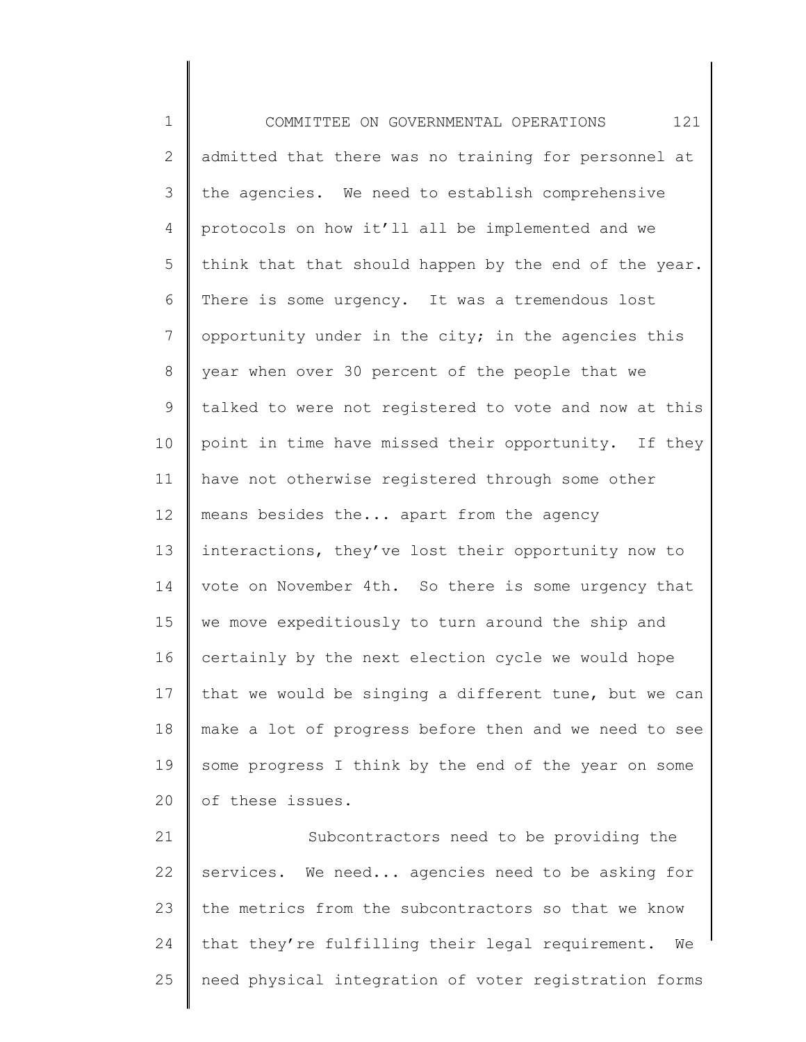admitted that there was no training for personnel at the agencies. We need to establish comprehensive protocols on how it'll all be implemented and we think that that should happen by the end of the year. There is some urgency. It was a tremendous lost opportunity under in the city; in the agencies this year when over 30 percent of the people that we talked to were not registered to vote and now at this point in time have missed their opportunity. If they have not otherwise registered through some other means besides the... apart from the agency interactions, they've lost their opportunity now to vote on November 4th. So there is some urgency that we move expeditiously to turn around the ship and certainly by the next election cycle we would hope that we would be singing a different tune, but we can make a lot of progress before then and we need to see some progress I think by the end of the year on some of these issues.

Subcontractors need to be providing the services. We need... agencies need to be asking for the metrics from the subcontractors so that we know that they're fulfilling their legal requirement. We need physical integration of voter registration forms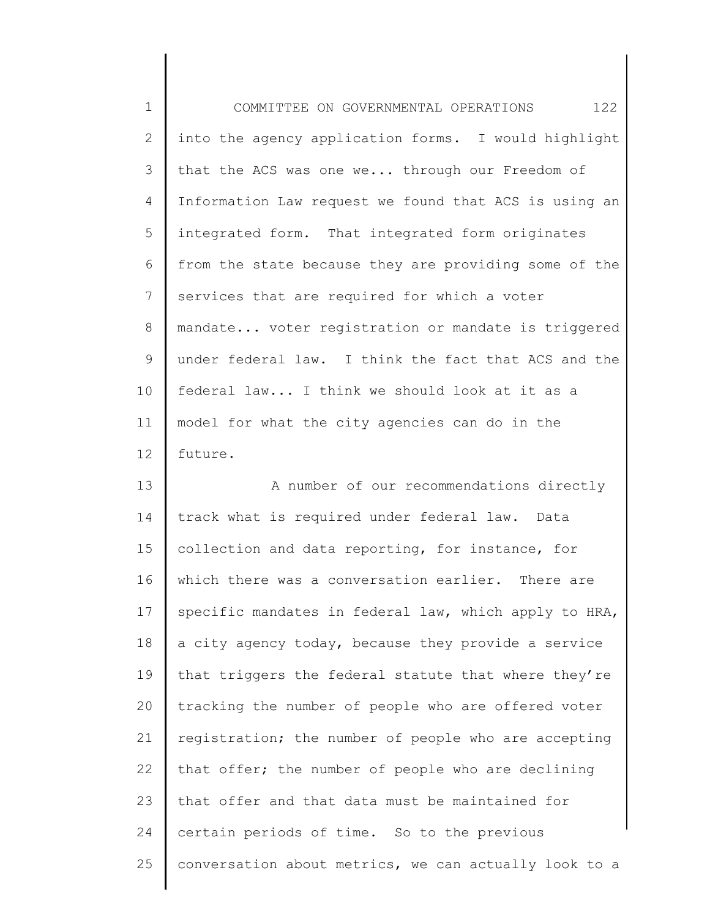into the agency application forms. I would highlight that the ACS was one we... through our Freedom of Information Law request we found that ACS is using an integrated form. That integrated form originates from the state because they are providing some of the services that are required for which a voter mandate... voter registration or mandate is triggered under federal law. I think the fact that ACS and the federal law... I think we should look at it as a model for what the city agencies can do in the future.

A number of our recommendations directly track what is required under federal law. Data collection and data reporting, for instance, for which there was a conversation earlier. There are specific mandates in federal law, which apply to HRA, a city agency today, because they provide a service that triggers the federal statute that where they're tracking the number of people who are offered voter registration; the number of people who are accepting that offer; the number of people who are declining that offer and that data must be maintained for certain periods of time. So to the previous conversation about metrics, we can actually look to a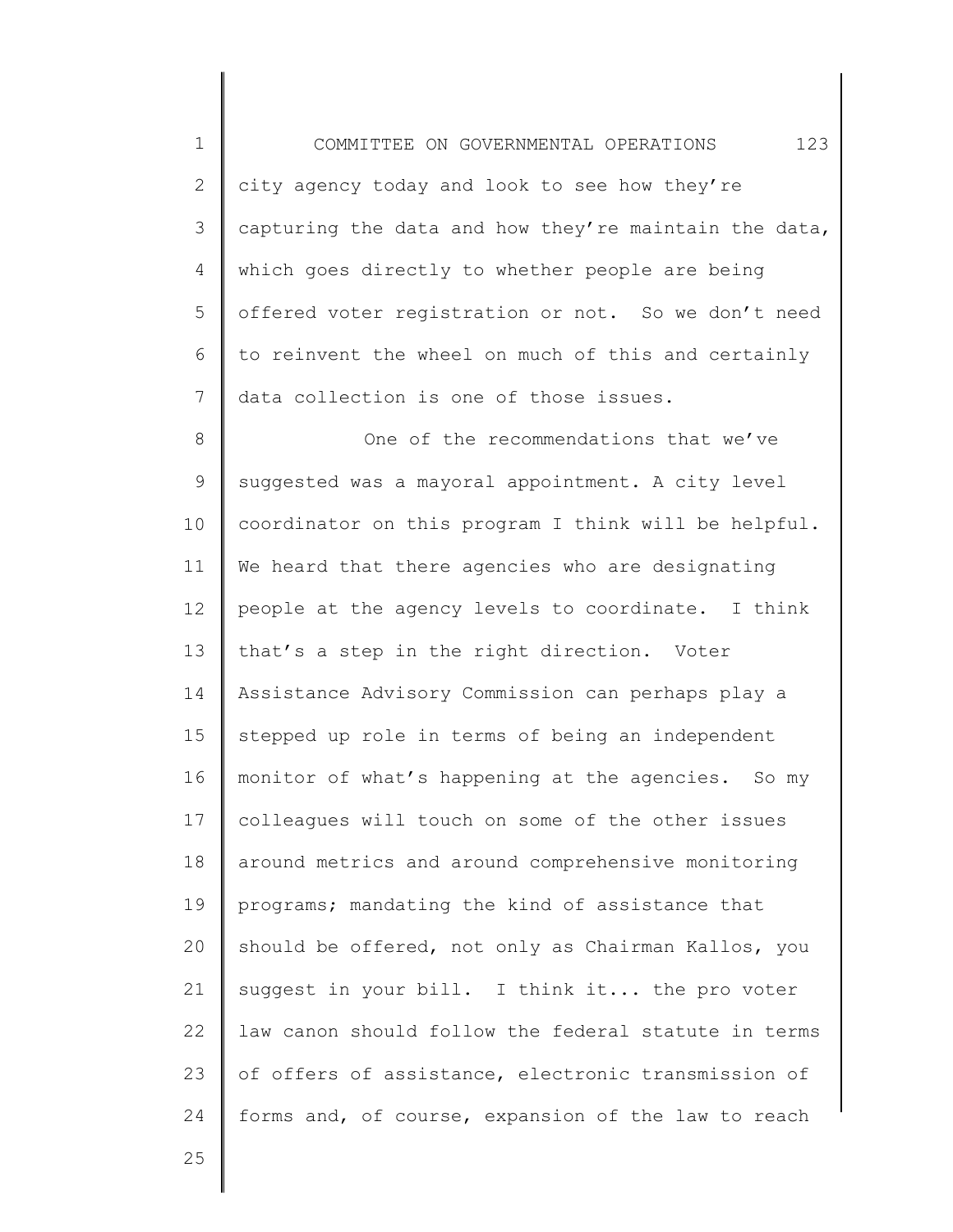city agency today and look to see how they're capturing the data and how they're maintain the data, which goes directly to whether people are being offered voter registration or not. So we don't need to reinvent the wheel on much of this and certainly data collection is one of those issues.

One of the recommendations that we've suggested was a mayoral appointment. A city level coordinator on this program I think will be helpful. We heard that there agencies who are designating people at the agency levels to coordinate. I think that's a step in the right direction. Voter Assistance Advisory Commission can perhaps play a stepped up role in terms of being an independent monitor of what's happening at the agencies. So my colleagues will touch on some of the other issues around metrics and around comprehensive monitoring programs; mandating the kind of assistance that should be offered, not only as Chairman Kallos, you suggest in your bill. I think it... the pro voter law canon should follow the federal statute in terms of offers of assistance, electronic transmission of forms and, of course, expansion of the law to reach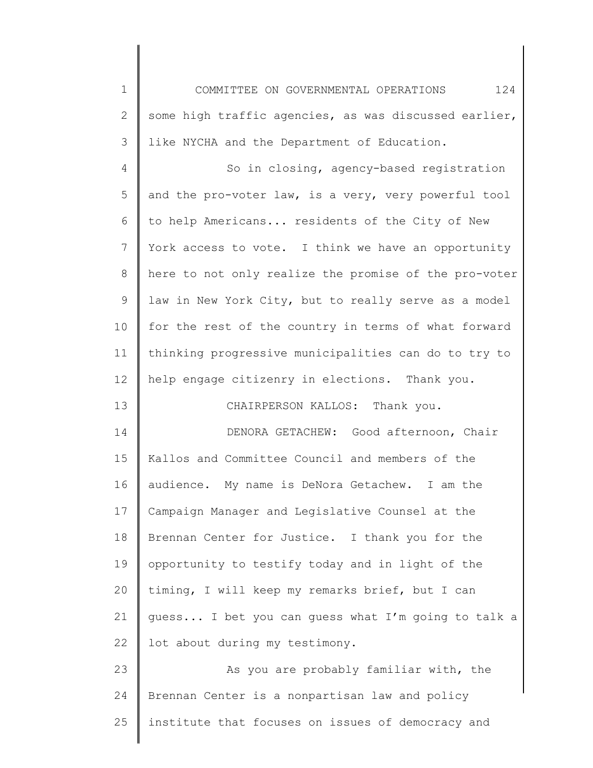some high traffic agencies, as was discussed earlier, like NYCHA and the Department of Education.

So in closing, agency-based registration and the pro-voter law, is a very, very powerful tool to help Americans... residents of the City of New York access to vote. I think we have an opportunity here to not only realize the promise of the pro-voter law in New York City, but to really serve as a model for the rest of the country in terms of what forward thinking progressive municipalities can do to try to help engage citizenry in elections. Thank you.

CHAIRPERSON KALLOS: Thank you.

DENORA GETACHEW: Good afternoon, Chair Kallos and Committee Council and members of the audience. My name is DeNora Getachew. I am the Campaign Manager and Legislative Counsel at the Brennan Center for Justice. I thank you for the opportunity to testify today and in light of the timing, I will keep my remarks brief, but I can guess... I bet you can guess what I'm going to talk a lot about during my testimony.

As you are probably familiar with, the Brennan Center is a nonpartisan law and policy institute that focuses on issues of democracy and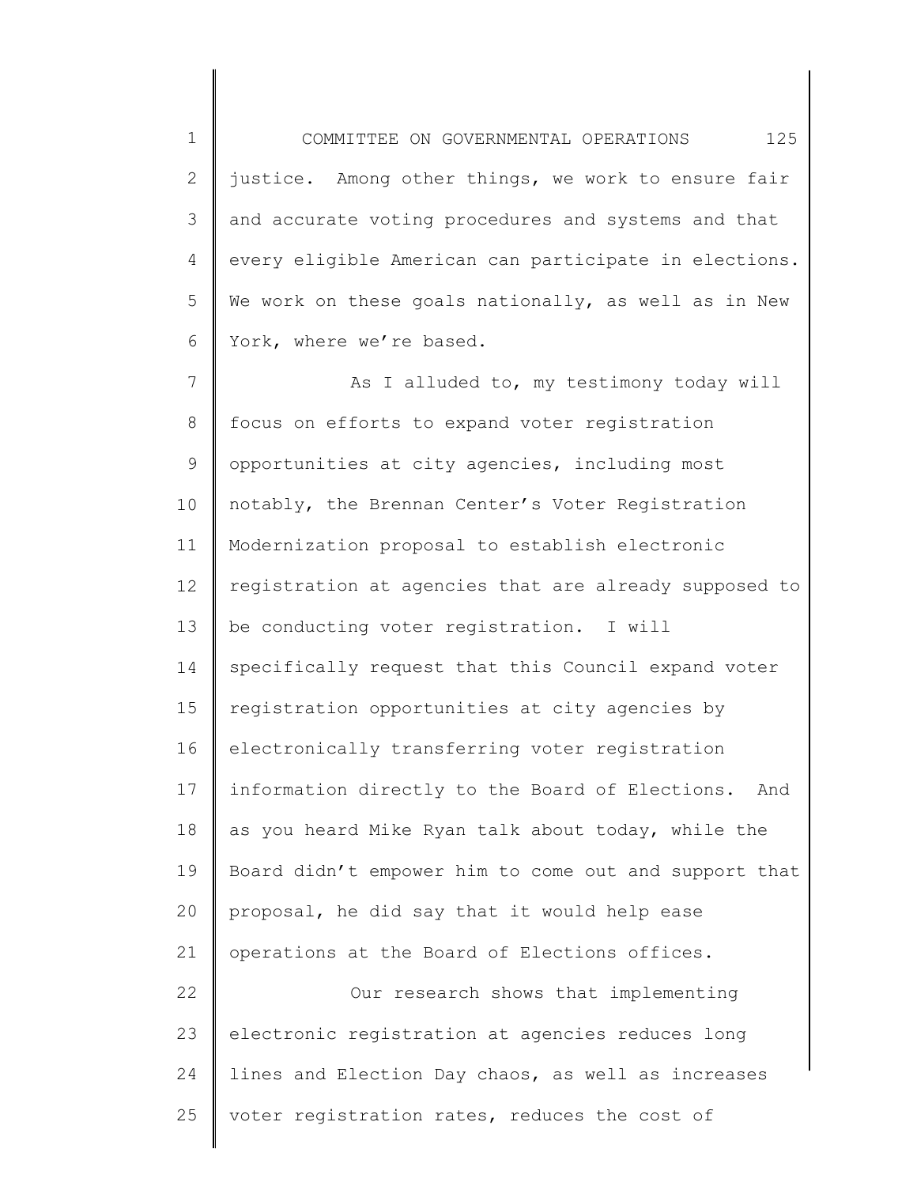justice. Among other things, we work to ensure fair and accurate voting procedures and systems and that every eligible American can participate in elections. We work on these goals nationally, as well as in New York, where we're based.

As I alluded to, my testimony today will focus on efforts to expand voter registration opportunities at city agencies, including most notably, the Brennan Center's Voter Registration Modernization proposal to establish electronic registration at agencies that are already supposed to be conducting voter registration. I will specifically request that this Council expand voter registration opportunities at city agencies by electronically transferring voter registration information directly to the Board of Elections. And as you heard Mike Ryan talk about today, while the Board didn't empower him to come out and support that proposal, he did say that it would help ease operations at the Board of Elections offices.

Our research shows that implementing electronic registration at agencies reduces long lines and Election Day chaos, as well as increases voter registration rates, reduces the cost of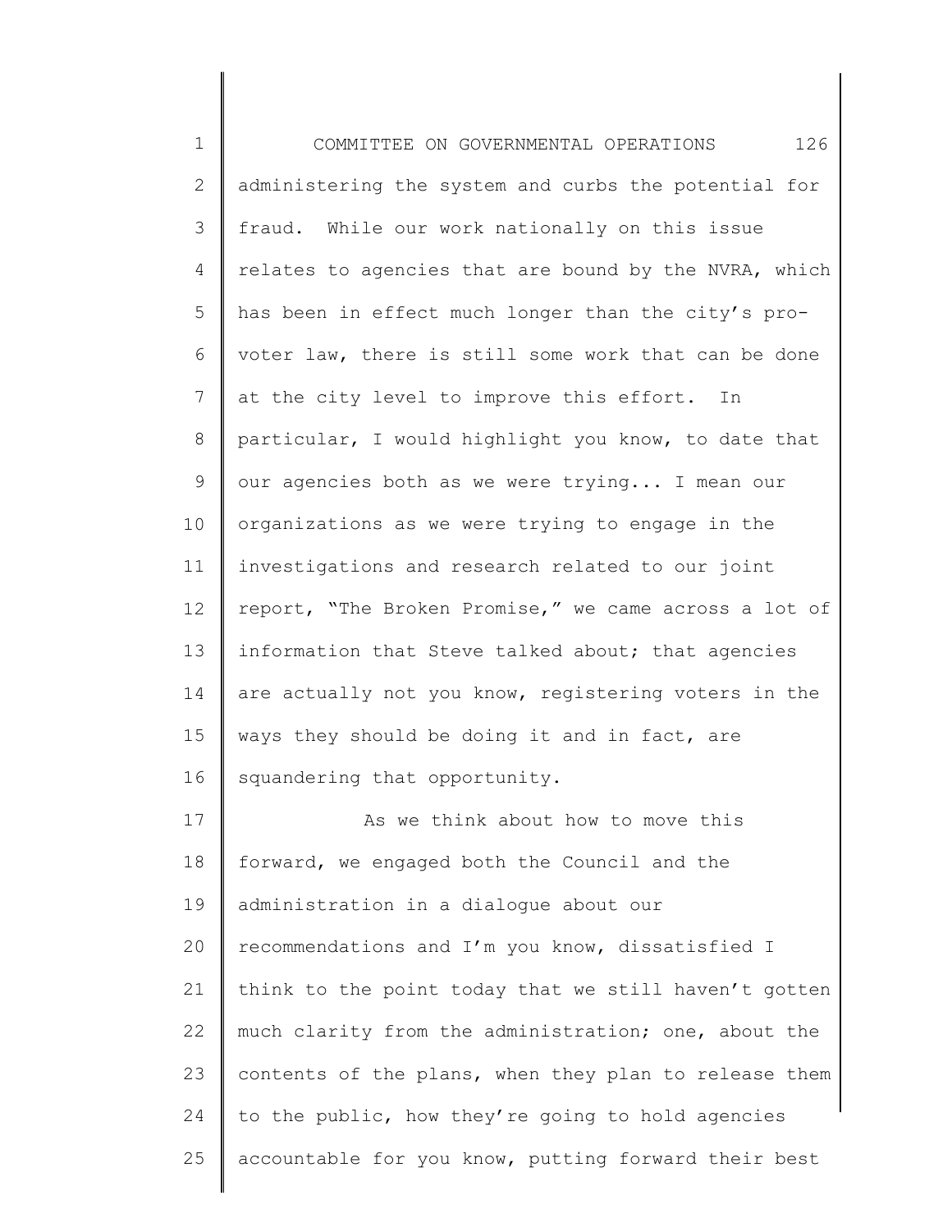administering the system and curbs the potential for fraud. While our work nationally on this issue relates to agencies that are bound by the NVRA, which has been in effect much longer than the city's pro-voter law, there is still some work that can be done at the city level to improve this effort. In particular, I would highlight you know, to date that our agencies both as we were trying... I mean our organizations as we were trying to engage in the investigations and research related to our joint report, "The Broken Promise," we came across a lot of information that Steve talked about; that agencies are actually not you know, registering voters in the ways they should be doing it and in fact, are squandering that opportunity.

As we think about how to move this forward, we engaged both the Council and the administration in a dialogue about our recommendations and I'm you know, dissatisfied I think to the point today that we still haven't gotten much clarity from the administration; one, about the contents of the plans, when they plan to release them to the public, how they're going to hold agencies accountable for you know, putting forward their best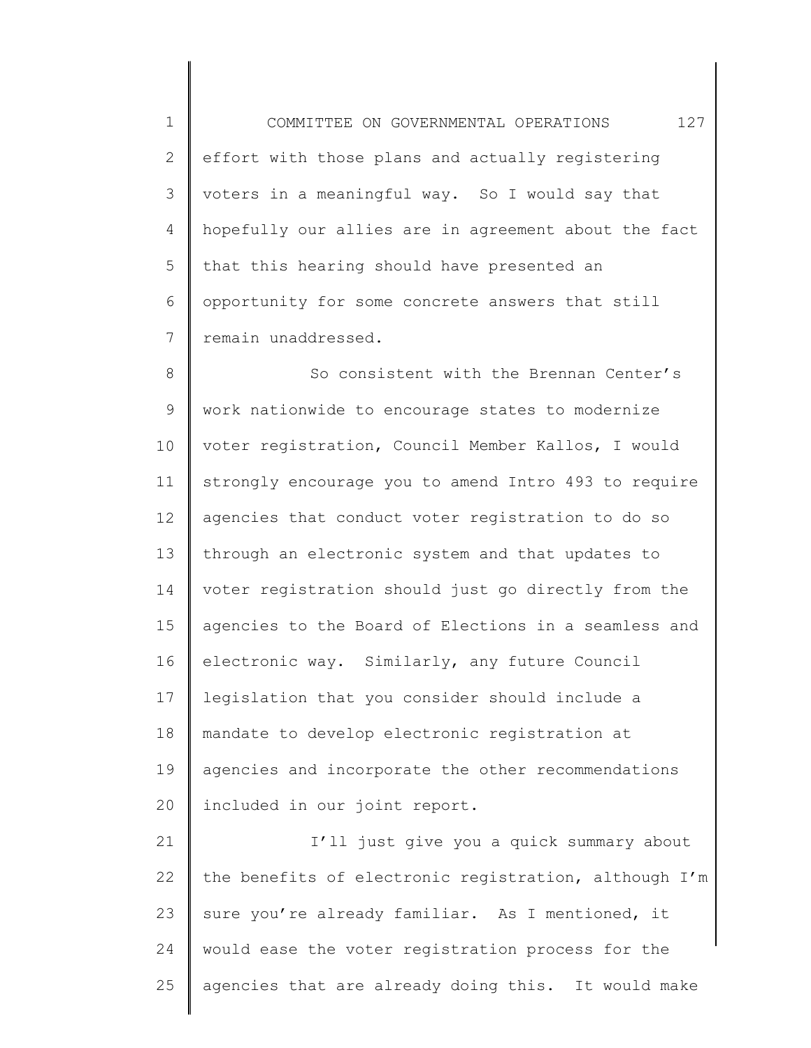effort with those plans and actually registering voters in a meaningful way. So I would say that hopefully our allies are in agreement about the fact that this hearing should have presented an opportunity for some concrete answers that still remain unaddressed.

So consistent with the Brennan Center's work nationwide to encourage states to modernize voter registration, Council Member Kallos, I would strongly encourage you to amend Intro 493 to require agencies that conduct voter registration to do so through an electronic system and that updates to voter registration should just go directly from the agencies to the Board of Elections in a seamless and electronic way. Similarly, any future Council legislation that you consider should include a mandate to develop electronic registration at agencies and incorporate the other recommendations included in our joint report.

I'll just give you a quick summary about the benefits of electronic registration, although I'm sure you're already familiar. As I mentioned, it would ease the voter registration process for the agencies that are already doing this. It would make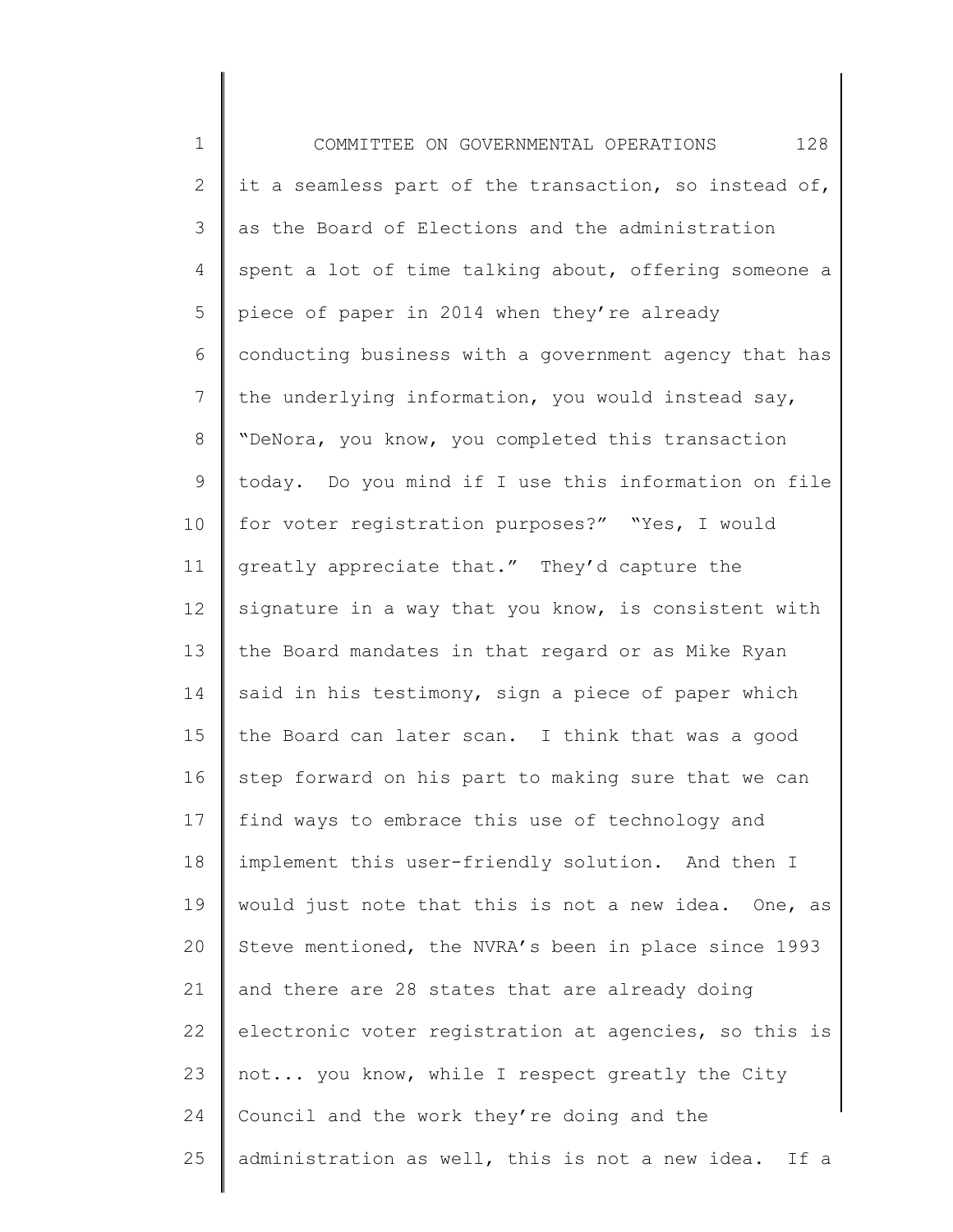it a seamless part of the transaction, so instead of, as the Board of Elections and the administration spent a lot of time talking about, offering someone a piece of paper in 2014 when they're already conducting business with a government agency that has the underlying information, you would instead say, "DeNora, you know, you completed this transaction today. Do you mind if I use this information on file for voter registration purposes?" "Yes, I would greatly appreciate that." They'd capture the signature in a way that you know, is consistent with the Board mandates in that regard or as Mike Ryan said in his testimony, sign a piece of paper which the Board can later scan. I think that was a good step forward on his part to making sure that we can find ways to embrace this use of technology and implement this user-friendly solution. And then I would just note that this is not a new idea. One, as Steve mentioned, the NVRA's been in place since 1993 and there are 28 states that are already doing electronic voter registration at agencies, so this is not... you know, while I respect greatly the City Council and the work they're doing and the administration as well, this is not a new idea. If a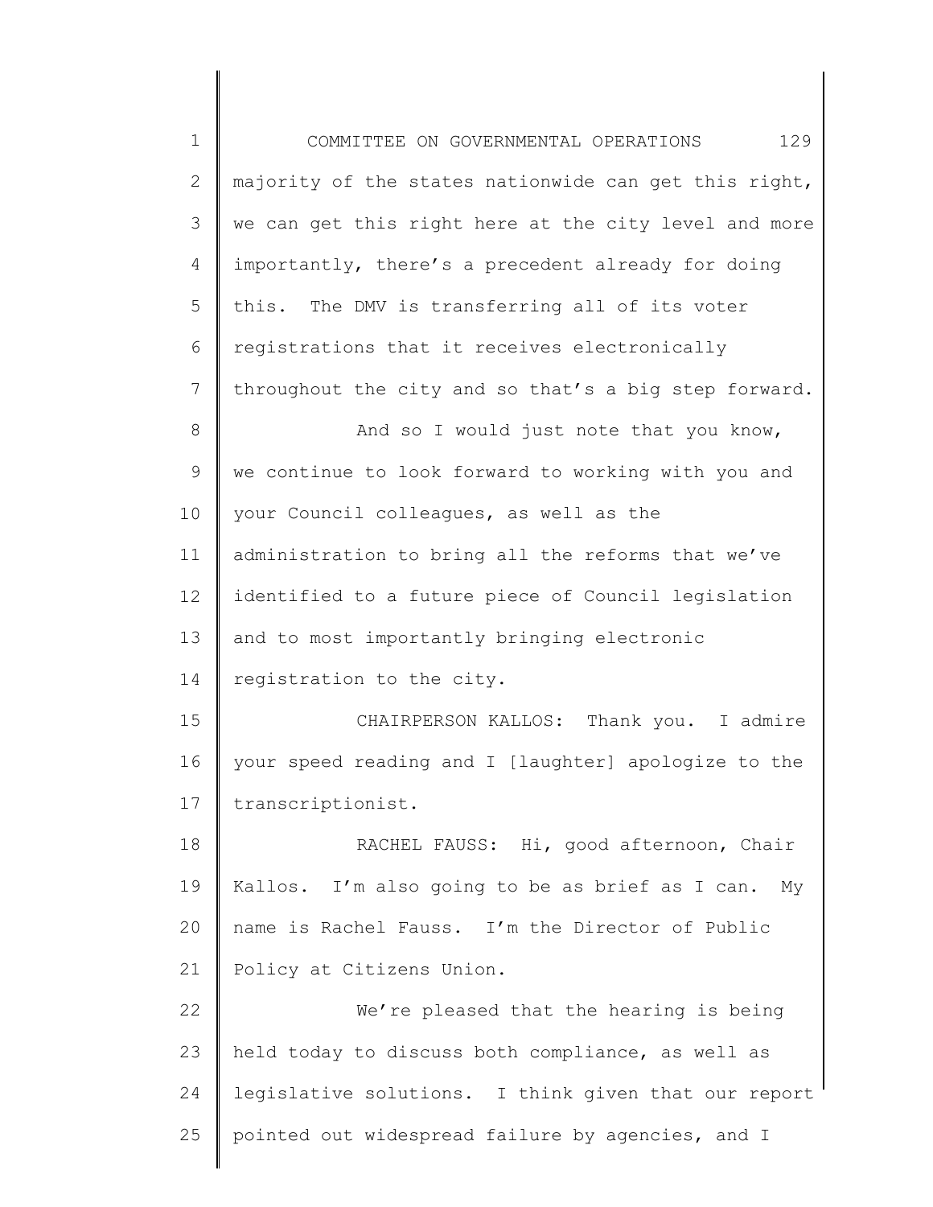majority of the states nationwide can get this right, we can get this right here at the city level and more importantly, there's a precedent already for doing this. The DMV is transferring all of its voter registrations that it receives electronically throughout the city and so that's a big step forward.

And so I would just note that you know, we continue to look forward to working with you and your Council colleagues, as well as the administration to bring all the reforms that we've identified to a future piece of Council legislation and to most importantly bringing electronic registration to the city.

CHAIRPERSON KALLOS: Thank you. I admire your speed reading and I [laughter] apologize to the transcriptionist.

RACHEL FAUSS: Hi, good afternoon, Chair Kallos. I'm also going to be as brief as I can. My name is Rachel Fauss. I'm the Director of Public Policy at Citizens Union.

We're pleased that the hearing is being held today to discuss both compliance, as well as legislative solutions. I think given that our report pointed out widespread failure by agencies, and I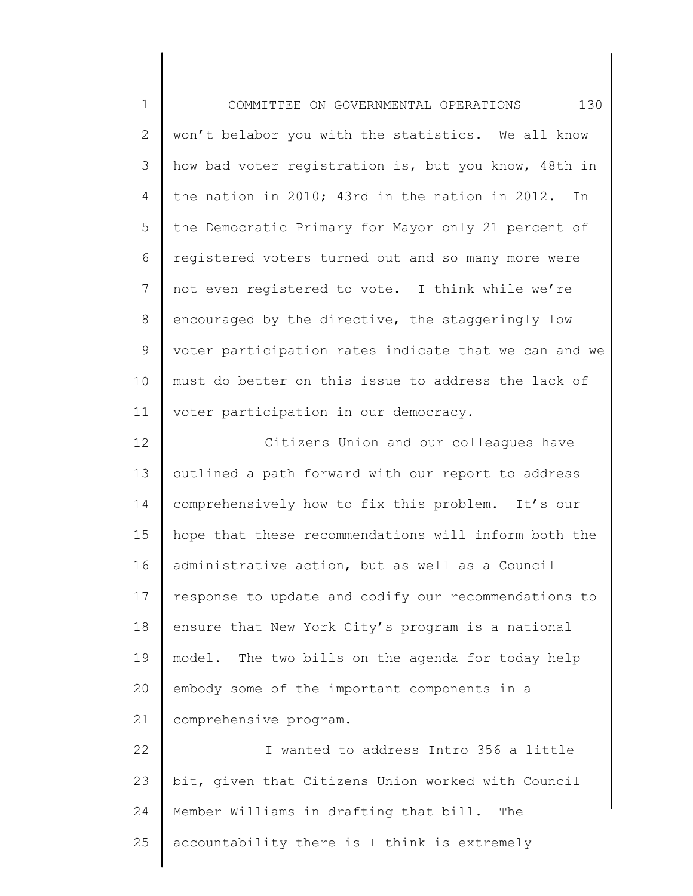won't belabor you with the statistics. We all know how bad voter registration is, but you know, 48th in the nation in 2010; 43rd in the nation in 2012. In the Democratic Primary for Mayor only 21 percent of registered voters turned out and so many more were not even registered to vote. I think while we're encouraged by the directive, the staggeringly low voter participation rates indicate that we can and we must do better on this issue to address the lack of voter participation in our democracy.

Citizens Union and our colleagues have outlined a path forward with our report to address comprehensively how to fix this problem. It's our hope that these recommendations will inform both the administrative action, but as well as a Council response to update and codify our recommendations to ensure that New York City's program is a national model. The two bills on the agenda for today help embody some of the important components in a comprehensive program.

I wanted to address Intro 356 a little bit, given that Citizens Union worked with Council Member Williams in drafting that bill. The accountability there is I think is extremely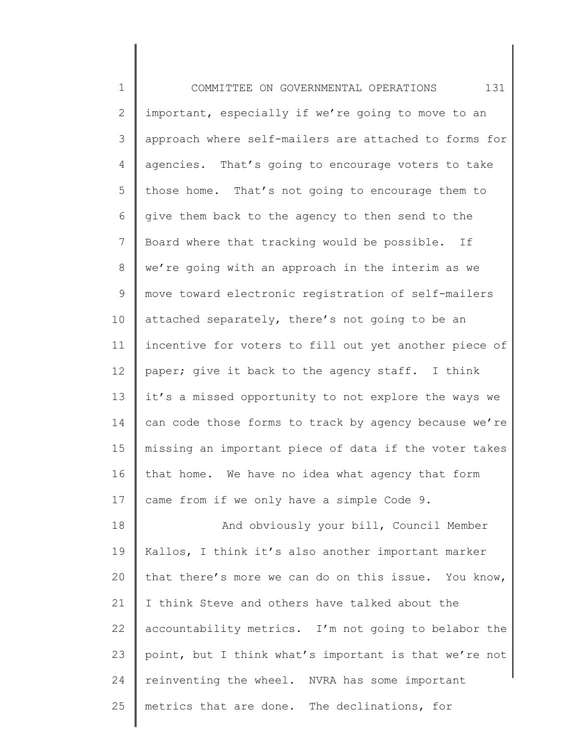important, especially if we're going to move to an approach where self-mailers are attached to forms for agencies. That's going to encourage voters to take those home. That's not going to encourage them to give them back to the agency to then send to the Board where that tracking would be possible. If we're going with an approach in the interim as we move toward electronic registration of self-mailers attached separately, there's not going to be an incentive for voters to fill out yet another piece of paper; give it back to the agency staff. I think it's a missed opportunity to not explore the ways we can code those forms to track by agency because we're missing an important piece of data if the voter takes that home. We have no idea what agency that form came from if we only have a simple Code 9.

And obviously your bill, Council Member Kallos, I think it's also another important marker that there's more we can do on this issue. You know, I think Steve and others have talked about the accountability metrics. I'm not going to belabor the point, but I think what's important is that we're not reinventing the wheel. NVRA has some important metrics that are done. The declinations, for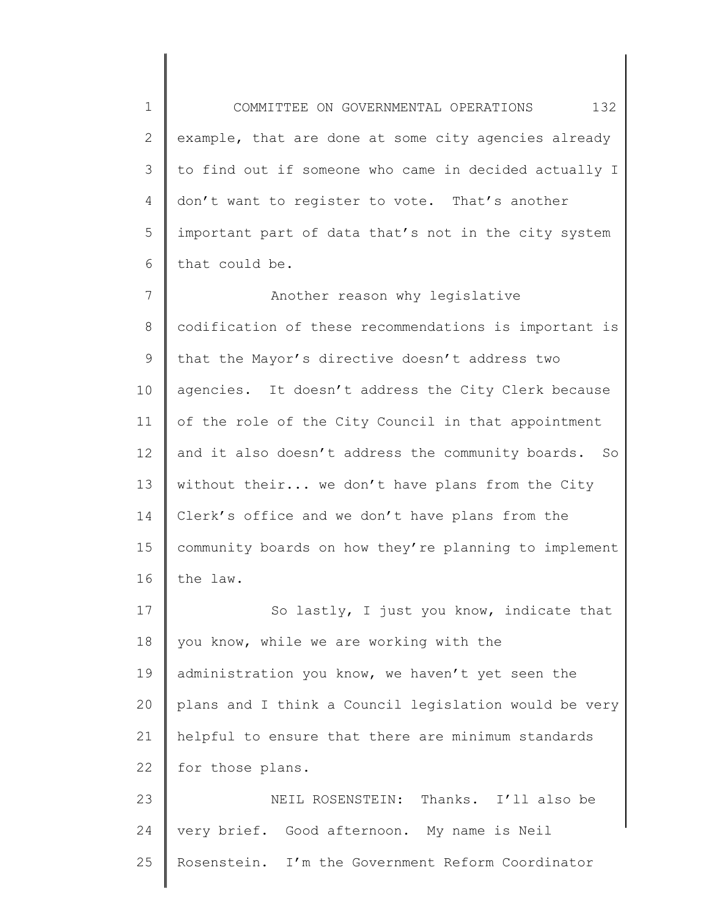example, that are done at some city agencies already to find out if someone who came in decided actually I don't want to register to vote. That's another important part of data that's not in the city system that could be.

Another reason why legislative codification of these recommendations is important is that the Mayor's directive doesn't address two agencies. It doesn't address the City Clerk because of the role of the City Council in that appointment and it also doesn't address the community boards. So without their... we don't have plans from the City Clerk's office and we don't have plans from the community boards on how they're planning to implement the law.

So lastly, I just you know, indicate that you know, while we are working with the administration you know, we haven't yet seen the plans and I think a Council legislation would be very helpful to ensure that there are minimum standards for those plans.

NEIL ROSENSTEIN: Thanks. I'll also be very brief. Good afternoon. My name is Neil Rosenstein. I'm the Government Reform Coordinator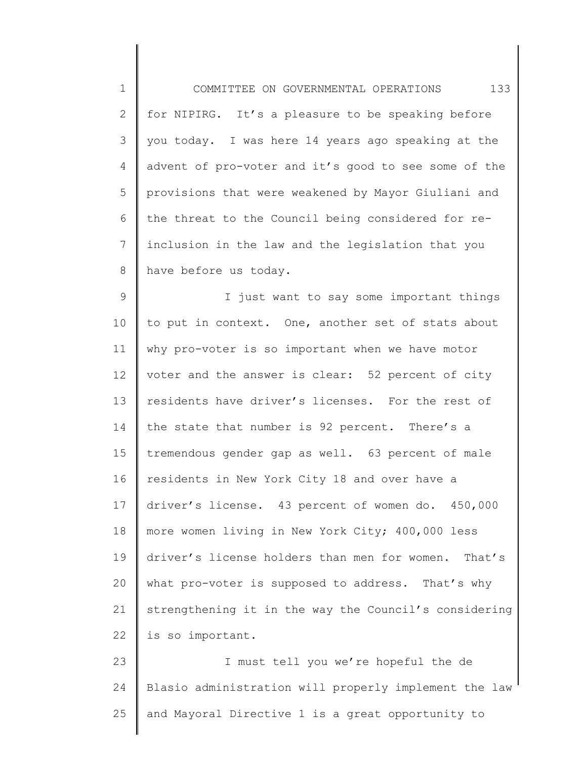for NIPIRG. It's a pleasure to be speaking before you today. I was here 14 years ago speaking at the advent of pro-voter and it's good to see some of the provisions that were weakened by Mayor Giuliani and the threat to the Council being considered for re-inclusion in the law and the legislation that you have before us today.

I just want to say some important things to put in context. One, another set of stats about why pro-voter is so important when we have motor voter and the answer is clear: 52 percent of city residents have driver's licenses. For the rest of the state that number is 92 percent. There's a tremendous gender gap as well. 63 percent of male residents in New York City 18 and over have a driver's license. 43 percent of women do. 450,000 more women living in New York City; 400,000 less driver's license holders than men for women. That's what pro-voter is supposed to address. That's why strengthening it in the way the Council's considering is so important.

I must tell you we're hopeful the de Blasio administration will properly implement the law and Mayoral Directive 1 is a great opportunity to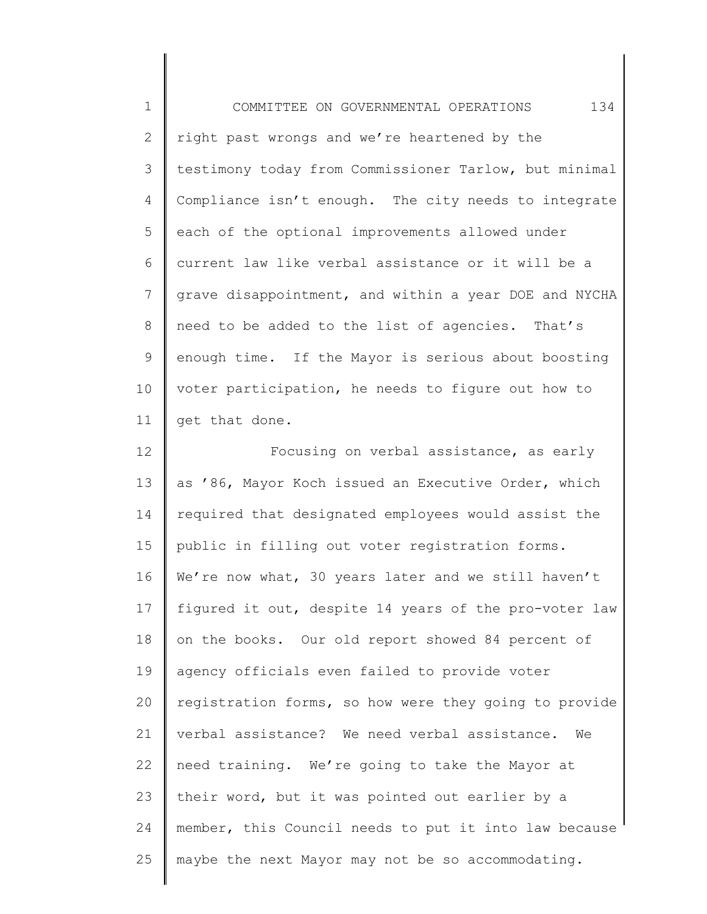right past wrongs and we're heartened by the testimony today from Commissioner Tarlow, but minimal Compliance isn't enough. The city needs to integrate each of the optional improvements allowed under current law like verbal assistance or it will be a grave disappointment, and within a year DOE and NYCHA need to be added to the list of agencies. That's enough time. If the Mayor is serious about boosting voter participation, he needs to figure out how to get that done.

Focusing on verbal assistance, as early as '86, Mayor Koch issued an Executive Order, which required that designated employees would assist the public in filling out voter registration forms. We're now what, 30 years later and we still haven't figured it out, despite 14 years of the pro-voter law on the books. Our old report showed 84 percent of agency officials even failed to provide voter registration forms, so how were they going to provide verbal assistance? We need verbal assistance. We need training. We're going to take the Mayor at their word, but it was pointed out earlier by a member, this Council needs to put it into law because maybe the next Mayor may not be so accommodating.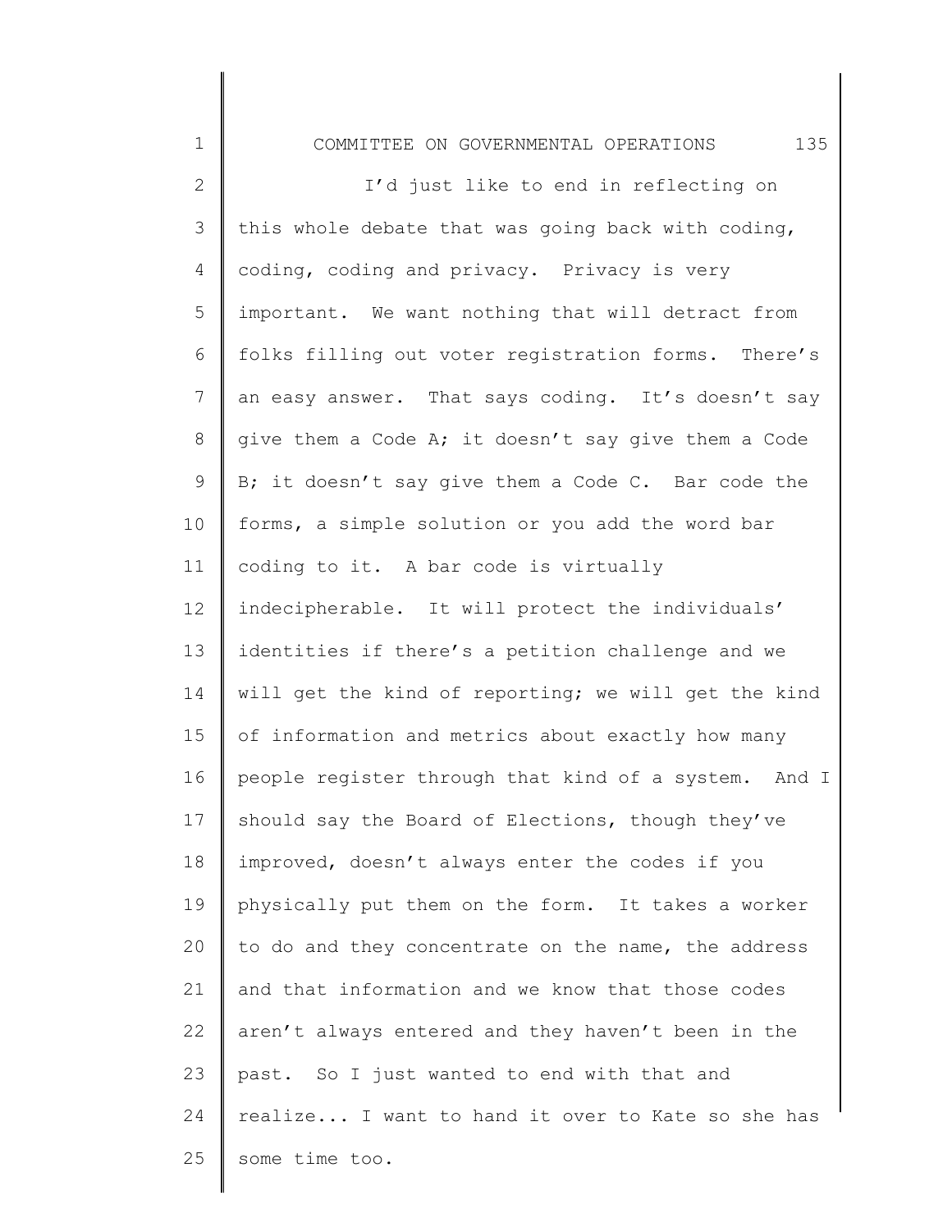I'd just like to end in reflecting on this whole debate that was going back with coding, coding, coding and privacy. Privacy is very important. We want nothing that will detract from folks filling out voter registration forms. There's an easy answer. That says coding. It's doesn't say give them a Code A; it doesn't say give them a Code B; it doesn't say give them a Code C. Bar code the forms, a simple solution or you add the word bar coding to it. A bar code is virtually indecipherable. It will protect the individuals' identities if there's a petition challenge and we will get the kind of reporting; we will get the kind of information and metrics about exactly how many people register through that kind of a system. And I should say the Board of Elections, though they've improved, doesn't always enter the codes if you physically put them on the form. It takes a worker to do and they concentrate on the name, the address and that information and we know that those codes aren't always entered and they haven't been in the past. So I just wanted to end with that and realize... I want to hand it over to Kate so she has some time too.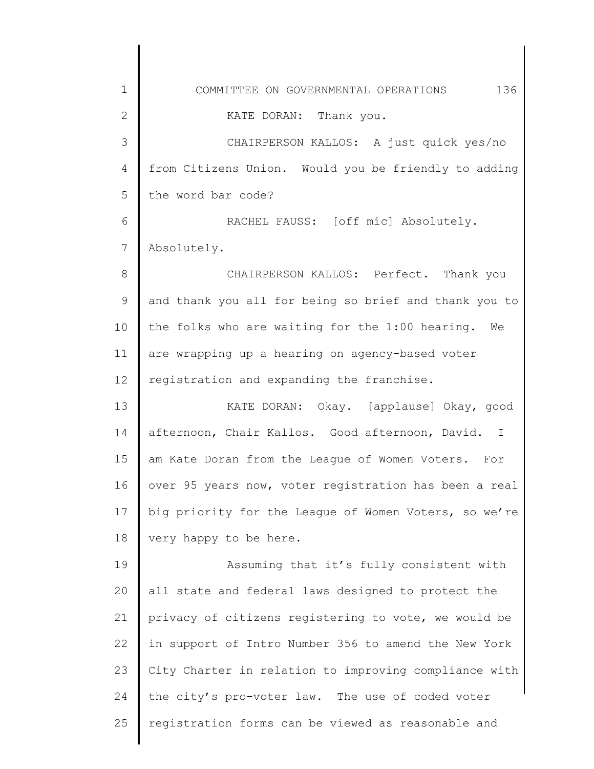KATE DORAN: Thank you.

CHAIRPERSON KALLOS: A just quick yes/no from Citizens Union. Would you be friendly to adding the word bar code?

RACHEL FAUSS: [off mic] Absolutely. Absolutely.

CHAIRPERSON KALLOS: Perfect. Thank you and thank you all for being so brief and thank you to the folks who are waiting for the 1:00 hearing. We are wrapping up a hearing on agency-based voter registration and expanding the franchise.

KATE DORAN: Okay. [applause] Okay, good afternoon, Chair Kallos. Good afternoon, David. I am Kate Doran from the League of Women Voters. For over 95 years now, voter registration has been a real big priority for the League of Women Voters, so we're very happy to be here.

Assuming that it's fully consistent with all state and federal laws designed to protect the privacy of citizens registering to vote, we would be in support of Intro Number 356 to amend the New York City Charter in relation to improving compliance with the city's pro-voter law. The use of coded voter registration forms can be viewed as reasonable and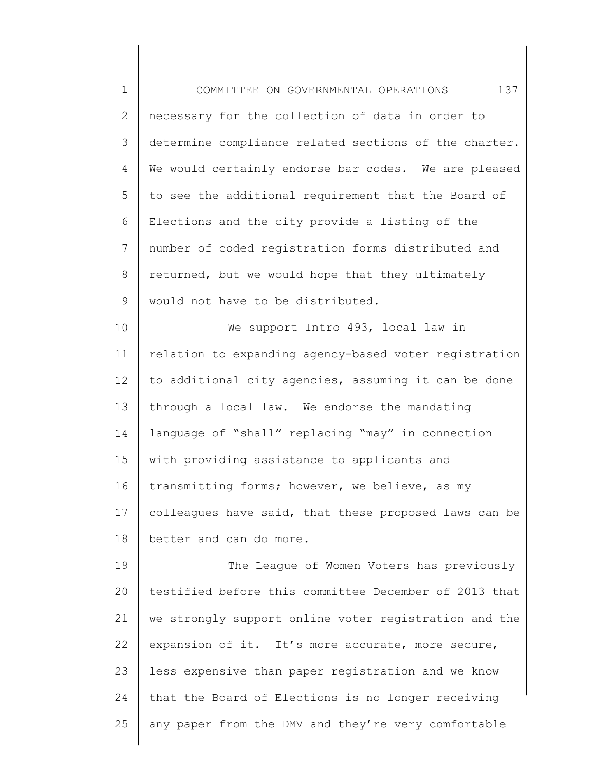necessary for the collection of data in order to determine compliance related sections of the charter. We would certainly endorse bar codes. We are pleased to see the additional requirement that the Board of Elections and the city provide a listing of the number of coded registration forms distributed and returned, but we would hope that they ultimately would not have to be distributed.

We support Intro 493, local law in relation to expanding agency-based voter registration to additional city agencies, assuming it can be done through a local law. We endorse the mandating language of "shall" replacing "may" in connection with providing assistance to applicants and transmitting forms; however, we believe, as my colleagues have said, that these proposed laws can be better and can do more.

The League of Women Voters has previously testified before this committee December of 2013 that we strongly support online voter registration and the expansion of it. It's more accurate, more secure, less expensive than paper registration and we know that the Board of Elections is no longer receiving any paper from the DMV and they're very comfortable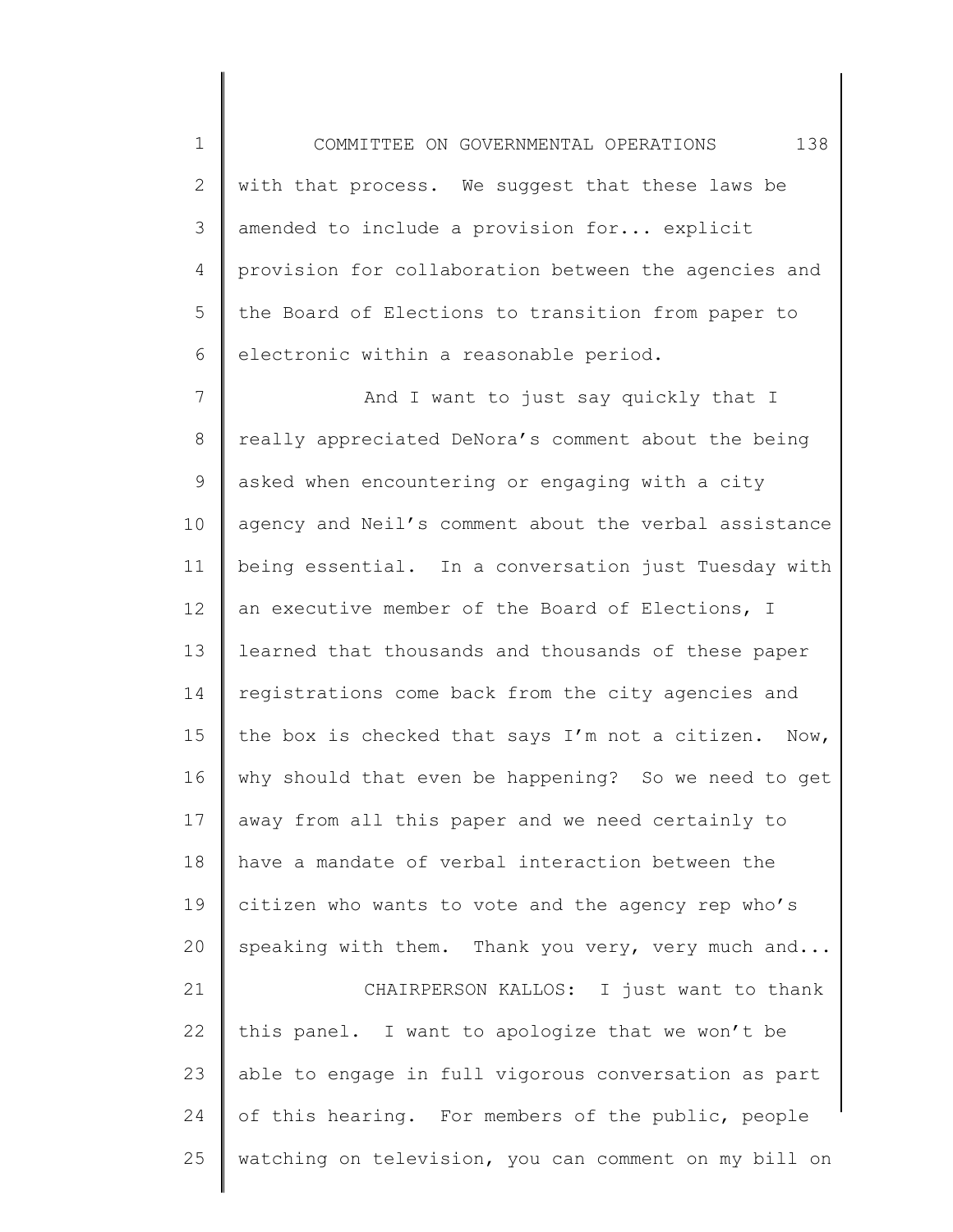with that process. We suggest that these laws be amended to include a provision for... explicit provision for collaboration between the agencies and the Board of Elections to transition from paper to electronic within a reasonable period.

And I want to just say quickly that I really appreciated DeNora's comment about the being asked when encountering or engaging with a city agency and Neil's comment about the verbal assistance being essential. In a conversation just Tuesday with an executive member of the Board of Elections, I learned that thousands and thousands of these paper registrations come back from the city agencies and the box is checked that says I'm not a citizen. Now, why should that even be happening? So we need to get away from all this paper and we need certainly to have a mandate of verbal interaction between the citizen who wants to vote and the agency rep who's speaking with them. Thank you very, very much and...

CHAIRPERSON KALLOS: I just want to thank this panel. I want to apologize that we won't be able to engage in full vigorous conversation as part of this hearing. For members of the public, people watching on television, you can comment on my bill on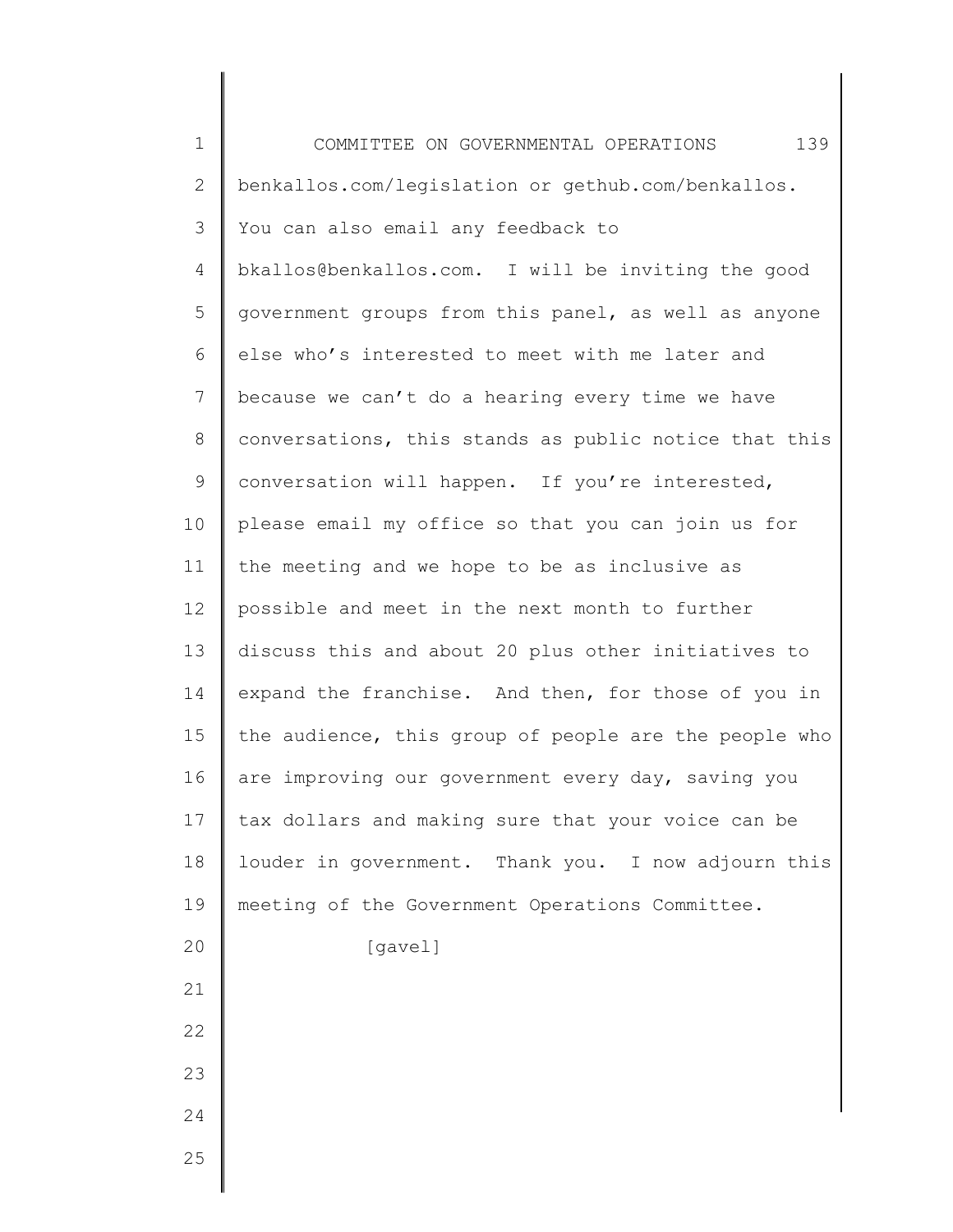benkallos.com/legislation or gethub.com/benkallos. You can also email any feedback to bkallos@benkallos.com. I will be inviting the good government groups from this panel, as well as anyone else who's interested to meet with me later and because we can't do a hearing every time we have conversations, this stands as public notice that this conversation will happen. If you're interested, please email my office so that you can join us for the meeting and we hope to be as inclusive as possible and meet in the next month to further discuss this and about 20 plus other initiatives to expand the franchise. And then, for those of you in the audience, this group of people are the people who are improving our government every day, saving you tax dollars and making sure that your voice can be louder in government. Thank you. I now adjourn this meeting of the Government Operations Committee.

[gavel]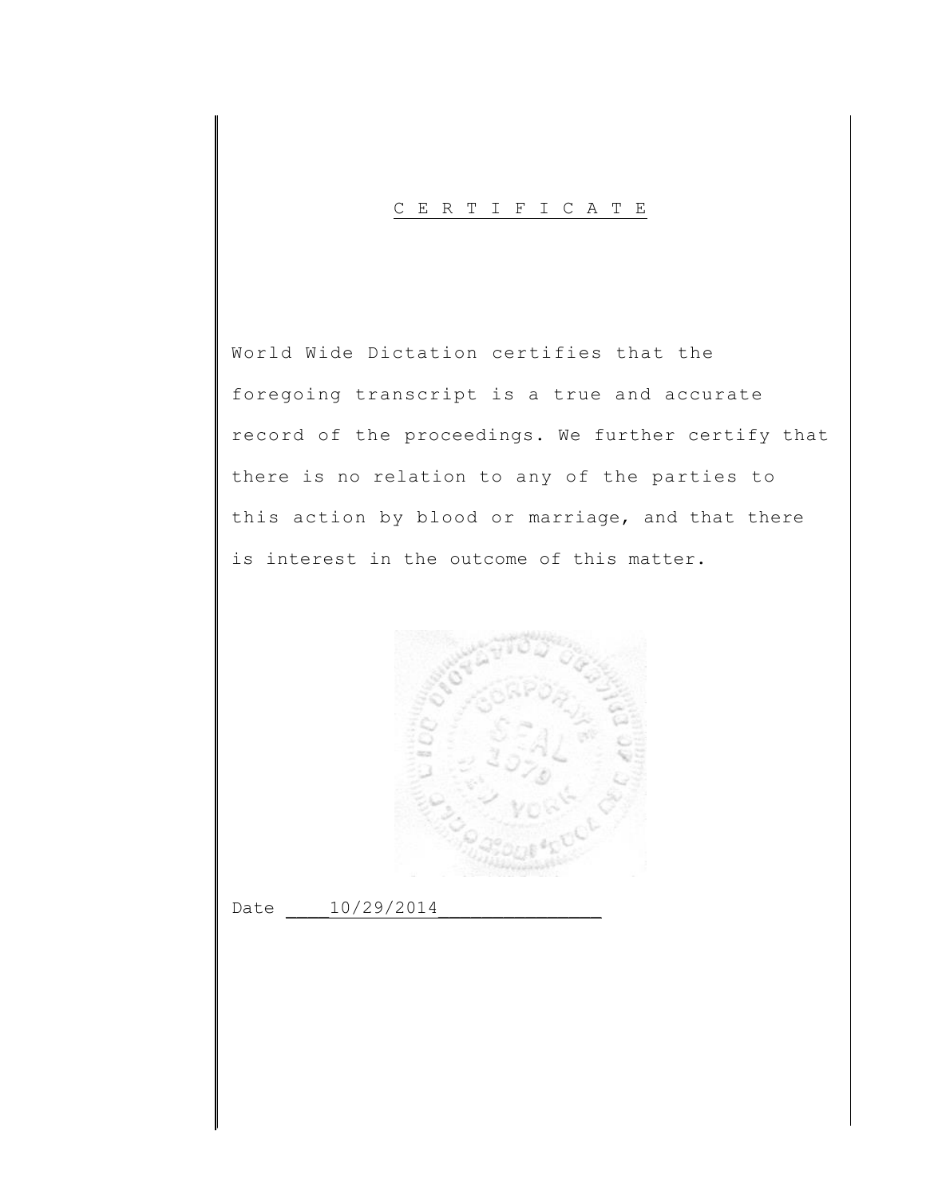# C E R T I F I C A T E

World Wide Dictation certifies that the foregoing transcript is a true and accurate record of the proceedings. We further certify that there is no relation to any of the parties to this action by blood or marriage, and that there is interest in the outcome of this matter.

Date \_\_\_\_10/29/2014\_\_\_\_\_\_\_\_\_\_\_\_\_\_